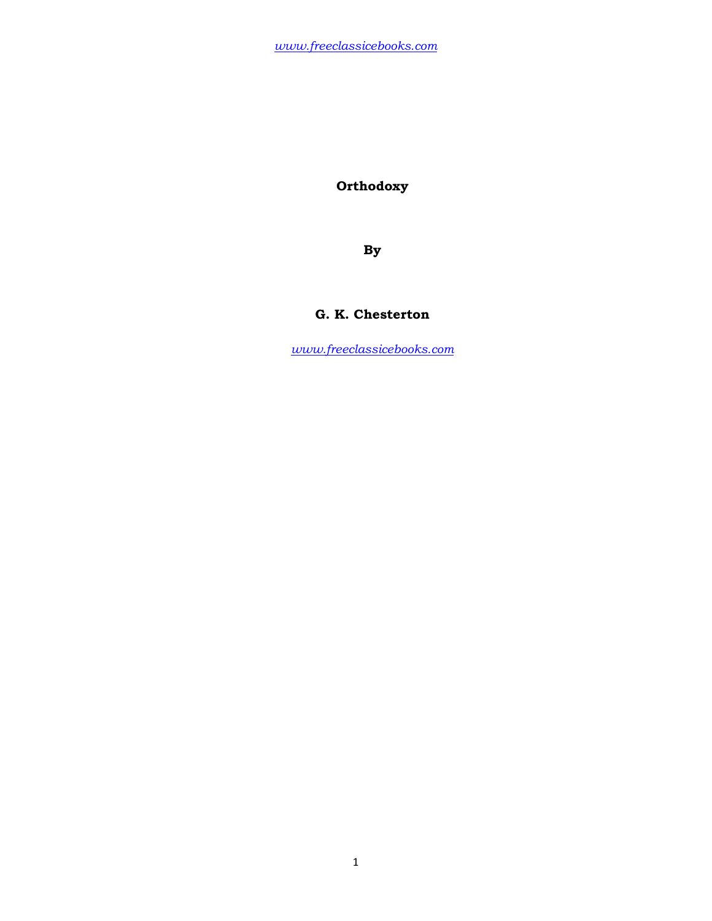*www.freeclassicebooks.com*

# Orthodoxy

**By**

**G. K. Chesterton**

*www.freeclassicebooks.com*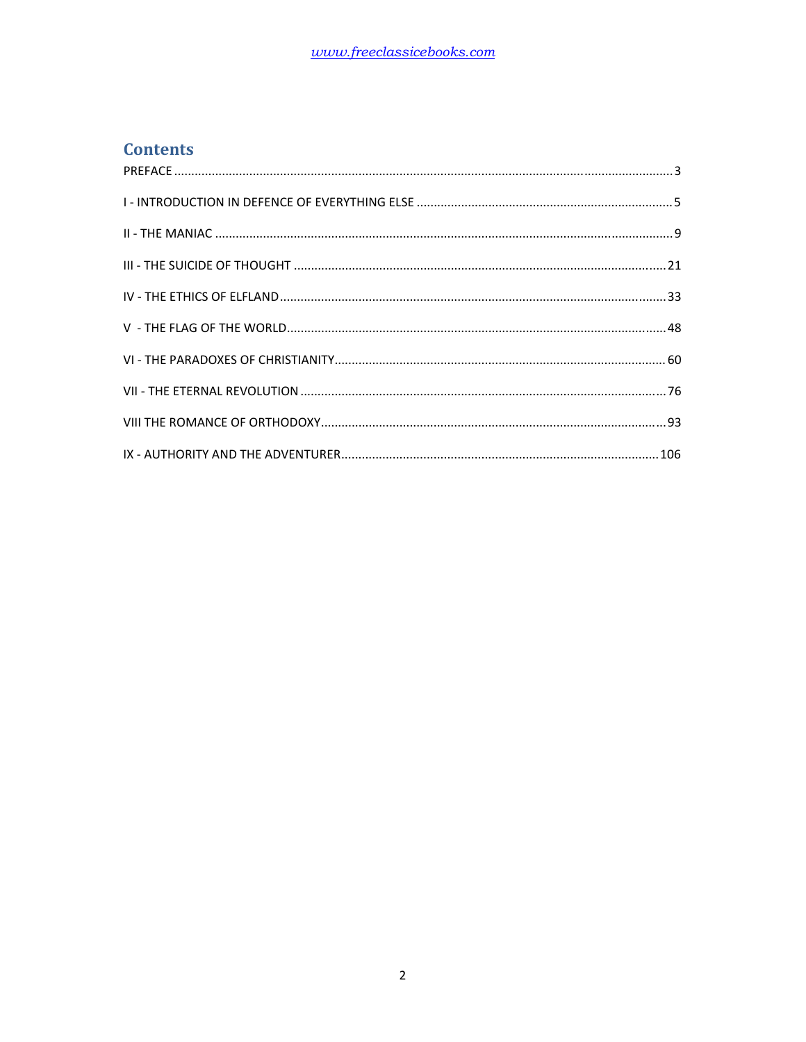## Contents

PREFACE ........................................................................................................................................ 3

I - INTRODUCTION IN DEFENCE OF EVERYTHING ELSE .......................................................................... 5

II - THE MANIAC ............................................................................................................................ 9

III - THE SUICIDE OF THOUGHT ........................................................................................................ 21

IV - THE ETHICS OF ELFLAND ........................................................................................................... 33

V - THE FLAG OF THE WORLD .......................................................................................................... 48

VI - THE PARADOXES OF CHRISTIANITY ............................................................................................. 60

VII - THE ETERNAL REVOLUTION ....................................................................................................... 76

VIII THE ROMANCE OF ORTHODOXY .................................................................................................. 93

IX - AUTHORITY AND THE ADVENTURER ............................................................................................ 106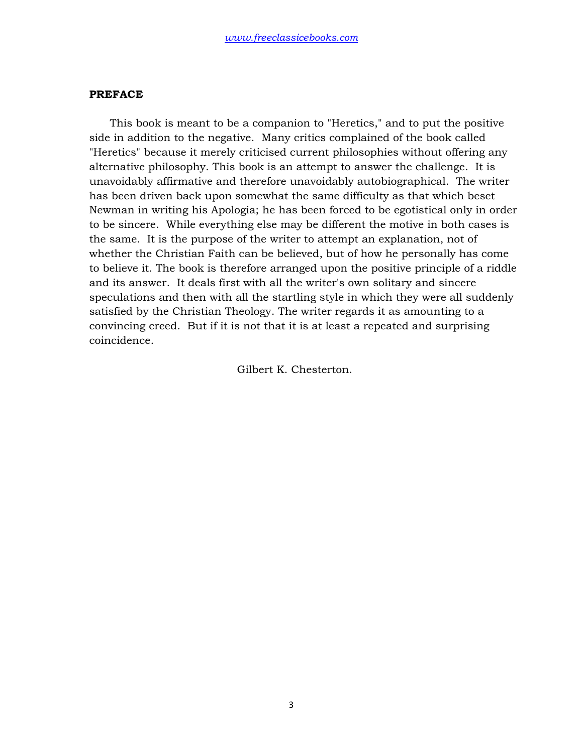## PREFACE

This book is meant to be a companion to "Heretics," and to put the positive side in addition to the negative. Many critics complained of the book called "Heretics" because it merely criticised current philosophies without offering any alternative philosophy. This book is an attempt to answer the challenge. It is unavoidably affirmative and therefore unavoidably autobiographical. The writer has been driven back upon somewhat the same difficulty as that which beset Newman in writing his Apologia; he has been forced to be egotistical only in order to be sincere. While everything else may be different the motive in both cases is the same. It is the purpose of the writer to attempt an explanation, not of whether the Christian Faith can be believed, but of how he personally has come to believe it. The book is therefore arranged upon the positive principle of a riddle and its answer. It deals first with all the writer's own solitary and sincere speculations and then with all the startling style in which they were all suddenly satisfied by the Christian Theology. The writer regards it as amounting to a convincing creed. But if it is not that it is at least a repeated and surprising coincidence.

Gilbert K. Chesterton.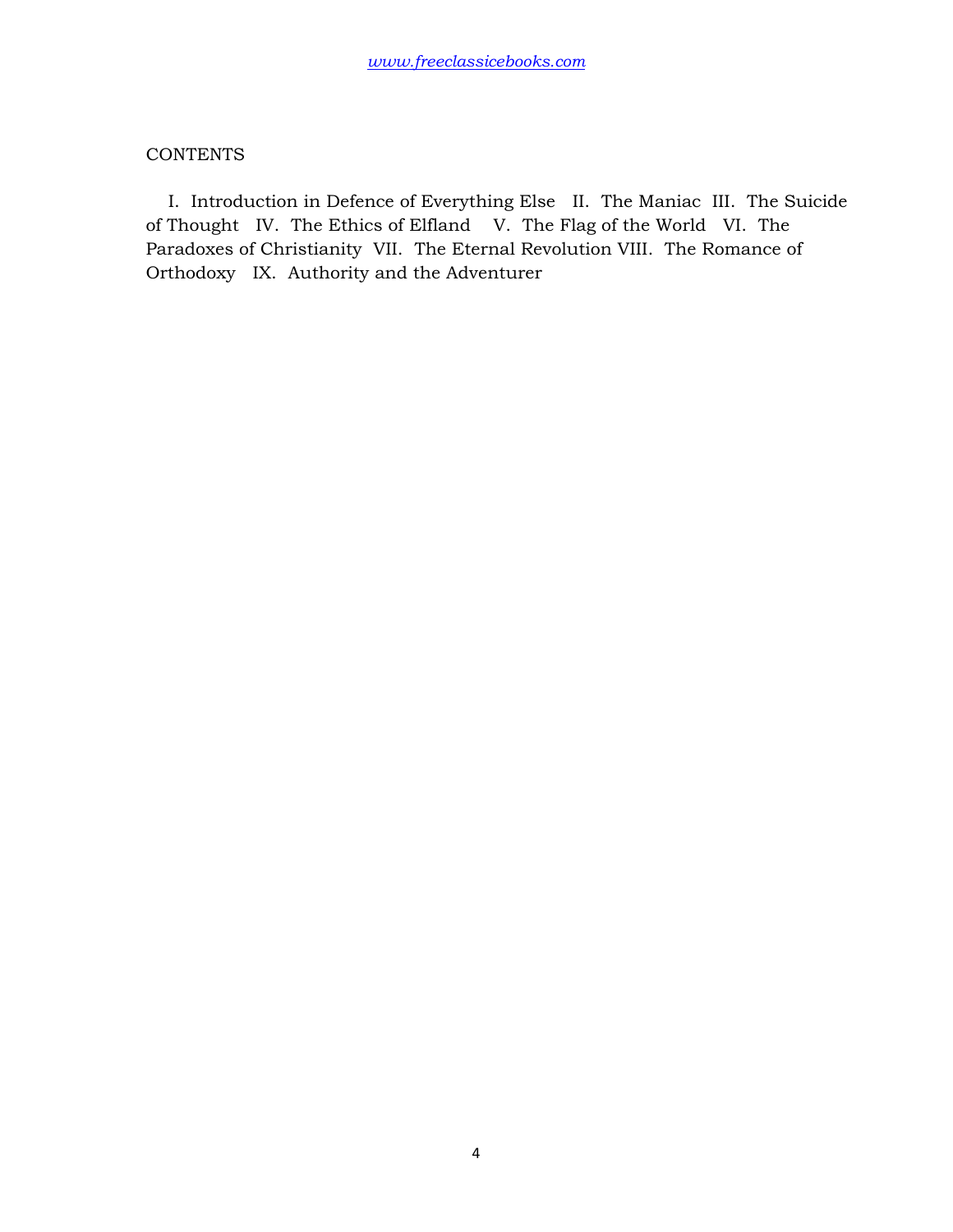CONTENTS

I. Introduction in Defence of Everything Else II. The Maniac III. The Suicide of Thought IV. The Ethics of Elfland V. The Flag of the World VI. The Paradoxes of Christianity VII. The Eternal Revolution VIII. The Romance of Orthodoxy IX. Authority and the Adventurer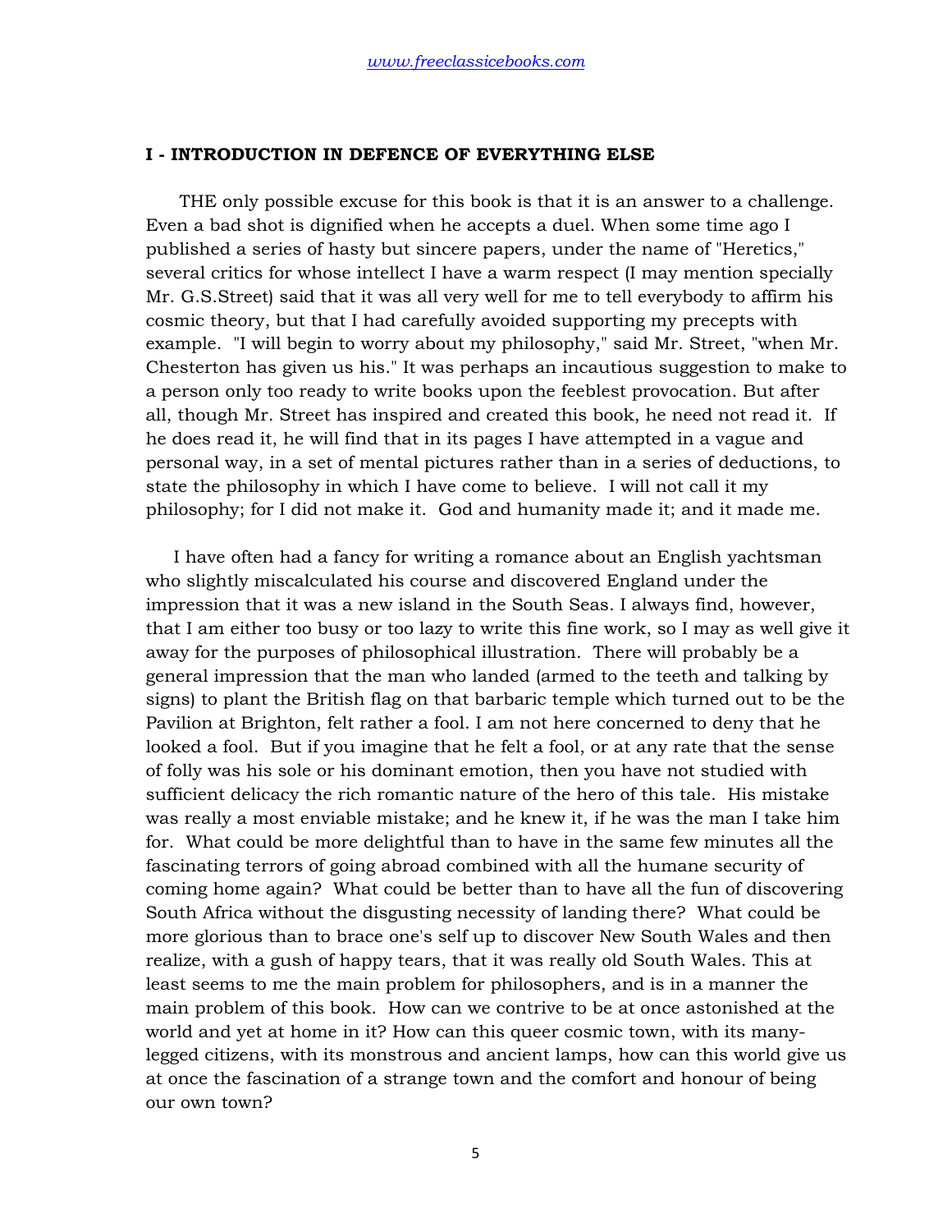## I - INTRODUCTION IN DEFENCE OF EVERYTHING ELSE

THE only possible excuse for this book is that it is an answer to a challenge. Even a bad shot is dignified when he accepts a duel. When some time ago I published a series of hasty but sincere papers, under the name of "Heretics," several critics for whose intellect I have a warm respect (I may mention specially Mr. G.S.Street) said that it was all very well for me to tell everybody to affirm his cosmic theory, but that I had carefully avoided supporting my precepts with example. "I will begin to worry about my philosophy," said Mr. Street, "when Mr. Chesterton has given us his." It was perhaps an incautious suggestion to make to a person only too ready to write books upon the feeblest provocation. But after all, though Mr. Street has inspired and created this book, he need not read it. If he does read it, he will find that in its pages I have attempted in a vague and personal way, in a set of mental pictures rather than in a series of deductions, to state the philosophy in which I have come to believe. I will not call it my philosophy; for I did not make it. God and humanity made it; and it made me.

I have often had a fancy for writing a romance about an English yachtsman who slightly miscalculated his course and discovered England under the impression that it was a new island in the South Seas. I always find, however, that I am either too busy or too lazy to write this fine work, so I may as well give it away for the purposes of philosophical illustration. There will probably be a general impression that the man who landed (armed to the teeth and talking by signs) to plant the British flag on that barbaric temple which turned out to be the Pavilion at Brighton, felt rather a fool. I am not here concerned to deny that he looked a fool. But if you imagine that he felt a fool, or at any rate that the sense of folly was his sole or his dominant emotion, then you have not studied with sufficient delicacy the rich romantic nature of the hero of this tale. His mistake was really a most enviable mistake; and he knew it, if he was the man I take him for. What could be more delightful than to have in the same few minutes all the fascinating terrors of going abroad combined with all the humane security of coming home again? What could be better than to have all the fun of discovering South Africa without the disgusting necessity of landing there? What could be more glorious than to brace one's self up to discover New South Wales and then realize, with a gush of happy tears, that it was really old South Wales. This at least seems to me the main problem for philosophers, and is in a manner the main problem of this book. How can we contrive to be at once astonished at the world and yet at home in it? How can this queer cosmic town, with its many-legged citizens, with its monstrous and ancient lamps, how can this world give us at once the fascination of a strange town and the comfort and honour of being our own town?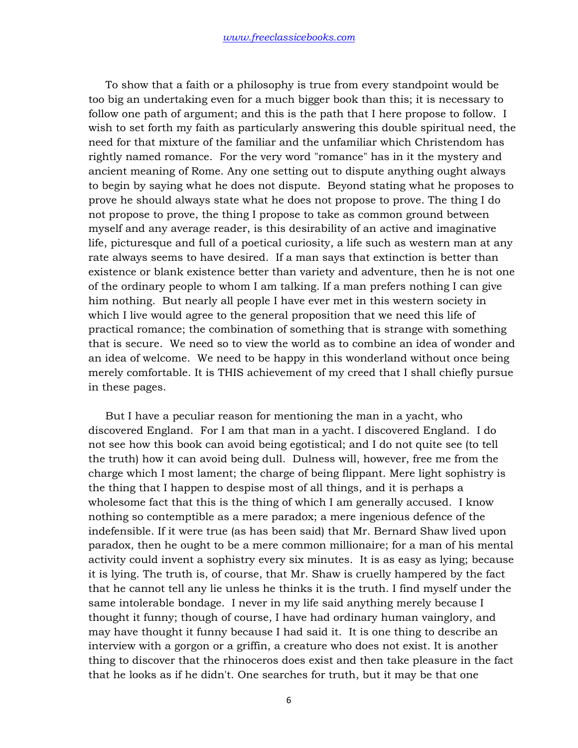To show that a faith or a philosophy is true from every standpoint would be too big an undertaking even for a much bigger book than this; it is necessary to follow one path of argument; and this is the path that I here propose to follow. I wish to set forth my faith as particularly answering this double spiritual need, the need for that mixture of the familiar and the unfamiliar which Christendom has rightly named romance. For the very word "romance" has in it the mystery and ancient meaning of Rome. Any one setting out to dispute anything ought always to begin by saying what he does not dispute. Beyond stating what he proposes to prove he should always state what he does not propose to prove. The thing I do not propose to prove, the thing I propose to take as common ground between myself and any average reader, is this desirability of an active and imaginative life, picturesque and full of a poetical curiosity, a life such as western man at any rate always seems to have desired. If a man says that extinction is better than existence or blank existence better than variety and adventure, then he is not one of the ordinary people to whom I am talking. If a man prefers nothing I can give him nothing. But nearly all people I have ever met in this western society in which I live would agree to the general proposition that we need this life of practical romance; the combination of something that is strange with something that is secure. We need so to view the world as to combine an idea of wonder and an idea of welcome. We need to be happy in this wonderland without once being merely comfortable. It is THIS achievement of my creed that I shall chiefly pursue in these pages.

But I have a peculiar reason for mentioning the man in a yacht, who discovered England. For I am that man in a yacht. I discovered England. I do not see how this book can avoid being egotistical; and I do not quite see (to tell the truth) how it can avoid being dull. Dulness will, however, free me from the charge which I most lament; the charge of being flippant. Mere light sophistry is the thing that I happen to despise most of all things, and it is perhaps a wholesome fact that this is the thing of which I am generally accused. I know nothing so contemptible as a mere paradox; a mere ingenious defence of the indefensible. If it were true (as has been said) that Mr. Bernard Shaw lived upon paradox, then he ought to be a mere common millionaire; for a man of his mental activity could invent a sophistry every six minutes. It is as easy as lying; because it is lying. The truth is, of course, that Mr. Shaw is cruelly hampered by the fact that he cannot tell any lie unless he thinks it is the truth. I find myself under the same intolerable bondage. I never in my life said anything merely because I thought it funny; though of course, I have had ordinary human vainglory, and may have thought it funny because I had said it. It is one thing to describe an interview with a gorgon or a griffin, a creature who does not exist. It is another thing to discover that the rhinoceros does exist and then take pleasure in the fact that he looks as if he didn't. One searches for truth, but it may be that one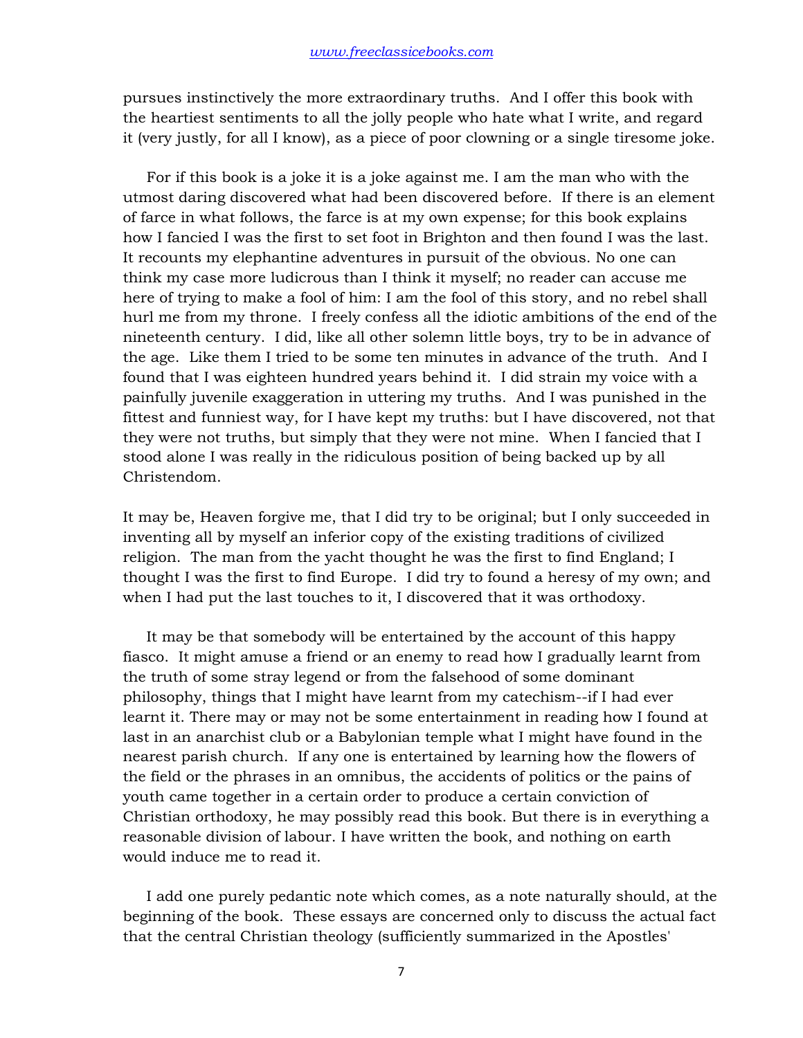pursues instinctively the more extraordinary truths. And I offer this book with the heartiest sentiments to all the jolly people who hate what I write, and regard it (very justly, for all I know), as a piece of poor clowning or a single tiresome joke.

For if this book is a joke it is a joke against me. I am the man who with the utmost daring discovered what had been discovered before. If there is an element of farce in what follows, the farce is at my own expense; for this book explains how I fancied I was the first to set foot in Brighton and then found I was the last. It recounts my elephantine adventures in pursuit of the obvious. No one can think my case more ludicrous than I think it myself; no reader can accuse me here of trying to make a fool of him: I am the fool of this story, and no rebel shall hurl me from my throne. I freely confess all the idiotic ambitions of the end of the nineteenth century. I did, like all other solemn little boys, try to be in advance of the age. Like them I tried to be some ten minutes in advance of the truth. And I found that I was eighteen hundred years behind it. I did strain my voice with a painfully juvenile exaggeration in uttering my truths. And I was punished in the fittest and funniest way, for I have kept my truths: but I have discovered, not that they were not truths, but simply that they were not mine. When I fancied that I stood alone I was really in the ridiculous position of being backed up by all Christendom.

It may be, Heaven forgive me, that I did try to be original; but I only succeeded in inventing all by myself an inferior copy of the existing traditions of civilized religion. The man from the yacht thought he was the first to find England; I thought I was the first to find Europe. I did try to found a heresy of my own; and when I had put the last touches to it, I discovered that it was orthodoxy.

It may be that somebody will be entertained by the account of this happy fiasco. It might amuse a friend or an enemy to read how I gradually learnt from the truth of some stray legend or from the falsehood of some dominant philosophy, things that I might have learnt from my catechism--if I had ever learnt it. There may or may not be some entertainment in reading how I found at last in an anarchist club or a Babylonian temple what I might have found in the nearest parish church. If any one is entertained by learning how the flowers of the field or the phrases in an omnibus, the accidents of politics or the pains of youth came together in a certain order to produce a certain conviction of Christian orthodoxy, he may possibly read this book. But there is in everything a reasonable division of labour. I have written the book, and nothing on earth would induce me to read it.

I add one purely pedantic note which comes, as a note naturally should, at the beginning of the book. These essays are concerned only to discuss the actual fact that the central Christian theology (sufficiently summarized in the Apostles'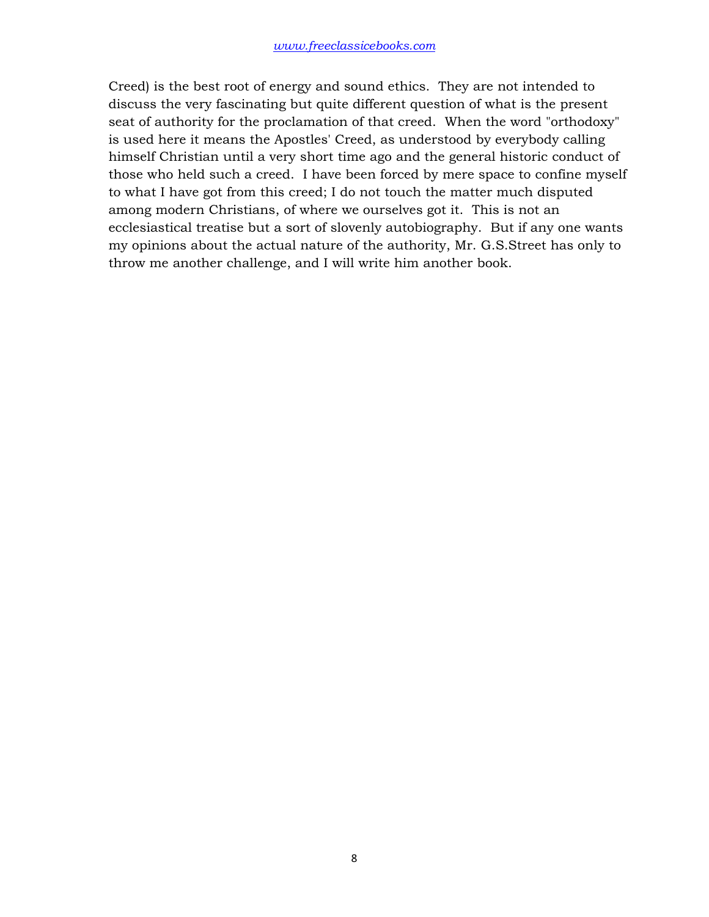Creed) is the best root of energy and sound ethics. They are not intended to discuss the very fascinating but quite different question of what is the present seat of authority for the proclamation of that creed. When the word "orthodoxy" is used here it means the Apostles' Creed, as understood by everybody calling himself Christian until a very short time ago and the general historic conduct of those who held such a creed. I have been forced by mere space to confine myself to what I have got from this creed; I do not touch the matter much disputed among modern Christians, of where we ourselves got it. This is not an ecclesiastical treatise but a sort of slovenly autobiography. But if any one wants my opinions about the actual nature of the authority, Mr. G.S.Street has only to throw me another challenge, and I will write him another book.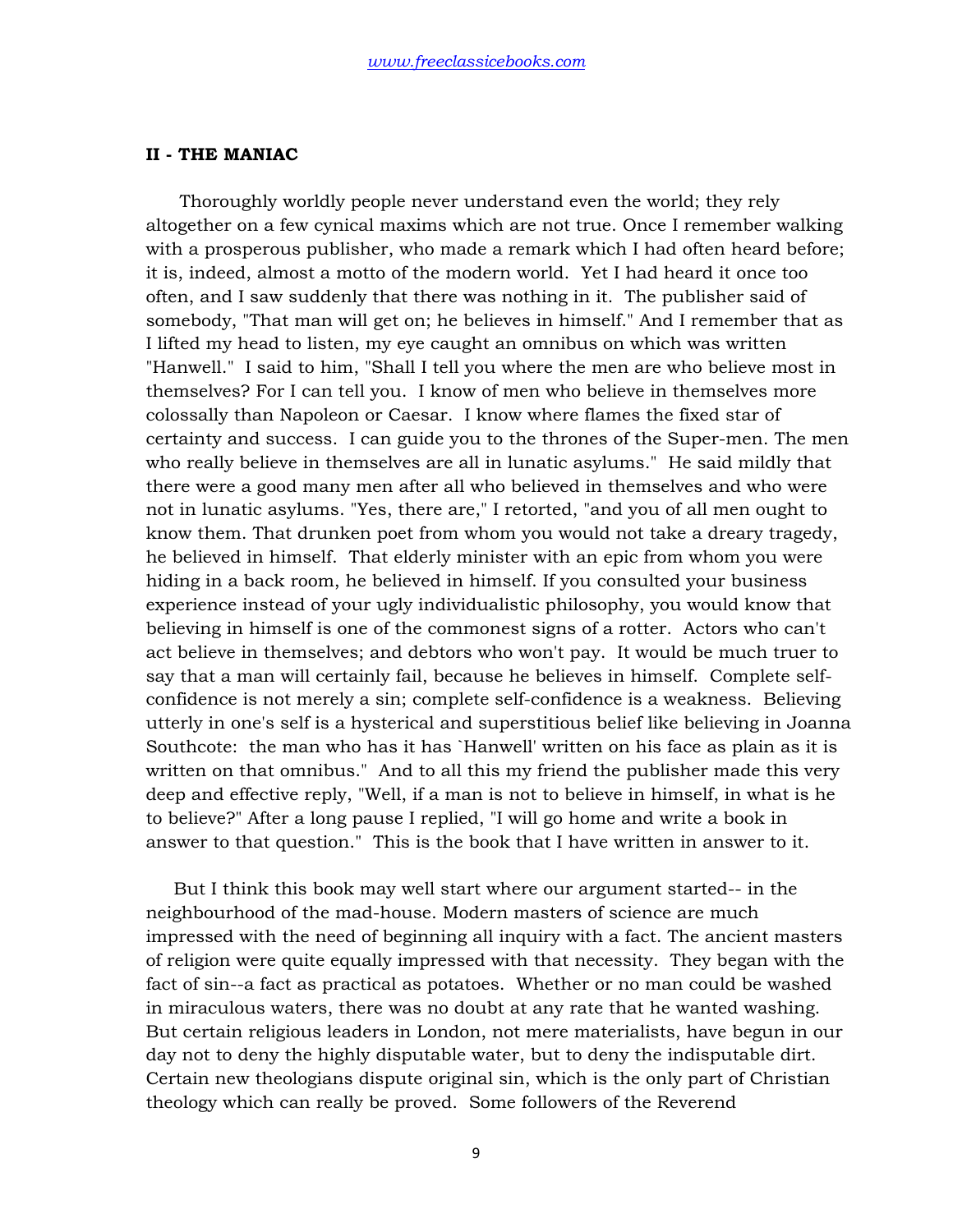## II - THE MANIAC

Thoroughly worldly people never understand even the world; they rely altogether on a few cynical maxims which are not true. Once I remember walking with a prosperous publisher, who made a remark which I had often heard before; it is, indeed, almost a motto of the modern world. Yet I had heard it once too often, and I saw suddenly that there was nothing in it. The publisher said of somebody, "That man will get on; he believes in himself." And I remember that as I lifted my head to listen, my eye caught an omnibus on which was written "Hanwell." I said to him, "Shall I tell you where the men are who believe most in themselves? For I can tell you. I know of men who believe in themselves more colossally than Napoleon or Caesar. I know where flames the fixed star of certainty and success. I can guide you to the thrones of the Super-men. The men who really believe in themselves are all in lunatic asylums." He said mildly that there were a good many men after all who believed in themselves and who were not in lunatic asylums. "Yes, there are," I retorted, "and you of all men ought to know them. That drunken poet from whom you would not take a dreary tragedy, he believed in himself. That elderly minister with an epic from whom you were hiding in a back room, he believed in himself. If you consulted your business experience instead of your ugly individualistic philosophy, you would know that believing in himself is one of the commonest signs of a rotter. Actors who can't act believe in themselves; and debtors who won't pay. It would be much truer to say that a man will certainly fail, because he believes in himself. Complete self-confidence is not merely a sin; complete self-confidence is a weakness. Believing utterly in one's self is a hysterical and superstitious belief like believing in Joanna Southcote: the man who has it has `Hanwell' written on his face as plain as it is written on that omnibus." And to all this my friend the publisher made this very deep and effective reply, "Well, if a man is not to believe in himself, in what is he to believe?" After a long pause I replied, "I will go home and write a book in answer to that question." This is the book that I have written in answer to it.

But I think this book may well start where our argument started-- in the neighbourhood of the mad-house. Modern masters of science are much impressed with the need of beginning all inquiry with a fact. The ancient masters of religion were quite equally impressed with that necessity. They began with the fact of sin--a fact as practical as potatoes. Whether or no man could be washed in miraculous waters, there was no doubt at any rate that he wanted washing. But certain religious leaders in London, not mere materialists, have begun in our day not to deny the highly disputable water, but to deny the indisputable dirt. Certain new theologians dispute original sin, which is the only part of Christian theology which can really be proved. Some followers of the Reverend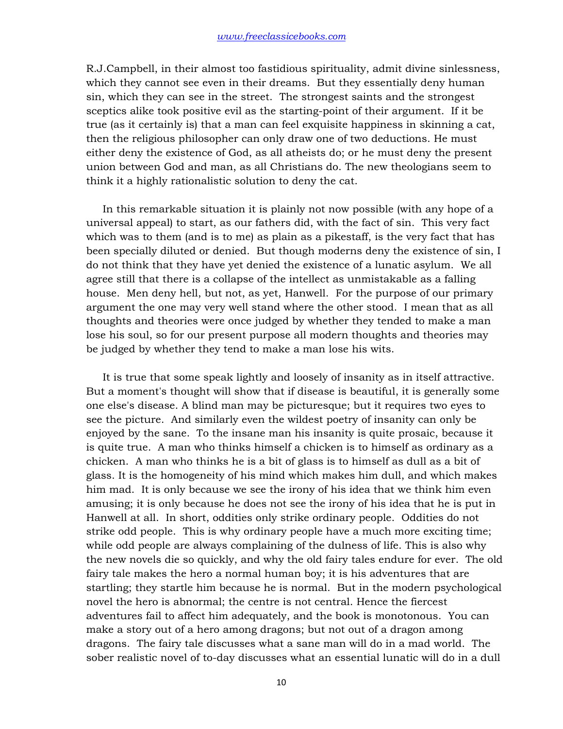R.J.Campbell, in their almost too fastidious spirituality, admit divine sinlessness, which they cannot see even in their dreams. But they essentially deny human sin, which they can see in the street. The strongest saints and the strongest sceptics alike took positive evil as the starting-point of their argument. If it be true (as it certainly is) that a man can feel exquisite happiness in skinning a cat, then the religious philosopher can only draw one of two deductions. He must either deny the existence of God, as all atheists do; or he must deny the present union between God and man, as all Christians do. The new theologians seem to think it a highly rationalistic solution to deny the cat.

In this remarkable situation it is plainly not now possible (with any hope of a universal appeal) to start, as our fathers did, with the fact of sin. This very fact which was to them (and is to me) as plain as a pikestaff, is the very fact that has been specially diluted or denied. But though moderns deny the existence of sin, I do not think that they have yet denied the existence of a lunatic asylum. We all agree still that there is a collapse of the intellect as unmistakable as a falling house. Men deny hell, but not, as yet, Hanwell. For the purpose of our primary argument the one may very well stand where the other stood. I mean that as all thoughts and theories were once judged by whether they tended to make a man lose his soul, so for our present purpose all modern thoughts and theories may be judged by whether they tend to make a man lose his wits.

It is true that some speak lightly and loosely of insanity as in itself attractive. But a moment's thought will show that if disease is beautiful, it is generally some one else's disease. A blind man may be picturesque; but it requires two eyes to see the picture. And similarly even the wildest poetry of insanity can only be enjoyed by the sane. To the insane man his insanity is quite prosaic, because it is quite true. A man who thinks himself a chicken is to himself as ordinary as a chicken. A man who thinks he is a bit of glass is to himself as dull as a bit of glass. It is the homogeneity of his mind which makes him dull, and which makes him mad. It is only because we see the irony of his idea that we think him even amusing; it is only because he does not see the irony of his idea that he is put in Hanwell at all. In short, oddities only strike ordinary people. Oddities do not strike odd people. This is why ordinary people have a much more exciting time; while odd people are always complaining of the dulness of life. This is also why the new novels die so quickly, and why the old fairy tales endure for ever. The old fairy tale makes the hero a normal human boy; it is his adventures that are startling; they startle him because he is normal. But in the modern psychological novel the hero is abnormal; the centre is not central. Hence the fiercest adventures fail to affect him adequately, and the book is monotonous. You can make a story out of a hero among dragons; but not out of a dragon among dragons. The fairy tale discusses what a sane man will do in a mad world. The sober realistic novel of to-day discusses what an essential lunatic will do in a dull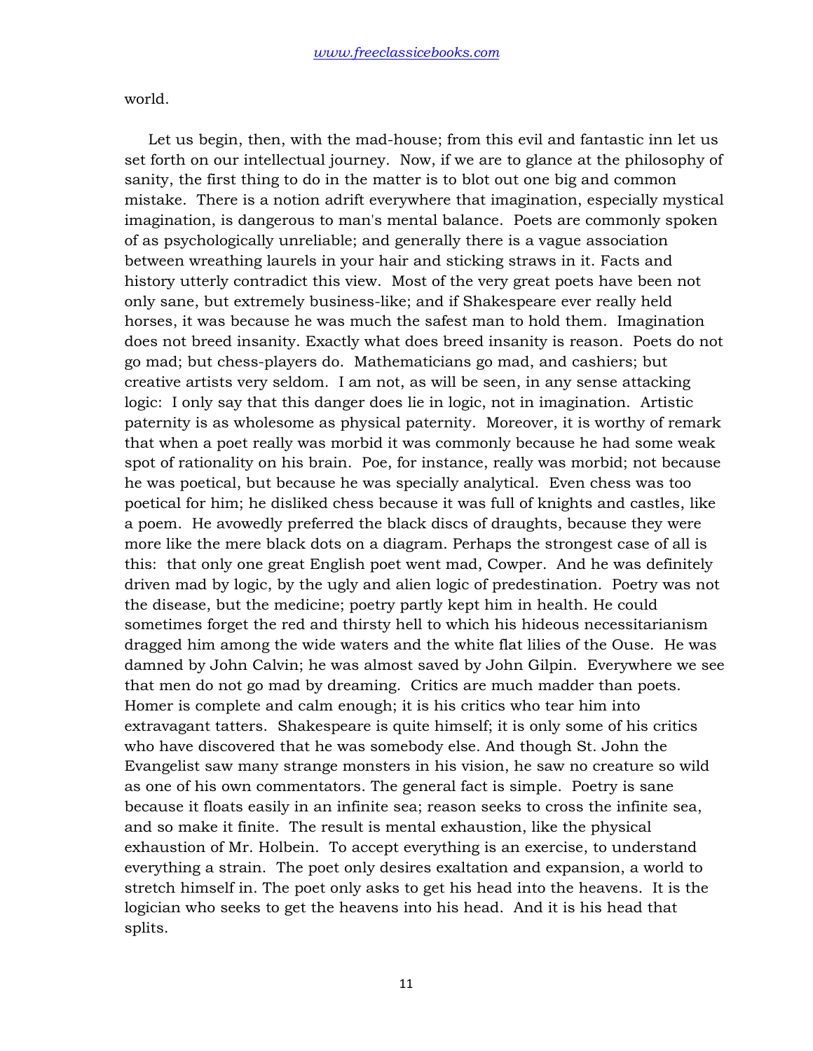world.

Let us begin, then, with the mad-house; from this evil and fantastic inn let us set forth on our intellectual journey. Now, if we are to glance at the philosophy of sanity, the first thing to do in the matter is to blot out one big and common mistake. There is a notion adrift everywhere that imagination, especially mystical imagination, is dangerous to man's mental balance. Poets are commonly spoken of as psychologically unreliable; and generally there is a vague association between wreathing laurels in your hair and sticking straws in it. Facts and history utterly contradict this view. Most of the very great poets have been not only sane, but extremely business-like; and if Shakespeare ever really held horses, it was because he was much the safest man to hold them. Imagination does not breed insanity. Exactly what does breed insanity is reason. Poets do not go mad; but chess-players do. Mathematicians go mad, and cashiers; but creative artists very seldom. I am not, as will be seen, in any sense attacking logic: I only say that this danger does lie in logic, not in imagination. Artistic paternity is as wholesome as physical paternity. Moreover, it is worthy of remark that when a poet really was morbid it was commonly because he had some weak spot of rationality on his brain. Poe, for instance, really was morbid; not because he was poetical, but because he was specially analytical. Even chess was too poetical for him; he disliked chess because it was full of knights and castles, like a poem. He avowedly preferred the black discs of draughts, because they were more like the mere black dots on a diagram. Perhaps the strongest case of all is this: that only one great English poet went mad, Cowper. And he was definitely driven mad by logic, by the ugly and alien logic of predestination. Poetry was not the disease, but the medicine; poetry partly kept him in health. He could sometimes forget the red and thirsty hell to which his hideous necessitarianism dragged him among the wide waters and the white flat lilies of the Ouse. He was damned by John Calvin; he was almost saved by John Gilpin. Everywhere we see that men do not go mad by dreaming. Critics are much madder than poets. Homer is complete and calm enough; it is his critics who tear him into extravagant tatters. Shakespeare is quite himself; it is only some of his critics who have discovered that he was somebody else. And though St. John the Evangelist saw many strange monsters in his vision, he saw no creature so wild as one of his own commentators. The general fact is simple. Poetry is sane because it floats easily in an infinite sea; reason seeks to cross the infinite sea, and so make it finite. The result is mental exhaustion, like the physical exhaustion of Mr. Holbein. To accept everything is an exercise, to understand everything a strain. The poet only desires exaltation and expansion, a world to stretch himself in. The poet only asks to get his head into the heavens. It is the logician who seeks to get the heavens into his head. And it is his head that splits.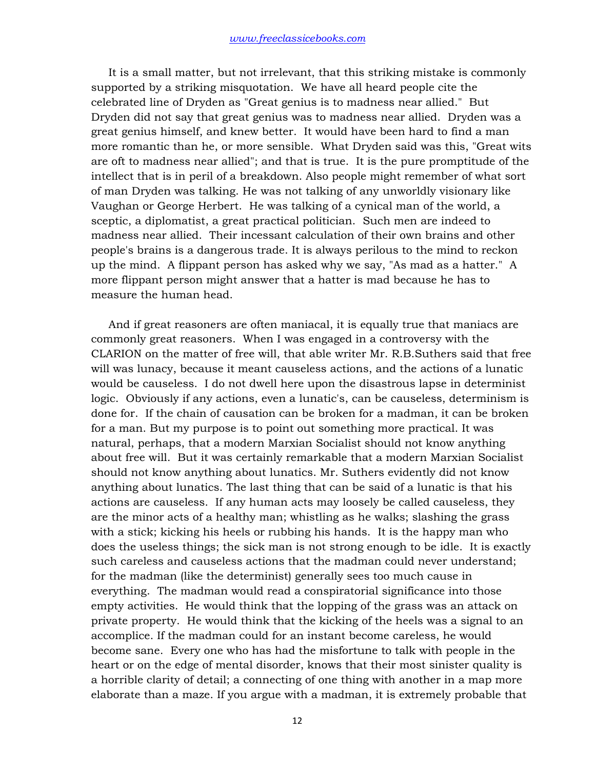It is a small matter, but not irrelevant, that this striking mistake is commonly supported by a striking misquotation. We have all heard people cite the celebrated line of Dryden as "Great genius is to madness near allied." But Dryden did not say that great genius was to madness near allied. Dryden was a great genius himself, and knew better. It would have been hard to find a man more romantic than he, or more sensible. What Dryden said was this, "Great wits are oft to madness near allied"; and that is true. It is the pure promptitude of the intellect that is in peril of a breakdown. Also people might remember of what sort of man Dryden was talking. He was not talking of any unworldly visionary like Vaughan or George Herbert. He was talking of a cynical man of the world, a sceptic, a diplomatist, a great practical politician. Such men are indeed to madness near allied. Their incessant calculation of their own brains and other people's brains is a dangerous trade. It is always perilous to the mind to reckon up the mind. A flippant person has asked why we say, "As mad as a hatter." A more flippant person might answer that a hatter is mad because he has to measure the human head.

And if great reasoners are often maniacal, it is equally true that maniacs are commonly great reasoners. When I was engaged in a controversy with the CLARION on the matter of free will, that able writer Mr. R.B.Suthers said that free will was lunacy, because it meant causeless actions, and the actions of a lunatic would be causeless. I do not dwell here upon the disastrous lapse in determinist logic. Obviously if any actions, even a lunatic's, can be causeless, determinism is done for. If the chain of causation can be broken for a madman, it can be broken for a man. But my purpose is to point out something more practical. It was natural, perhaps, that a modern Marxian Socialist should not know anything about free will. But it was certainly remarkable that a modern Marxian Socialist should not know anything about lunatics. Mr. Suthers evidently did not know anything about lunatics. The last thing that can be said of a lunatic is that his actions are causeless. If any human acts may loosely be called causeless, they are the minor acts of a healthy man; whistling as he walks; slashing the grass with a stick; kicking his heels or rubbing his hands. It is the happy man who does the useless things; the sick man is not strong enough to be idle. It is exactly such careless and causeless actions that the madman could never understand; for the madman (like the determinist) generally sees too much cause in everything. The madman would read a conspiratorial significance into those empty activities. He would think that the lopping of the grass was an attack on private property. He would think that the kicking of the heels was a signal to an accomplice. If the madman could for an instant become careless, he would become sane. Every one who has had the misfortune to talk with people in the heart or on the edge of mental disorder, knows that their most sinister quality is a horrible clarity of detail; a connecting of one thing with another in a map more elaborate than a maze. If you argue with a madman, it is extremely probable that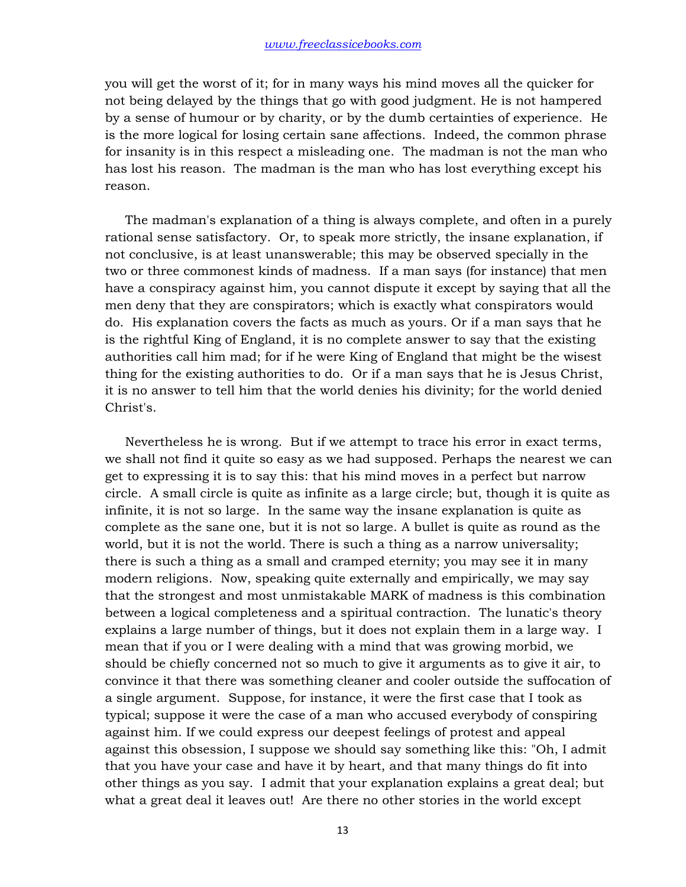you will get the worst of it; for in many ways his mind moves all the quicker for not being delayed by the things that go with good judgment. He is not hampered by a sense of humour or by charity, or by the dumb certainties of experience. He is the more logical for losing certain sane affections. Indeed, the common phrase for insanity is in this respect a misleading one. The madman is not the man who has lost his reason. The madman is the man who has lost everything except his reason.

The madman's explanation of a thing is always complete, and often in a purely rational sense satisfactory. Or, to speak more strictly, the insane explanation, if not conclusive, is at least unanswerable; this may be observed specially in the two or three commonest kinds of madness. If a man says (for instance) that men have a conspiracy against him, you cannot dispute it except by saying that all the men deny that they are conspirators; which is exactly what conspirators would do. His explanation covers the facts as much as yours. Or if a man says that he is the rightful King of England, it is no complete answer to say that the existing authorities call him mad; for if he were King of England that might be the wisest thing for the existing authorities to do. Or if a man says that he is Jesus Christ, it is no answer to tell him that the world denies his divinity; for the world denied Christ's.

Nevertheless he is wrong. But if we attempt to trace his error in exact terms, we shall not find it quite so easy as we had supposed. Perhaps the nearest we can get to expressing it is to say this: that his mind moves in a perfect but narrow circle. A small circle is quite as infinite as a large circle; but, though it is quite as infinite, it is not so large. In the same way the insane explanation is quite as complete as the sane one, but it is not so large. A bullet is quite as round as the world, but it is not the world. There is such a thing as a narrow universality; there is such a thing as a small and cramped eternity; you may see it in many modern religions. Now, speaking quite externally and empirically, we may say that the strongest and most unmistakable MARK of madness is this combination between a logical completeness and a spiritual contraction. The lunatic's theory explains a large number of things, but it does not explain them in a large way. I mean that if you or I were dealing with a mind that was growing morbid, we should be chiefly concerned not so much to give it arguments as to give it air, to convince it that there was something cleaner and cooler outside the suffocation of a single argument. Suppose, for instance, it were the first case that I took as typical; suppose it were the case of a man who accused everybody of conspiring against him. If we could express our deepest feelings of protest and appeal against this obsession, I suppose we should say something like this: "Oh, I admit that you have your case and have it by heart, and that many things do fit into other things as you say. I admit that your explanation explains a great deal; but what a great deal it leaves out! Are there no other stories in the world except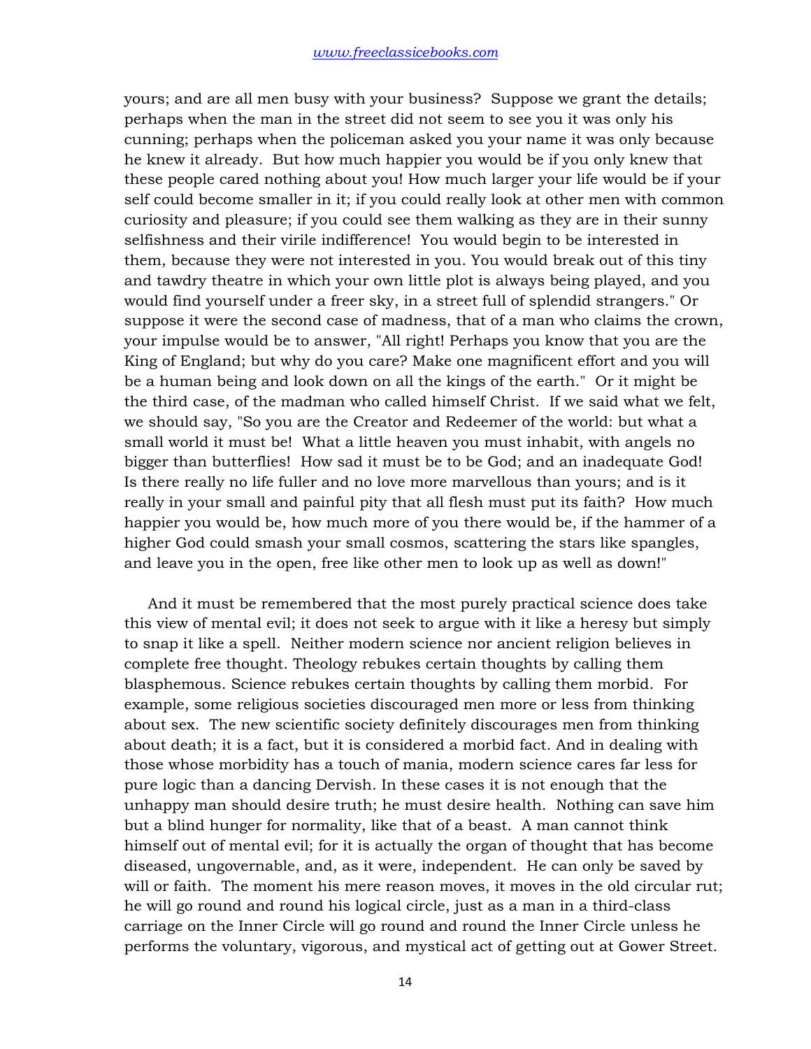yours; and are all men busy with your business? Suppose we grant the details; perhaps when the man in the street did not seem to see you it was only his cunning; perhaps when the policeman asked you your name it was only because he knew it already. But how much happier you would be if you only knew that these people cared nothing about you! How much larger your life would be if your self could become smaller in it; if you could really look at other men with common curiosity and pleasure; if you could see them walking as they are in their sunny selfishness and their virile indifference! You would begin to be interested in them, because they were not interested in you. You would break out of this tiny and tawdry theatre in which your own little plot is always being played, and you would find yourself under a freer sky, in a street full of splendid strangers." Or suppose it were the second case of madness, that of a man who claims the crown, your impulse would be to answer, "All right! Perhaps you know that you are the King of England; but why do you care? Make one magnificent effort and you will be a human being and look down on all the kings of the earth." Or it might be the third case, of the madman who called himself Christ. If we said what we felt, we should say, "So you are the Creator and Redeemer of the world: but what a small world it must be! What a little heaven you must inhabit, with angels no bigger than butterflies! How sad it must be to be God; and an inadequate God! Is there really no life fuller and no love more marvellous than yours; and is it really in your small and painful pity that all flesh must put its faith? How much happier you would be, how much more of you there would be, if the hammer of a higher God could smash your small cosmos, scattering the stars like spangles, and leave you in the open, free like other men to look up as well as down!"

And it must be remembered that the most purely practical science does take this view of mental evil; it does not seek to argue with it like a heresy but simply to snap it like a spell. Neither modern science nor ancient religion believes in complete free thought. Theology rebukes certain thoughts by calling them blasphemous. Science rebukes certain thoughts by calling them morbid. For example, some religious societies discouraged men more or less from thinking about sex. The new scientific society definitely discourages men from thinking about death; it is a fact, but it is considered a morbid fact. And in dealing with those whose morbidity has a touch of mania, modern science cares far less for pure logic than a dancing Dervish. In these cases it is not enough that the unhappy man should desire truth; he must desire health. Nothing can save him but a blind hunger for normality, like that of a beast. A man cannot think himself out of mental evil; for it is actually the organ of thought that has become diseased, ungovernable, and, as it were, independent. He can only be saved by will or faith. The moment his mere reason moves, it moves in the old circular rut; he will go round and round his logical circle, just as a man in a third-class carriage on the Inner Circle will go round and round the Inner Circle unless he performs the voluntary, vigorous, and mystical act of getting out at Gower Street.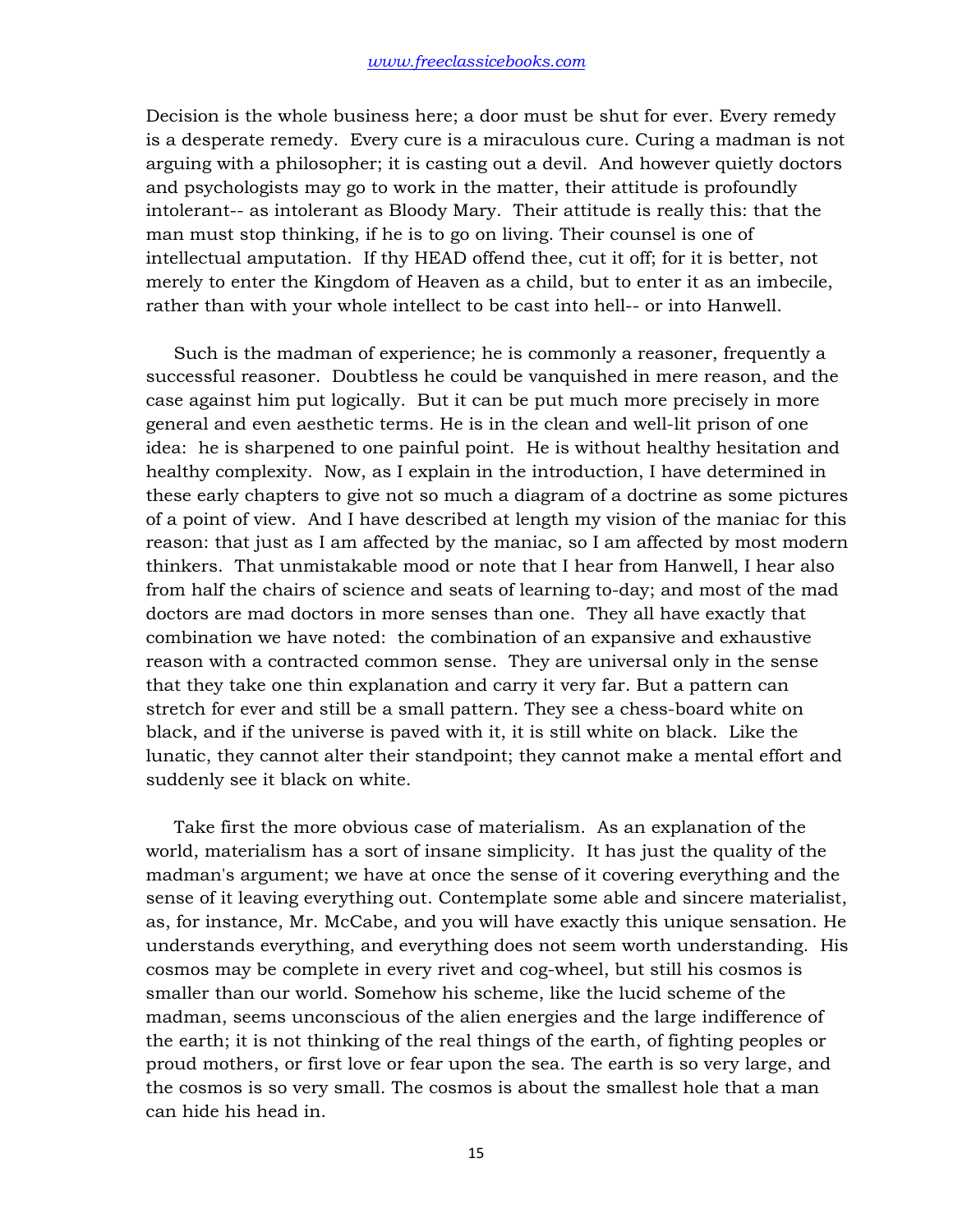Decision is the whole business here; a door must be shut for ever. Every remedy is a desperate remedy. Every cure is a miraculous cure. Curing a madman is not arguing with a philosopher; it is casting out a devil. And however quietly doctors and psychologists may go to work in the matter, their attitude is profoundly intolerant-- as intolerant as Bloody Mary. Their attitude is really this: that the man must stop thinking, if he is to go on living. Their counsel is one of intellectual amputation. If thy HEAD offend thee, cut it off; for it is better, not merely to enter the Kingdom of Heaven as a child, but to enter it as an imbecile, rather than with your whole intellect to be cast into hell-- or into Hanwell.

Such is the madman of experience; he is commonly a reasoner, frequently a successful reasoner. Doubtless he could be vanquished in mere reason, and the case against him put logically. But it can be put much more precisely in more general and even aesthetic terms. He is in the clean and well-lit prison of one idea: he is sharpened to one painful point. He is without healthy hesitation and healthy complexity. Now, as I explain in the introduction, I have determined in these early chapters to give not so much a diagram of a doctrine as some pictures of a point of view. And I have described at length my vision of the maniac for this reason: that just as I am affected by the maniac, so I am affected by most modern thinkers. That unmistakable mood or note that I hear from Hanwell, I hear also from half the chairs of science and seats of learning to-day; and most of the mad doctors are mad doctors in more senses than one. They all have exactly that combination we have noted: the combination of an expansive and exhaustive reason with a contracted common sense. They are universal only in the sense that they take one thin explanation and carry it very far. But a pattern can stretch for ever and still be a small pattern. They see a chess-board white on black, and if the universe is paved with it, it is still white on black. Like the lunatic, they cannot alter their standpoint; they cannot make a mental effort and suddenly see it black on white.

Take first the more obvious case of materialism. As an explanation of the world, materialism has a sort of insane simplicity. It has just the quality of the madman's argument; we have at once the sense of it covering everything and the sense of it leaving everything out. Contemplate some able and sincere materialist, as, for instance, Mr. McCabe, and you will have exactly this unique sensation. He understands everything, and everything does not seem worth understanding. His cosmos may be complete in every rivet and cog-wheel, but still his cosmos is smaller than our world. Somehow his scheme, like the lucid scheme of the madman, seems unconscious of the alien energies and the large indifference of the earth; it is not thinking of the real things of the earth, of fighting peoples or proud mothers, or first love or fear upon the sea. The earth is so very large, and the cosmos is so very small. The cosmos is about the smallest hole that a man can hide his head in.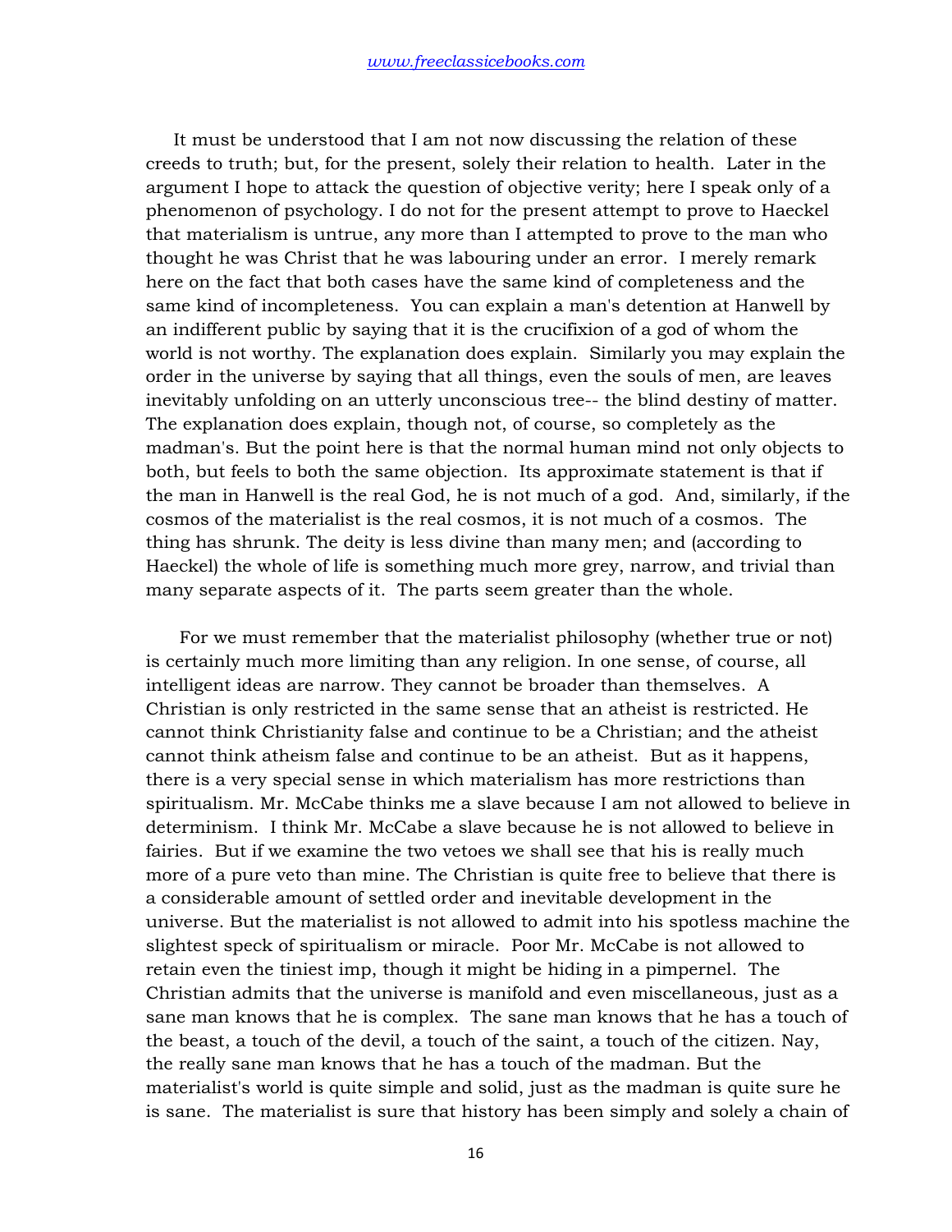It must be understood that I am not now discussing the relation of these creeds to truth; but, for the present, solely their relation to health. Later in the argument I hope to attack the question of objective verity; here I speak only of a phenomenon of psychology. I do not for the present attempt to prove to Haeckel that materialism is untrue, any more than I attempted to prove to the man who thought he was Christ that he was labouring under an error. I merely remark here on the fact that both cases have the same kind of completeness and the same kind of incompleteness. You can explain a man's detention at Hanwell by an indifferent public by saying that it is the crucifixion of a god of whom the world is not worthy. The explanation does explain. Similarly you may explain the order in the universe by saying that all things, even the souls of men, are leaves inevitably unfolding on an utterly unconscious tree-- the blind destiny of matter. The explanation does explain, though not, of course, so completely as the madman's. But the point here is that the normal human mind not only objects to both, but feels to both the same objection. Its approximate statement is that if the man in Hanwell is the real God, he is not much of a god. And, similarly, if the cosmos of the materialist is the real cosmos, it is not much of a cosmos. The thing has shrunk. The deity is less divine than many men; and (according to Haeckel) the whole of life is something much more grey, narrow, and trivial than many separate aspects of it. The parts seem greater than the whole.

For we must remember that the materialist philosophy (whether true or not) is certainly much more limiting than any religion. In one sense, of course, all intelligent ideas are narrow. They cannot be broader than themselves. A Christian is only restricted in the same sense that an atheist is restricted. He cannot think Christianity false and continue to be a Christian; and the atheist cannot think atheism false and continue to be an atheist. But as it happens, there is a very special sense in which materialism has more restrictions than spiritualism. Mr. McCabe thinks me a slave because I am not allowed to believe in determinism. I think Mr. McCabe a slave because he is not allowed to believe in fairies. But if we examine the two vetoes we shall see that his is really much more of a pure veto than mine. The Christian is quite free to believe that there is a considerable amount of settled order and inevitable development in the universe. But the materialist is not allowed to admit into his spotless machine the slightest speck of spiritualism or miracle. Poor Mr. McCabe is not allowed to retain even the tiniest imp, though it might be hiding in a pimpernel. The Christian admits that the universe is manifold and even miscellaneous, just as a sane man knows that he is complex. The sane man knows that he has a touch of the beast, a touch of the devil, a touch of the saint, a touch of the citizen. Nay, the really sane man knows that he has a touch of the madman. But the materialist's world is quite simple and solid, just as the madman is quite sure he is sane. The materialist is sure that history has been simply and solely a chain of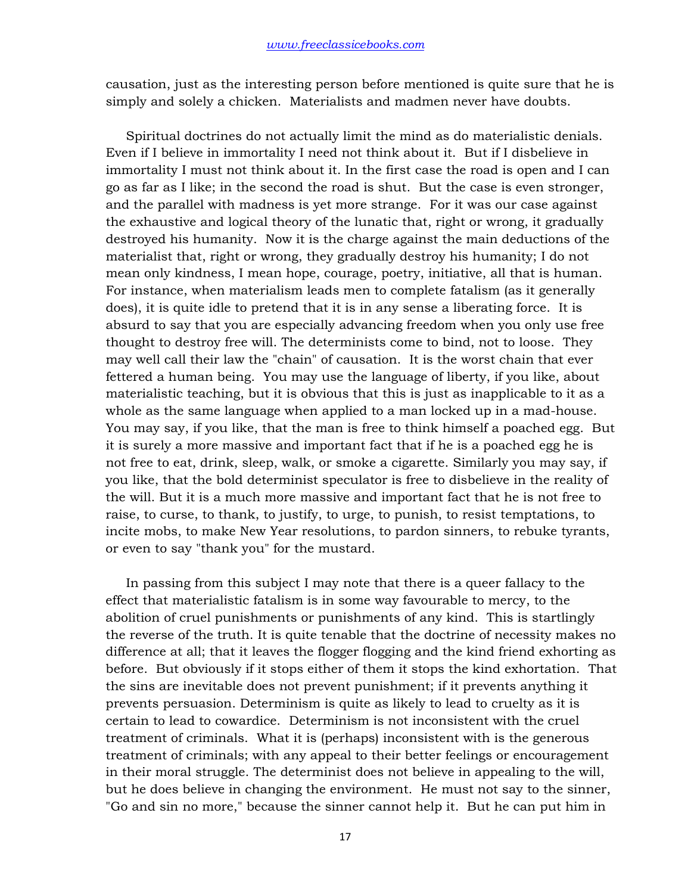causation, just as the interesting person before mentioned is quite sure that he is simply and solely a chicken. Materialists and madmen never have doubts.

Spiritual doctrines do not actually limit the mind as do materialistic denials. Even if I believe in immortality I need not think about it. But if I disbelieve in immortality I must not think about it. In the first case the road is open and I can go as far as I like; in the second the road is shut. But the case is even stronger, and the parallel with madness is yet more strange. For it was our case against the exhaustive and logical theory of the lunatic that, right or wrong, it gradually destroyed his humanity. Now it is the charge against the main deductions of the materialist that, right or wrong, they gradually destroy his humanity; I do not mean only kindness, I mean hope, courage, poetry, initiative, all that is human. For instance, when materialism leads men to complete fatalism (as it generally does), it is quite idle to pretend that it is in any sense a liberating force. It is absurd to say that you are especially advancing freedom when you only use free thought to destroy free will. The determinists come to bind, not to loose. They may well call their law the "chain" of causation. It is the worst chain that ever fettered a human being. You may use the language of liberty, if you like, about materialistic teaching, but it is obvious that this is just as inapplicable to it as a whole as the same language when applied to a man locked up in a mad-house. You may say, if you like, that the man is free to think himself a poached egg. But it is surely a more massive and important fact that if he is a poached egg he is not free to eat, drink, sleep, walk, or smoke a cigarette. Similarly you may say, if you like, that the bold determinist speculator is free to disbelieve in the reality of the will. But it is a much more massive and important fact that he is not free to raise, to curse, to thank, to justify, to urge, to punish, to resist temptations, to incite mobs, to make New Year resolutions, to pardon sinners, to rebuke tyrants, or even to say "thank you" for the mustard.

In passing from this subject I may note that there is a queer fallacy to the effect that materialistic fatalism is in some way favourable to mercy, to the abolition of cruel punishments or punishments of any kind. This is startlingly the reverse of the truth. It is quite tenable that the doctrine of necessity makes no difference at all; that it leaves the flogger flogging and the kind friend exhorting as before. But obviously if it stops either of them it stops the kind exhortation. That the sins are inevitable does not prevent punishment; if it prevents anything it prevents persuasion. Determinism is quite as likely to lead to cruelty as it is certain to lead to cowardice. Determinism is not inconsistent with the cruel treatment of criminals. What it is (perhaps) inconsistent with is the generous treatment of criminals; with any appeal to their better feelings or encouragement in their moral struggle. The determinist does not believe in appealing to the will, but he does believe in changing the environment. He must not say to the sinner, "Go and sin no more," because the sinner cannot help it. But he can put him in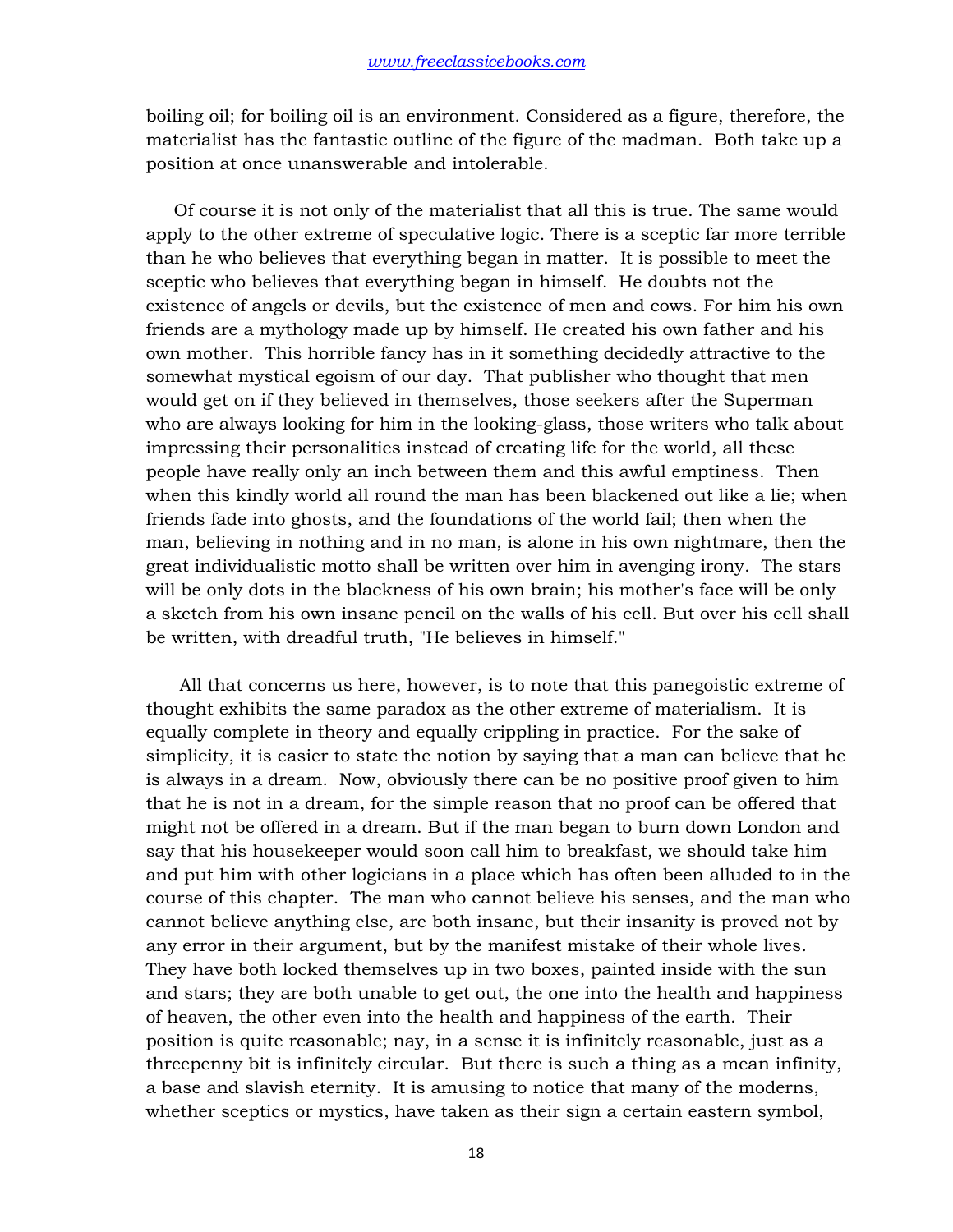boiling oil; for boiling oil is an environment. Considered as a figure, therefore, the materialist has the fantastic outline of the figure of the madman. Both take up a position at once unanswerable and intolerable.

Of course it is not only of the materialist that all this is true. The same would apply to the other extreme of speculative logic. There is a sceptic far more terrible than he who believes that everything began in matter. It is possible to meet the sceptic who believes that everything began in himself. He doubts not the existence of angels or devils, but the existence of men and cows. For him his own friends are a mythology made up by himself. He created his own father and his own mother. This horrible fancy has in it something decidedly attractive to the somewhat mystical egoism of our day. That publisher who thought that men would get on if they believed in themselves, those seekers after the Superman who are always looking for him in the looking-glass, those writers who talk about impressing their personalities instead of creating life for the world, all these people have really only an inch between them and this awful emptiness. Then when this kindly world all round the man has been blackened out like a lie; when friends fade into ghosts, and the foundations of the world fail; then when the man, believing in nothing and in no man, is alone in his own nightmare, then the great individualistic motto shall be written over him in avenging irony. The stars will be only dots in the blackness of his own brain; his mother's face will be only a sketch from his own insane pencil on the walls of his cell. But over his cell shall be written, with dreadful truth, "He believes in himself."

All that concerns us here, however, is to note that this panegoistic extreme of thought exhibits the same paradox as the other extreme of materialism. It is equally complete in theory and equally crippling in practice. For the sake of simplicity, it is easier to state the notion by saying that a man can believe that he is always in a dream. Now, obviously there can be no positive proof given to him that he is not in a dream, for the simple reason that no proof can be offered that might not be offered in a dream. But if the man began to burn down London and say that his housekeeper would soon call him to breakfast, we should take him and put him with other logicians in a place which has often been alluded to in the course of this chapter. The man who cannot believe his senses, and the man who cannot believe anything else, are both insane, but their insanity is proved not by any error in their argument, but by the manifest mistake of their whole lives. They have both locked themselves up in two boxes, painted inside with the sun and stars; they are both unable to get out, the one into the health and happiness of heaven, the other even into the health and happiness of the earth. Their position is quite reasonable; nay, in a sense it is infinitely reasonable, just as a threepenny bit is infinitely circular. But there is such a thing as a mean infinity, a base and slavish eternity. It is amusing to notice that many of the moderns, whether sceptics or mystics, have taken as their sign a certain eastern symbol,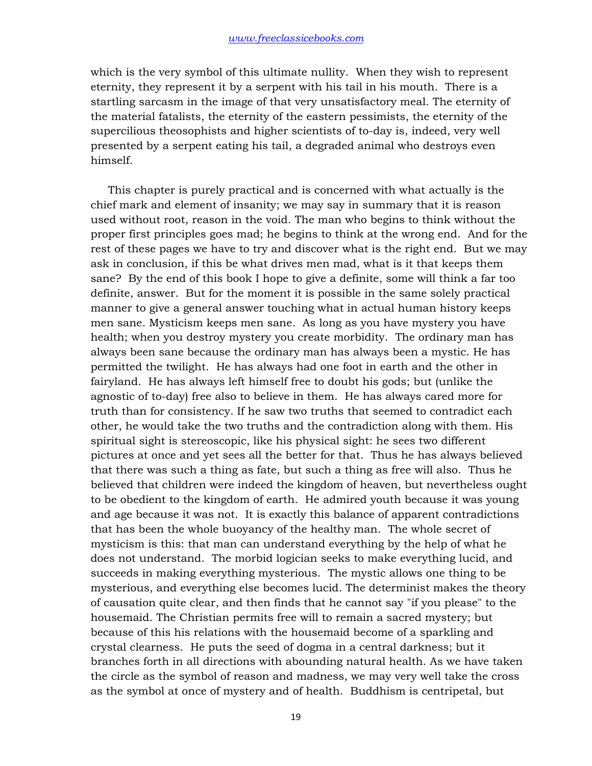which is the very symbol of this ultimate nullity. When they wish to represent eternity, they represent it by a serpent with his tail in his mouth. There is a startling sarcasm in the image of that very unsatisfactory meal. The eternity of the material fatalists, the eternity of the eastern pessimists, the eternity of the supercilious theosophists and higher scientists of to-day is, indeed, very well presented by a serpent eating his tail, a degraded animal who destroys even himself.

This chapter is purely practical and is concerned with what actually is the chief mark and element of insanity; we may say in summary that it is reason used without root, reason in the void. The man who begins to think without the proper first principles goes mad; he begins to think at the wrong end. And for the rest of these pages we have to try and discover what is the right end. But we may ask in conclusion, if this be what drives men mad, what is it that keeps them sane? By the end of this book I hope to give a definite, some will think a far too definite, answer. But for the moment it is possible in the same solely practical manner to give a general answer touching what in actual human history keeps men sane. Mysticism keeps men sane. As long as you have mystery you have health; when you destroy mystery you create morbidity. The ordinary man has always been sane because the ordinary man has always been a mystic. He has permitted the twilight. He has always had one foot in earth and the other in fairyland. He has always left himself free to doubt his gods; but (unlike the agnostic of to-day) free also to believe in them. He has always cared more for truth than for consistency. If he saw two truths that seemed to contradict each other, he would take the two truths and the contradiction along with them. His spiritual sight is stereoscopic, like his physical sight: he sees two different pictures at once and yet sees all the better for that. Thus he has always believed that there was such a thing as fate, but such a thing as free will also. Thus he believed that children were indeed the kingdom of heaven, but nevertheless ought to be obedient to the kingdom of earth. He admired youth because it was young and age because it was not. It is exactly this balance of apparent contradictions that has been the whole buoyancy of the healthy man. The whole secret of mysticism is this: that man can understand everything by the help of what he does not understand. The morbid logician seeks to make everything lucid, and succeeds in making everything mysterious. The mystic allows one thing to be mysterious, and everything else becomes lucid. The determinist makes the theory of causation quite clear, and then finds that he cannot say "if you please" to the housemaid. The Christian permits free will to remain a sacred mystery; but because of this his relations with the housemaid become of a sparkling and crystal clearness. He puts the seed of dogma in a central darkness; but it branches forth in all directions with abounding natural health. As we have taken the circle as the symbol of reason and madness, we may very well take the cross as the symbol at once of mystery and of health. Buddhism is centripetal, but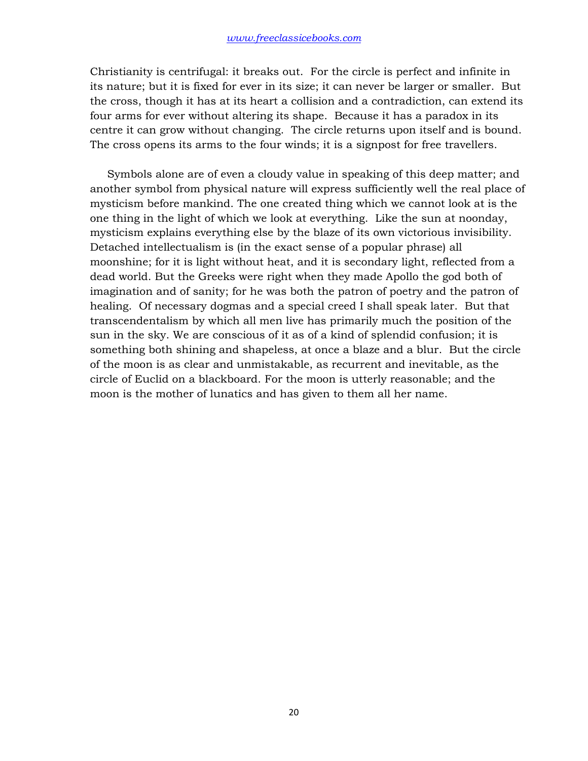Christianity is centrifugal: it breaks out. For the circle is perfect and infinite in its nature; but it is fixed for ever in its size; it can never be larger or smaller. But the cross, though it has at its heart a collision and a contradiction, can extend its four arms for ever without altering its shape. Because it has a paradox in its centre it can grow without changing. The circle returns upon itself and is bound. The cross opens its arms to the four winds; it is a signpost for free travellers.

Symbols alone are of even a cloudy value in speaking of this deep matter; and another symbol from physical nature will express sufficiently well the real place of mysticism before mankind. The one created thing which we cannot look at is the one thing in the light of which we look at everything. Like the sun at noonday, mysticism explains everything else by the blaze of its own victorious invisibility. Detached intellectualism is (in the exact sense of a popular phrase) all moonshine; for it is light without heat, and it is secondary light, reflected from a dead world. But the Greeks were right when they made Apollo the god both of imagination and of sanity; for he was both the patron of poetry and the patron of healing. Of necessary dogmas and a special creed I shall speak later. But that transcendentalism by which all men live has primarily much the position of the sun in the sky. We are conscious of it as of a kind of splendid confusion; it is something both shining and shapeless, at once a blaze and a blur. But the circle of the moon is as clear and unmistakable, as recurrent and inevitable, as the circle of Euclid on a blackboard. For the moon is utterly reasonable; and the moon is the mother of lunatics and has given to them all her name.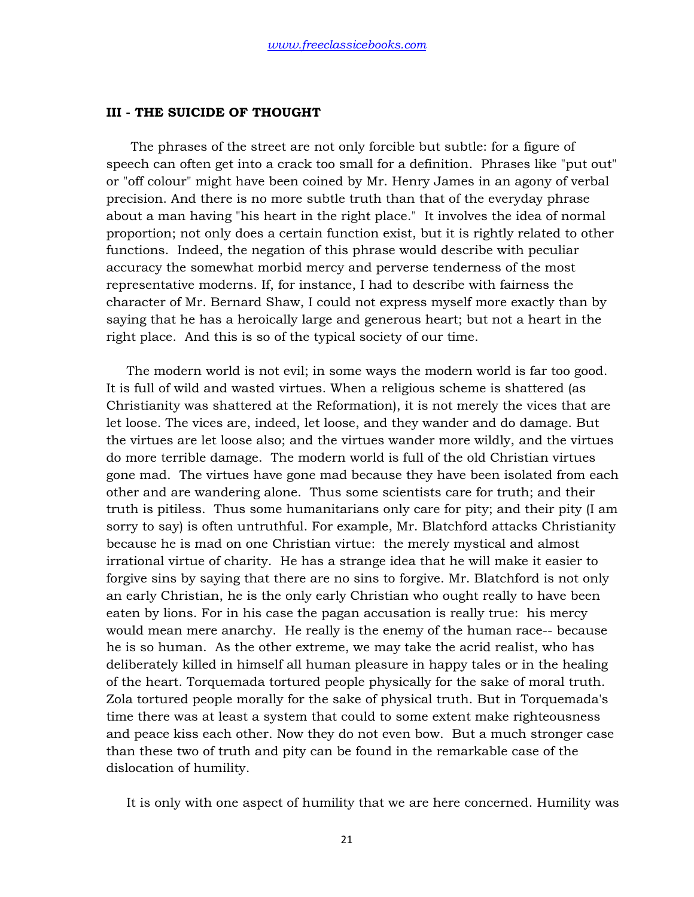## III - THE SUICIDE OF THOUGHT

The phrases of the street are not only forcible but subtle: for a figure of speech can often get into a crack too small for a definition. Phrases like "put out" or "off colour" might have been coined by Mr. Henry James in an agony of verbal precision. And there is no more subtle truth than that of the everyday phrase about a man having "his heart in the right place." It involves the idea of normal proportion; not only does a certain function exist, but it is rightly related to other functions. Indeed, the negation of this phrase would describe with peculiar accuracy the somewhat morbid mercy and perverse tenderness of the most representative moderns. If, for instance, I had to describe with fairness the character of Mr. Bernard Shaw, I could not express myself more exactly than by saying that he has a heroically large and generous heart; but not a heart in the right place. And this is so of the typical society of our time.

The modern world is not evil; in some ways the modern world is far too good. It is full of wild and wasted virtues. When a religious scheme is shattered (as Christianity was shattered at the Reformation), it is not merely the vices that are let loose. The vices are, indeed, let loose, and they wander and do damage. But the virtues are let loose also; and the virtues wander more wildly, and the virtues do more terrible damage. The modern world is full of the old Christian virtues gone mad. The virtues have gone mad because they have been isolated from each other and are wandering alone. Thus some scientists care for truth; and their truth is pitiless. Thus some humanitarians only care for pity; and their pity (I am sorry to say) is often untruthful. For example, Mr. Blatchford attacks Christianity because he is mad on one Christian virtue: the merely mystical and almost irrational virtue of charity. He has a strange idea that he will make it easier to forgive sins by saying that there are no sins to forgive. Mr. Blatchford is not only an early Christian, he is the only early Christian who ought really to have been eaten by lions. For in his case the pagan accusation is really true: his mercy would mean mere anarchy. He really is the enemy of the human race-- because he is so human. As the other extreme, we may take the acrid realist, who has deliberately killed in himself all human pleasure in happy tales or in the healing of the heart. Torquemada tortured people physically for the sake of moral truth. Zola tortured people morally for the sake of physical truth. But in Torquemada's time there was at least a system that could to some extent make righteousness and peace kiss each other. Now they do not even bow. But a much stronger case than these two of truth and pity can be found in the remarkable case of the dislocation of humility.

It is only with one aspect of humility that we are here concerned. Humility was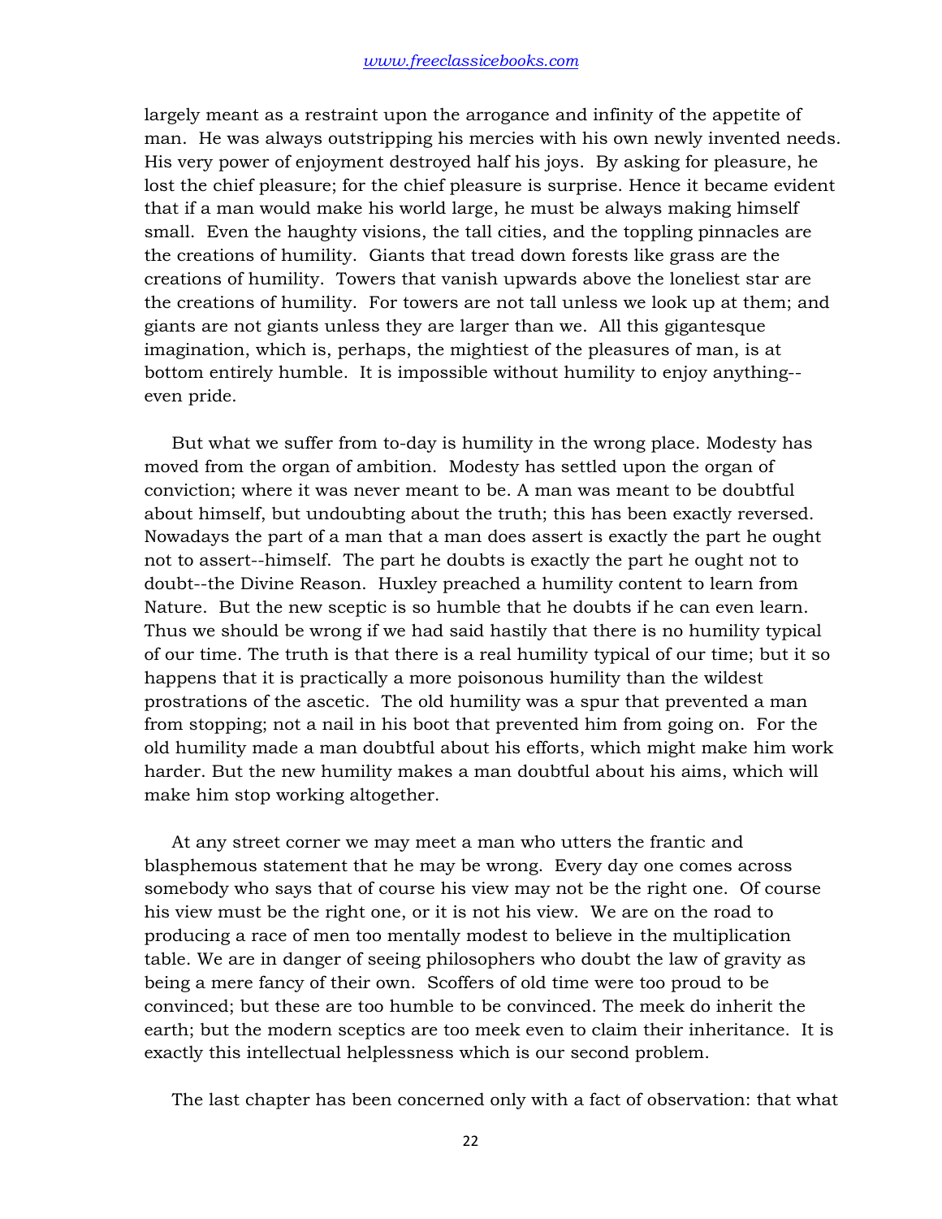largely meant as a restraint upon the arrogance and infinity of the appetite of man. He was always outstripping his mercies with his own newly invented needs. His very power of enjoyment destroyed half his joys. By asking for pleasure, he lost the chief pleasure; for the chief pleasure is surprise. Hence it became evident that if a man would make his world large, he must be always making himself small. Even the haughty visions, the tall cities, and the toppling pinnacles are the creations of humility. Giants that tread down forests like grass are the creations of humility. Towers that vanish upwards above the loneliest star are the creations of humility. For towers are not tall unless we look up at them; and giants are not giants unless they are larger than we. All this gigantesque imagination, which is, perhaps, the mightiest of the pleasures of man, is at bottom entirely humble. It is impossible without humility to enjoy anything--even pride.

But what we suffer from to-day is humility in the wrong place. Modesty has moved from the organ of ambition. Modesty has settled upon the organ of conviction; where it was never meant to be. A man was meant to be doubtful about himself, but undoubting about the truth; this has been exactly reversed. Nowadays the part of a man that a man does assert is exactly the part he ought not to assert--himself. The part he doubts is exactly the part he ought not to doubt--the Divine Reason. Huxley preached a humility content to learn from Nature. But the new sceptic is so humble that he doubts if he can even learn. Thus we should be wrong if we had said hastily that there is no humility typical of our time. The truth is that there is a real humility typical of our time; but it so happens that it is practically a more poisonous humility than the wildest prostrations of the ascetic. The old humility was a spur that prevented a man from stopping; not a nail in his boot that prevented him from going on. For the old humility made a man doubtful about his efforts, which might make him work harder. But the new humility makes a man doubtful about his aims, which will make him stop working altogether.

At any street corner we may meet a man who utters the frantic and blasphemous statement that he may be wrong. Every day one comes across somebody who says that of course his view may not be the right one. Of course his view must be the right one, or it is not his view. We are on the road to producing a race of men too mentally modest to believe in the multiplication table. We are in danger of seeing philosophers who doubt the law of gravity as being a mere fancy of their own. Scoffers of old time were too proud to be convinced; but these are too humble to be convinced. The meek do inherit the earth; but the modern sceptics are too meek even to claim their inheritance. It is exactly this intellectual helplessness which is our second problem.

The last chapter has been concerned only with a fact of observation: that what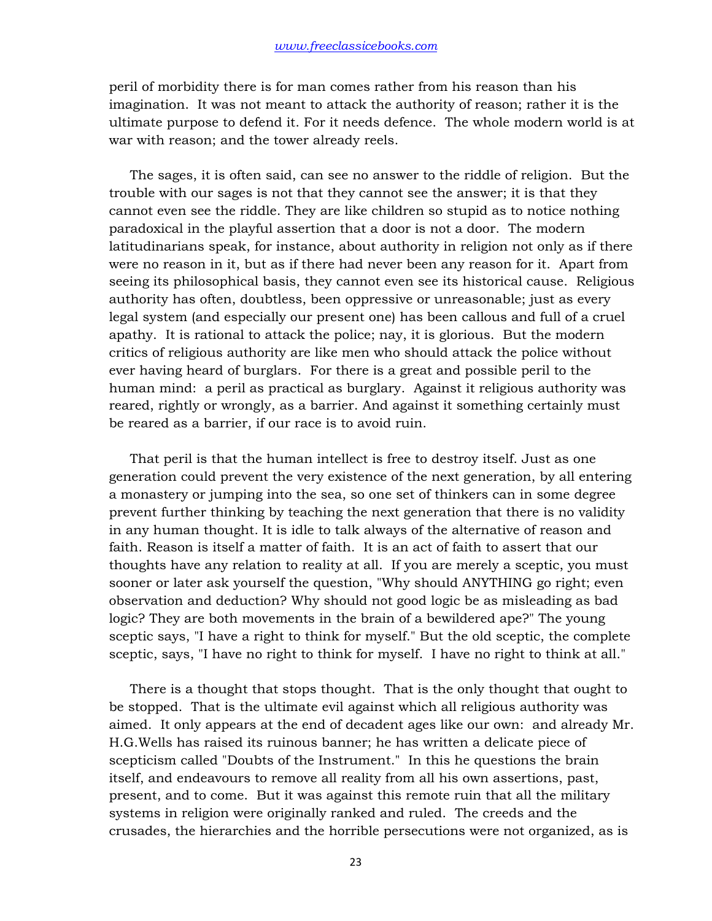peril of morbidity there is for man comes rather from his reason than his imagination. It was not meant to attack the authority of reason; rather it is the ultimate purpose to defend it. For it needs defence. The whole modern world is at war with reason; and the tower already reels.

The sages, it is often said, can see no answer to the riddle of religion. But the trouble with our sages is not that they cannot see the answer; it is that they cannot even see the riddle. They are like children so stupid as to notice nothing paradoxical in the playful assertion that a door is not a door. The modern latitudinarians speak, for instance, about authority in religion not only as if there were no reason in it, but as if there had never been any reason for it. Apart from seeing its philosophical basis, they cannot even see its historical cause. Religious authority has often, doubtless, been oppressive or unreasonable; just as every legal system (and especially our present one) has been callous and full of a cruel apathy. It is rational to attack the police; nay, it is glorious. But the modern critics of religious authority are like men who should attack the police without ever having heard of burglars. For there is a great and possible peril to the human mind: a peril as practical as burglary. Against it religious authority was reared, rightly or wrongly, as a barrier. And against it something certainly must be reared as a barrier, if our race is to avoid ruin.

That peril is that the human intellect is free to destroy itself. Just as one generation could prevent the very existence of the next generation, by all entering a monastery or jumping into the sea, so one set of thinkers can in some degree prevent further thinking by teaching the next generation that there is no validity in any human thought. It is idle to talk always of the alternative of reason and faith. Reason is itself a matter of faith. It is an act of faith to assert that our thoughts have any relation to reality at all. If you are merely a sceptic, you must sooner or later ask yourself the question, "Why should ANYTHING go right; even observation and deduction? Why should not good logic be as misleading as bad logic? They are both movements in the brain of a bewildered ape?" The young sceptic says, "I have a right to think for myself." But the old sceptic, the complete sceptic, says, "I have no right to think for myself. I have no right to think at all."

There is a thought that stops thought. That is the only thought that ought to be stopped. That is the ultimate evil against which all religious authority was aimed. It only appears at the end of decadent ages like our own: and already Mr. H.G.Wells has raised its ruinous banner; he has written a delicate piece of scepticism called "Doubts of the Instrument." In this he questions the brain itself, and endeavours to remove all reality from all his own assertions, past, present, and to come. But it was against this remote ruin that all the military systems in religion were originally ranked and ruled. The creeds and the crusades, the hierarchies and the horrible persecutions were not organized, as is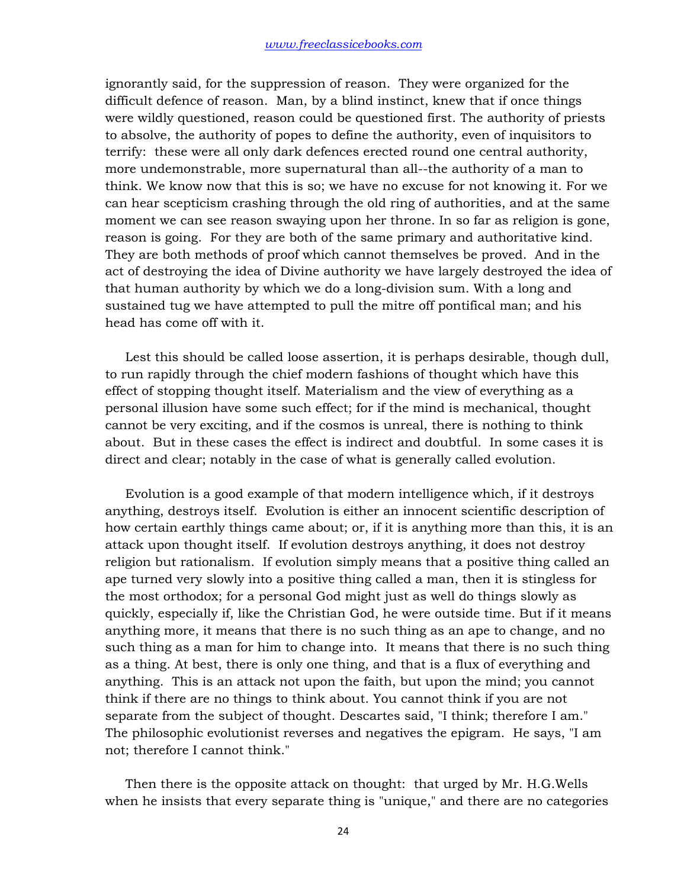ignorantly said, for the suppression of reason. They were organized for the difficult defence of reason. Man, by a blind instinct, knew that if once things were wildly questioned, reason could be questioned first. The authority of priests to absolve, the authority of popes to define the authority, even of inquisitors to terrify: these were all only dark defences erected round one central authority, more undemonstrable, more supernatural than all--the authority of a man to think. We know now that this is so; we have no excuse for not knowing it. For we can hear scepticism crashing through the old ring of authorities, and at the same moment we can see reason swaying upon her throne. In so far as religion is gone, reason is going. For they are both of the same primary and authoritative kind. They are both methods of proof which cannot themselves be proved. And in the act of destroying the idea of Divine authority we have largely destroyed the idea of that human authority by which we do a long-division sum. With a long and sustained tug we have attempted to pull the mitre off pontifical man; and his head has come off with it.

Lest this should be called loose assertion, it is perhaps desirable, though dull, to run rapidly through the chief modern fashions of thought which have this effect of stopping thought itself. Materialism and the view of everything as a personal illusion have some such effect; for if the mind is mechanical, thought cannot be very exciting, and if the cosmos is unreal, there is nothing to think about. But in these cases the effect is indirect and doubtful. In some cases it is direct and clear; notably in the case of what is generally called evolution.

Evolution is a good example of that modern intelligence which, if it destroys anything, destroys itself. Evolution is either an innocent scientific description of how certain earthly things came about; or, if it is anything more than this, it is an attack upon thought itself. If evolution destroys anything, it does not destroy religion but rationalism. If evolution simply means that a positive thing called an ape turned very slowly into a positive thing called a man, then it is stingless for the most orthodox; for a personal God might just as well do things slowly as quickly, especially if, like the Christian God, he were outside time. But if it means anything more, it means that there is no such thing as an ape to change, and no such thing as a man for him to change into. It means that there is no such thing as a thing. At best, there is only one thing, and that is a flux of everything and anything. This is an attack not upon the faith, but upon the mind; you cannot think if there are no things to think about. You cannot think if you are not separate from the subject of thought. Descartes said, "I think; therefore I am." The philosophic evolutionist reverses and negatives the epigram. He says, "I am not; therefore I cannot think."

Then there is the opposite attack on thought: that urged by Mr. H.G.Wells when he insists that every separate thing is "unique," and there are no categories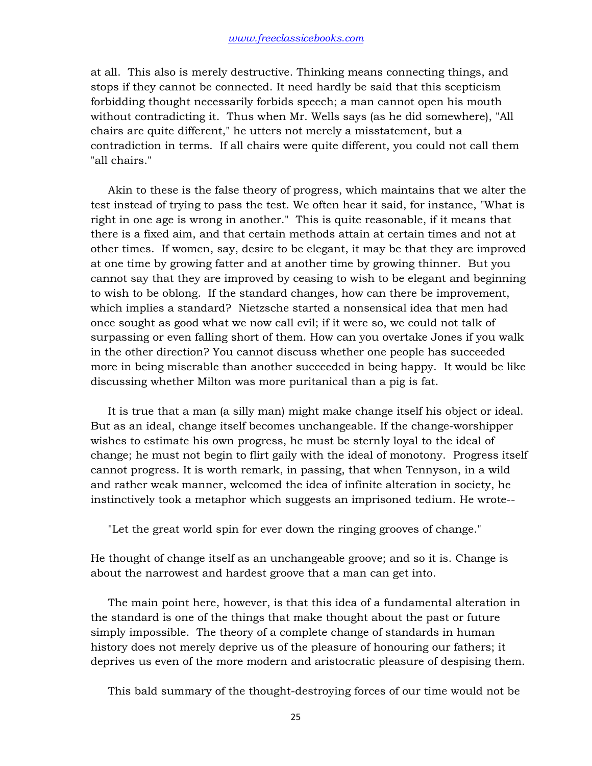at all. This also is merely destructive. Thinking means connecting things, and stops if they cannot be connected. It need hardly be said that this scepticism forbidding thought necessarily forbids speech; a man cannot open his mouth without contradicting it. Thus when Mr. Wells says (as he did somewhere), "All chairs are quite different," he utters not merely a misstatement, but a contradiction in terms. If all chairs were quite different, you could not call them "all chairs."

Akin to these is the false theory of progress, which maintains that we alter the test instead of trying to pass the test. We often hear it said, for instance, "What is right in one age is wrong in another." This is quite reasonable, if it means that there is a fixed aim, and that certain methods attain at certain times and not at other times. If women, say, desire to be elegant, it may be that they are improved at one time by growing fatter and at another time by growing thinner. But you cannot say that they are improved by ceasing to wish to be elegant and beginning to wish to be oblong. If the standard changes, how can there be improvement, which implies a standard? Nietzsche started a nonsensical idea that men had once sought as good what we now call evil; if it were so, we could not talk of surpassing or even falling short of them. How can you overtake Jones if you walk in the other direction? You cannot discuss whether one people has succeeded more in being miserable than another succeeded in being happy. It would be like discussing whether Milton was more puritanical than a pig is fat.

It is true that a man (a silly man) might make change itself his object or ideal. But as an ideal, change itself becomes unchangeable. If the change-worshipper wishes to estimate his own progress, he must be sternly loyal to the ideal of change; he must not begin to flirt gaily with the ideal of monotony. Progress itself cannot progress. It is worth remark, in passing, that when Tennyson, in a wild and rather weak manner, welcomed the idea of infinite alteration in society, he instinctively took a metaphor which suggests an imprisoned tedium. He wrote--

"Let the great world spin for ever down the ringing grooves of change."

He thought of change itself as an unchangeable groove; and so it is. Change is about the narrowest and hardest groove that a man can get into.

The main point here, however, is that this idea of a fundamental alteration in the standard is one of the things that make thought about the past or future simply impossible. The theory of a complete change of standards in human history does not merely deprive us of the pleasure of honouring our fathers; it deprives us even of the more modern and aristocratic pleasure of despising them.

This bald summary of the thought-destroying forces of our time would not be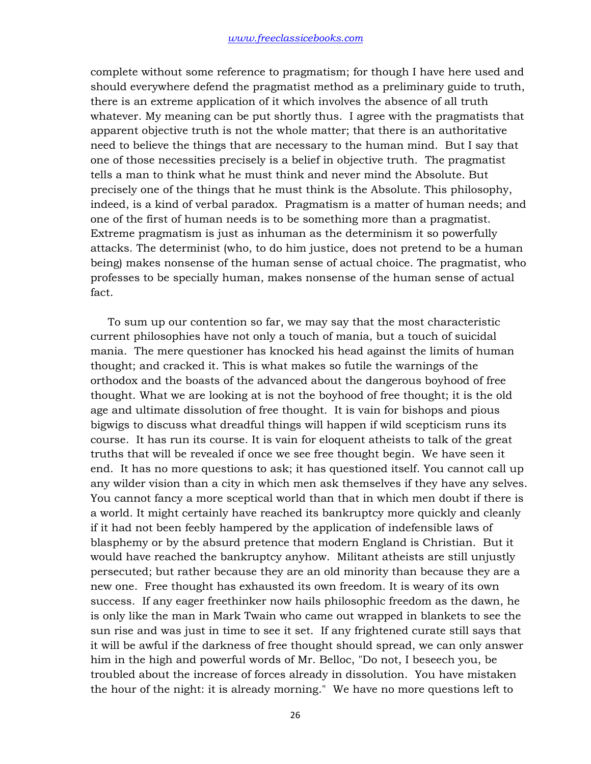complete without some reference to pragmatism; for though I have here used and should everywhere defend the pragmatist method as a preliminary guide to truth, there is an extreme application of it which involves the absence of all truth whatever. My meaning can be put shortly thus. I agree with the pragmatists that apparent objective truth is not the whole matter; that there is an authoritative need to believe the things that are necessary to the human mind. But I say that one of those necessities precisely is a belief in objective truth. The pragmatist tells a man to think what he must think and never mind the Absolute. But precisely one of the things that he must think is the Absolute. This philosophy, indeed, is a kind of verbal paradox. Pragmatism is a matter of human needs; and one of the first of human needs is to be something more than a pragmatist. Extreme pragmatism is just as inhuman as the determinism it so powerfully attacks. The determinist (who, to do him justice, does not pretend to be a human being) makes nonsense of the human sense of actual choice. The pragmatist, who professes to be specially human, makes nonsense of the human sense of actual fact.

To sum up our contention so far, we may say that the most characteristic current philosophies have not only a touch of mania, but a touch of suicidal mania. The mere questioner has knocked his head against the limits of human thought; and cracked it. This is what makes so futile the warnings of the orthodox and the boasts of the advanced about the dangerous boyhood of free thought. What we are looking at is not the boyhood of free thought; it is the old age and ultimate dissolution of free thought. It is vain for bishops and pious bigwigs to discuss what dreadful things will happen if wild scepticism runs its course. It has run its course. It is vain for eloquent atheists to talk of the great truths that will be revealed if once we see free thought begin. We have seen it end. It has no more questions to ask; it has questioned itself. You cannot call up any wilder vision than a city in which men ask themselves if they have any selves. You cannot fancy a more sceptical world than that in which men doubt if there is a world. It might certainly have reached its bankruptcy more quickly and cleanly if it had not been feebly hampered by the application of indefensible laws of blasphemy or by the absurd pretence that modern England is Christian. But it would have reached the bankruptcy anyhow. Militant atheists are still unjustly persecuted; but rather because they are an old minority than because they are a new one. Free thought has exhausted its own freedom. It is weary of its own success. If any eager freethinker now hails philosophic freedom as the dawn, he is only like the man in Mark Twain who came out wrapped in blankets to see the sun rise and was just in time to see it set. If any frightened curate still says that it will be awful if the darkness of free thought should spread, we can only answer him in the high and powerful words of Mr. Belloc, "Do not, I beseech you, be troubled about the increase of forces already in dissolution. You have mistaken the hour of the night: it is already morning." We have no more questions left to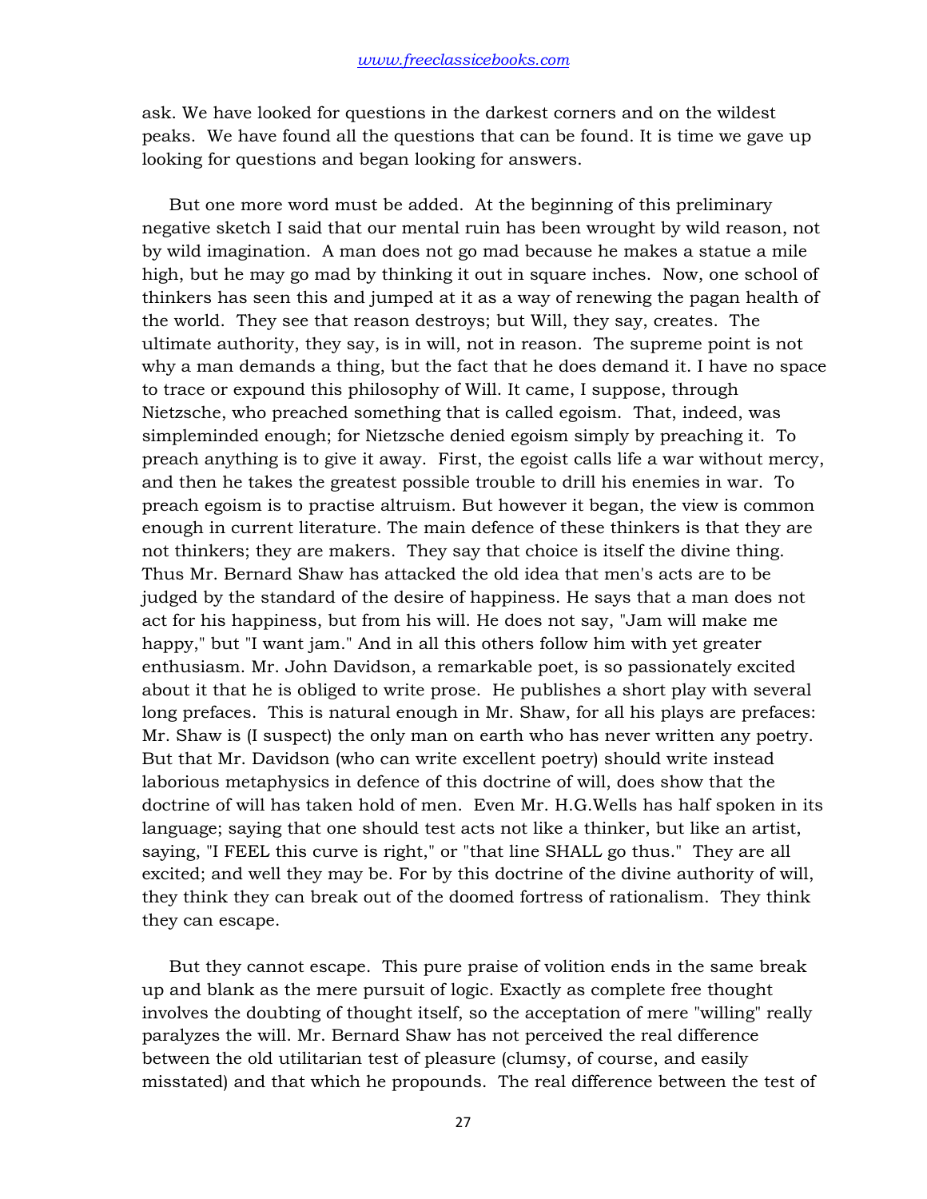ask. We have looked for questions in the darkest corners and on the wildest peaks. We have found all the questions that can be found. It is time we gave up looking for questions and began looking for answers.

But one more word must be added. At the beginning of this preliminary negative sketch I said that our mental ruin has been wrought by wild reason, not by wild imagination. A man does not go mad because he makes a statue a mile high, but he may go mad by thinking it out in square inches. Now, one school of thinkers has seen this and jumped at it as a way of renewing the pagan health of the world. They see that reason destroys; but Will, they say, creates. The ultimate authority, they say, is in will, not in reason. The supreme point is not why a man demands a thing, but the fact that he does demand it. I have no space to trace or expound this philosophy of Will. It came, I suppose, through Nietzsche, who preached something that is called egoism. That, indeed, was simpleminded enough; for Nietzsche denied egoism simply by preaching it. To preach anything is to give it away. First, the egoist calls life a war without mercy, and then he takes the greatest possible trouble to drill his enemies in war. To preach egoism is to practise altruism. But however it began, the view is common enough in current literature. The main defence of these thinkers is that they are not thinkers; they are makers. They say that choice is itself the divine thing. Thus Mr. Bernard Shaw has attacked the old idea that men's acts are to be judged by the standard of the desire of happiness. He says that a man does not act for his happiness, but from his will. He does not say, "Jam will make me happy," but "I want jam." And in all this others follow him with yet greater enthusiasm. Mr. John Davidson, a remarkable poet, is so passionately excited about it that he is obliged to write prose. He publishes a short play with several long prefaces. This is natural enough in Mr. Shaw, for all his plays are prefaces: Mr. Shaw is (I suspect) the only man on earth who has never written any poetry. But that Mr. Davidson (who can write excellent poetry) should write instead laborious metaphysics in defence of this doctrine of will, does show that the doctrine of will has taken hold of men. Even Mr. H.G.Wells has half spoken in its language; saying that one should test acts not like a thinker, but like an artist, saying, "I FEEL this curve is right," or "that line SHALL go thus." They are all excited; and well they may be. For by this doctrine of the divine authority of will, they think they can break out of the doomed fortress of rationalism. They think they can escape.

But they cannot escape. This pure praise of volition ends in the same break up and blank as the mere pursuit of logic. Exactly as complete free thought involves the doubting of thought itself, so the acceptation of mere "willing" really paralyzes the will. Mr. Bernard Shaw has not perceived the real difference between the old utilitarian test of pleasure (clumsy, of course, and easily misstated) and that which he propounds. The real difference between the test of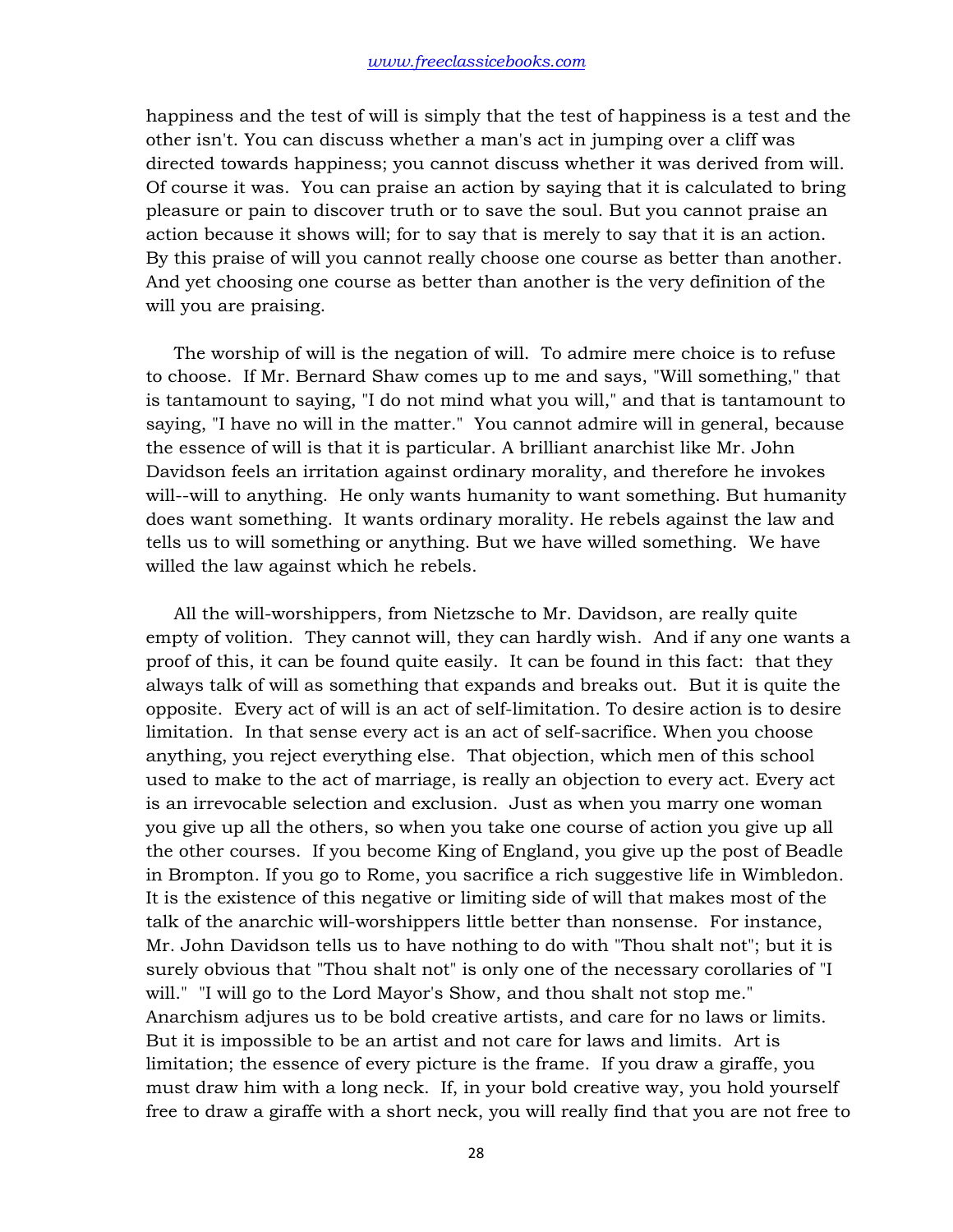happiness and the test of will is simply that the test of happiness is a test and the other isn't. You can discuss whether a man's act in jumping over a cliff was directed towards happiness; you cannot discuss whether it was derived from will. Of course it was. You can praise an action by saying that it is calculated to bring pleasure or pain to discover truth or to save the soul. But you cannot praise an action because it shows will; for to say that is merely to say that it is an action. By this praise of will you cannot really choose one course as better than another. And yet choosing one course as better than another is the very definition of the will you are praising.

The worship of will is the negation of will. To admire mere choice is to refuse to choose. If Mr. Bernard Shaw comes up to me and says, "Will something," that is tantamount to saying, "I do not mind what you will," and that is tantamount to saying, "I have no will in the matter." You cannot admire will in general, because the essence of will is that it is particular. A brilliant anarchist like Mr. John Davidson feels an irritation against ordinary morality, and therefore he invokes will--will to anything. He only wants humanity to want something. But humanity does want something. It wants ordinary morality. He rebels against the law and tells us to will something or anything. But we have willed something. We have willed the law against which he rebels.

All the will-worshippers, from Nietzsche to Mr. Davidson, are really quite empty of volition. They cannot will, they can hardly wish. And if any one wants a proof of this, it can be found quite easily. It can be found in this fact: that they always talk of will as something that expands and breaks out. But it is quite the opposite. Every act of will is an act of self-limitation. To desire action is to desire limitation. In that sense every act is an act of self-sacrifice. When you choose anything, you reject everything else. That objection, which men of this school used to make to the act of marriage, is really an objection to every act. Every act is an irrevocable selection and exclusion. Just as when you marry one woman you give up all the others, so when you take one course of action you give up all the other courses. If you become King of England, you give up the post of Beadle in Brompton. If you go to Rome, you sacrifice a rich suggestive life in Wimbledon. It is the existence of this negative or limiting side of will that makes most of the talk of the anarchic will-worshippers little better than nonsense. For instance, Mr. John Davidson tells us to have nothing to do with "Thou shalt not"; but it is surely obvious that "Thou shalt not" is only one of the necessary corollaries of "I will." "I will go to the Lord Mayor's Show, and thou shalt not stop me." Anarchism adjures us to be bold creative artists, and care for no laws or limits. But it is impossible to be an artist and not care for laws and limits. Art is limitation; the essence of every picture is the frame. If you draw a giraffe, you must draw him with a long neck. If, in your bold creative way, you hold yourself free to draw a giraffe with a short neck, you will really find that you are not free to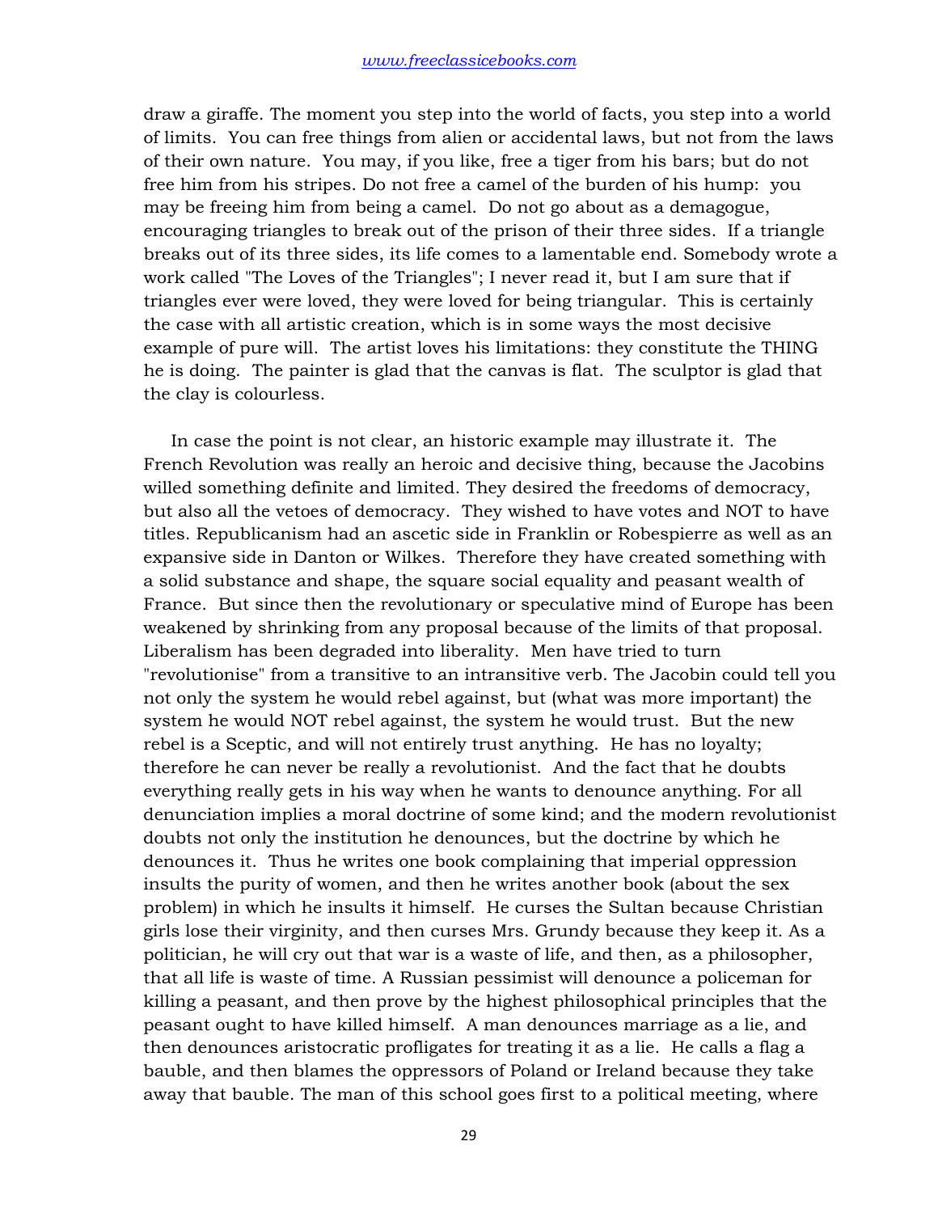draw a giraffe. The moment you step into the world of facts, you step into a world of limits. You can free things from alien or accidental laws, but not from the laws of their own nature. You may, if you like, free a tiger from his bars; but do not free him from his stripes. Do not free a camel of the burden of his hump: you may be freeing him from being a camel. Do not go about as a demagogue, encouraging triangles to break out of the prison of their three sides. If a triangle breaks out of its three sides, its life comes to a lamentable end. Somebody wrote a work called "The Loves of the Triangles"; I never read it, but I am sure that if triangles ever were loved, they were loved for being triangular. This is certainly the case with all artistic creation, which is in some ways the most decisive example of pure will. The artist loves his limitations: they constitute the THING he is doing. The painter is glad that the canvas is flat. The sculptor is glad that the clay is colourless.

In case the point is not clear, an historic example may illustrate it. The French Revolution was really an heroic and decisive thing, because the Jacobins willed something definite and limited. They desired the freedoms of democracy, but also all the vetoes of democracy. They wished to have votes and NOT to have titles. Republicanism had an ascetic side in Franklin or Robespierre as well as an expansive side in Danton or Wilkes. Therefore they have created something with a solid substance and shape, the square social equality and peasant wealth of France. But since then the revolutionary or speculative mind of Europe has been weakened by shrinking from any proposal because of the limits of that proposal. Liberalism has been degraded into liberality. Men have tried to turn "revolutionise" from a transitive to an intransitive verb. The Jacobin could tell you not only the system he would rebel against, but (what was more important) the system he would NOT rebel against, the system he would trust. But the new rebel is a Sceptic, and will not entirely trust anything. He has no loyalty; therefore he can never be really a revolutionist. And the fact that he doubts everything really gets in his way when he wants to denounce anything. For all denunciation implies a moral doctrine of some kind; and the modern revolutionist doubts not only the institution he denounces, but the doctrine by which he denounces it. Thus he writes one book complaining that imperial oppression insults the purity of women, and then he writes another book (about the sex problem) in which he insults it himself. He curses the Sultan because Christian girls lose their virginity, and then curses Mrs. Grundy because they keep it. As a politician, he will cry out that war is a waste of life, and then, as a philosopher, that all life is waste of time. A Russian pessimist will denounce a policeman for killing a peasant, and then prove by the highest philosophical principles that the peasant ought to have killed himself. A man denounces marriage as a lie, and then denounces aristocratic profligates for treating it as a lie. He calls a flag a bauble, and then blames the oppressors of Poland or Ireland because they take away that bauble. The man of this school goes first to a political meeting, where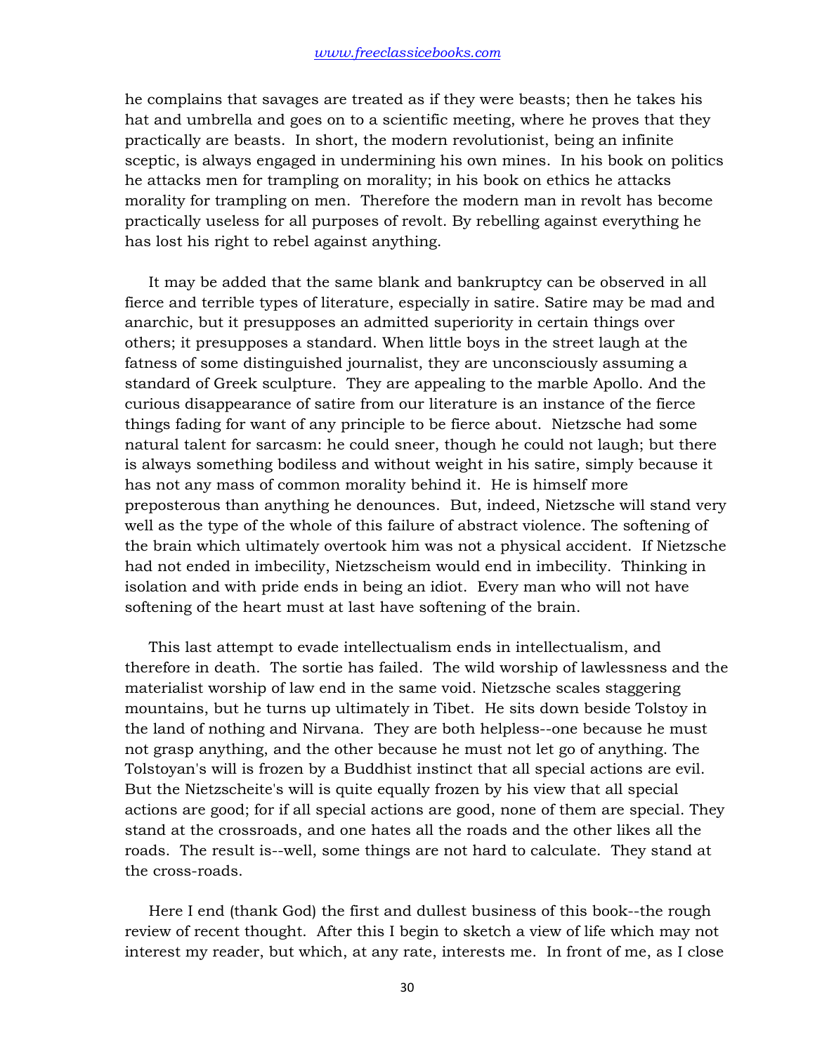he complains that savages are treated as if they were beasts; then he takes his hat and umbrella and goes on to a scientific meeting, where he proves that they practically are beasts. In short, the modern revolutionist, being an infinite sceptic, is always engaged in undermining his own mines. In his book on politics he attacks men for trampling on morality; in his book on ethics he attacks morality for trampling on men. Therefore the modern man in revolt has become practically useless for all purposes of revolt. By rebelling against everything he has lost his right to rebel against anything.

It may be added that the same blank and bankruptcy can be observed in all fierce and terrible types of literature, especially in satire. Satire may be mad and anarchic, but it presupposes an admitted superiority in certain things over others; it presupposes a standard. When little boys in the street laugh at the fatness of some distinguished journalist, they are unconsciously assuming a standard of Greek sculpture. They are appealing to the marble Apollo. And the curious disappearance of satire from our literature is an instance of the fierce things fading for want of any principle to be fierce about. Nietzsche had some natural talent for sarcasm: he could sneer, though he could not laugh; but there is always something bodiless and without weight in his satire, simply because it has not any mass of common morality behind it. He is himself more preposterous than anything he denounces. But, indeed, Nietzsche will stand very well as the type of the whole of this failure of abstract violence. The softening of the brain which ultimately overtook him was not a physical accident. If Nietzsche had not ended in imbecility, Nietzscheism would end in imbecility. Thinking in isolation and with pride ends in being an idiot. Every man who will not have softening of the heart must at last have softening of the brain.

This last attempt to evade intellectualism ends in intellectualism, and therefore in death. The sortie has failed. The wild worship of lawlessness and the materialist worship of law end in the same void. Nietzsche scales staggering mountains, but he turns up ultimately in Tibet. He sits down beside Tolstoy in the land of nothing and Nirvana. They are both helpless--one because he must not grasp anything, and the other because he must not let go of anything. The Tolstoyan's will is frozen by a Buddhist instinct that all special actions are evil. But the Nietzscheite's will is quite equally frozen by his view that all special actions are good; for if all special actions are good, none of them are special. They stand at the crossroads, and one hates all the roads and the other likes all the roads. The result is--well, some things are not hard to calculate. They stand at the cross-roads.

Here I end (thank God) the first and dullest business of this book--the rough review of recent thought. After this I begin to sketch a view of life which may not interest my reader, but which, at any rate, interests me. In front of me, as I close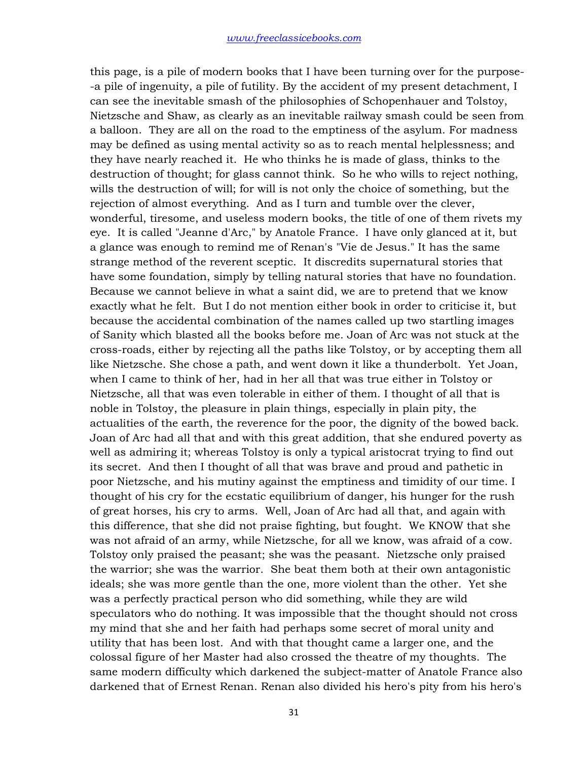this page, is a pile of modern books that I have been turning over for the purpose--a pile of ingenuity, a pile of futility. By the accident of my present detachment, I can see the inevitable smash of the philosophies of Schopenhauer and Tolstoy, Nietzsche and Shaw, as clearly as an inevitable railway smash could be seen from a balloon. They are all on the road to the emptiness of the asylum. For madness may be defined as using mental activity so as to reach mental helplessness; and they have nearly reached it. He who thinks he is made of glass, thinks to the destruction of thought; for glass cannot think. So he who wills to reject nothing, wills the destruction of will; for will is not only the choice of something, but the rejection of almost everything. And as I turn and tumble over the clever, wonderful, tiresome, and useless modern books, the title of one of them rivets my eye. It is called "Jeanne d'Arc," by Anatole France. I have only glanced at it, but a glance was enough to remind me of Renan's "Vie de Jesus." It has the same strange method of the reverent sceptic. It discredits supernatural stories that have some foundation, simply by telling natural stories that have no foundation. Because we cannot believe in what a saint did, we are to pretend that we know exactly what he felt. But I do not mention either book in order to criticise it, but because the accidental combination of the names called up two startling images of Sanity which blasted all the books before me. Joan of Arc was not stuck at the cross-roads, either by rejecting all the paths like Tolstoy, or by accepting them all like Nietzsche. She chose a path, and went down it like a thunderbolt. Yet Joan, when I came to think of her, had in her all that was true either in Tolstoy or Nietzsche, all that was even tolerable in either of them. I thought of all that is noble in Tolstoy, the pleasure in plain things, especially in plain pity, the actualities of the earth, the reverence for the poor, the dignity of the bowed back. Joan of Arc had all that and with this great addition, that she endured poverty as well as admiring it; whereas Tolstoy is only a typical aristocrat trying to find out its secret. And then I thought of all that was brave and proud and pathetic in poor Nietzsche, and his mutiny against the emptiness and timidity of our time. I thought of his cry for the ecstatic equilibrium of danger, his hunger for the rush of great horses, his cry to arms. Well, Joan of Arc had all that, and again with this difference, that she did not praise fighting, but fought. We KNOW that she was not afraid of an army, while Nietzsche, for all we know, was afraid of a cow. Tolstoy only praised the peasant; she was the peasant. Nietzsche only praised the warrior; she was the warrior. She beat them both at their own antagonistic ideals; she was more gentle than the one, more violent than the other. Yet she was a perfectly practical person who did something, while they are wild speculators who do nothing. It was impossible that the thought should not cross my mind that she and her faith had perhaps some secret of moral unity and utility that has been lost. And with that thought came a larger one, and the colossal figure of her Master had also crossed the theatre of my thoughts. The same modern difficulty which darkened the subject-matter of Anatole France also darkened that of Ernest Renan. Renan also divided his hero's pity from his hero's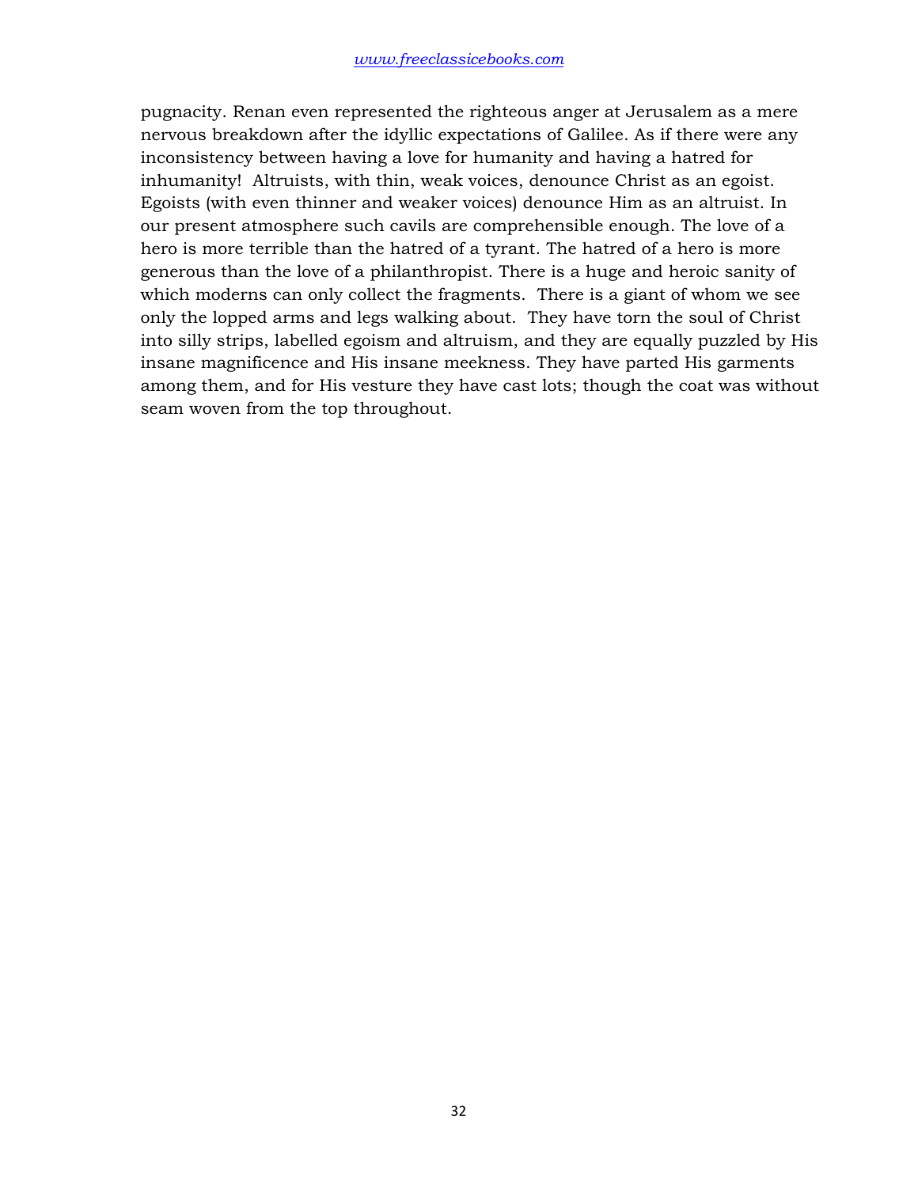pugnacity. Renan even represented the righteous anger at Jerusalem as a mere nervous breakdown after the idyllic expectations of Galilee. As if there were any inconsistency between having a love for humanity and having a hatred for inhumanity! Altruists, with thin, weak voices, denounce Christ as an egoist. Egoists (with even thinner and weaker voices) denounce Him as an altruist. In our present atmosphere such cavils are comprehensible enough. The love of a hero is more terrible than the hatred of a tyrant. The hatred of a hero is more generous than the love of a philanthropist. There is a huge and heroic sanity of which moderns can only collect the fragments. There is a giant of whom we see only the lopped arms and legs walking about. They have torn the soul of Christ into silly strips, labelled egoism and altruism, and they are equally puzzled by His insane magnificence and His insane meekness. They have parted His garments among them, and for His vesture they have cast lots; though the coat was without seam woven from the top throughout.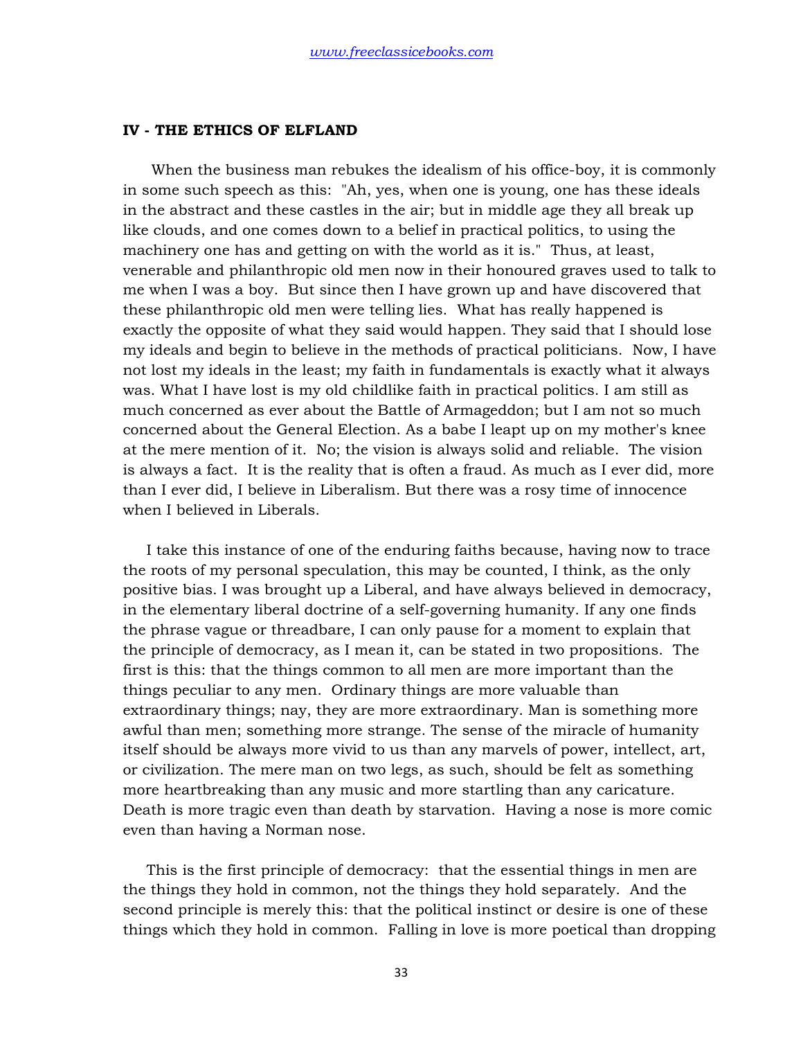## IV - THE ETHICS OF ELFLAND

When the business man rebukes the idealism of his office-boy, it is commonly in some such speech as this: "Ah, yes, when one is young, one has these ideals in the abstract and these castles in the air; but in middle age they all break up like clouds, and one comes down to a belief in practical politics, to using the machinery one has and getting on with the world as it is." Thus, at least, venerable and philanthropic old men now in their honoured graves used to talk to me when I was a boy. But since then I have grown up and have discovered that these philanthropic old men were telling lies. What has really happened is exactly the opposite of what they said would happen. They said that I should lose my ideals and begin to believe in the methods of practical politicians. Now, I have not lost my ideals in the least; my faith in fundamentals is exactly what it always was. What I have lost is my old childlike faith in practical politics. I am still as much concerned as ever about the Battle of Armageddon; but I am not so much concerned about the General Election. As a babe I leapt up on my mother's knee at the mere mention of it. No; the vision is always solid and reliable. The vision is always a fact. It is the reality that is often a fraud. As much as I ever did, more than I ever did, I believe in Liberalism. But there was a rosy time of innocence when I believed in Liberals.

I take this instance of one of the enduring faiths because, having now to trace the roots of my personal speculation, this may be counted, I think, as the only positive bias. I was brought up a Liberal, and have always believed in democracy, in the elementary liberal doctrine of a self-governing humanity. If any one finds the phrase vague or threadbare, I can only pause for a moment to explain that the principle of democracy, as I mean it, can be stated in two propositions. The first is this: that the things common to all men are more important than the things peculiar to any men. Ordinary things are more valuable than extraordinary things; nay, they are more extraordinary. Man is something more awful than men; something more strange. The sense of the miracle of humanity itself should be always more vivid to us than any marvels of power, intellect, art, or civilization. The mere man on two legs, as such, should be felt as something more heartbreaking than any music and more startling than any caricature. Death is more tragic even than death by starvation. Having a nose is more comic even than having a Norman nose.

This is the first principle of democracy: that the essential things in men are the things they hold in common, not the things they hold separately. And the second principle is merely this: that the political instinct or desire is one of these things which they hold in common. Falling in love is more poetical than dropping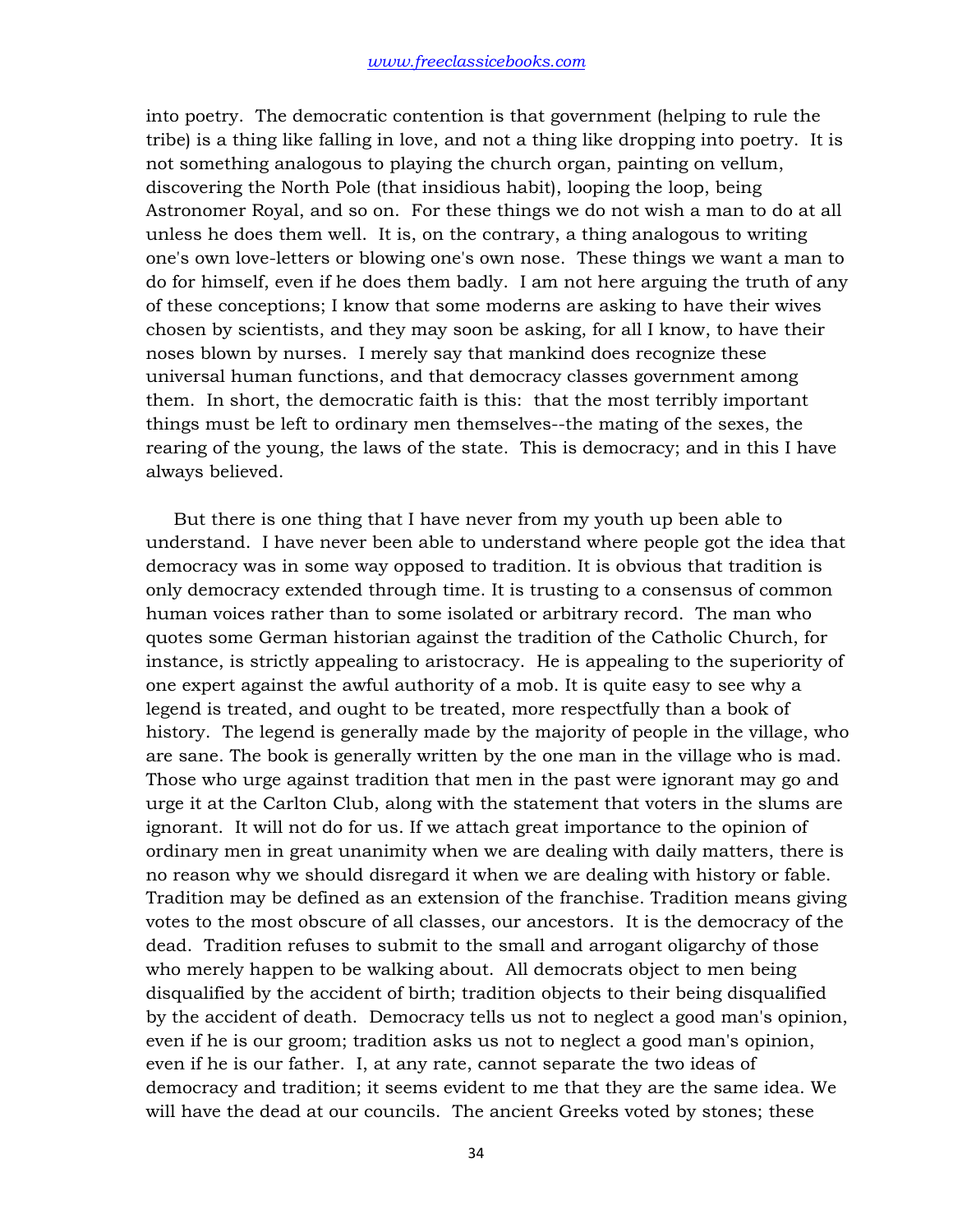into poetry. The democratic contention is that government (helping to rule the tribe) is a thing like falling in love, and not a thing like dropping into poetry. It is not something analogous to playing the church organ, painting on vellum, discovering the North Pole (that insidious habit), looping the loop, being Astronomer Royal, and so on. For these things we do not wish a man to do at all unless he does them well. It is, on the contrary, a thing analogous to writing one's own love-letters or blowing one's own nose. These things we want a man to do for himself, even if he does them badly. I am not here arguing the truth of any of these conceptions; I know that some moderns are asking to have their wives chosen by scientists, and they may soon be asking, for all I know, to have their noses blown by nurses. I merely say that mankind does recognize these universal human functions, and that democracy classes government among them. In short, the democratic faith is this: that the most terribly important things must be left to ordinary men themselves--the mating of the sexes, the rearing of the young, the laws of the state. This is democracy; and in this I have always believed.

But there is one thing that I have never from my youth up been able to understand. I have never been able to understand where people got the idea that democracy was in some way opposed to tradition. It is obvious that tradition is only democracy extended through time. It is trusting to a consensus of common human voices rather than to some isolated or arbitrary record. The man who quotes some German historian against the tradition of the Catholic Church, for instance, is strictly appealing to aristocracy. He is appealing to the superiority of one expert against the awful authority of a mob. It is quite easy to see why a legend is treated, and ought to be treated, more respectfully than a book of history. The legend is generally made by the majority of people in the village, who are sane. The book is generally written by the one man in the village who is mad. Those who urge against tradition that men in the past were ignorant may go and urge it at the Carlton Club, along with the statement that voters in the slums are ignorant. It will not do for us. If we attach great importance to the opinion of ordinary men in great unanimity when we are dealing with daily matters, there is no reason why we should disregard it when we are dealing with history or fable. Tradition may be defined as an extension of the franchise. Tradition means giving votes to the most obscure of all classes, our ancestors. It is the democracy of the dead. Tradition refuses to submit to the small and arrogant oligarchy of those who merely happen to be walking about. All democrats object to men being disqualified by the accident of birth; tradition objects to their being disqualified by the accident of death. Democracy tells us not to neglect a good man's opinion, even if he is our groom; tradition asks us not to neglect a good man's opinion, even if he is our father. I, at any rate, cannot separate the two ideas of democracy and tradition; it seems evident to me that they are the same idea. We will have the dead at our councils. The ancient Greeks voted by stones; these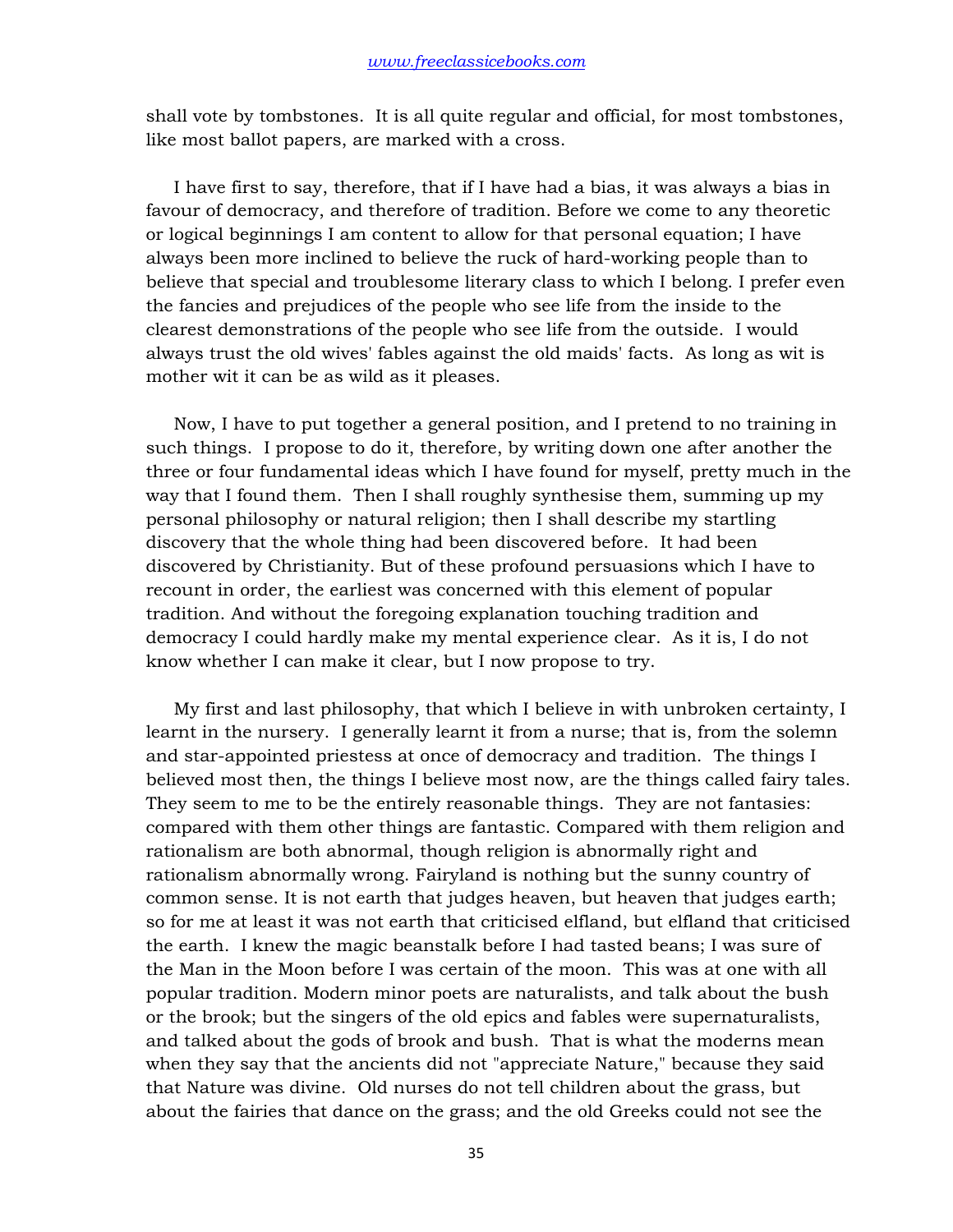shall vote by tombstones. It is all quite regular and official, for most tombstones, like most ballot papers, are marked with a cross.

I have first to say, therefore, that if I have had a bias, it was always a bias in favour of democracy, and therefore of tradition. Before we come to any theoretic or logical beginnings I am content to allow for that personal equation; I have always been more inclined to believe the ruck of hard-working people than to believe that special and troublesome literary class to which I belong. I prefer even the fancies and prejudices of the people who see life from the inside to the clearest demonstrations of the people who see life from the outside. I would always trust the old wives' fables against the old maids' facts. As long as wit is mother wit it can be as wild as it pleases.

Now, I have to put together a general position, and I pretend to no training in such things. I propose to do it, therefore, by writing down one after another the three or four fundamental ideas which I have found for myself, pretty much in the way that I found them. Then I shall roughly synthesise them, summing up my personal philosophy or natural religion; then I shall describe my startling discovery that the whole thing had been discovered before. It had been discovered by Christianity. But of these profound persuasions which I have to recount in order, the earliest was concerned with this element of popular tradition. And without the foregoing explanation touching tradition and democracy I could hardly make my mental experience clear. As it is, I do not know whether I can make it clear, but I now propose to try.

My first and last philosophy, that which I believe in with unbroken certainty, I learnt in the nursery. I generally learnt it from a nurse; that is, from the solemn and star-appointed priestess at once of democracy and tradition. The things I believed most then, the things I believe most now, are the things called fairy tales. They seem to me to be the entirely reasonable things. They are not fantasies: compared with them other things are fantastic. Compared with them religion and rationalism are both abnormal, though religion is abnormally right and rationalism abnormally wrong. Fairyland is nothing but the sunny country of common sense. It is not earth that judges heaven, but heaven that judges earth; so for me at least it was not earth that criticised elfland, but elfland that criticised the earth. I knew the magic beanstalk before I had tasted beans; I was sure of the Man in the Moon before I was certain of the moon. This was at one with all popular tradition. Modern minor poets are naturalists, and talk about the bush or the brook; but the singers of the old epics and fables were supernaturalists, and talked about the gods of brook and bush. That is what the moderns mean when they say that the ancients did not "appreciate Nature," because they said that Nature was divine. Old nurses do not tell children about the grass, but about the fairies that dance on the grass; and the old Greeks could not see the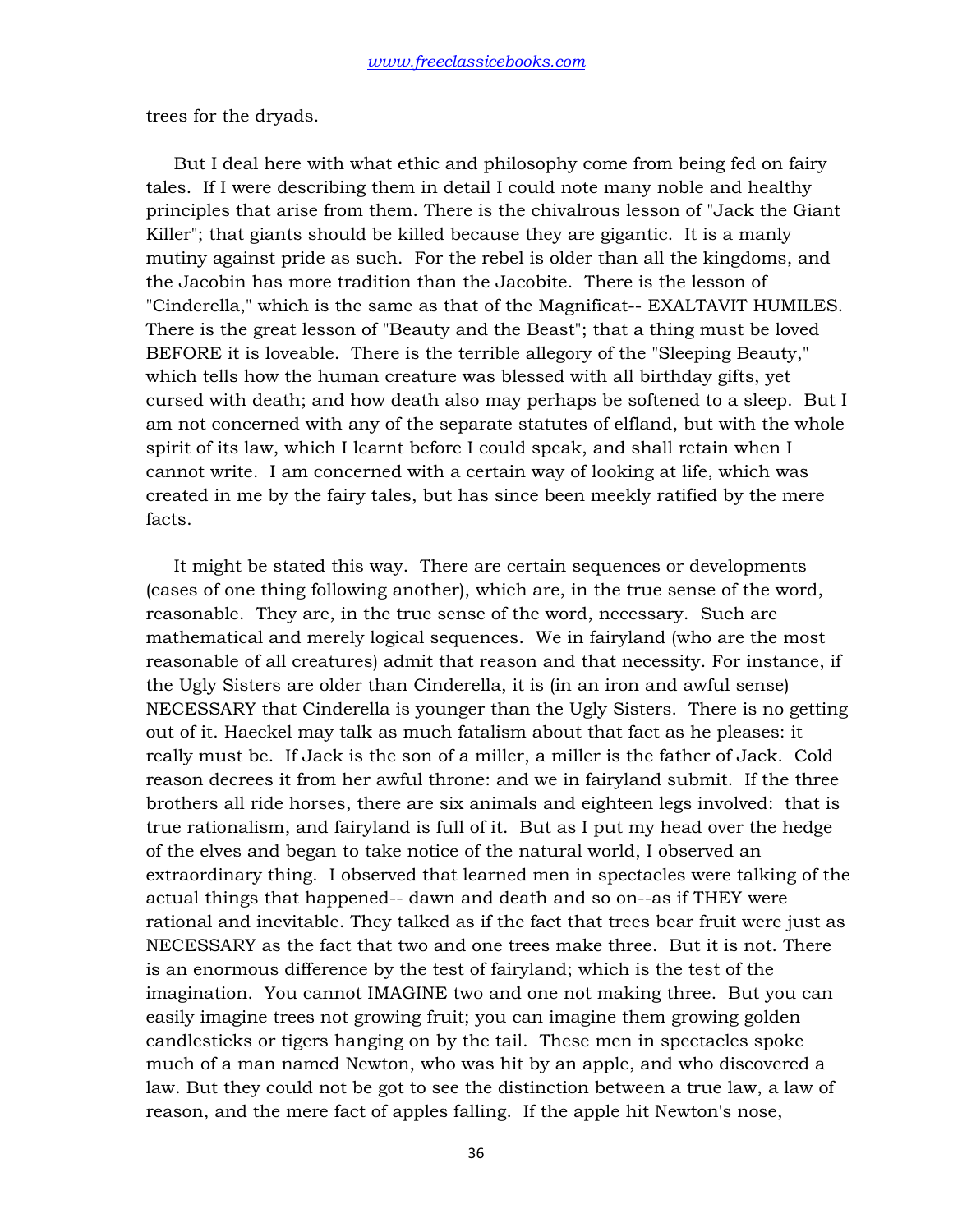trees for the dryads.

But I deal here with what ethic and philosophy come from being fed on fairy tales. If I were describing them in detail I could note many noble and healthy principles that arise from them. There is the chivalrous lesson of "Jack the Giant Killer"; that giants should be killed because they are gigantic. It is a manly mutiny against pride as such. For the rebel is older than all the kingdoms, and the Jacobin has more tradition than the Jacobite. There is the lesson of "Cinderella," which is the same as that of the Magnificat-- EXALTAVIT HUMILES. There is the great lesson of "Beauty and the Beast"; that a thing must be loved BEFORE it is loveable. There is the terrible allegory of the "Sleeping Beauty," which tells how the human creature was blessed with all birthday gifts, yet cursed with death; and how death also may perhaps be softened to a sleep. But I am not concerned with any of the separate statutes of elfland, but with the whole spirit of its law, which I learnt before I could speak, and shall retain when I cannot write. I am concerned with a certain way of looking at life, which was created in me by the fairy tales, but has since been meekly ratified by the mere facts.

It might be stated this way. There are certain sequences or developments (cases of one thing following another), which are, in the true sense of the word, reasonable. They are, in the true sense of the word, necessary. Such are mathematical and merely logical sequences. We in fairyland (who are the most reasonable of all creatures) admit that reason and that necessity. For instance, if the Ugly Sisters are older than Cinderella, it is (in an iron and awful sense) NECESSARY that Cinderella is younger than the Ugly Sisters. There is no getting out of it. Haeckel may talk as much fatalism about that fact as he pleases: it really must be. If Jack is the son of a miller, a miller is the father of Jack. Cold reason decrees it from her awful throne: and we in fairyland submit. If the three brothers all ride horses, there are six animals and eighteen legs involved: that is true rationalism, and fairyland is full of it. But as I put my head over the hedge of the elves and began to take notice of the natural world, I observed an extraordinary thing. I observed that learned men in spectacles were talking of the actual things that happened-- dawn and death and so on--as if THEY were rational and inevitable. They talked as if the fact that trees bear fruit were just as NECESSARY as the fact that two and one trees make three. But it is not. There is an enormous difference by the test of fairyland; which is the test of the imagination. You cannot IMAGINE two and one not making three. But you can easily imagine trees not growing fruit; you can imagine them growing golden candlesticks or tigers hanging on by the tail. These men in spectacles spoke much of a man named Newton, who was hit by an apple, and who discovered a law. But they could not be got to see the distinction between a true law, a law of reason, and the mere fact of apples falling. If the apple hit Newton's nose,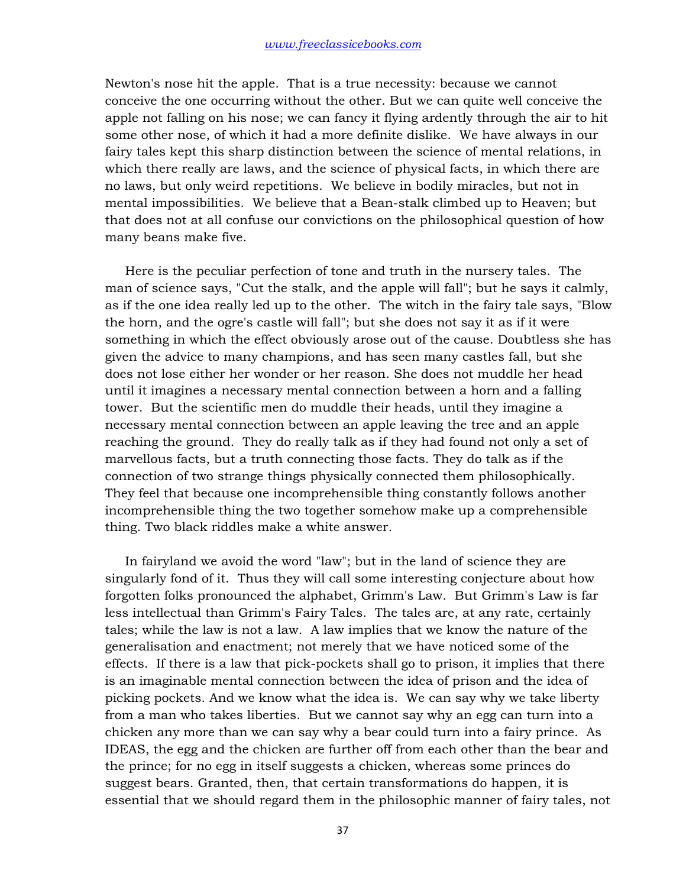Newton's nose hit the apple. That is a true necessity: because we cannot conceive the one occurring without the other. But we can quite well conceive the apple not falling on his nose; we can fancy it flying ardently through the air to hit some other nose, of which it had a more definite dislike. We have always in our fairy tales kept this sharp distinction between the science of mental relations, in which there really are laws, and the science of physical facts, in which there are no laws, but only weird repetitions. We believe in bodily miracles, but not in mental impossibilities. We believe that a Bean-stalk climbed up to Heaven; but that does not at all confuse our convictions on the philosophical question of how many beans make five.

Here is the peculiar perfection of tone and truth in the nursery tales. The man of science says, "Cut the stalk, and the apple will fall"; but he says it calmly, as if the one idea really led up to the other. The witch in the fairy tale says, "Blow the horn, and the ogre's castle will fall"; but she does not say it as if it were something in which the effect obviously arose out of the cause. Doubtless she has given the advice to many champions, and has seen many castles fall, but she does not lose either her wonder or her reason. She does not muddle her head until it imagines a necessary mental connection between a horn and a falling tower. But the scientific men do muddle their heads, until they imagine a necessary mental connection between an apple leaving the tree and an apple reaching the ground. They do really talk as if they had found not only a set of marvellous facts, but a truth connecting those facts. They do talk as if the connection of two strange things physically connected them philosophically. They feel that because one incomprehensible thing constantly follows another incomprehensible thing the two together somehow make up a comprehensible thing. Two black riddles make a white answer.

In fairyland we avoid the word "law"; but in the land of science they are singularly fond of it. Thus they will call some interesting conjecture about how forgotten folks pronounced the alphabet, Grimm's Law. But Grimm's Law is far less intellectual than Grimm's Fairy Tales. The tales are, at any rate, certainly tales; while the law is not a law. A law implies that we know the nature of the generalisation and enactment; not merely that we have noticed some of the effects. If there is a law that pick-pockets shall go to prison, it implies that there is an imaginable mental connection between the idea of prison and the idea of picking pockets. And we know what the idea is. We can say why we take liberty from a man who takes liberties. But we cannot say why an egg can turn into a chicken any more than we can say why a bear could turn into a fairy prince. As IDEAS, the egg and the chicken are further off from each other than the bear and the prince; for no egg in itself suggests a chicken, whereas some princes do suggest bears. Granted, then, that certain transformations do happen, it is essential that we should regard them in the philosophic manner of fairy tales, not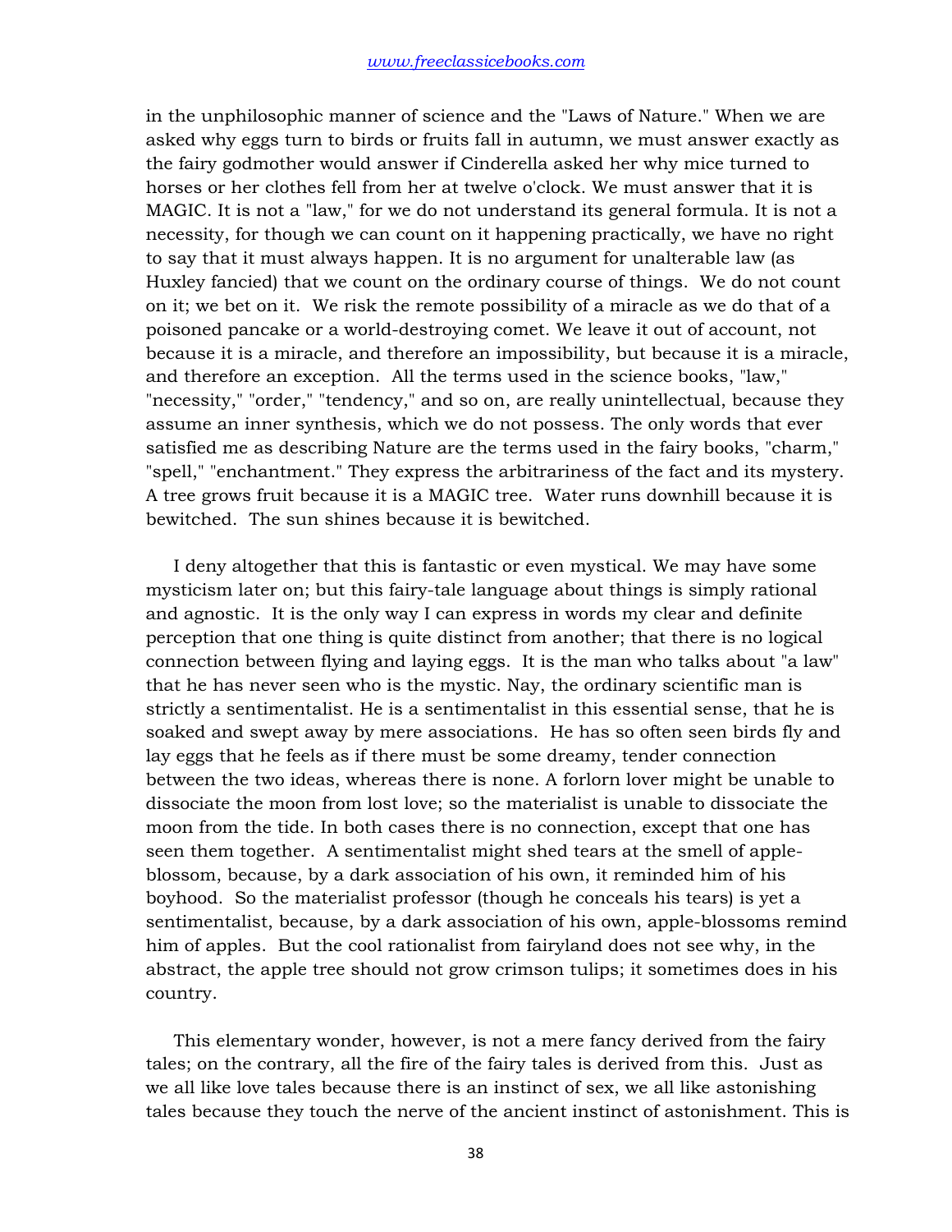in the unphilosophic manner of science and the "Laws of Nature." When we are asked why eggs turn to birds or fruits fall in autumn, we must answer exactly as the fairy godmother would answer if Cinderella asked her why mice turned to horses or her clothes fell from her at twelve o'clock. We must answer that it is MAGIC. It is not a "law," for we do not understand its general formula. It is not a necessity, for though we can count on it happening practically, we have no right to say that it must always happen. It is no argument for unalterable law (as Huxley fancied) that we count on the ordinary course of things. We do not count on it; we bet on it. We risk the remote possibility of a miracle as we do that of a poisoned pancake or a world-destroying comet. We leave it out of account, not because it is a miracle, and therefore an impossibility, but because it is a miracle, and therefore an exception. All the terms used in the science books, "law," "necessity," "order," "tendency," and so on, are really unintellectual, because they assume an inner synthesis, which we do not possess. The only words that ever satisfied me as describing Nature are the terms used in the fairy books, "charm," "spell," "enchantment." They express the arbitrariness of the fact and its mystery. A tree grows fruit because it is a MAGIC tree. Water runs downhill because it is bewitched. The sun shines because it is bewitched.

I deny altogether that this is fantastic or even mystical. We may have some mysticism later on; but this fairy-tale language about things is simply rational and agnostic. It is the only way I can express in words my clear and definite perception that one thing is quite distinct from another; that there is no logical connection between flying and laying eggs. It is the man who talks about "a law" that he has never seen who is the mystic. Nay, the ordinary scientific man is strictly a sentimentalist. He is a sentimentalist in this essential sense, that he is soaked and swept away by mere associations. He has so often seen birds fly and lay eggs that he feels as if there must be some dreamy, tender connection between the two ideas, whereas there is none. A forlorn lover might be unable to dissociate the moon from lost love; so the materialist is unable to dissociate the moon from the tide. In both cases there is no connection, except that one has seen them together. A sentimentalist might shed tears at the smell of apple-blossom, because, by a dark association of his own, it reminded him of his boyhood. So the materialist professor (though he conceals his tears) is yet a sentimentalist, because, by a dark association of his own, apple-blossoms remind him of apples. But the cool rationalist from fairyland does not see why, in the abstract, the apple tree should not grow crimson tulips; it sometimes does in his country.

This elementary wonder, however, is not a mere fancy derived from the fairy tales; on the contrary, all the fire of the fairy tales is derived from this. Just as we all like love tales because there is an instinct of sex, we all like astonishing tales because they touch the nerve of the ancient instinct of astonishment. This is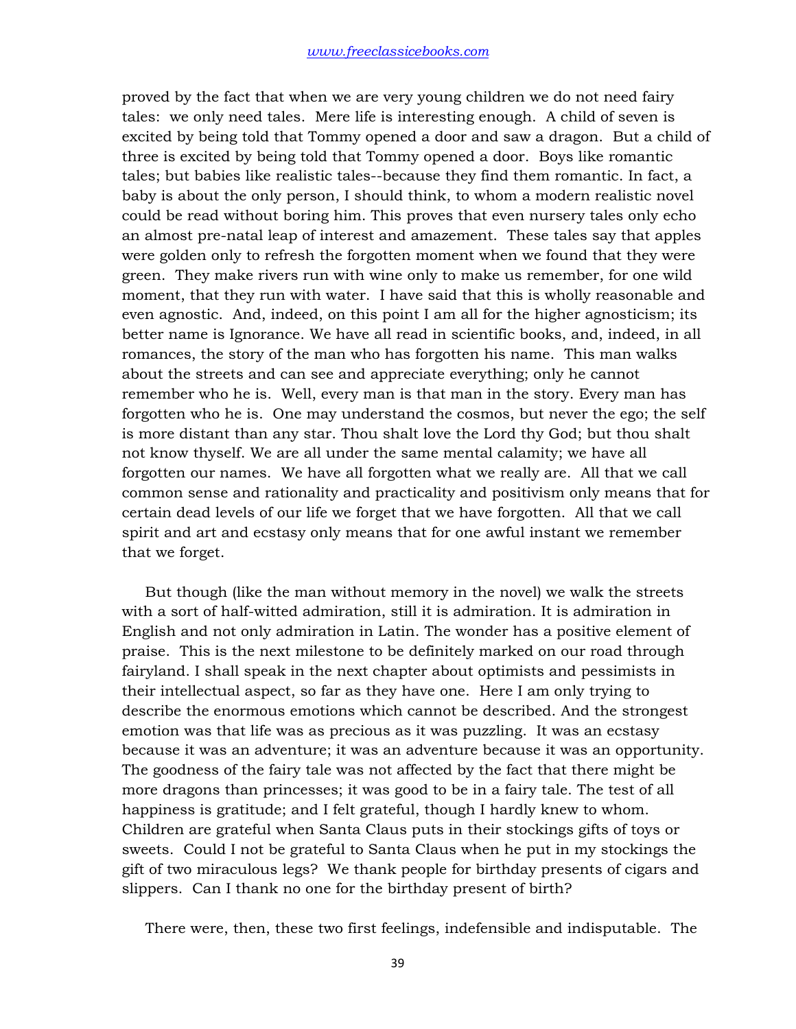proved by the fact that when we are very young children we do not need fairy tales: we only need tales. Mere life is interesting enough. A child of seven is excited by being told that Tommy opened a door and saw a dragon. But a child of three is excited by being told that Tommy opened a door. Boys like romantic tales; but babies like realistic tales--because they find them romantic. In fact, a baby is about the only person, I should think, to whom a modern realistic novel could be read without boring him. This proves that even nursery tales only echo an almost pre-natal leap of interest and amazement. These tales say that apples were golden only to refresh the forgotten moment when we found that they were green. They make rivers run with wine only to make us remember, for one wild moment, that they run with water. I have said that this is wholly reasonable and even agnostic. And, indeed, on this point I am all for the higher agnosticism; its better name is Ignorance. We have all read in scientific books, and, indeed, in all romances, the story of the man who has forgotten his name. This man walks about the streets and can see and appreciate everything; only he cannot remember who he is. Well, every man is that man in the story. Every man has forgotten who he is. One may understand the cosmos, but never the ego; the self is more distant than any star. Thou shalt love the Lord thy God; but thou shalt not know thyself. We are all under the same mental calamity; we have all forgotten our names. We have all forgotten what we really are. All that we call common sense and rationality and practicality and positivism only means that for certain dead levels of our life we forget that we have forgotten. All that we call spirit and art and ecstasy only means that for one awful instant we remember that we forget.

But though (like the man without memory in the novel) we walk the streets with a sort of half-witted admiration, still it is admiration. It is admiration in English and not only admiration in Latin. The wonder has a positive element of praise. This is the next milestone to be definitely marked on our road through fairyland. I shall speak in the next chapter about optimists and pessimists in their intellectual aspect, so far as they have one. Here I am only trying to describe the enormous emotions which cannot be described. And the strongest emotion was that life was as precious as it was puzzling. It was an ecstasy because it was an adventure; it was an adventure because it was an opportunity. The goodness of the fairy tale was not affected by the fact that there might be more dragons than princesses; it was good to be in a fairy tale. The test of all happiness is gratitude; and I felt grateful, though I hardly knew to whom. Children are grateful when Santa Claus puts in their stockings gifts of toys or sweets. Could I not be grateful to Santa Claus when he put in my stockings the gift of two miraculous legs? We thank people for birthday presents of cigars and slippers. Can I thank no one for the birthday present of birth?

There were, then, these two first feelings, indefensible and indisputable. The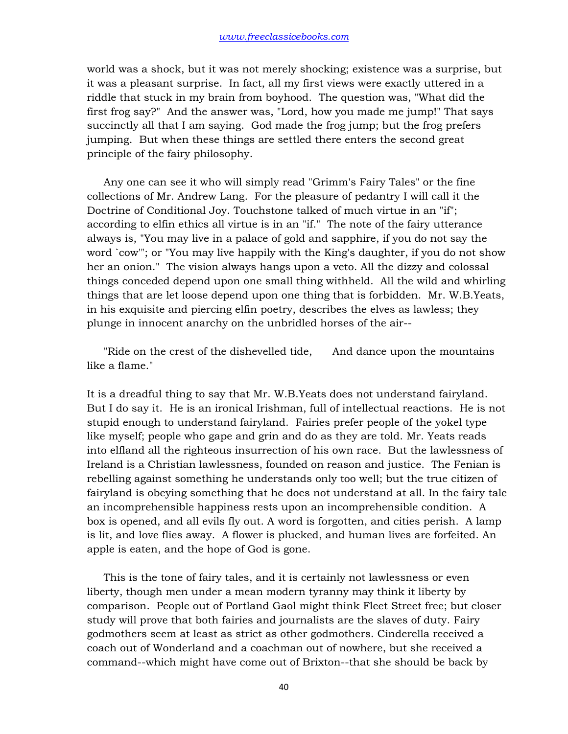world was a shock, but it was not merely shocking; existence was a surprise, but it was a pleasant surprise. In fact, all my first views were exactly uttered in a riddle that stuck in my brain from boyhood. The question was, "What did the first frog say?" And the answer was, "Lord, how you made me jump!" That says succinctly all that I am saying. God made the frog jump; but the frog prefers jumping. But when these things are settled there enters the second great principle of the fairy philosophy.

Any one can see it who will simply read "Grimm's Fairy Tales" or the fine collections of Mr. Andrew Lang. For the pleasure of pedantry I will call it the Doctrine of Conditional Joy. Touchstone talked of much virtue in an "if"; according to elfin ethics all virtue is in an "if." The note of the fairy utterance always is, "You may live in a palace of gold and sapphire, if you do not say the word `cow'"; or "You may live happily with the King's daughter, if you do not show her an onion." The vision always hangs upon a veto. All the dizzy and colossal things conceded depend upon one small thing withheld. All the wild and whirling things that are let loose depend upon one thing that is forbidden. Mr. W.B.Yeats, in his exquisite and piercing elfin poetry, describes the elves as lawless; they plunge in innocent anarchy on the unbridled horses of the air--

"Ride on the crest of the dishevelled tide, And dance upon the mountains like a flame."

It is a dreadful thing to say that Mr. W.B.Yeats does not understand fairyland. But I do say it. He is an ironical Irishman, full of intellectual reactions. He is not stupid enough to understand fairyland. Fairies prefer people of the yokel type like myself; people who gape and grin and do as they are told. Mr. Yeats reads into elfland all the righteous insurrection of his own race. But the lawlessness of Ireland is a Christian lawlessness, founded on reason and justice. The Fenian is rebelling against something he understands only too well; but the true citizen of fairyland is obeying something that he does not understand at all. In the fairy tale an incomprehensible happiness rests upon an incomprehensible condition. A box is opened, and all evils fly out. A word is forgotten, and cities perish. A lamp is lit, and love flies away. A flower is plucked, and human lives are forfeited. An apple is eaten, and the hope of God is gone.

This is the tone of fairy tales, and it is certainly not lawlessness or even liberty, though men under a mean modern tyranny may think it liberty by comparison. People out of Portland Gaol might think Fleet Street free; but closer study will prove that both fairies and journalists are the slaves of duty. Fairy godmothers seem at least as strict as other godmothers. Cinderella received a coach out of Wonderland and a coachman out of nowhere, but she received a command--which might have come out of Brixton--that she should be back by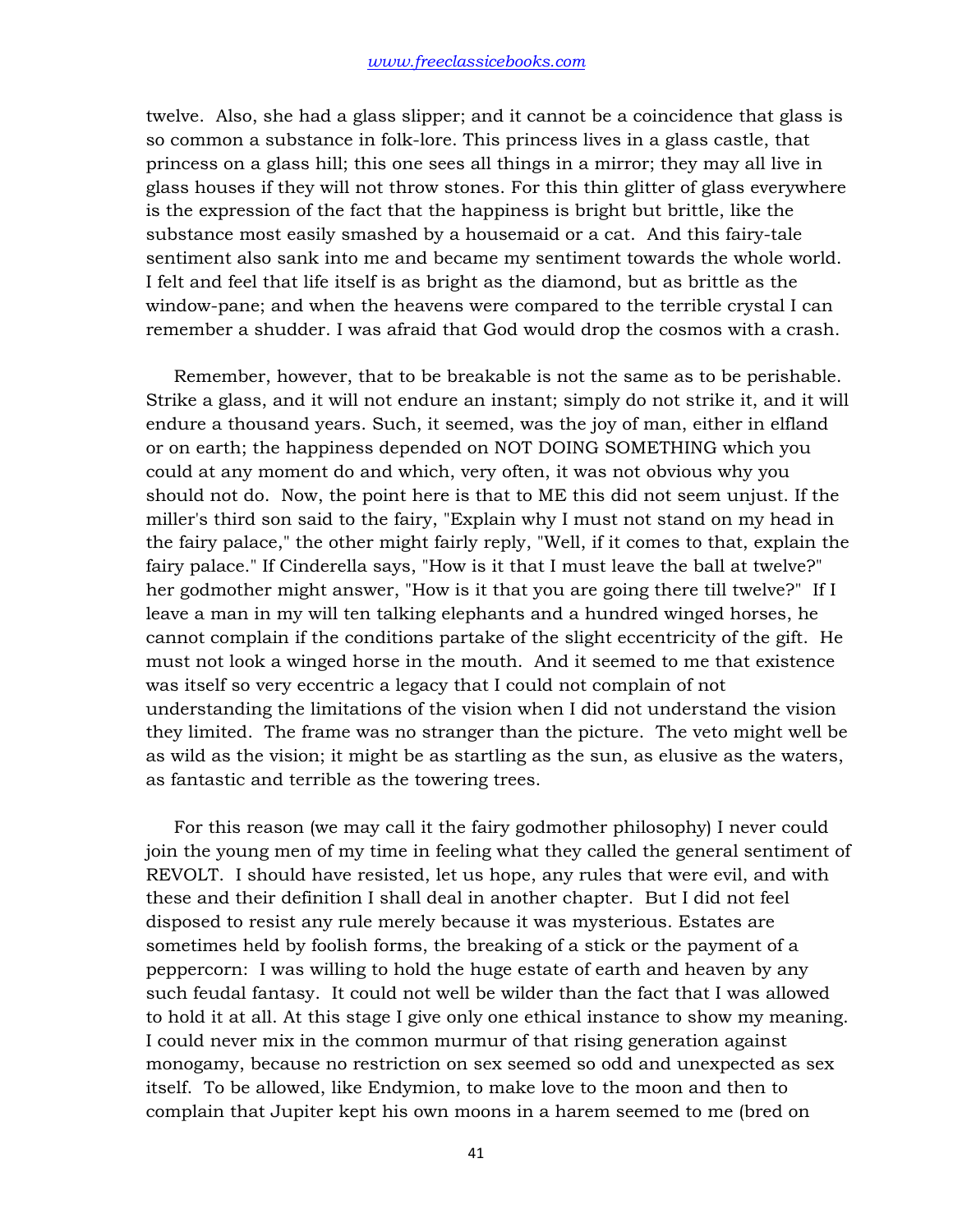twelve. Also, she had a glass slipper; and it cannot be a coincidence that glass is so common a substance in folk-lore. This princess lives in a glass castle, that princess on a glass hill; this one sees all things in a mirror; they may all live in glass houses if they will not throw stones. For this thin glitter of glass everywhere is the expression of the fact that the happiness is bright but brittle, like the substance most easily smashed by a housemaid or a cat. And this fairy-tale sentiment also sank into me and became my sentiment towards the whole world. I felt and feel that life itself is as bright as the diamond, but as brittle as the window-pane; and when the heavens were compared to the terrible crystal I can remember a shudder. I was afraid that God would drop the cosmos with a crash.

Remember, however, that to be breakable is not the same as to be perishable. Strike a glass, and it will not endure an instant; simply do not strike it, and it will endure a thousand years. Such, it seemed, was the joy of man, either in elfland or on earth; the happiness depended on NOT DOING SOMETHING which you could at any moment do and which, very often, it was not obvious why you should not do. Now, the point here is that to ME this did not seem unjust. If the miller's third son said to the fairy, "Explain why I must not stand on my head in the fairy palace," the other might fairly reply, "Well, if it comes to that, explain the fairy palace." If Cinderella says, "How is it that I must leave the ball at twelve?" her godmother might answer, "How is it that you are going there till twelve?" If I leave a man in my will ten talking elephants and a hundred winged horses, he cannot complain if the conditions partake of the slight eccentricity of the gift. He must not look a winged horse in the mouth. And it seemed to me that existence was itself so very eccentric a legacy that I could not complain of not understanding the limitations of the vision when I did not understand the vision they limited. The frame was no stranger than the picture. The veto might well be as wild as the vision; it might be as startling as the sun, as elusive as the waters, as fantastic and terrible as the towering trees.

For this reason (we may call it the fairy godmother philosophy) I never could join the young men of my time in feeling what they called the general sentiment of REVOLT. I should have resisted, let us hope, any rules that were evil, and with these and their definition I shall deal in another chapter. But I did not feel disposed to resist any rule merely because it was mysterious. Estates are sometimes held by foolish forms, the breaking of a stick or the payment of a peppercorn: I was willing to hold the huge estate of earth and heaven by any such feudal fantasy. It could not well be wilder than the fact that I was allowed to hold it at all. At this stage I give only one ethical instance to show my meaning. I could never mix in the common murmur of that rising generation against monogamy, because no restriction on sex seemed so odd and unexpected as sex itself. To be allowed, like Endymion, to make love to the moon and then to complain that Jupiter kept his own moons in a harem seemed to me (bred on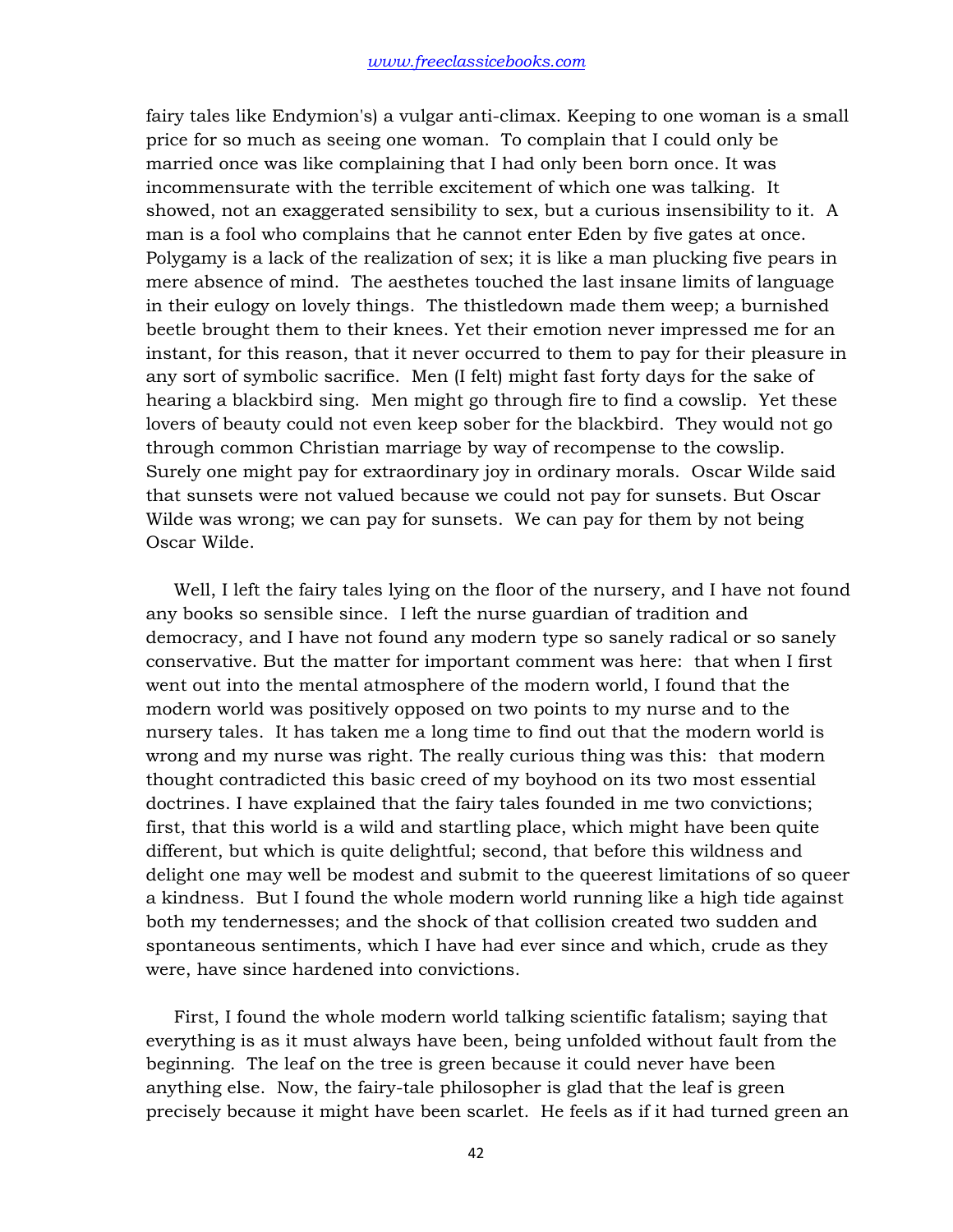fairy tales like Endymion's) a vulgar anti-climax. Keeping to one woman is a small price for so much as seeing one woman. To complain that I could only be married once was like complaining that I had only been born once. It was incommensurate with the terrible excitement of which one was talking. It showed, not an exaggerated sensibility to sex, but a curious insensibility to it. A man is a fool who complains that he cannot enter Eden by five gates at once. Polygamy is a lack of the realization of sex; it is like a man plucking five pears in mere absence of mind. The aesthetes touched the last insane limits of language in their eulogy on lovely things. The thistledown made them weep; a burnished beetle brought them to their knees. Yet their emotion never impressed me for an instant, for this reason, that it never occurred to them to pay for their pleasure in any sort of symbolic sacrifice. Men (I felt) might fast forty days for the sake of hearing a blackbird sing. Men might go through fire to find a cowslip. Yet these lovers of beauty could not even keep sober for the blackbird. They would not go through common Christian marriage by way of recompense to the cowslip. Surely one might pay for extraordinary joy in ordinary morals. Oscar Wilde said that sunsets were not valued because we could not pay for sunsets. But Oscar Wilde was wrong; we can pay for sunsets. We can pay for them by not being Oscar Wilde.

Well, I left the fairy tales lying on the floor of the nursery, and I have not found any books so sensible since. I left the nurse guardian of tradition and democracy, and I have not found any modern type so sanely radical or so sanely conservative. But the matter for important comment was here: that when I first went out into the mental atmosphere of the modern world, I found that the modern world was positively opposed on two points to my nurse and to the nursery tales. It has taken me a long time to find out that the modern world is wrong and my nurse was right. The really curious thing was this: that modern thought contradicted this basic creed of my boyhood on its two most essential doctrines. I have explained that the fairy tales founded in me two convictions; first, that this world is a wild and startling place, which might have been quite different, but which is quite delightful; second, that before this wildness and delight one may well be modest and submit to the queerest limitations of so queer a kindness. But I found the whole modern world running like a high tide against both my tendernesses; and the shock of that collision created two sudden and spontaneous sentiments, which I have had ever since and which, crude as they were, have since hardened into convictions.

First, I found the whole modern world talking scientific fatalism; saying that everything is as it must always have been, being unfolded without fault from the beginning. The leaf on the tree is green because it could never have been anything else. Now, the fairy-tale philosopher is glad that the leaf is green precisely because it might have been scarlet. He feels as if it had turned green an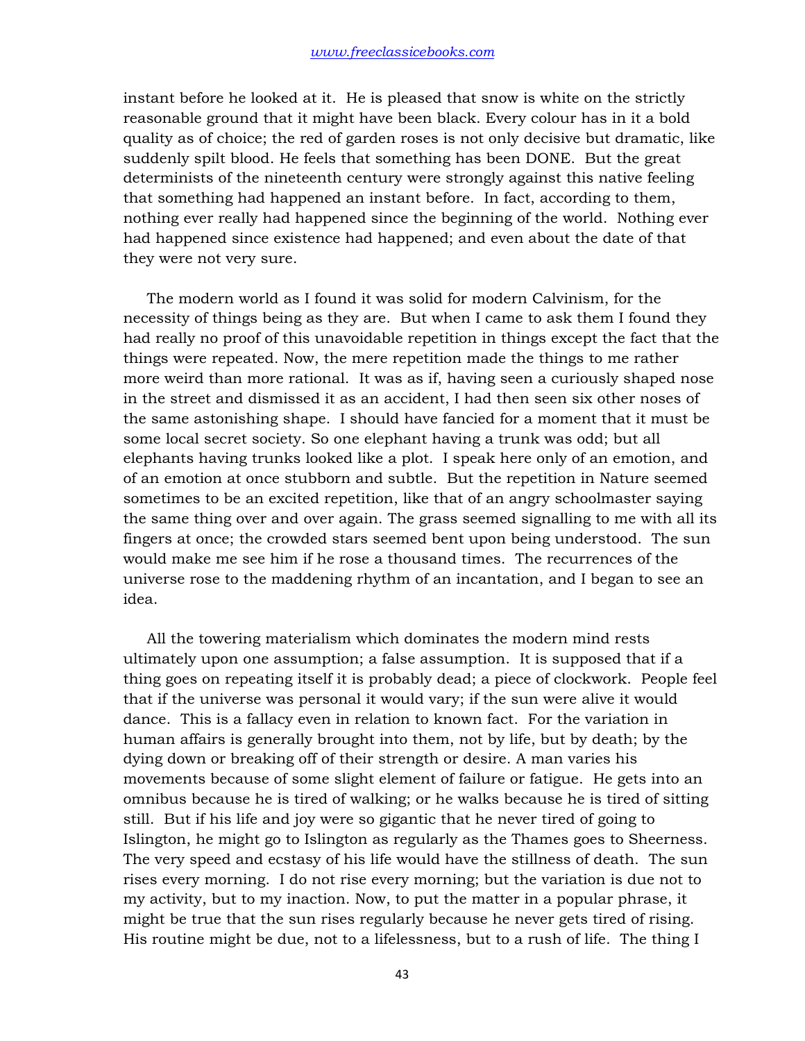instant before he looked at it. He is pleased that snow is white on the strictly reasonable ground that it might have been black. Every colour has in it a bold quality as of choice; the red of garden roses is not only decisive but dramatic, like suddenly spilt blood. He feels that something has been DONE. But the great determinists of the nineteenth century were strongly against this native feeling that something had happened an instant before. In fact, according to them, nothing ever really had happened since the beginning of the world. Nothing ever had happened since existence had happened; and even about the date of that they were not very sure.

The modern world as I found it was solid for modern Calvinism, for the necessity of things being as they are. But when I came to ask them I found they had really no proof of this unavoidable repetition in things except the fact that the things were repeated. Now, the mere repetition made the things to me rather more weird than more rational. It was as if, having seen a curiously shaped nose in the street and dismissed it as an accident, I had then seen six other noses of the same astonishing shape. I should have fancied for a moment that it must be some local secret society. So one elephant having a trunk was odd; but all elephants having trunks looked like a plot. I speak here only of an emotion, and of an emotion at once stubborn and subtle. But the repetition in Nature seemed sometimes to be an excited repetition, like that of an angry schoolmaster saying the same thing over and over again. The grass seemed signalling to me with all its fingers at once; the crowded stars seemed bent upon being understood. The sun would make me see him if he rose a thousand times. The recurrences of the universe rose to the maddening rhythm of an incantation, and I began to see an idea.

All the towering materialism which dominates the modern mind rests ultimately upon one assumption; a false assumption. It is supposed that if a thing goes on repeating itself it is probably dead; a piece of clockwork. People feel that if the universe was personal it would vary; if the sun were alive it would dance. This is a fallacy even in relation to known fact. For the variation in human affairs is generally brought into them, not by life, but by death; by the dying down or breaking off of their strength or desire. A man varies his movements because of some slight element of failure or fatigue. He gets into an omnibus because he is tired of walking; or he walks because he is tired of sitting still. But if his life and joy were so gigantic that he never tired of going to Islington, he might go to Islington as regularly as the Thames goes to Sheerness. The very speed and ecstasy of his life would have the stillness of death. The sun rises every morning. I do not rise every morning; but the variation is due not to my activity, but to my inaction. Now, to put the matter in a popular phrase, it might be true that the sun rises regularly because he never gets tired of rising. His routine might be due, not to a lifelessness, but to a rush of life. The thing I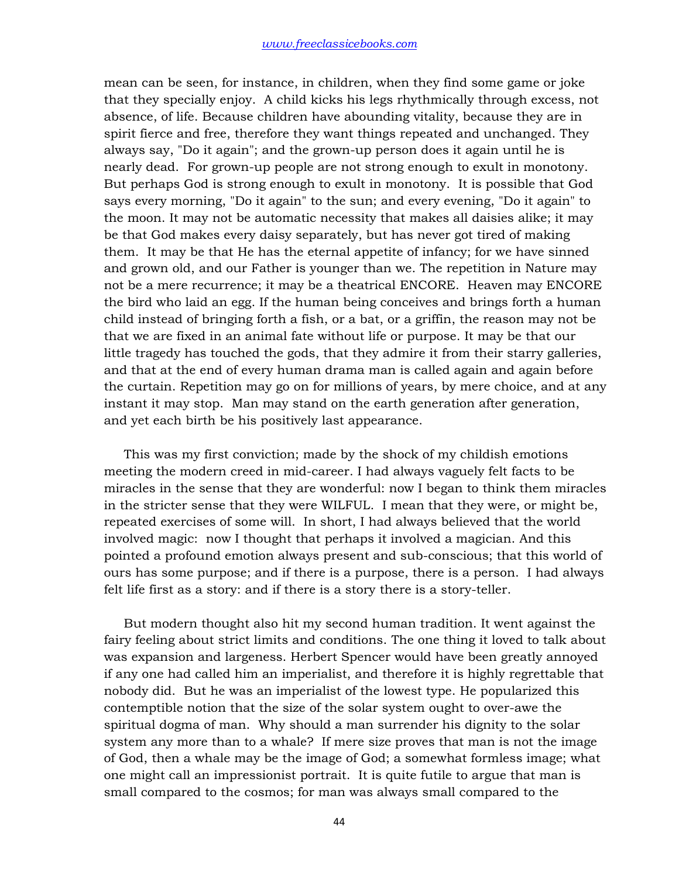mean can be seen, for instance, in children, when they find some game or joke that they specially enjoy. A child kicks his legs rhythmically through excess, not absence, of life. Because children have abounding vitality, because they are in spirit fierce and free, therefore they want things repeated and unchanged. They always say, "Do it again"; and the grown-up person does it again until he is nearly dead. For grown-up people are not strong enough to exult in monotony. But perhaps God is strong enough to exult in monotony. It is possible that God says every morning, "Do it again" to the sun; and every evening, "Do it again" to the moon. It may not be automatic necessity that makes all daisies alike; it may be that God makes every daisy separately, but has never got tired of making them. It may be that He has the eternal appetite of infancy; for we have sinned and grown old, and our Father is younger than we. The repetition in Nature may not be a mere recurrence; it may be a theatrical ENCORE. Heaven may ENCORE the bird who laid an egg. If the human being conceives and brings forth a human child instead of bringing forth a fish, or a bat, or a griffin, the reason may not be that we are fixed in an animal fate without life or purpose. It may be that our little tragedy has touched the gods, that they admire it from their starry galleries, and that at the end of every human drama man is called again and again before the curtain. Repetition may go on for millions of years, by mere choice, and at any instant it may stop. Man may stand on the earth generation after generation, and yet each birth be his positively last appearance.

This was my first conviction; made by the shock of my childish emotions meeting the modern creed in mid-career. I had always vaguely felt facts to be miracles in the sense that they are wonderful: now I began to think them miracles in the stricter sense that they were WILFUL. I mean that they were, or might be, repeated exercises of some will. In short, I had always believed that the world involved magic: now I thought that perhaps it involved a magician. And this pointed a profound emotion always present and sub-conscious; that this world of ours has some purpose; and if there is a purpose, there is a person. I had always felt life first as a story: and if there is a story there is a story-teller.

But modern thought also hit my second human tradition. It went against the fairy feeling about strict limits and conditions. The one thing it loved to talk about was expansion and largeness. Herbert Spencer would have been greatly annoyed if any one had called him an imperialist, and therefore it is highly regrettable that nobody did. But he was an imperialist of the lowest type. He popularized this contemptible notion that the size of the solar system ought to over-awe the spiritual dogma of man. Why should a man surrender his dignity to the solar system any more than to a whale? If mere size proves that man is not the image of God, then a whale may be the image of God; a somewhat formless image; what one might call an impressionist portrait. It is quite futile to argue that man is small compared to the cosmos; for man was always small compared to the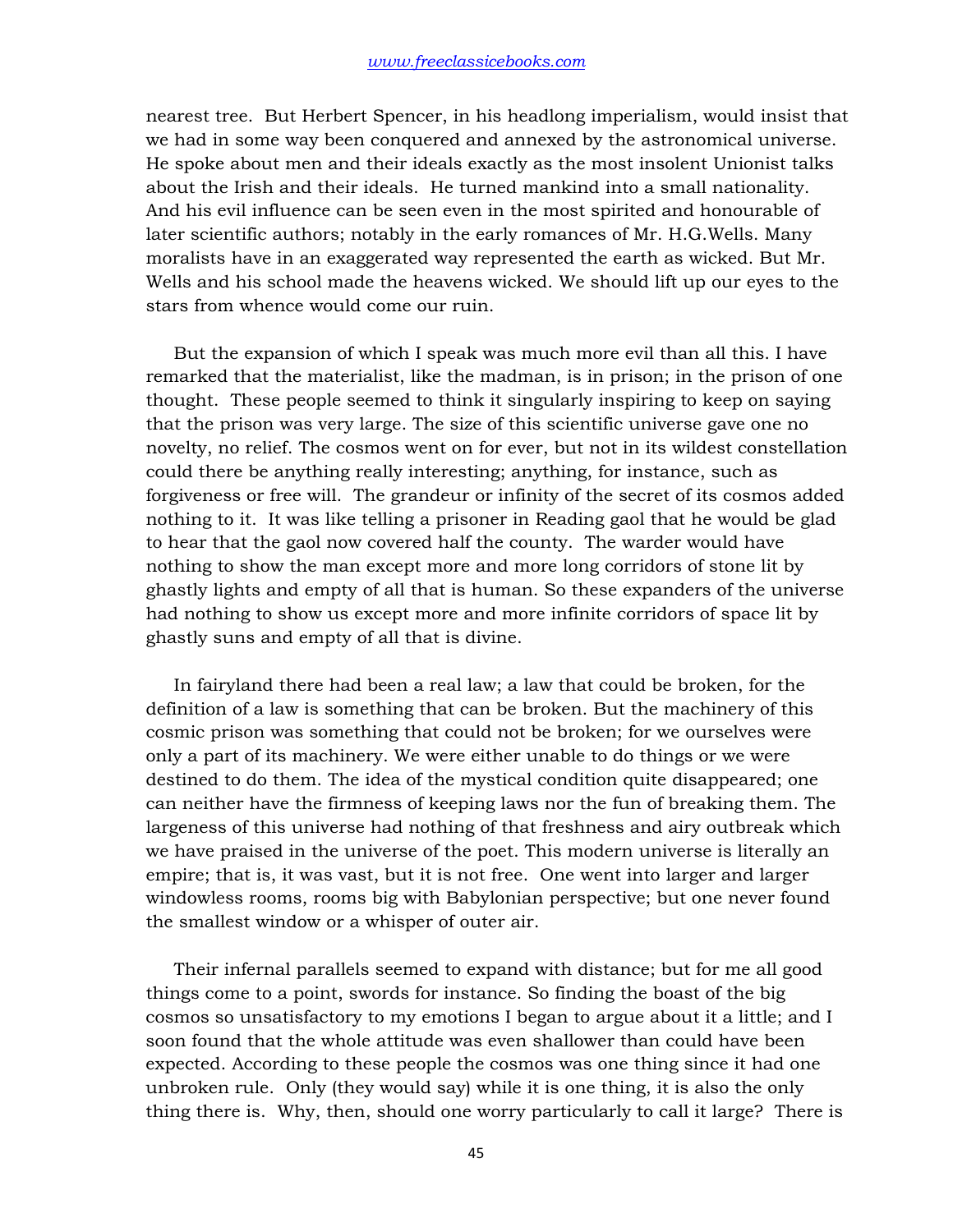nearest tree. But Herbert Spencer, in his headlong imperialism, would insist that we had in some way been conquered and annexed by the astronomical universe. He spoke about men and their ideals exactly as the most insolent Unionist talks about the Irish and their ideals. He turned mankind into a small nationality. And his evil influence can be seen even in the most spirited and honourable of later scientific authors; notably in the early romances of Mr. H.G.Wells. Many moralists have in an exaggerated way represented the earth as wicked. But Mr. Wells and his school made the heavens wicked. We should lift up our eyes to the stars from whence would come our ruin.

But the expansion of which I speak was much more evil than all this. I have remarked that the materialist, like the madman, is in prison; in the prison of one thought. These people seemed to think it singularly inspiring to keep on saying that the prison was very large. The size of this scientific universe gave one no novelty, no relief. The cosmos went on for ever, but not in its wildest constellation could there be anything really interesting; anything, for instance, such as forgiveness or free will. The grandeur or infinity of the secret of its cosmos added nothing to it. It was like telling a prisoner in Reading gaol that he would be glad to hear that the gaol now covered half the county. The warder would have nothing to show the man except more and more long corridors of stone lit by ghastly lights and empty of all that is human. So these expanders of the universe had nothing to show us except more and more infinite corridors of space lit by ghastly suns and empty of all that is divine.

In fairyland there had been a real law; a law that could be broken, for the definition of a law is something that can be broken. But the machinery of this cosmic prison was something that could not be broken; for we ourselves were only a part of its machinery. We were either unable to do things or we were destined to do them. The idea of the mystical condition quite disappeared; one can neither have the firmness of keeping laws nor the fun of breaking them. The largeness of this universe had nothing of that freshness and airy outbreak which we have praised in the universe of the poet. This modern universe is literally an empire; that is, it was vast, but it is not free. One went into larger and larger windowless rooms, rooms big with Babylonian perspective; but one never found the smallest window or a whisper of outer air.

Their infernal parallels seemed to expand with distance; but for me all good things come to a point, swords for instance. So finding the boast of the big cosmos so unsatisfactory to my emotions I began to argue about it a little; and I soon found that the whole attitude was even shallower than could have been expected. According to these people the cosmos was one thing since it had one unbroken rule. Only (they would say) while it is one thing, it is also the only thing there is. Why, then, should one worry particularly to call it large? There is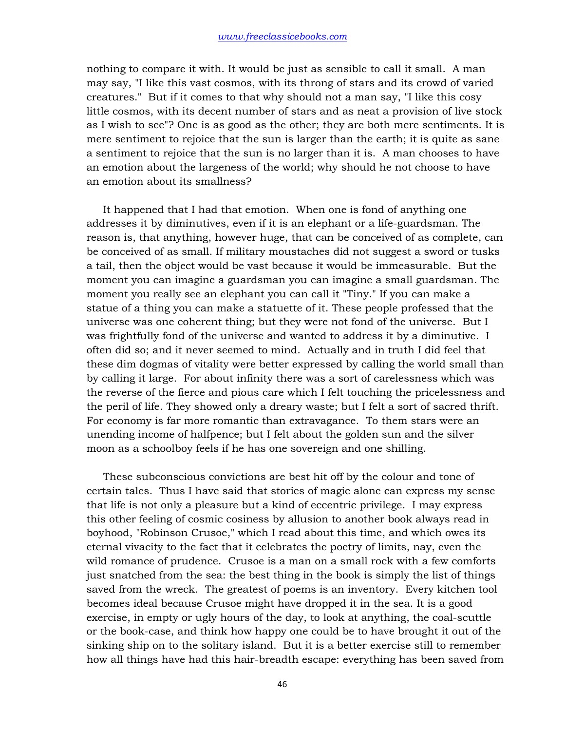nothing to compare it with. It would be just as sensible to call it small. A man may say, "I like this vast cosmos, with its throng of stars and its crowd of varied creatures." But if it comes to that why should not a man say, "I like this cosy little cosmos, with its decent number of stars and as neat a provision of live stock as I wish to see"? One is as good as the other; they are both mere sentiments. It is mere sentiment to rejoice that the sun is larger than the earth; it is quite as sane a sentiment to rejoice that the sun is no larger than it is. A man chooses to have an emotion about the largeness of the world; why should he not choose to have an emotion about its smallness?

It happened that I had that emotion. When one is fond of anything one addresses it by diminutives, even if it is an elephant or a life-guardsman. The reason is, that anything, however huge, that can be conceived of as complete, can be conceived of as small. If military moustaches did not suggest a sword or tusks a tail, then the object would be vast because it would be immeasurable. But the moment you can imagine a guardsman you can imagine a small guardsman. The moment you really see an elephant you can call it "Tiny." If you can make a statue of a thing you can make a statuette of it. These people professed that the universe was one coherent thing; but they were not fond of the universe. But I was frightfully fond of the universe and wanted to address it by a diminutive. I often did so; and it never seemed to mind. Actually and in truth I did feel that these dim dogmas of vitality were better expressed by calling the world small than by calling it large. For about infinity there was a sort of carelessness which was the reverse of the fierce and pious care which I felt touching the pricelessness and the peril of life. They showed only a dreary waste; but I felt a sort of sacred thrift. For economy is far more romantic than extravagance. To them stars were an unending income of halfpence; but I felt about the golden sun and the silver moon as a schoolboy feels if he has one sovereign and one shilling.

These subconscious convictions are best hit off by the colour and tone of certain tales. Thus I have said that stories of magic alone can express my sense that life is not only a pleasure but a kind of eccentric privilege. I may express this other feeling of cosmic cosiness by allusion to another book always read in boyhood, "Robinson Crusoe," which I read about this time, and which owes its eternal vivacity to the fact that it celebrates the poetry of limits, nay, even the wild romance of prudence. Crusoe is a man on a small rock with a few comforts just snatched from the sea: the best thing in the book is simply the list of things saved from the wreck. The greatest of poems is an inventory. Every kitchen tool becomes ideal because Crusoe might have dropped it in the sea. It is a good exercise, in empty or ugly hours of the day, to look at anything, the coal-scuttle or the book-case, and think how happy one could be to have brought it out of the sinking ship on to the solitary island. But it is a better exercise still to remember how all things have had this hair-breadth escape: everything has been saved from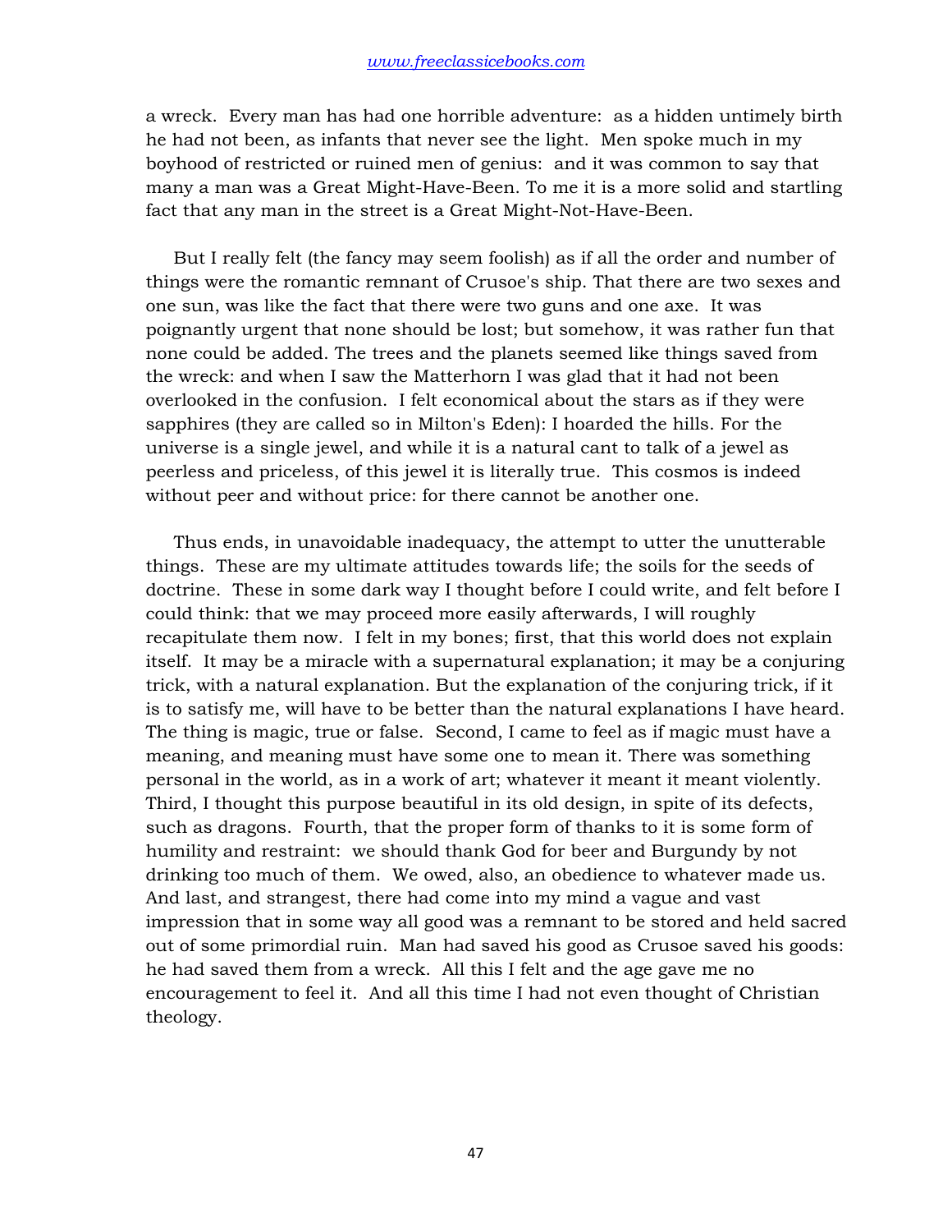a wreck. Every man has had one horrible adventure: as a hidden untimely birth he had not been, as infants that never see the light. Men spoke much in my boyhood of restricted or ruined men of genius: and it was common to say that many a man was a Great Might-Have-Been. To me it is a more solid and startling fact that any man in the street is a Great Might-Not-Have-Been.

But I really felt (the fancy may seem foolish) as if all the order and number of things were the romantic remnant of Crusoe's ship. That there are two sexes and one sun, was like the fact that there were two guns and one axe. It was poignantly urgent that none should be lost; but somehow, it was rather fun that none could be added. The trees and the planets seemed like things saved from the wreck: and when I saw the Matterhorn I was glad that it had not been overlooked in the confusion. I felt economical about the stars as if they were sapphires (they are called so in Milton's Eden): I hoarded the hills. For the universe is a single jewel, and while it is a natural cant to talk of a jewel as peerless and priceless, of this jewel it is literally true. This cosmos is indeed without peer and without price: for there cannot be another one.

Thus ends, in unavoidable inadequacy, the attempt to utter the unutterable things. These are my ultimate attitudes towards life; the soils for the seeds of doctrine. These in some dark way I thought before I could write, and felt before I could think: that we may proceed more easily afterwards, I will roughly recapitulate them now. I felt in my bones; first, that this world does not explain itself. It may be a miracle with a supernatural explanation; it may be a conjuring trick, with a natural explanation. But the explanation of the conjuring trick, if it is to satisfy me, will have to be better than the natural explanations I have heard. The thing is magic, true or false. Second, I came to feel as if magic must have a meaning, and meaning must have some one to mean it. There was something personal in the world, as in a work of art; whatever it meant it meant violently. Third, I thought this purpose beautiful in its old design, in spite of its defects, such as dragons. Fourth, that the proper form of thanks to it is some form of humility and restraint: we should thank God for beer and Burgundy by not drinking too much of them. We owed, also, an obedience to whatever made us. And last, and strangest, there had come into my mind a vague and vast impression that in some way all good was a remnant to be stored and held sacred out of some primordial ruin. Man had saved his good as Crusoe saved his goods: he had saved them from a wreck. All this I felt and the age gave me no encouragement to feel it. And all this time I had not even thought of Christian theology.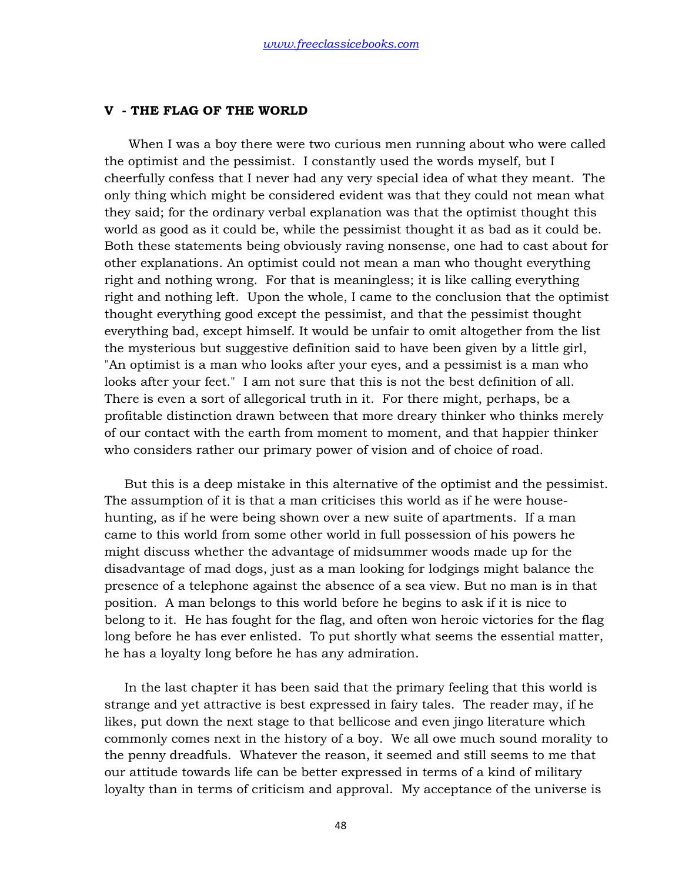## V - THE FLAG OF THE WORLD

When I was a boy there were two curious men running about who were called the optimist and the pessimist. I constantly used the words myself, but I cheerfully confess that I never had any very special idea of what they meant. The only thing which might be considered evident was that they could not mean what they said; for the ordinary verbal explanation was that the optimist thought this world as good as it could be, while the pessimist thought it as bad as it could be. Both these statements being obviously raving nonsense, one had to cast about for other explanations. An optimist could not mean a man who thought everything right and nothing wrong. For that is meaningless; it is like calling everything right and nothing left. Upon the whole, I came to the conclusion that the optimist thought everything good except the pessimist, and that the pessimist thought everything bad, except himself. It would be unfair to omit altogether from the list the mysterious but suggestive definition said to have been given by a little girl, "An optimist is a man who looks after your eyes, and a pessimist is a man who looks after your feet." I am not sure that this is not the best definition of all. There is even a sort of allegorical truth in it. For there might, perhaps, be a profitable distinction drawn between that more dreary thinker who thinks merely of our contact with the earth from moment to moment, and that happier thinker who considers rather our primary power of vision and of choice of road.

But this is a deep mistake in this alternative of the optimist and the pessimist. The assumption of it is that a man criticises this world as if he were house-hunting, as if he were being shown over a new suite of apartments. If a man came to this world from some other world in full possession of his powers he might discuss whether the advantage of midsummer woods made up for the disadvantage of mad dogs, just as a man looking for lodgings might balance the presence of a telephone against the absence of a sea view. But no man is in that position. A man belongs to this world before he begins to ask if it is nice to belong to it. He has fought for the flag, and often won heroic victories for the flag long before he has ever enlisted. To put shortly what seems the essential matter, he has a loyalty long before he has any admiration.

In the last chapter it has been said that the primary feeling that this world is strange and yet attractive is best expressed in fairy tales. The reader may, if he likes, put down the next stage to that bellicose and even jingo literature which commonly comes next in the history of a boy. We all owe much sound morality to the penny dreadfuls. Whatever the reason, it seemed and still seems to me that our attitude towards life can be better expressed in terms of a kind of military loyalty than in terms of criticism and approval. My acceptance of the universe is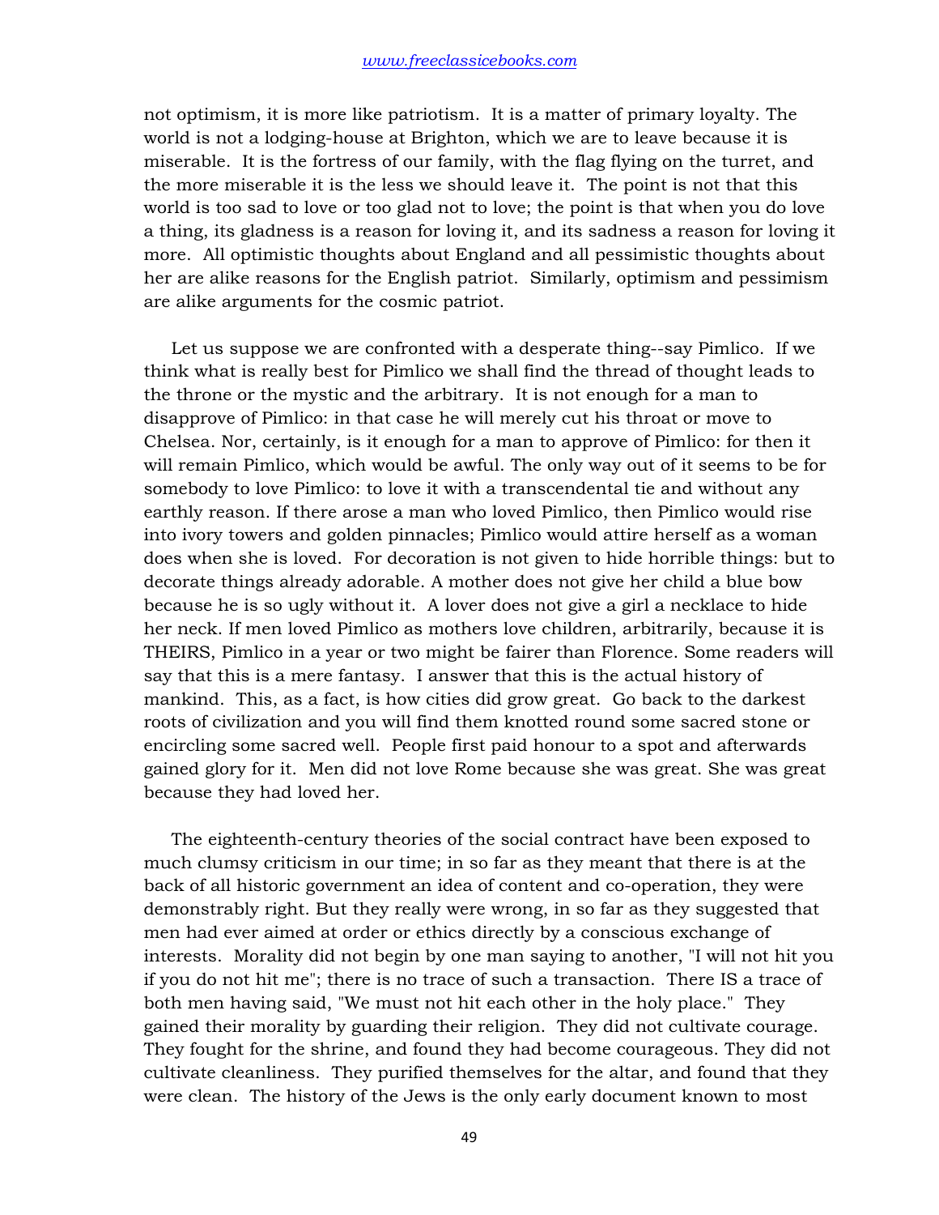not optimism, it is more like patriotism. It is a matter of primary loyalty. The world is not a lodging-house at Brighton, which we are to leave because it is miserable. It is the fortress of our family, with the flag flying on the turret, and the more miserable it is the less we should leave it. The point is not that this world is too sad to love or too glad not to love; the point is that when you do love a thing, its gladness is a reason for loving it, and its sadness a reason for loving it more. All optimistic thoughts about England and all pessimistic thoughts about her are alike reasons for the English patriot. Similarly, optimism and pessimism are alike arguments for the cosmic patriot.

Let us suppose we are confronted with a desperate thing--say Pimlico. If we think what is really best for Pimlico we shall find the thread of thought leads to the throne or the mystic and the arbitrary. It is not enough for a man to disapprove of Pimlico: in that case he will merely cut his throat or move to Chelsea. Nor, certainly, is it enough for a man to approve of Pimlico: for then it will remain Pimlico, which would be awful. The only way out of it seems to be for somebody to love Pimlico: to love it with a transcendental tie and without any earthly reason. If there arose a man who loved Pimlico, then Pimlico would rise into ivory towers and golden pinnacles; Pimlico would attire herself as a woman does when she is loved. For decoration is not given to hide horrible things: but to decorate things already adorable. A mother does not give her child a blue bow because he is so ugly without it. A lover does not give a girl a necklace to hide her neck. If men loved Pimlico as mothers love children, arbitrarily, because it is THEIRS, Pimlico in a year or two might be fairer than Florence. Some readers will say that this is a mere fantasy. I answer that this is the actual history of mankind. This, as a fact, is how cities did grow great. Go back to the darkest roots of civilization and you will find them knotted round some sacred stone or encircling some sacred well. People first paid honour to a spot and afterwards gained glory for it. Men did not love Rome because she was great. She was great because they had loved her.

The eighteenth-century theories of the social contract have been exposed to much clumsy criticism in our time; in so far as they meant that there is at the back of all historic government an idea of content and co-operation, they were demonstrably right. But they really were wrong, in so far as they suggested that men had ever aimed at order or ethics directly by a conscious exchange of interests. Morality did not begin by one man saying to another, "I will not hit you if you do not hit me"; there is no trace of such a transaction. There IS a trace of both men having said, "We must not hit each other in the holy place." They gained their morality by guarding their religion. They did not cultivate courage. They fought for the shrine, and found they had become courageous. They did not cultivate cleanliness. They purified themselves for the altar, and found that they were clean. The history of the Jews is the only early document known to most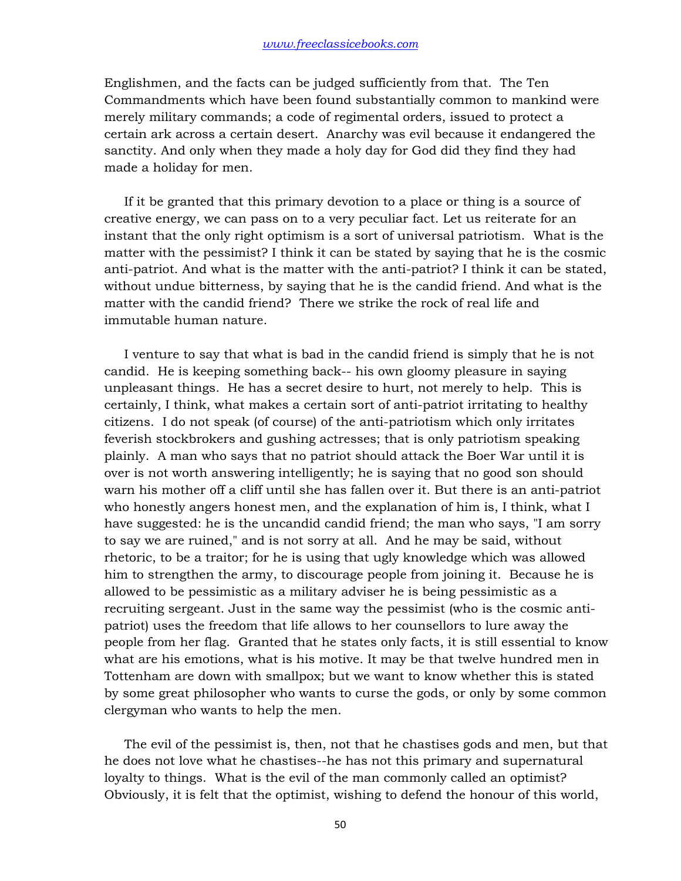Englishmen, and the facts can be judged sufficiently from that. The Ten Commandments which have been found substantially common to mankind were merely military commands; a code of regimental orders, issued to protect a certain ark across a certain desert. Anarchy was evil because it endangered the sanctity. And only when they made a holy day for God did they find they had made a holiday for men.

If it be granted that this primary devotion to a place or thing is a source of creative energy, we can pass on to a very peculiar fact. Let us reiterate for an instant that the only right optimism is a sort of universal patriotism. What is the matter with the pessimist? I think it can be stated by saying that he is the cosmic anti-patriot. And what is the matter with the anti-patriot? I think it can be stated, without undue bitterness, by saying that he is the candid friend. And what is the matter with the candid friend? There we strike the rock of real life and immutable human nature.

I venture to say that what is bad in the candid friend is simply that he is not candid. He is keeping something back-- his own gloomy pleasure in saying unpleasant things. He has a secret desire to hurt, not merely to help. This is certainly, I think, what makes a certain sort of anti-patriot irritating to healthy citizens. I do not speak (of course) of the anti-patriotism which only irritates feverish stockbrokers and gushing actresses; that is only patriotism speaking plainly. A man who says that no patriot should attack the Boer War until it is over is not worth answering intelligently; he is saying that no good son should warn his mother off a cliff until she has fallen over it. But there is an anti-patriot who honestly angers honest men, and the explanation of him is, I think, what I have suggested: he is the uncandid candid friend; the man who says, "I am sorry to say we are ruined," and is not sorry at all. And he may be said, without rhetoric, to be a traitor; for he is using that ugly knowledge which was allowed him to strengthen the army, to discourage people from joining it. Because he is allowed to be pessimistic as a military adviser he is being pessimistic as a recruiting sergeant. Just in the same way the pessimist (who is the cosmic anti-patriot) uses the freedom that life allows to her counsellors to lure away the people from her flag. Granted that he states only facts, it is still essential to know what are his emotions, what is his motive. It may be that twelve hundred men in Tottenham are down with smallpox; but we want to know whether this is stated by some great philosopher who wants to curse the gods, or only by some common clergyman who wants to help the men.

The evil of the pessimist is, then, not that he chastises gods and men, but that he does not love what he chastises--he has not this primary and supernatural loyalty to things. What is the evil of the man commonly called an optimist? Obviously, it is felt that the optimist, wishing to defend the honour of this world,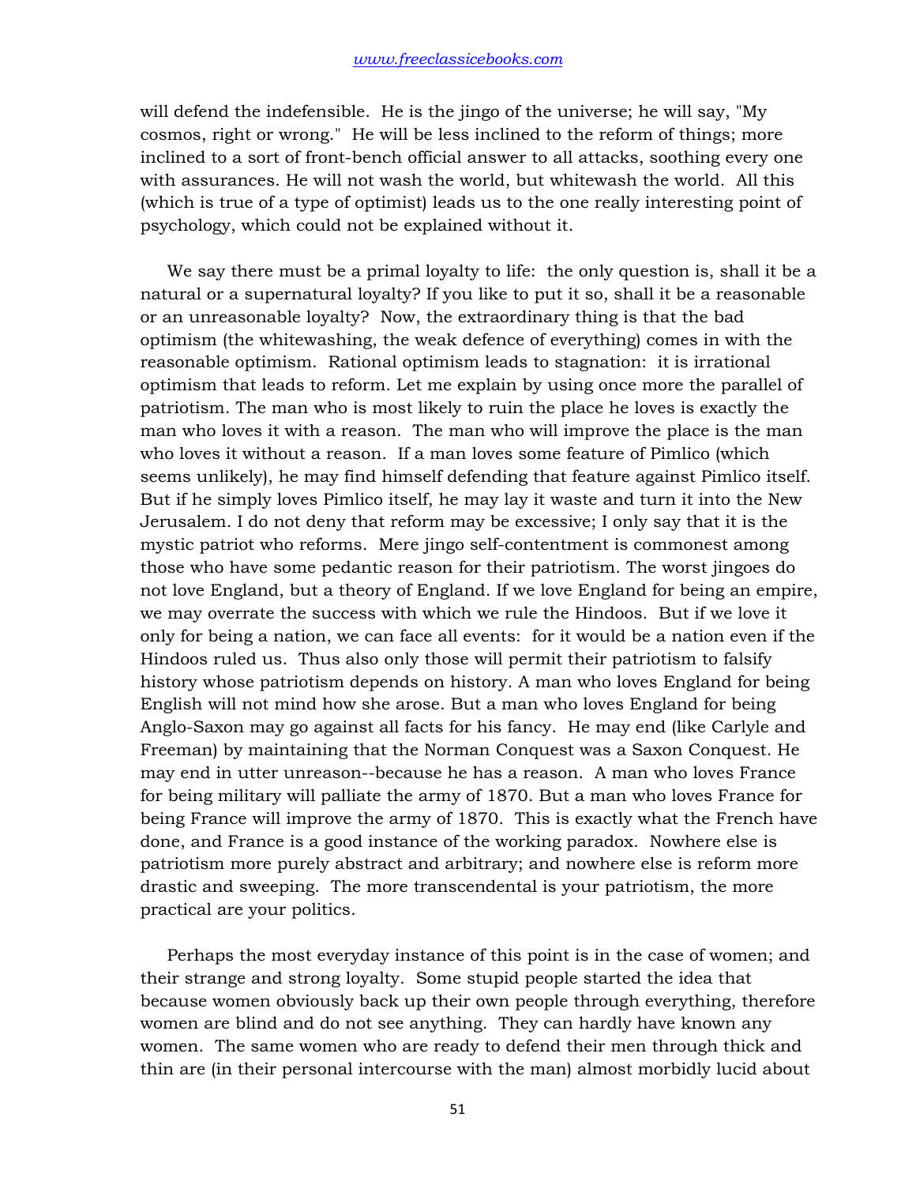will defend the indefensible. He is the jingo of the universe; he will say, "My cosmos, right or wrong." He will be less inclined to the reform of things; more inclined to a sort of front-bench official answer to all attacks, soothing every one with assurances. He will not wash the world, but whitewash the world. All this (which is true of a type of optimist) leads us to the one really interesting point of psychology, which could not be explained without it.

We say there must be a primal loyalty to life: the only question is, shall it be a natural or a supernatural loyalty? If you like to put it so, shall it be a reasonable or an unreasonable loyalty? Now, the extraordinary thing is that the bad optimism (the whitewashing, the weak defence of everything) comes in with the reasonable optimism. Rational optimism leads to stagnation: it is irrational optimism that leads to reform. Let me explain by using once more the parallel of patriotism. The man who is most likely to ruin the place he loves is exactly the man who loves it with a reason. The man who will improve the place is the man who loves it without a reason. If a man loves some feature of Pimlico (which seems unlikely), he may find himself defending that feature against Pimlico itself. But if he simply loves Pimlico itself, he may lay it waste and turn it into the New Jerusalem. I do not deny that reform may be excessive; I only say that it is the mystic patriot who reforms. Mere jingo self-contentment is commonest among those who have some pedantic reason for their patriotism. The worst jingoes do not love England, but a theory of England. If we love England for being an empire, we may overrate the success with which we rule the Hindoos. But if we love it only for being a nation, we can face all events: for it would be a nation even if the Hindoos ruled us. Thus also only those will permit their patriotism to falsify history whose patriotism depends on history. A man who loves England for being English will not mind how she arose. But a man who loves England for being Anglo-Saxon may go against all facts for his fancy. He may end (like Carlyle and Freeman) by maintaining that the Norman Conquest was a Saxon Conquest. He may end in utter unreason--because he has a reason. A man who loves France for being military will palliate the army of 1870. But a man who loves France for being France will improve the army of 1870. This is exactly what the French have done, and France is a good instance of the working paradox. Nowhere else is patriotism more purely abstract and arbitrary; and nowhere else is reform more drastic and sweeping. The more transcendental is your patriotism, the more practical are your politics.

Perhaps the most everyday instance of this point is in the case of women; and their strange and strong loyalty. Some stupid people started the idea that because women obviously back up their own people through everything, therefore women are blind and do not see anything. They can hardly have known any women. The same women who are ready to defend their men through thick and thin are (in their personal intercourse with the man) almost morbidly lucid about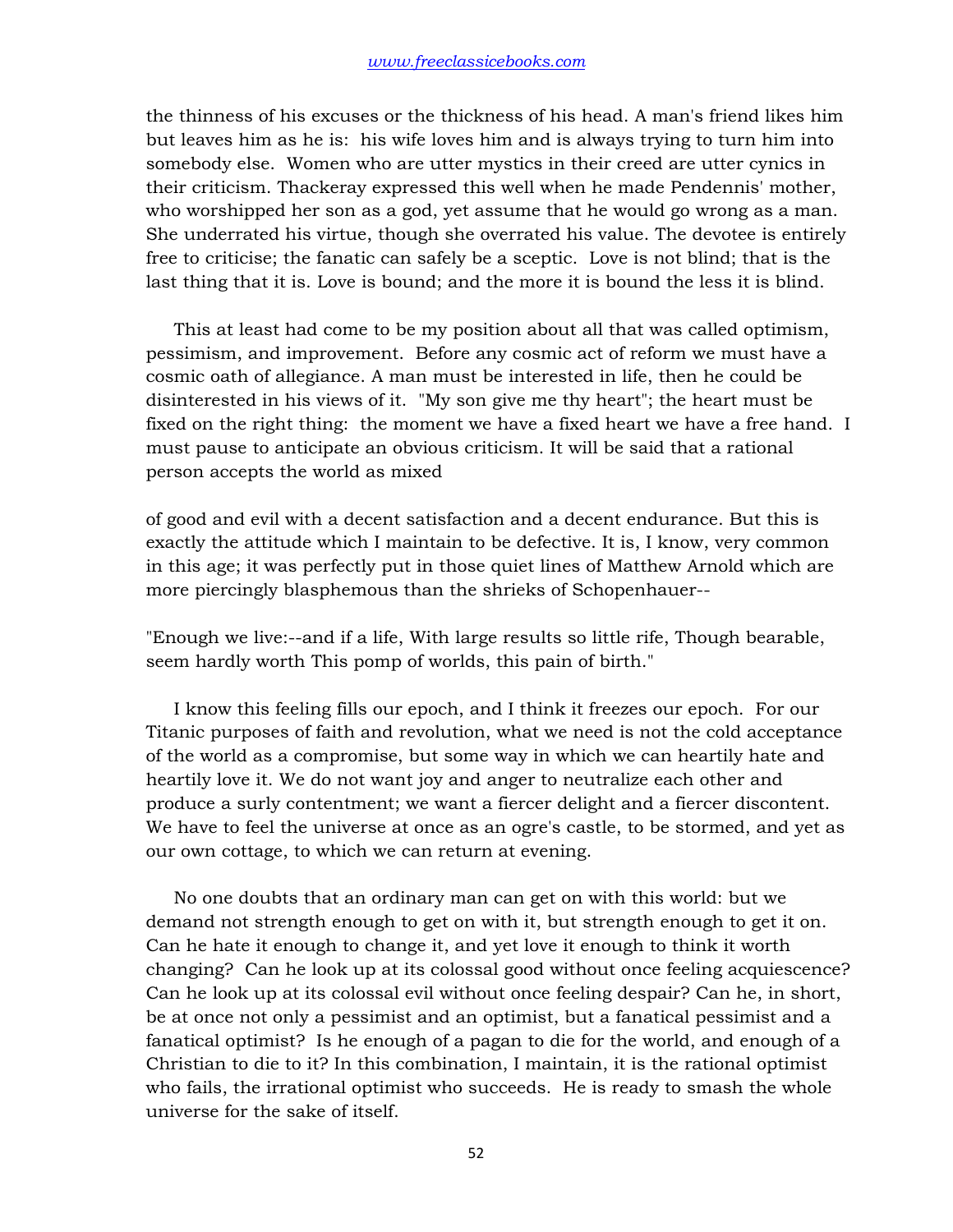the thinness of his excuses or the thickness of his head. A man's friend likes him but leaves him as he is: his wife loves him and is always trying to turn him into somebody else. Women who are utter mystics in their creed are utter cynics in their criticism. Thackeray expressed this well when he made Pendennis' mother, who worshipped her son as a god, yet assume that he would go wrong as a man. She underrated his virtue, though she overrated his value. The devotee is entirely free to criticise; the fanatic can safely be a sceptic. Love is not blind; that is the last thing that it is. Love is bound; and the more it is bound the less it is blind.

This at least had come to be my position about all that was called optimism, pessimism, and improvement. Before any cosmic act of reform we must have a cosmic oath of allegiance. A man must be interested in life, then he could be disinterested in his views of it. "My son give me thy heart"; the heart must be fixed on the right thing: the moment we have a fixed heart we have a free hand. I must pause to anticipate an obvious criticism. It will be said that a rational person accepts the world as mixed of good and evil with a decent satisfaction and a decent endurance. But this is exactly the attitude which I maintain to be defective. It is, I know, very common in this age; it was perfectly put in those quiet lines of Matthew Arnold which are more piercingly blasphemous than the shrieks of Schopenhauer--

"Enough we live:--and if a life, With large results so little rife, Though bearable, seem hardly worth This pomp of worlds, this pain of birth."

I know this feeling fills our epoch, and I think it freezes our epoch. For our Titanic purposes of faith and revolution, what we need is not the cold acceptance of the world as a compromise, but some way in which we can heartily hate and heartily love it. We do not want joy and anger to neutralize each other and produce a surly contentment; we want a fiercer delight and a fiercer discontent. We have to feel the universe at once as an ogre's castle, to be stormed, and yet as our own cottage, to which we can return at evening.

No one doubts that an ordinary man can get on with this world: but we demand not strength enough to get on with it, but strength enough to get it on. Can he hate it enough to change it, and yet love it enough to think it worth changing? Can he look up at its colossal good without once feeling acquiescence? Can he look up at its colossal evil without once feeling despair? Can he, in short, be at once not only a pessimist and an optimist, but a fanatical pessimist and a fanatical optimist? Is he enough of a pagan to die for the world, and enough of a Christian to die to it? In this combination, I maintain, it is the rational optimist who fails, the irrational optimist who succeeds. He is ready to smash the whole universe for the sake of itself.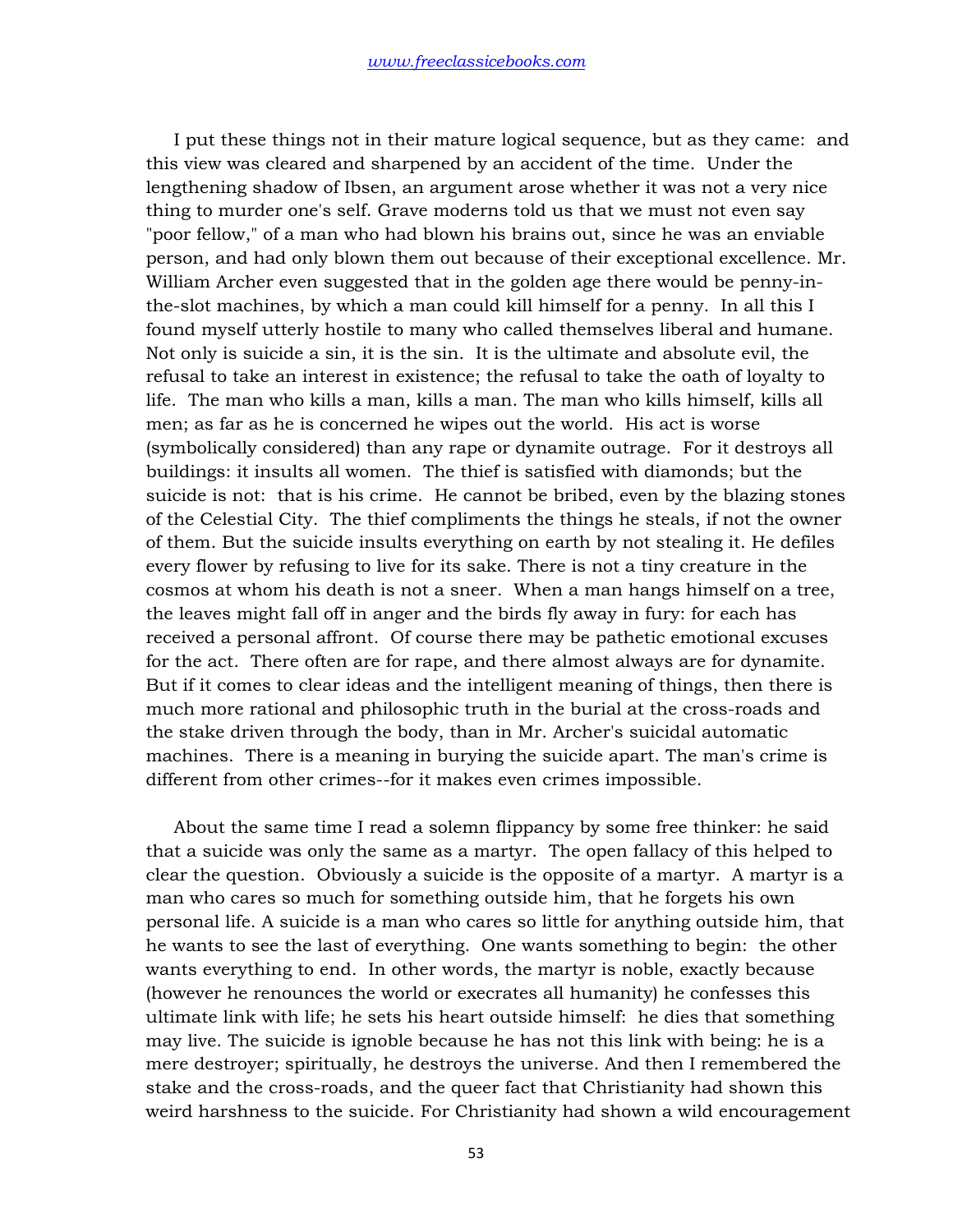I put these things not in their mature logical sequence, but as they came: and this view was cleared and sharpened by an accident of the time. Under the lengthening shadow of Ibsen, an argument arose whether it was not a very nice thing to murder one's self. Grave moderns told us that we must not even say "poor fellow," of a man who had blown his brains out, since he was an enviable person, and had only blown them out because of their exceptional excellence. Mr. William Archer even suggested that in the golden age there would be penny-in-the-slot machines, by which a man could kill himself for a penny. In all this I found myself utterly hostile to many who called themselves liberal and humane. Not only is suicide a sin, it is the sin. It is the ultimate and absolute evil, the refusal to take an interest in existence; the refusal to take the oath of loyalty to life. The man who kills a man, kills a man. The man who kills himself, kills all men; as far as he is concerned he wipes out the world. His act is worse (symbolically considered) than any rape or dynamite outrage. For it destroys all buildings: it insults all women. The thief is satisfied with diamonds; but the suicide is not: that is his crime. He cannot be bribed, even by the blazing stones of the Celestial City. The thief compliments the things he steals, if not the owner of them. But the suicide insults everything on earth by not stealing it. He defiles every flower by refusing to live for its sake. There is not a tiny creature in the cosmos at whom his death is not a sneer. When a man hangs himself on a tree, the leaves might fall off in anger and the birds fly away in fury: for each has received a personal affront. Of course there may be pathetic emotional excuses for the act. There often are for rape, and there almost always are for dynamite. But if it comes to clear ideas and the intelligent meaning of things, then there is much more rational and philosophic truth in the burial at the cross-roads and the stake driven through the body, than in Mr. Archer's suicidal automatic machines. There is a meaning in burying the suicide apart. The man's crime is different from other crimes--for it makes even crimes impossible.

About the same time I read a solemn flippancy by some free thinker: he said that a suicide was only the same as a martyr. The open fallacy of this helped to clear the question. Obviously a suicide is the opposite of a martyr. A martyr is a man who cares so much for something outside him, that he forgets his own personal life. A suicide is a man who cares so little for anything outside him, that he wants to see the last of everything. One wants something to begin: the other wants everything to end. In other words, the martyr is noble, exactly because (however he renounces the world or execrates all humanity) he confesses this ultimate link with life; he sets his heart outside himself: he dies that something may live. The suicide is ignoble because he has not this link with being: he is a mere destroyer; spiritually, he destroys the universe. And then I remembered the stake and the cross-roads, and the queer fact that Christianity had shown this weird harshness to the suicide. For Christianity had shown a wild encouragement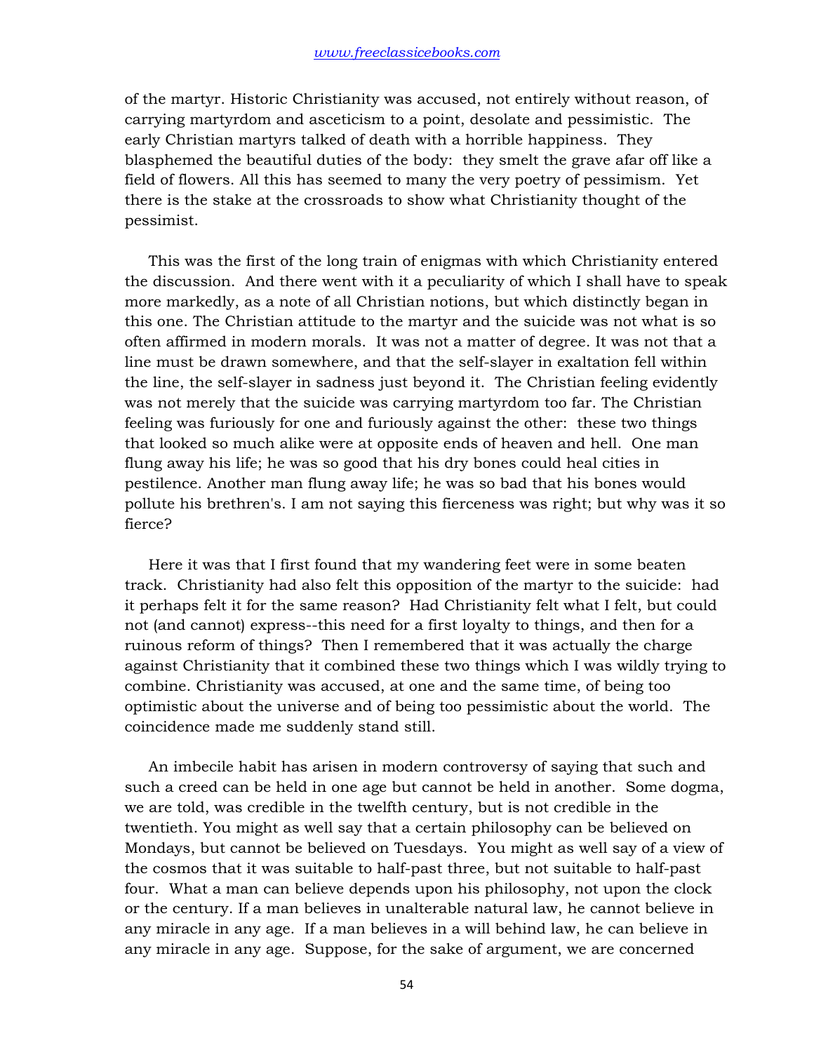of the martyr. Historic Christianity was accused, not entirely without reason, of carrying martyrdom and asceticism to a point, desolate and pessimistic. The early Christian martyrs talked of death with a horrible happiness. They blasphemed the beautiful duties of the body: they smelt the grave afar off like a field of flowers. All this has seemed to many the very poetry of pessimism. Yet there is the stake at the crossroads to show what Christianity thought of the pessimist.

This was the first of the long train of enigmas with which Christianity entered the discussion. And there went with it a peculiarity of which I shall have to speak more markedly, as a note of all Christian notions, but which distinctly began in this one. The Christian attitude to the martyr and the suicide was not what is so often affirmed in modern morals. It was not a matter of degree. It was not that a line must be drawn somewhere, and that the self-slayer in exaltation fell within the line, the self-slayer in sadness just beyond it. The Christian feeling evidently was not merely that the suicide was carrying martyrdom too far. The Christian feeling was furiously for one and furiously against the other: these two things that looked so much alike were at opposite ends of heaven and hell. One man flung away his life; he was so good that his dry bones could heal cities in pestilence. Another man flung away life; he was so bad that his bones would pollute his brethren's. I am not saying this fierceness was right; but why was it so fierce?

Here it was that I first found that my wandering feet were in some beaten track. Christianity had also felt this opposition of the martyr to the suicide: had it perhaps felt it for the same reason? Had Christianity felt what I felt, but could not (and cannot) express--this need for a first loyalty to things, and then for a ruinous reform of things? Then I remembered that it was actually the charge against Christianity that it combined these two things which I was wildly trying to combine. Christianity was accused, at one and the same time, of being too optimistic about the universe and of being too pessimistic about the world. The coincidence made me suddenly stand still.

An imbecile habit has arisen in modern controversy of saying that such and such a creed can be held in one age but cannot be held in another. Some dogma, we are told, was credible in the twelfth century, but is not credible in the twentieth. You might as well say that a certain philosophy can be believed on Mondays, but cannot be believed on Tuesdays. You might as well say of a view of the cosmos that it was suitable to half-past three, but not suitable to half-past four. What a man can believe depends upon his philosophy, not upon the clock or the century. If a man believes in unalterable natural law, he cannot believe in any miracle in any age. If a man believes in a will behind law, he can believe in any miracle in any age. Suppose, for the sake of argument, we are concerned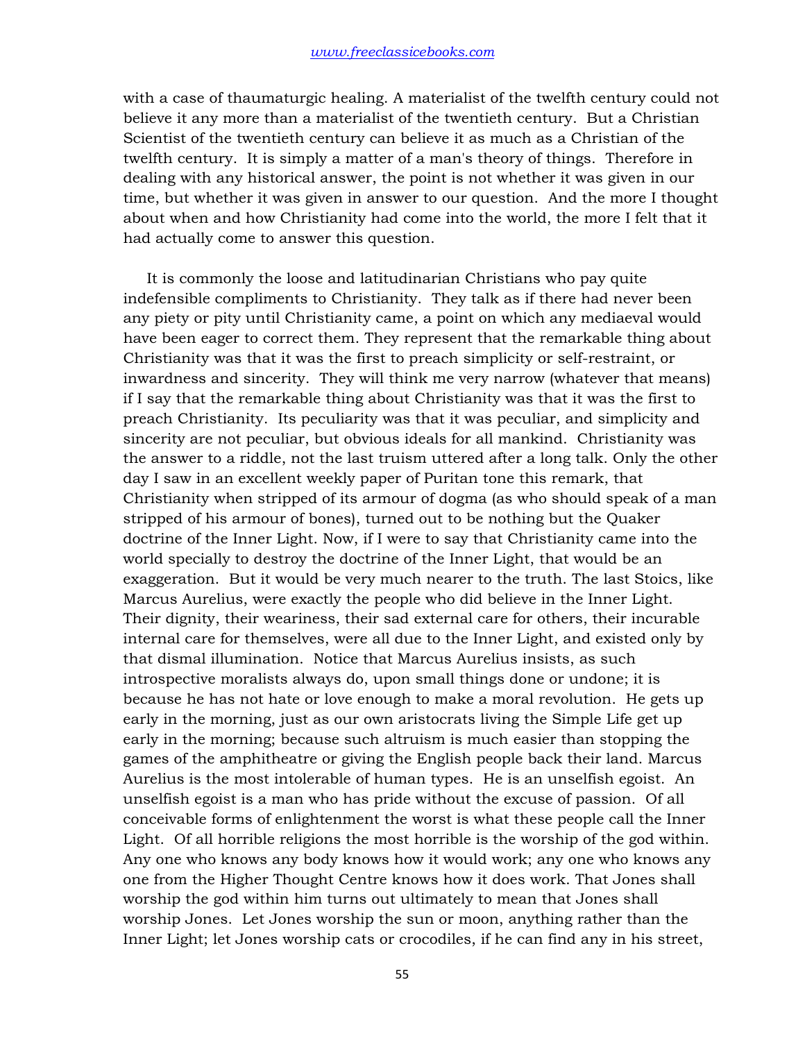with a case of thaumaturgic healing. A materialist of the twelfth century could not believe it any more than a materialist of the twentieth century. But a Christian Scientist of the twentieth century can believe it as much as a Christian of the twelfth century. It is simply a matter of a man's theory of things. Therefore in dealing with any historical answer, the point is not whether it was given in our time, but whether it was given in answer to our question. And the more I thought about when and how Christianity had come into the world, the more I felt that it had actually come to answer this question.

It is commonly the loose and latitudinarian Christians who pay quite indefensible compliments to Christianity. They talk as if there had never been any piety or pity until Christianity came, a point on which any mediaeval would have been eager to correct them. They represent that the remarkable thing about Christianity was that it was the first to preach simplicity or self-restraint, or inwardness and sincerity. They will think me very narrow (whatever that means) if I say that the remarkable thing about Christianity was that it was the first to preach Christianity. Its peculiarity was that it was peculiar, and simplicity and sincerity are not peculiar, but obvious ideals for all mankind. Christianity was the answer to a riddle, not the last truism uttered after a long talk. Only the other day I saw in an excellent weekly paper of Puritan tone this remark, that Christianity when stripped of its armour of dogma (as who should speak of a man stripped of his armour of bones), turned out to be nothing but the Quaker doctrine of the Inner Light. Now, if I were to say that Christianity came into the world specially to destroy the doctrine of the Inner Light, that would be an exaggeration. But it would be very much nearer to the truth. The last Stoics, like Marcus Aurelius, were exactly the people who did believe in the Inner Light. Their dignity, their weariness, their sad external care for others, their incurable internal care for themselves, were all due to the Inner Light, and existed only by that dismal illumination. Notice that Marcus Aurelius insists, as such introspective moralists always do, upon small things done or undone; it is because he has not hate or love enough to make a moral revolution. He gets up early in the morning, just as our own aristocrats living the Simple Life get up early in the morning; because such altruism is much easier than stopping the games of the amphitheatre or giving the English people back their land. Marcus Aurelius is the most intolerable of human types. He is an unselfish egoist. An unselfish egoist is a man who has pride without the excuse of passion. Of all conceivable forms of enlightenment the worst is what these people call the Inner Light. Of all horrible religions the most horrible is the worship of the god within. Any one who knows any body knows how it would work; any one who knows any one from the Higher Thought Centre knows how it does work. That Jones shall worship the god within him turns out ultimately to mean that Jones shall worship Jones. Let Jones worship the sun or moon, anything rather than the Inner Light; let Jones worship cats or crocodiles, if he can find any in his street,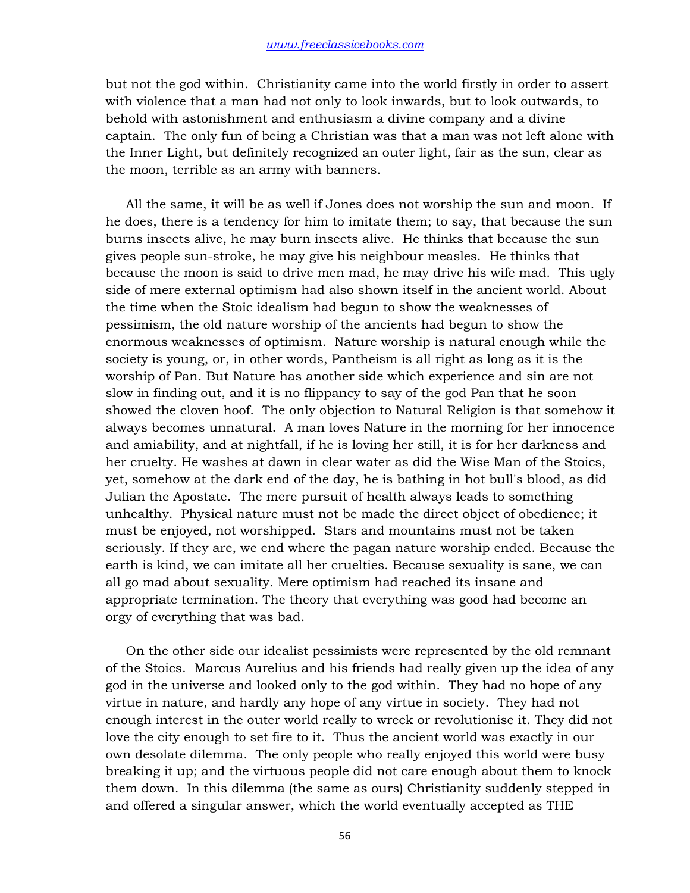but not the god within. Christianity came into the world firstly in order to assert with violence that a man had not only to look inwards, but to look outwards, to behold with astonishment and enthusiasm a divine company and a divine captain. The only fun of being a Christian was that a man was not left alone with the Inner Light, but definitely recognized an outer light, fair as the sun, clear as the moon, terrible as an army with banners.

All the same, it will be as well if Jones does not worship the sun and moon. If he does, there is a tendency for him to imitate them; to say, that because the sun burns insects alive, he may burn insects alive. He thinks that because the sun gives people sun-stroke, he may give his neighbour measles. He thinks that because the moon is said to drive men mad, he may drive his wife mad. This ugly side of mere external optimism had also shown itself in the ancient world. About the time when the Stoic idealism had begun to show the weaknesses of pessimism, the old nature worship of the ancients had begun to show the enormous weaknesses of optimism. Nature worship is natural enough while the society is young, or, in other words, Pantheism is all right as long as it is the worship of Pan. But Nature has another side which experience and sin are not slow in finding out, and it is no flippancy to say of the god Pan that he soon showed the cloven hoof. The only objection to Natural Religion is that somehow it always becomes unnatural. A man loves Nature in the morning for her innocence and amiability, and at nightfall, if he is loving her still, it is for her darkness and her cruelty. He washes at dawn in clear water as did the Wise Man of the Stoics, yet, somehow at the dark end of the day, he is bathing in hot bull's blood, as did Julian the Apostate. The mere pursuit of health always leads to something unhealthy. Physical nature must not be made the direct object of obedience; it must be enjoyed, not worshipped. Stars and mountains must not be taken seriously. If they are, we end where the pagan nature worship ended. Because the earth is kind, we can imitate all her cruelties. Because sexuality is sane, we can all go mad about sexuality. Mere optimism had reached its insane and appropriate termination. The theory that everything was good had become an orgy of everything that was bad.

On the other side our idealist pessimists were represented by the old remnant of the Stoics. Marcus Aurelius and his friends had really given up the idea of any god in the universe and looked only to the god within. They had no hope of any virtue in nature, and hardly any hope of any virtue in society. They had not enough interest in the outer world really to wreck or revolutionise it. They did not love the city enough to set fire to it. Thus the ancient world was exactly in our own desolate dilemma. The only people who really enjoyed this world were busy breaking it up; and the virtuous people did not care enough about them to knock them down. In this dilemma (the same as ours) Christianity suddenly stepped in and offered a singular answer, which the world eventually accepted as THE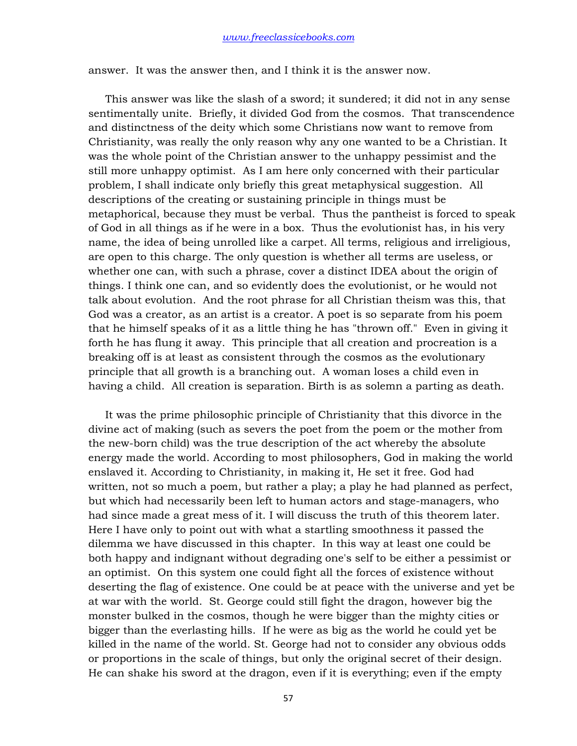answer. It was the answer then, and I think it is the answer now.

This answer was like the slash of a sword; it sundered; it did not in any sense sentimentally unite. Briefly, it divided God from the cosmos. That transcendence and distinctness of the deity which some Christians now want to remove from Christianity, was really the only reason why any one wanted to be a Christian. It was the whole point of the Christian answer to the unhappy pessimist and the still more unhappy optimist. As I am here only concerned with their particular problem, I shall indicate only briefly this great metaphysical suggestion. All descriptions of the creating or sustaining principle in things must be metaphorical, because they must be verbal. Thus the pantheist is forced to speak of God in all things as if he were in a box. Thus the evolutionist has, in his very name, the idea of being unrolled like a carpet. All terms, religious and irreligious, are open to this charge. The only question is whether all terms are useless, or whether one can, with such a phrase, cover a distinct IDEA about the origin of things. I think one can, and so evidently does the evolutionist, or he would not talk about evolution. And the root phrase for all Christian theism was this, that God was a creator, as an artist is a creator. A poet is so separate from his poem that he himself speaks of it as a little thing he has "thrown off." Even in giving it forth he has flung it away. This principle that all creation and procreation is a breaking off is at least as consistent through the cosmos as the evolutionary principle that all growth is a branching out. A woman loses a child even in having a child. All creation is separation. Birth is as solemn a parting as death.

It was the prime philosophic principle of Christianity that this divorce in the divine act of making (such as severs the poet from the poem or the mother from the new-born child) was the true description of the act whereby the absolute energy made the world. According to most philosophers, God in making the world enslaved it. According to Christianity, in making it, He set it free. God had written, not so much a poem, but rather a play; a play he had planned as perfect, but which had necessarily been left to human actors and stage-managers, who had since made a great mess of it. I will discuss the truth of this theorem later. Here I have only to point out with what a startling smoothness it passed the dilemma we have discussed in this chapter. In this way at least one could be both happy and indignant without degrading one's self to be either a pessimist or an optimist. On this system one could fight all the forces of existence without deserting the flag of existence. One could be at peace with the universe and yet be at war with the world. St. George could still fight the dragon, however big the monster bulked in the cosmos, though he were bigger than the mighty cities or bigger than the everlasting hills. If he were as big as the world he could yet be killed in the name of the world. St. George had not to consider any obvious odds or proportions in the scale of things, but only the original secret of their design. He can shake his sword at the dragon, even if it is everything; even if the empty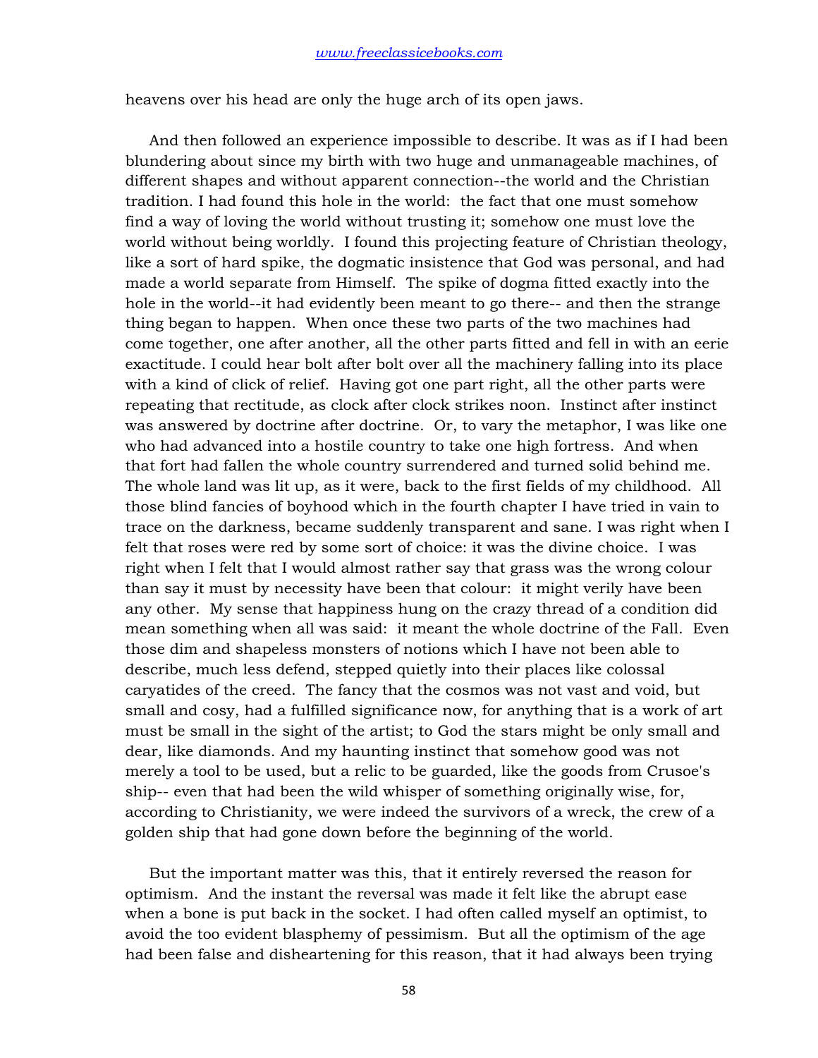heavens over his head are only the huge arch of its open jaws.

And then followed an experience impossible to describe. It was as if I had been blundering about since my birth with two huge and unmanageable machines, of different shapes and without apparent connection--the world and the Christian tradition. I had found this hole in the world: the fact that one must somehow find a way of loving the world without trusting it; somehow one must love the world without being worldly. I found this projecting feature of Christian theology, like a sort of hard spike, the dogmatic insistence that God was personal, and had made a world separate from Himself. The spike of dogma fitted exactly into the hole in the world--it had evidently been meant to go there-- and then the strange thing began to happen. When once these two parts of the two machines had come together, one after another, all the other parts fitted and fell in with an eerie exactitude. I could hear bolt after bolt over all the machinery falling into its place with a kind of click of relief. Having got one part right, all the other parts were repeating that rectitude, as clock after clock strikes noon. Instinct after instinct was answered by doctrine after doctrine. Or, to vary the metaphor, I was like one who had advanced into a hostile country to take one high fortress. And when that fort had fallen the whole country surrendered and turned solid behind me. The whole land was lit up, as it were, back to the first fields of my childhood. All those blind fancies of boyhood which in the fourth chapter I have tried in vain to trace on the darkness, became suddenly transparent and sane. I was right when I felt that roses were red by some sort of choice: it was the divine choice. I was right when I felt that I would almost rather say that grass was the wrong colour than say it must by necessity have been that colour: it might verily have been any other. My sense that happiness hung on the crazy thread of a condition did mean something when all was said: it meant the whole doctrine of the Fall. Even those dim and shapeless monsters of notions which I have not been able to describe, much less defend, stepped quietly into their places like colossal caryatides of the creed. The fancy that the cosmos was not vast and void, but small and cosy, had a fulfilled significance now, for anything that is a work of art must be small in the sight of the artist; to God the stars might be only small and dear, like diamonds. And my haunting instinct that somehow good was not merely a tool to be used, but a relic to be guarded, like the goods from Crusoe's ship-- even that had been the wild whisper of something originally wise, for, according to Christianity, we were indeed the survivors of a wreck, the crew of a golden ship that had gone down before the beginning of the world.

But the important matter was this, that it entirely reversed the reason for optimism. And the instant the reversal was made it felt like the abrupt ease when a bone is put back in the socket. I had often called myself an optimist, to avoid the too evident blasphemy of pessimism. But all the optimism of the age had been false and disheartening for this reason, that it had always been trying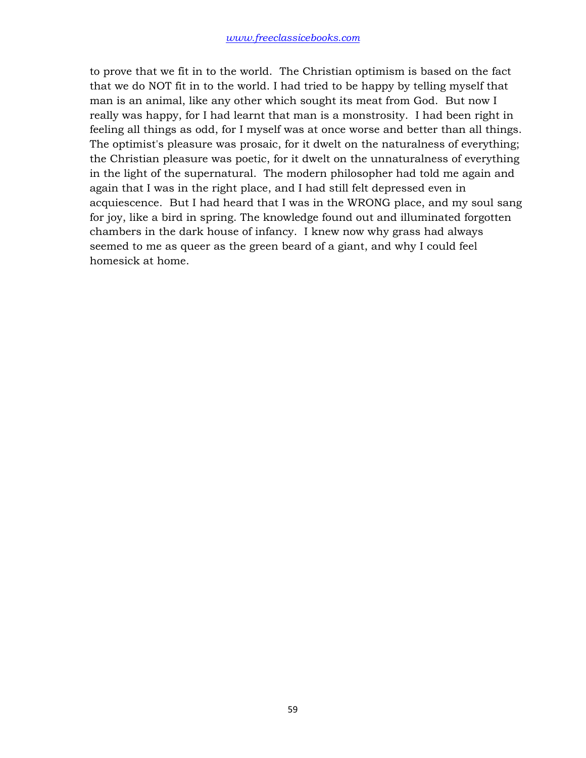to prove that we fit in to the world. The Christian optimism is based on the fact that we do NOT fit in to the world. I had tried to be happy by telling myself that man is an animal, like any other which sought its meat from God. But now I really was happy, for I had learnt that man is a monstrosity. I had been right in feeling all things as odd, for I myself was at once worse and better than all things. The optimist's pleasure was prosaic, for it dwelt on the naturalness of everything; the Christian pleasure was poetic, for it dwelt on the unnaturalness of everything in the light of the supernatural. The modern philosopher had told me again and again that I was in the right place, and I had still felt depressed even in acquiescence. But I had heard that I was in the WRONG place, and my soul sang for joy, like a bird in spring. The knowledge found out and illuminated forgotten chambers in the dark house of infancy. I knew now why grass had always seemed to me as queer as the green beard of a giant, and why I could feel homesick at home.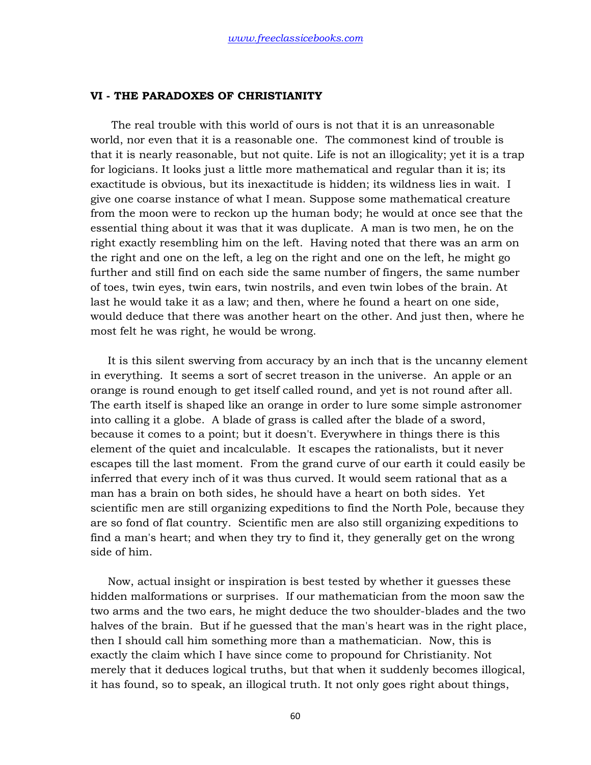## VI - THE PARADOXES OF CHRISTIANITY

The real trouble with this world of ours is not that it is an unreasonable world, nor even that it is a reasonable one. The commonest kind of trouble is that it is nearly reasonable, but not quite. Life is not an illogicality; yet it is a trap for logicians. It looks just a little more mathematical and regular than it is; its exactitude is obvious, but its inexactitude is hidden; its wildness lies in wait. I give one coarse instance of what I mean. Suppose some mathematical creature from the moon were to reckon up the human body; he would at once see that the essential thing about it was that it was duplicate. A man is two men, he on the right exactly resembling him on the left. Having noted that there was an arm on the right and one on the left, a leg on the right and one on the left, he might go further and still find on each side the same number of fingers, the same number of toes, twin eyes, twin ears, twin nostrils, and even twin lobes of the brain. At last he would take it as a law; and then, where he found a heart on one side, would deduce that there was another heart on the other. And just then, where he most felt he was right, he would be wrong.

It is this silent swerving from accuracy by an inch that is the uncanny element in everything. It seems a sort of secret treason in the universe. An apple or an orange is round enough to get itself called round, and yet is not round after all. The earth itself is shaped like an orange in order to lure some simple astronomer into calling it a globe. A blade of grass is called after the blade of a sword, because it comes to a point; but it doesn't. Everywhere in things there is this element of the quiet and incalculable. It escapes the rationalists, but it never escapes till the last moment. From the grand curve of our earth it could easily be inferred that every inch of it was thus curved. It would seem rational that as a man has a brain on both sides, he should have a heart on both sides. Yet scientific men are still organizing expeditions to find the North Pole, because they are so fond of flat country. Scientific men are also still organizing expeditions to find a man's heart; and when they try to find it, they generally get on the wrong side of him.

Now, actual insight or inspiration is best tested by whether it guesses these hidden malformations or surprises. If our mathematician from the moon saw the two arms and the two ears, he might deduce the two shoulder-blades and the two halves of the brain. But if he guessed that the man's heart was in the right place, then I should call him something more than a mathematician. Now, this is exactly the claim which I have since come to propound for Christianity. Not merely that it deduces logical truths, but that when it suddenly becomes illogical, it has found, so to speak, an illogical truth. It not only goes right about things,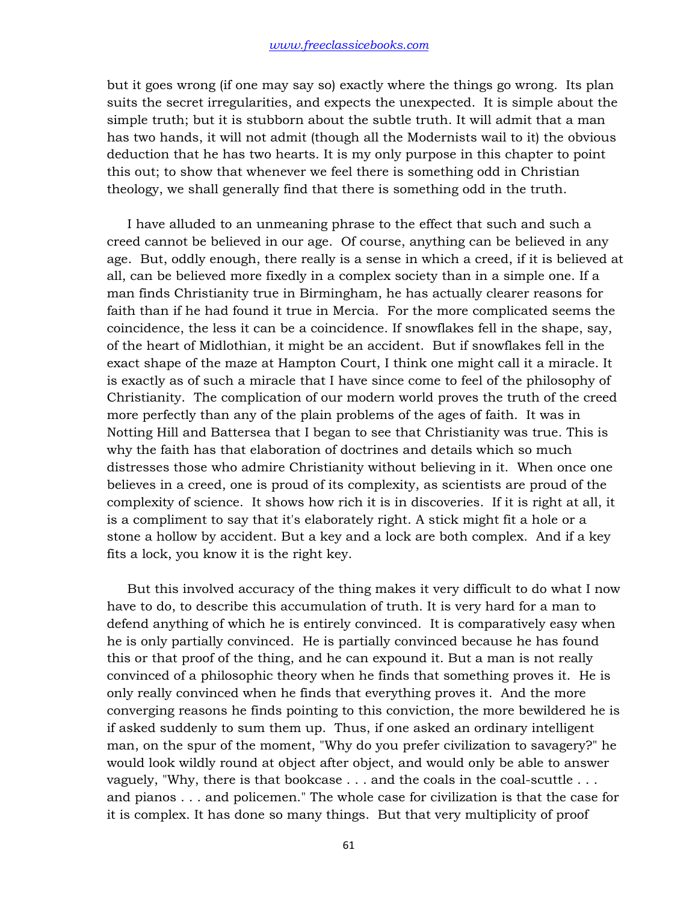but it goes wrong (if one may say so) exactly where the things go wrong. Its plan suits the secret irregularities, and expects the unexpected. It is simple about the simple truth; but it is stubborn about the subtle truth. It will admit that a man has two hands, it will not admit (though all the Modernists wail to it) the obvious deduction that he has two hearts. It is my only purpose in this chapter to point this out; to show that whenever we feel there is something odd in Christian theology, we shall generally find that there is something odd in the truth.

I have alluded to an unmeaning phrase to the effect that such and such a creed cannot be believed in our age. Of course, anything can be believed in any age. But, oddly enough, there really is a sense in which a creed, if it is believed at all, can be believed more fixedly in a complex society than in a simple one. If a man finds Christianity true in Birmingham, he has actually clearer reasons for faith than if he had found it true in Mercia. For the more complicated seems the coincidence, the less it can be a coincidence. If snowflakes fell in the shape, say, of the heart of Midlothian, it might be an accident. But if snowflakes fell in the exact shape of the maze at Hampton Court, I think one might call it a miracle. It is exactly as of such a miracle that I have since come to feel of the philosophy of Christianity. The complication of our modern world proves the truth of the creed more perfectly than any of the plain problems of the ages of faith. It was in Notting Hill and Battersea that I began to see that Christianity was true. This is why the faith has that elaboration of doctrines and details which so much distresses those who admire Christianity without believing in it. When once one believes in a creed, one is proud of its complexity, as scientists are proud of the complexity of science. It shows how rich it is in discoveries. If it is right at all, it is a compliment to say that it's elaborately right. A stick might fit a hole or a stone a hollow by accident. But a key and a lock are both complex. And if a key fits a lock, you know it is the right key.

But this involved accuracy of the thing makes it very difficult to do what I now have to do, to describe this accumulation of truth. It is very hard for a man to defend anything of which he is entirely convinced. It is comparatively easy when he is only partially convinced. He is partially convinced because he has found this or that proof of the thing, and he can expound it. But a man is not really convinced of a philosophic theory when he finds that something proves it. He is only really convinced when he finds that everything proves it. And the more converging reasons he finds pointing to this conviction, the more bewildered he is if asked suddenly to sum them up. Thus, if one asked an ordinary intelligent man, on the spur of the moment, "Why do you prefer civilization to savagery?" he would look wildly round at object after object, and would only be able to answer vaguely, "Why, there is that bookcase . . . and the coals in the coal-scuttle . . . and pianos . . . and policemen." The whole case for civilization is that the case for it is complex. It has done so many things. But that very multiplicity of proof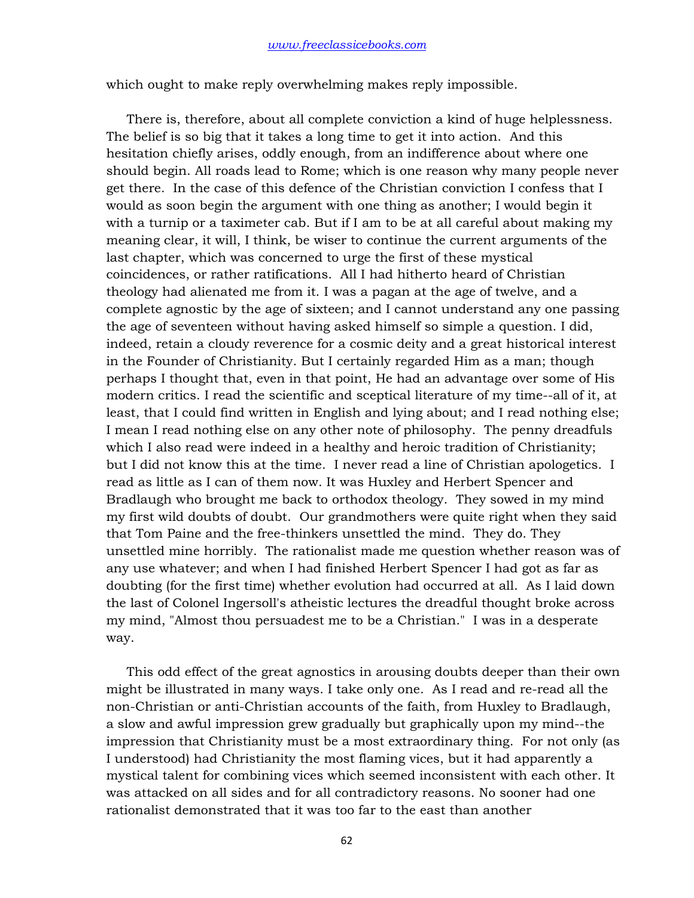which ought to make reply overwhelming makes reply impossible.

There is, therefore, about all complete conviction a kind of huge helplessness. The belief is so big that it takes a long time to get it into action. And this hesitation chiefly arises, oddly enough, from an indifference about where one should begin. All roads lead to Rome; which is one reason why many people never get there. In the case of this defence of the Christian conviction I confess that I would as soon begin the argument with one thing as another; I would begin it with a turnip or a taximeter cab. But if I am to be at all careful about making my meaning clear, it will, I think, be wiser to continue the current arguments of the last chapter, which was concerned to urge the first of these mystical coincidences, or rather ratifications. All I had hitherto heard of Christian theology had alienated me from it. I was a pagan at the age of twelve, and a complete agnostic by the age of sixteen; and I cannot understand any one passing the age of seventeen without having asked himself so simple a question. I did, indeed, retain a cloudy reverence for a cosmic deity and a great historical interest in the Founder of Christianity. But I certainly regarded Him as a man; though perhaps I thought that, even in that point, He had an advantage over some of His modern critics. I read the scientific and sceptical literature of my time--all of it, at least, that I could find written in English and lying about; and I read nothing else; I mean I read nothing else on any other note of philosophy. The penny dreadfuls which I also read were indeed in a healthy and heroic tradition of Christianity; but I did not know this at the time. I never read a line of Christian apologetics. I read as little as I can of them now. It was Huxley and Herbert Spencer and Bradlaugh who brought me back to orthodox theology. They sowed in my mind my first wild doubts of doubt. Our grandmothers were quite right when they said that Tom Paine and the free-thinkers unsettled the mind. They do. They unsettled mine horribly. The rationalist made me question whether reason was of any use whatever; and when I had finished Herbert Spencer I had got as far as doubting (for the first time) whether evolution had occurred at all. As I laid down the last of Colonel Ingersoll's atheistic lectures the dreadful thought broke across my mind, "Almost thou persuadest me to be a Christian." I was in a desperate way.

This odd effect of the great agnostics in arousing doubts deeper than their own might be illustrated in many ways. I take only one. As I read and re-read all the non-Christian or anti-Christian accounts of the faith, from Huxley to Bradlaugh, a slow and awful impression grew gradually but graphically upon my mind--the impression that Christianity must be a most extraordinary thing. For not only (as I understood) had Christianity the most flaming vices, but it had apparently a mystical talent for combining vices which seemed inconsistent with each other. It was attacked on all sides and for all contradictory reasons. No sooner had one rationalist demonstrated that it was too far to the east than another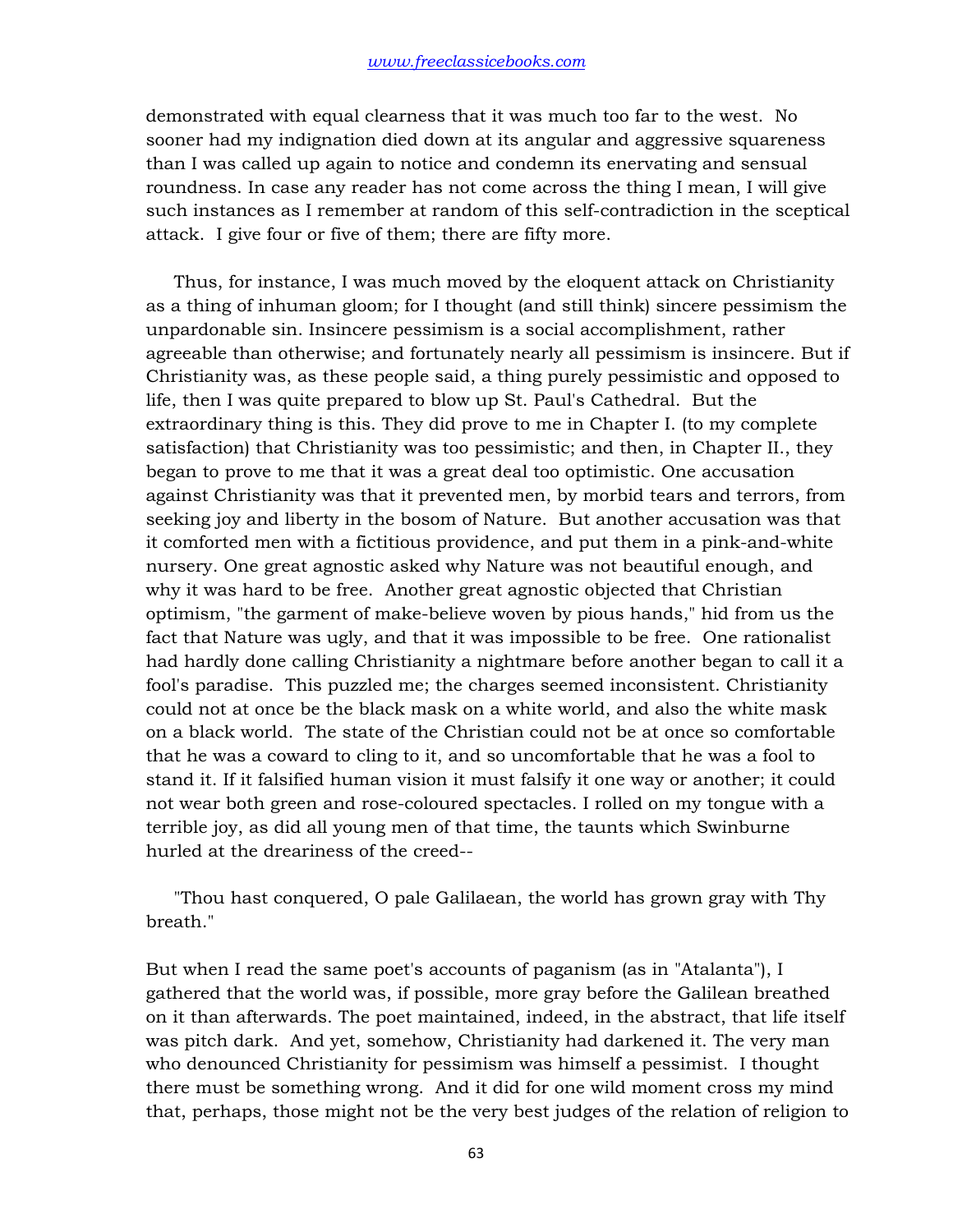demonstrated with equal clearness that it was much too far to the west. No sooner had my indignation died down at its angular and aggressive squareness than I was called up again to notice and condemn its enervating and sensual roundness. In case any reader has not come across the thing I mean, I will give such instances as I remember at random of this self-contradiction in the sceptical attack. I give four or five of them; there are fifty more.

Thus, for instance, I was much moved by the eloquent attack on Christianity as a thing of inhuman gloom; for I thought (and still think) sincere pessimism the unpardonable sin. Insincere pessimism is a social accomplishment, rather agreeable than otherwise; and fortunately nearly all pessimism is insincere. But if Christianity was, as these people said, a thing purely pessimistic and opposed to life, then I was quite prepared to blow up St. Paul's Cathedral. But the extraordinary thing is this. They did prove to me in Chapter I. (to my complete satisfaction) that Christianity was too pessimistic; and then, in Chapter II., they began to prove to me that it was a great deal too optimistic. One accusation against Christianity was that it prevented men, by morbid tears and terrors, from seeking joy and liberty in the bosom of Nature. But another accusation was that it comforted men with a fictitious providence, and put them in a pink-and-white nursery. One great agnostic asked why Nature was not beautiful enough, and why it was hard to be free. Another great agnostic objected that Christian optimism, "the garment of make-believe woven by pious hands," hid from us the fact that Nature was ugly, and that it was impossible to be free. One rationalist had hardly done calling Christianity a nightmare before another began to call it a fool's paradise. This puzzled me; the charges seemed inconsistent. Christianity could not at once be the black mask on a white world, and also the white mask on a black world. The state of the Christian could not be at once so comfortable that he was a coward to cling to it, and so uncomfortable that he was a fool to stand it. If it falsified human vision it must falsify it one way or another; it could not wear both green and rose-coloured spectacles. I rolled on my tongue with a terrible joy, as did all young men of that time, the taunts which Swinburne hurled at the dreariness of the creed--

"Thou hast conquered, O pale Galilaean, the world has grown gray with Thy breath."

But when I read the same poet's accounts of paganism (as in "Atalanta"), I gathered that the world was, if possible, more gray before the Galilean breathed on it than afterwards. The poet maintained, indeed, in the abstract, that life itself was pitch dark. And yet, somehow, Christianity had darkened it. The very man who denounced Christianity for pessimism was himself a pessimist. I thought there must be something wrong. And it did for one wild moment cross my mind that, perhaps, those might not be the very best judges of the relation of religion to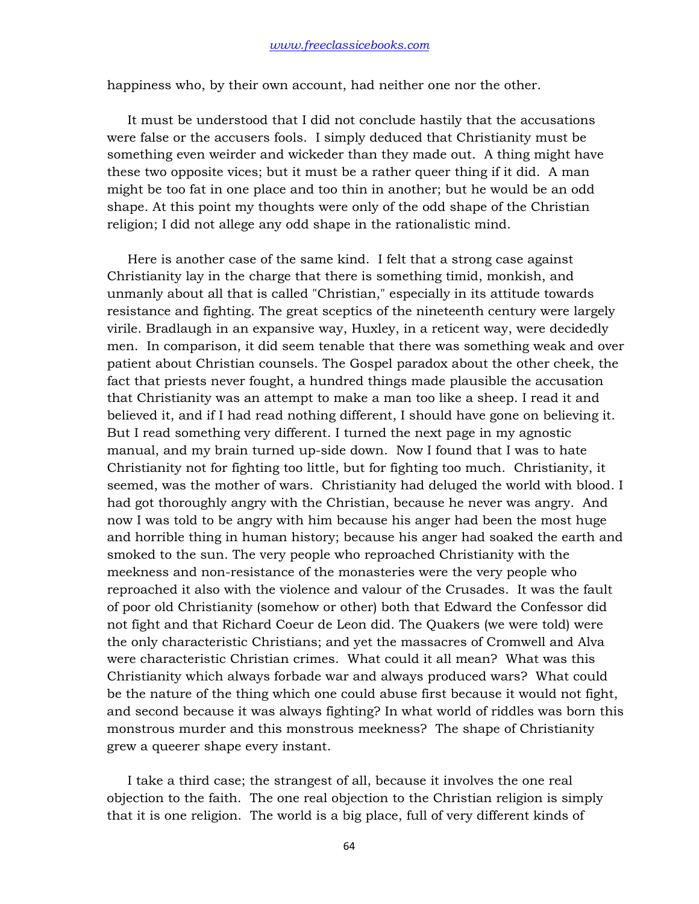happiness who, by their own account, had neither one nor the other.

It must be understood that I did not conclude hastily that the accusations were false or the accusers fools. I simply deduced that Christianity must be something even weirder and wickeder than they made out. A thing might have these two opposite vices; but it must be a rather queer thing if it did. A man might be too fat in one place and too thin in another; but he would be an odd shape. At this point my thoughts were only of the odd shape of the Christian religion; I did not allege any odd shape in the rationalistic mind.

Here is another case of the same kind. I felt that a strong case against Christianity lay in the charge that there is something timid, monkish, and unmanly about all that is called "Christian," especially in its attitude towards resistance and fighting. The great sceptics of the nineteenth century were largely virile. Bradlaugh in an expansive way, Huxley, in a reticent way, were decidedly men. In comparison, it did seem tenable that there was something weak and over patient about Christian counsels. The Gospel paradox about the other cheek, the fact that priests never fought, a hundred things made plausible the accusation that Christianity was an attempt to make a man too like a sheep. I read it and believed it, and if I had read nothing different, I should have gone on believing it. But I read something very different. I turned the next page in my agnostic manual, and my brain turned up-side down. Now I found that I was to hate Christianity not for fighting too little, but for fighting too much. Christianity, it seemed, was the mother of wars. Christianity had deluged the world with blood. I had got thoroughly angry with the Christian, because he never was angry. And now I was told to be angry with him because his anger had been the most huge and horrible thing in human history; because his anger had soaked the earth and smoked to the sun. The very people who reproached Christianity with the meekness and non-resistance of the monasteries were the very people who reproached it also with the violence and valour of the Crusades. It was the fault of poor old Christianity (somehow or other) both that Edward the Confessor did not fight and that Richard Coeur de Leon did. The Quakers (we were told) were the only characteristic Christians; and yet the massacres of Cromwell and Alva were characteristic Christian crimes. What could it all mean? What was this Christianity which always forbade war and always produced wars? What could be the nature of the thing which one could abuse first because it would not fight, and second because it was always fighting? In what world of riddles was born this monstrous murder and this monstrous meekness? The shape of Christianity grew a queerer shape every instant.

I take a third case; the strangest of all, because it involves the one real objection to the faith. The one real objection to the Christian religion is simply that it is one religion. The world is a big place, full of very different kinds of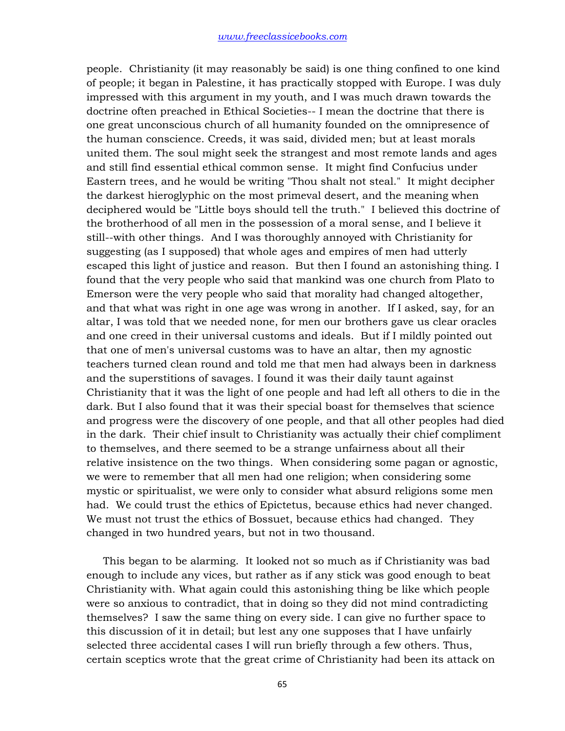people. Christianity (it may reasonably be said) is one thing confined to one kind of people; it began in Palestine, it has practically stopped with Europe. I was duly impressed with this argument in my youth, and I was much drawn towards the doctrine often preached in Ethical Societies-- I mean the doctrine that there is one great unconscious church of all humanity founded on the omnipresence of the human conscience. Creeds, it was said, divided men; but at least morals united them. The soul might seek the strangest and most remote lands and ages and still find essential ethical common sense. It might find Confucius under Eastern trees, and he would be writing "Thou shalt not steal." It might decipher the darkest hieroglyphic on the most primeval desert, and the meaning when deciphered would be "Little boys should tell the truth." I believed this doctrine of the brotherhood of all men in the possession of a moral sense, and I believe it still--with other things. And I was thoroughly annoyed with Christianity for suggesting (as I supposed) that whole ages and empires of men had utterly escaped this light of justice and reason. But then I found an astonishing thing. I found that the very people who said that mankind was one church from Plato to Emerson were the very people who said that morality had changed altogether, and that what was right in one age was wrong in another. If I asked, say, for an altar, I was told that we needed none, for men our brothers gave us clear oracles and one creed in their universal customs and ideals. But if I mildly pointed out that one of men's universal customs was to have an altar, then my agnostic teachers turned clean round and told me that men had always been in darkness and the superstitions of savages. I found it was their daily taunt against Christianity that it was the light of one people and had left all others to die in the dark. But I also found that it was their special boast for themselves that science and progress were the discovery of one people, and that all other peoples had died in the dark. Their chief insult to Christianity was actually their chief compliment to themselves, and there seemed to be a strange unfairness about all their relative insistence on the two things. When considering some pagan or agnostic, we were to remember that all men had one religion; when considering some mystic or spiritualist, we were only to consider what absurd religions some men had. We could trust the ethics of Epictetus, because ethics had never changed. We must not trust the ethics of Bossuet, because ethics had changed. They changed in two hundred years, but not in two thousand.

This began to be alarming. It looked not so much as if Christianity was bad enough to include any vices, but rather as if any stick was good enough to beat Christianity with. What again could this astonishing thing be like which people were so anxious to contradict, that in doing so they did not mind contradicting themselves? I saw the same thing on every side. I can give no further space to this discussion of it in detail; but lest any one supposes that I have unfairly selected three accidental cases I will run briefly through a few others. Thus, certain sceptics wrote that the great crime of Christianity had been its attack on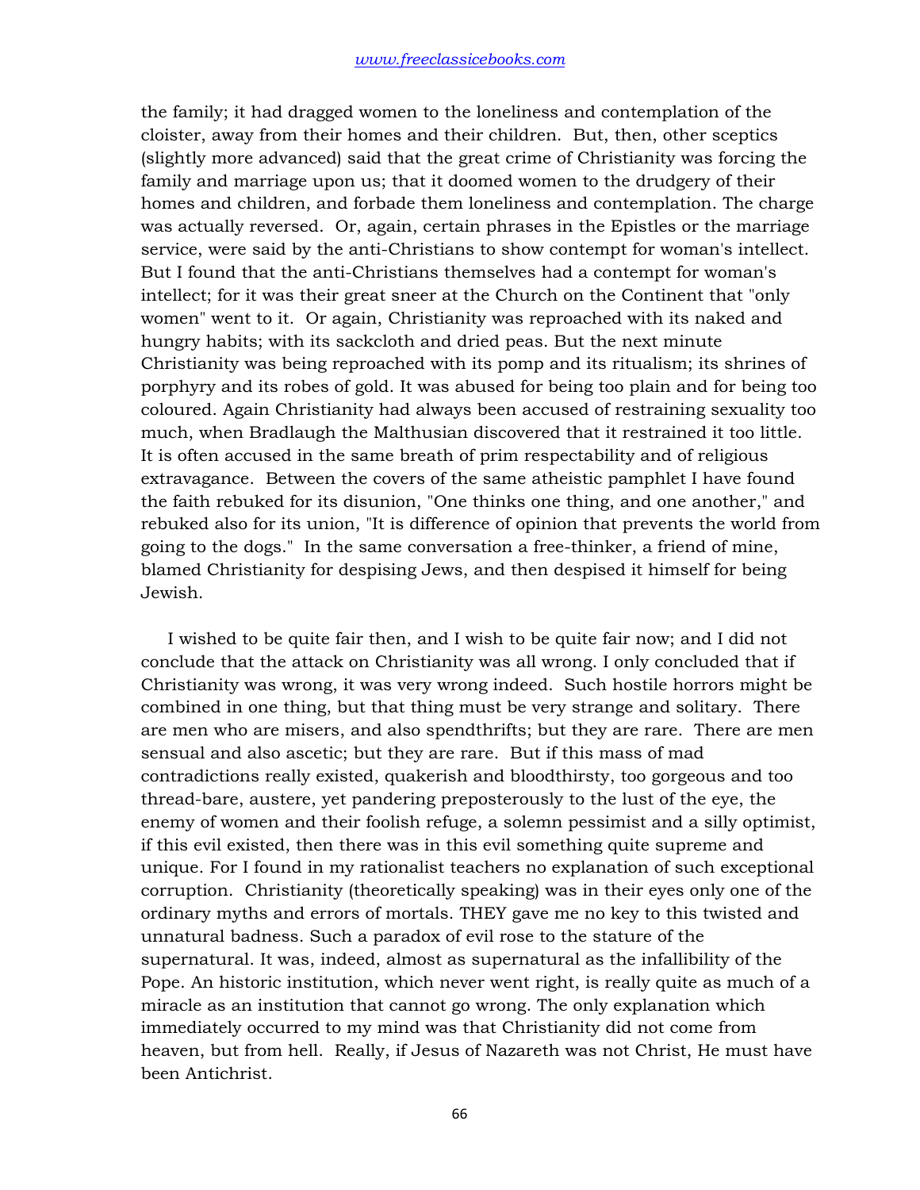the family; it had dragged women to the loneliness and contemplation of the cloister, away from their homes and their children. But, then, other sceptics (slightly more advanced) said that the great crime of Christianity was forcing the family and marriage upon us; that it doomed women to the drudgery of their homes and children, and forbade them loneliness and contemplation. The charge was actually reversed. Or, again, certain phrases in the Epistles or the marriage service, were said by the anti-Christians to show contempt for woman's intellect. But I found that the anti-Christians themselves had a contempt for woman's intellect; for it was their great sneer at the Church on the Continent that "only women" went to it. Or again, Christianity was reproached with its naked and hungry habits; with its sackcloth and dried peas. But the next minute Christianity was being reproached with its pomp and its ritualism; its shrines of porphyry and its robes of gold. It was abused for being too plain and for being too coloured. Again Christianity had always been accused of restraining sexuality too much, when Bradlaugh the Malthusian discovered that it restrained it too little. It is often accused in the same breath of prim respectability and of religious extravagance. Between the covers of the same atheistic pamphlet I have found the faith rebuked for its disunion, "One thinks one thing, and one another," and rebuked also for its union, "It is difference of opinion that prevents the world from going to the dogs." In the same conversation a free-thinker, a friend of mine, blamed Christianity for despising Jews, and then despised it himself for being Jewish.

I wished to be quite fair then, and I wish to be quite fair now; and I did not conclude that the attack on Christianity was all wrong. I only concluded that if Christianity was wrong, it was very wrong indeed. Such hostile horrors might be combined in one thing, but that thing must be very strange and solitary. There are men who are misers, and also spendthrifts; but they are rare. There are men sensual and also ascetic; but they are rare. But if this mass of mad contradictions really existed, quakerish and bloodthirsty, too gorgeous and too thread-bare, austere, yet pandering preposterously to the lust of the eye, the enemy of women and their foolish refuge, a solemn pessimist and a silly optimist, if this evil existed, then there was in this evil something quite supreme and unique. For I found in my rationalist teachers no explanation of such exceptional corruption. Christianity (theoretically speaking) was in their eyes only one of the ordinary myths and errors of mortals. THEY gave me no key to this twisted and unnatural badness. Such a paradox of evil rose to the stature of the supernatural. It was, indeed, almost as supernatural as the infallibility of the Pope. An historic institution, which never went right, is really quite as much of a miracle as an institution that cannot go wrong. The only explanation which immediately occurred to my mind was that Christianity did not come from heaven, but from hell. Really, if Jesus of Nazareth was not Christ, He must have been Antichrist.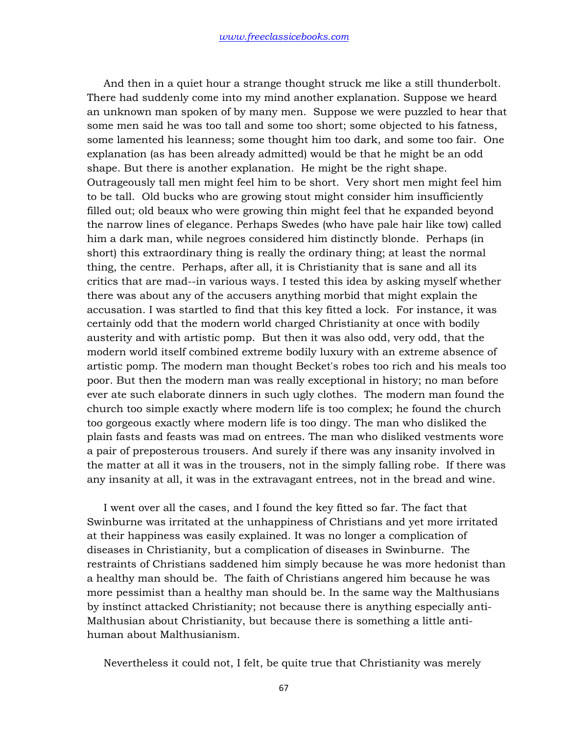And then in a quiet hour a strange thought struck me like a still thunderbolt. There had suddenly come into my mind another explanation. Suppose we heard an unknown man spoken of by many men. Suppose we were puzzled to hear that some men said he was too tall and some too short; some objected to his fatness, some lamented his leanness; some thought him too dark, and some too fair. One explanation (as has been already admitted) would be that he might be an odd shape. But there is another explanation. He might be the right shape. Outrageously tall men might feel him to be short. Very short men might feel him to be tall. Old bucks who are growing stout might consider him insufficiently filled out; old beaux who were growing thin might feel that he expanded beyond the narrow lines of elegance. Perhaps Swedes (who have pale hair like tow) called him a dark man, while negroes considered him distinctly blonde. Perhaps (in short) this extraordinary thing is really the ordinary thing; at least the normal thing, the centre. Perhaps, after all, it is Christianity that is sane and all its critics that are mad--in various ways. I tested this idea by asking myself whether there was about any of the accusers anything morbid that might explain the accusation. I was startled to find that this key fitted a lock. For instance, it was certainly odd that the modern world charged Christianity at once with bodily austerity and with artistic pomp. But then it was also odd, very odd, that the modern world itself combined extreme bodily luxury with an extreme absence of artistic pomp. The modern man thought Becket's robes too rich and his meals too poor. But then the modern man was really exceptional in history; no man before ever ate such elaborate dinners in such ugly clothes. The modern man found the church too simple exactly where modern life is too complex; he found the church too gorgeous exactly where modern life is too dingy. The man who disliked the plain fasts and feasts was mad on entrees. The man who disliked vestments wore a pair of preposterous trousers. And surely if there was any insanity involved in the matter at all it was in the trousers, not in the simply falling robe. If there was any insanity at all, it was in the extravagant entrees, not in the bread and wine.

I went over all the cases, and I found the key fitted so far. The fact that Swinburne was irritated at the unhappiness of Christians and yet more irritated at their happiness was easily explained. It was no longer a complication of diseases in Christianity, but a complication of diseases in Swinburne. The restraints of Christians saddened him simply because he was more hedonist than a healthy man should be. The faith of Christians angered him because he was more pessimist than a healthy man should be. In the same way the Malthusians by instinct attacked Christianity; not because there is anything especially anti-Malthusian about Christianity, but because there is something a little anti-human about Malthusianism.

Nevertheless it could not, I felt, be quite true that Christianity was merely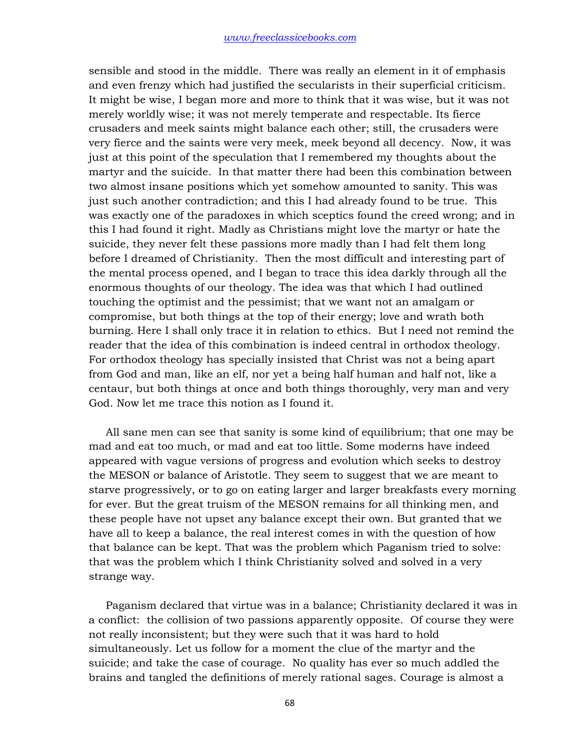sensible and stood in the middle. There was really an element in it of emphasis and even frenzy which had justified the secularists in their superficial criticism. It might be wise, I began more and more to think that it was wise, but it was not merely worldly wise; it was not merely temperate and respectable. Its fierce crusaders and meek saints might balance each other; still, the crusaders were very fierce and the saints were very meek, meek beyond all decency. Now, it was just at this point of the speculation that I remembered my thoughts about the martyr and the suicide. In that matter there had been this combination between two almost insane positions which yet somehow amounted to sanity. This was just such another contradiction; and this I had already found to be true. This was exactly one of the paradoxes in which sceptics found the creed wrong; and in this I had found it right. Madly as Christians might love the martyr or hate the suicide, they never felt these passions more madly than I had felt them long before I dreamed of Christianity. Then the most difficult and interesting part of the mental process opened, and I began to trace this idea darkly through all the enormous thoughts of our theology. The idea was that which I had outlined touching the optimist and the pessimist; that we want not an amalgam or compromise, but both things at the top of their energy; love and wrath both burning. Here I shall only trace it in relation to ethics. But I need not remind the reader that the idea of this combination is indeed central in orthodox theology. For orthodox theology has specially insisted that Christ was not a being apart from God and man, like an elf, nor yet a being half human and half not, like a centaur, but both things at once and both things thoroughly, very man and very God. Now let me trace this notion as I found it.

All sane men can see that sanity is some kind of equilibrium; that one may be mad and eat too much, or mad and eat too little. Some moderns have indeed appeared with vague versions of progress and evolution which seeks to destroy the MESON or balance of Aristotle. They seem to suggest that we are meant to starve progressively, or to go on eating larger and larger breakfasts every morning for ever. But the great truism of the MESON remains for all thinking men, and these people have not upset any balance except their own. But granted that we have all to keep a balance, the real interest comes in with the question of how that balance can be kept. That was the problem which Paganism tried to solve: that was the problem which I think Christianity solved and solved in a very strange way.

Paganism declared that virtue was in a balance; Christianity declared it was in a conflict: the collision of two passions apparently opposite. Of course they were not really inconsistent; but they were such that it was hard to hold simultaneously. Let us follow for a moment the clue of the martyr and the suicide; and take the case of courage. No quality has ever so much addled the brains and tangled the definitions of merely rational sages. Courage is almost a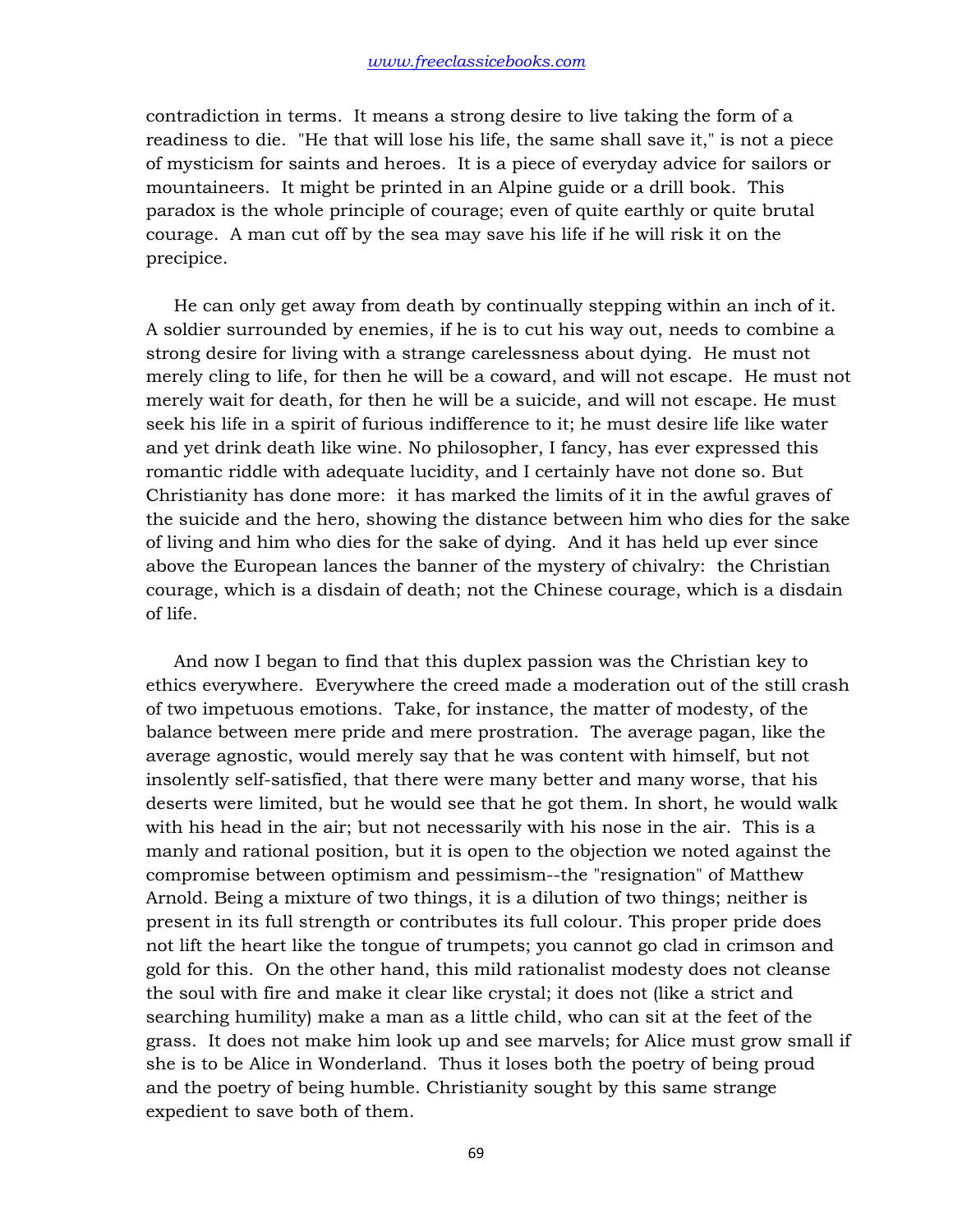contradiction in terms. It means a strong desire to live taking the form of a readiness to die. "He that will lose his life, the same shall save it," is not a piece of mysticism for saints and heroes. It is a piece of everyday advice for sailors or mountaineers. It might be printed in an Alpine guide or a drill book. This paradox is the whole principle of courage; even of quite earthly or quite brutal courage. A man cut off by the sea may save his life if he will risk it on the precipice.

He can only get away from death by continually stepping within an inch of it. A soldier surrounded by enemies, if he is to cut his way out, needs to combine a strong desire for living with a strange carelessness about dying. He must not merely cling to life, for then he will be a coward, and will not escape. He must not merely wait for death, for then he will be a suicide, and will not escape. He must seek his life in a spirit of furious indifference to it; he must desire life like water and yet drink death like wine. No philosopher, I fancy, has ever expressed this romantic riddle with adequate lucidity, and I certainly have not done so. But Christianity has done more: it has marked the limits of it in the awful graves of the suicide and the hero, showing the distance between him who dies for the sake of living and him who dies for the sake of dying. And it has held up ever since above the European lances the banner of the mystery of chivalry: the Christian courage, which is a disdain of death; not the Chinese courage, which is a disdain of life.

And now I began to find that this duplex passion was the Christian key to ethics everywhere. Everywhere the creed made a moderation out of the still crash of two impetuous emotions. Take, for instance, the matter of modesty, of the balance between mere pride and mere prostration. The average pagan, like the average agnostic, would merely say that he was content with himself, but not insolently self-satisfied, that there were many better and many worse, that his deserts were limited, but he would see that he got them. In short, he would walk with his head in the air; but not necessarily with his nose in the air. This is a manly and rational position, but it is open to the objection we noted against the compromise between optimism and pessimism--the "resignation" of Matthew Arnold. Being a mixture of two things, it is a dilution of two things; neither is present in its full strength or contributes its full colour. This proper pride does not lift the heart like the tongue of trumpets; you cannot go clad in crimson and gold for this. On the other hand, this mild rationalist modesty does not cleanse the soul with fire and make it clear like crystal; it does not (like a strict and searching humility) make a man as a little child, who can sit at the feet of the grass. It does not make him look up and see marvels; for Alice must grow small if she is to be Alice in Wonderland. Thus it loses both the poetry of being proud and the poetry of being humble. Christianity sought by this same strange expedient to save both of them.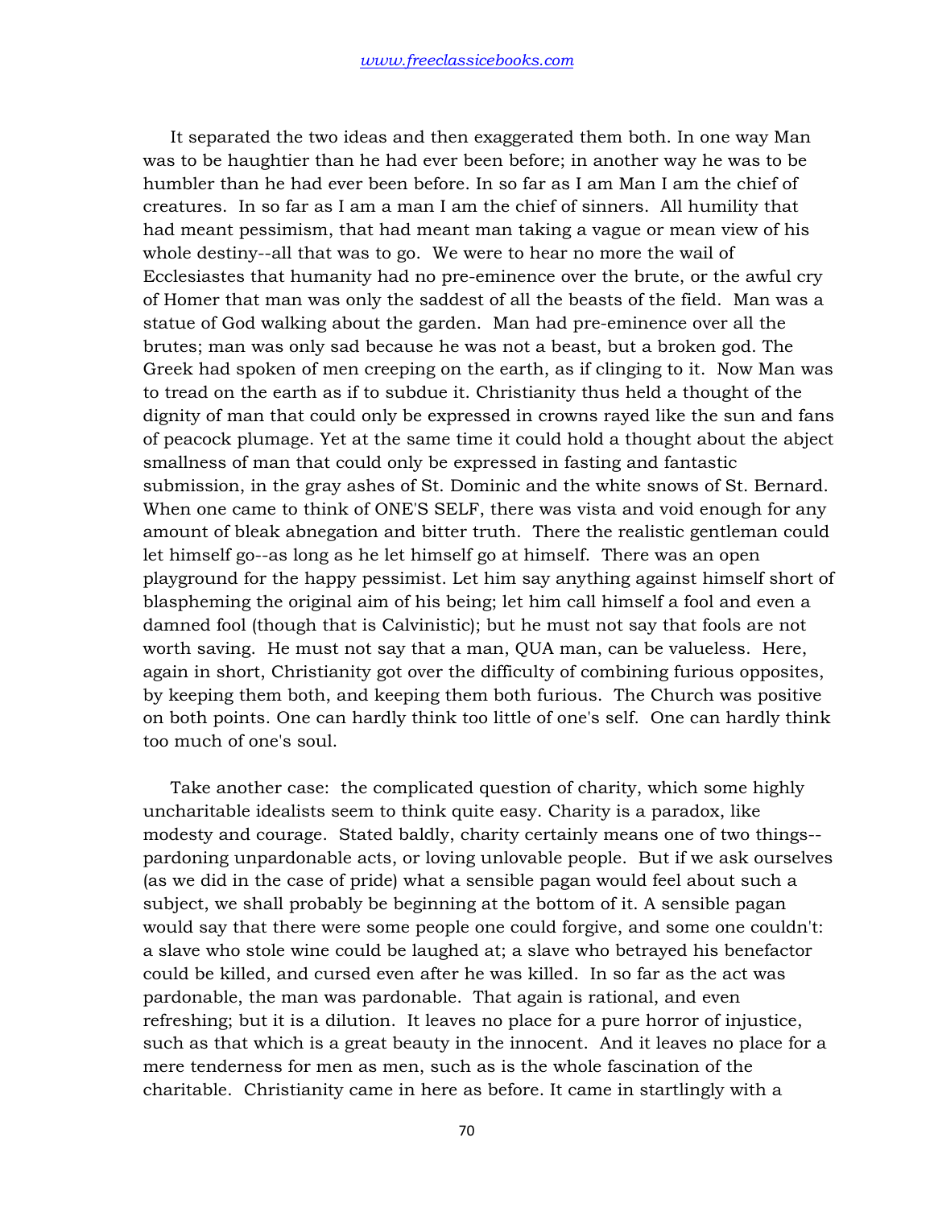It separated the two ideas and then exaggerated them both. In one way Man was to be haughtier than he had ever been before; in another way he was to be humbler than he had ever been before. In so far as I am Man I am the chief of creatures. In so far as I am a man I am the chief of sinners. All humility that had meant pessimism, that had meant man taking a vague or mean view of his whole destiny--all that was to go. We were to hear no more the wail of Ecclesiastes that humanity had no pre-eminence over the brute, or the awful cry of Homer that man was only the saddest of all the beasts of the field. Man was a statue of God walking about the garden. Man had pre-eminence over all the brutes; man was only sad because he was not a beast, but a broken god. The Greek had spoken of men creeping on the earth, as if clinging to it. Now Man was to tread on the earth as if to subdue it. Christianity thus held a thought of the dignity of man that could only be expressed in crowns rayed like the sun and fans of peacock plumage. Yet at the same time it could hold a thought about the abject smallness of man that could only be expressed in fasting and fantastic submission, in the gray ashes of St. Dominic and the white snows of St. Bernard. When one came to think of ONE'S SELF, there was vista and void enough for any amount of bleak abnegation and bitter truth. There the realistic gentleman could let himself go--as long as he let himself go at himself. There was an open playground for the happy pessimist. Let him say anything against himself short of blaspheming the original aim of his being; let him call himself a fool and even a damned fool (though that is Calvinistic); but he must not say that fools are not worth saving. He must not say that a man, QUA man, can be valueless. Here, again in short, Christianity got over the difficulty of combining furious opposites, by keeping them both, and keeping them both furious. The Church was positive on both points. One can hardly think too little of one's self. One can hardly think too much of one's soul.

Take another case: the complicated question of charity, which some highly uncharitable idealists seem to think quite easy. Charity is a paradox, like modesty and courage. Stated baldly, charity certainly means one of two things--pardoning unpardonable acts, or loving unlovable people. But if we ask ourselves (as we did in the case of pride) what a sensible pagan would feel about such a subject, we shall probably be beginning at the bottom of it. A sensible pagan would say that there were some people one could forgive, and some one couldn't: a slave who stole wine could be laughed at; a slave who betrayed his benefactor could be killed, and cursed even after he was killed. In so far as the act was pardonable, the man was pardonable. That again is rational, and even refreshing; but it is a dilution. It leaves no place for a pure horror of injustice, such as that which is a great beauty in the innocent. And it leaves no place for a mere tenderness for men as men, such as is the whole fascination of the charitable. Christianity came in here as before. It came in startlingly with a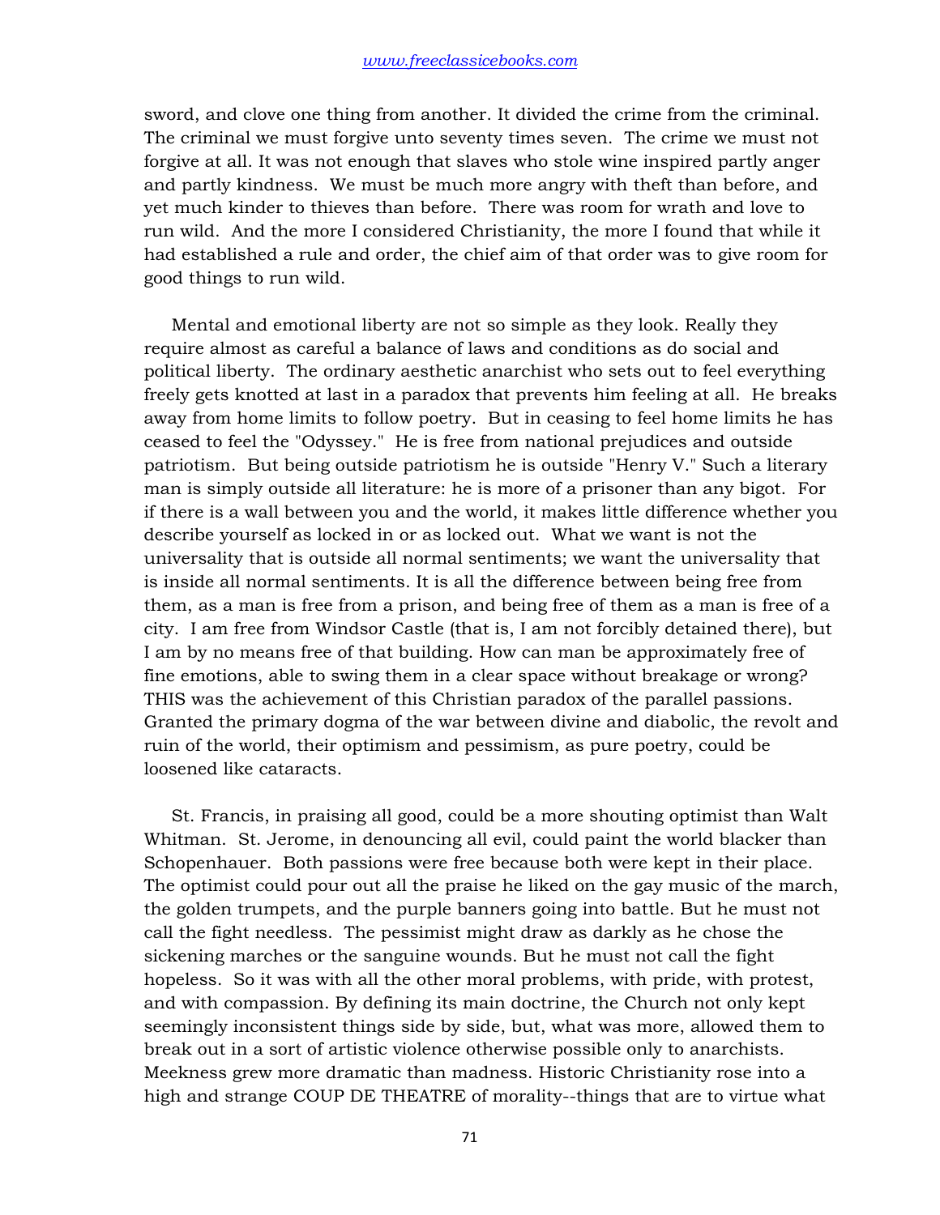sword, and clove one thing from another. It divided the crime from the criminal. The criminal we must forgive unto seventy times seven. The crime we must not forgive at all. It was not enough that slaves who stole wine inspired partly anger and partly kindness. We must be much more angry with theft than before, and yet much kinder to thieves than before. There was room for wrath and love to run wild. And the more I considered Christianity, the more I found that while it had established a rule and order, the chief aim of that order was to give room for good things to run wild.

Mental and emotional liberty are not so simple as they look. Really they require almost as careful a balance of laws and conditions as do social and political liberty. The ordinary aesthetic anarchist who sets out to feel everything freely gets knotted at last in a paradox that prevents him feeling at all. He breaks away from home limits to follow poetry. But in ceasing to feel home limits he has ceased to feel the "Odyssey." He is free from national prejudices and outside patriotism. But being outside patriotism he is outside "Henry V." Such a literary man is simply outside all literature: he is more of a prisoner than any bigot. For if there is a wall between you and the world, it makes little difference whether you describe yourself as locked in or as locked out. What we want is not the universality that is outside all normal sentiments; we want the universality that is inside all normal sentiments. It is all the difference between being free from them, as a man is free from a prison, and being free of them as a man is free of a city. I am free from Windsor Castle (that is, I am not forcibly detained there), but I am by no means free of that building. How can man be approximately free of fine emotions, able to swing them in a clear space without breakage or wrong? THIS was the achievement of this Christian paradox of the parallel passions. Granted the primary dogma of the war between divine and diabolic, the revolt and ruin of the world, their optimism and pessimism, as pure poetry, could be loosened like cataracts.

St. Francis, in praising all good, could be a more shouting optimist than Walt Whitman. St. Jerome, in denouncing all evil, could paint the world blacker than Schopenhauer. Both passions were free because both were kept in their place. The optimist could pour out all the praise he liked on the gay music of the march, the golden trumpets, and the purple banners going into battle. But he must not call the fight needless. The pessimist might draw as darkly as he chose the sickening marches or the sanguine wounds. But he must not call the fight hopeless. So it was with all the other moral problems, with pride, with protest, and with compassion. By defining its main doctrine, the Church not only kept seemingly inconsistent things side by side, but, what was more, allowed them to break out in a sort of artistic violence otherwise possible only to anarchists. Meekness grew more dramatic than madness. Historic Christianity rose into a high and strange COUP DE THEATRE of morality--things that are to virtue what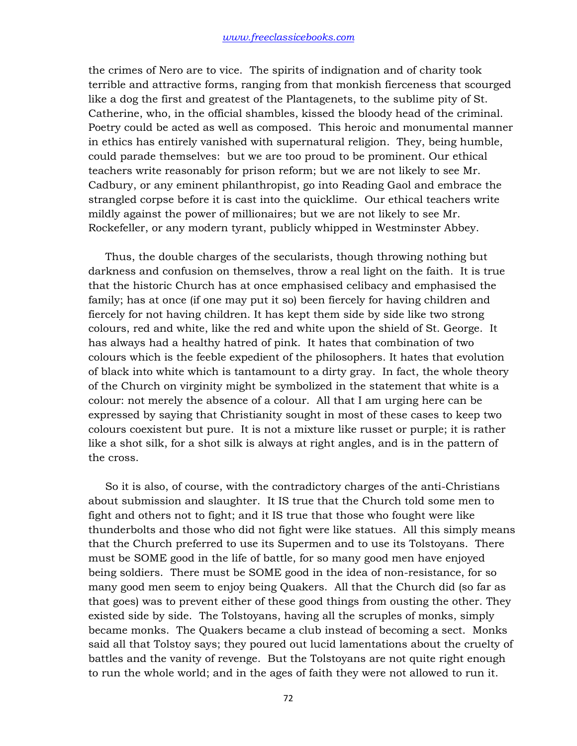the crimes of Nero are to vice. The spirits of indignation and of charity took terrible and attractive forms, ranging from that monkish fierceness that scourged like a dog the first and greatest of the Plantagenets, to the sublime pity of St. Catherine, who, in the official shambles, kissed the bloody head of the criminal. Poetry could be acted as well as composed. This heroic and monumental manner in ethics has entirely vanished with supernatural religion. They, being humble, could parade themselves: but we are too proud to be prominent. Our ethical teachers write reasonably for prison reform; but we are not likely to see Mr. Cadbury, or any eminent philanthropist, go into Reading Gaol and embrace the strangled corpse before it is cast into the quicklime. Our ethical teachers write mildly against the power of millionaires; but we are not likely to see Mr. Rockefeller, or any modern tyrant, publicly whipped in Westminster Abbey.

Thus, the double charges of the secularists, though throwing nothing but darkness and confusion on themselves, throw a real light on the faith. It is true that the historic Church has at once emphasised celibacy and emphasised the family; has at once (if one may put it so) been fiercely for having children and fiercely for not having children. It has kept them side by side like two strong colours, red and white, like the red and white upon the shield of St. George. It has always had a healthy hatred of pink. It hates that combination of two colours which is the feeble expedient of the philosophers. It hates that evolution of black into white which is tantamount to a dirty gray. In fact, the whole theory of the Church on virginity might be symbolized in the statement that white is a colour: not merely the absence of a colour. All that I am urging here can be expressed by saying that Christianity sought in most of these cases to keep two colours coexistent but pure. It is not a mixture like russet or purple; it is rather like a shot silk, for a shot silk is always at right angles, and is in the pattern of the cross.

So it is also, of course, with the contradictory charges of the anti-Christians about submission and slaughter. It IS true that the Church told some men to fight and others not to fight; and it IS true that those who fought were like thunderbolts and those who did not fight were like statues. All this simply means that the Church preferred to use its Supermen and to use its Tolstoyans. There must be SOME good in the life of battle, for so many good men have enjoyed being soldiers. There must be SOME good in the idea of non-resistance, for so many good men seem to enjoy being Quakers. All that the Church did (so far as that goes) was to prevent either of these good things from ousting the other. They existed side by side. The Tolstoyans, having all the scruples of monks, simply became monks. The Quakers became a club instead of becoming a sect. Monks said all that Tolstoy says; they poured out lucid lamentations about the cruelty of battles and the vanity of revenge. But the Tolstoyans are not quite right enough to run the whole world; and in the ages of faith they were not allowed to run it.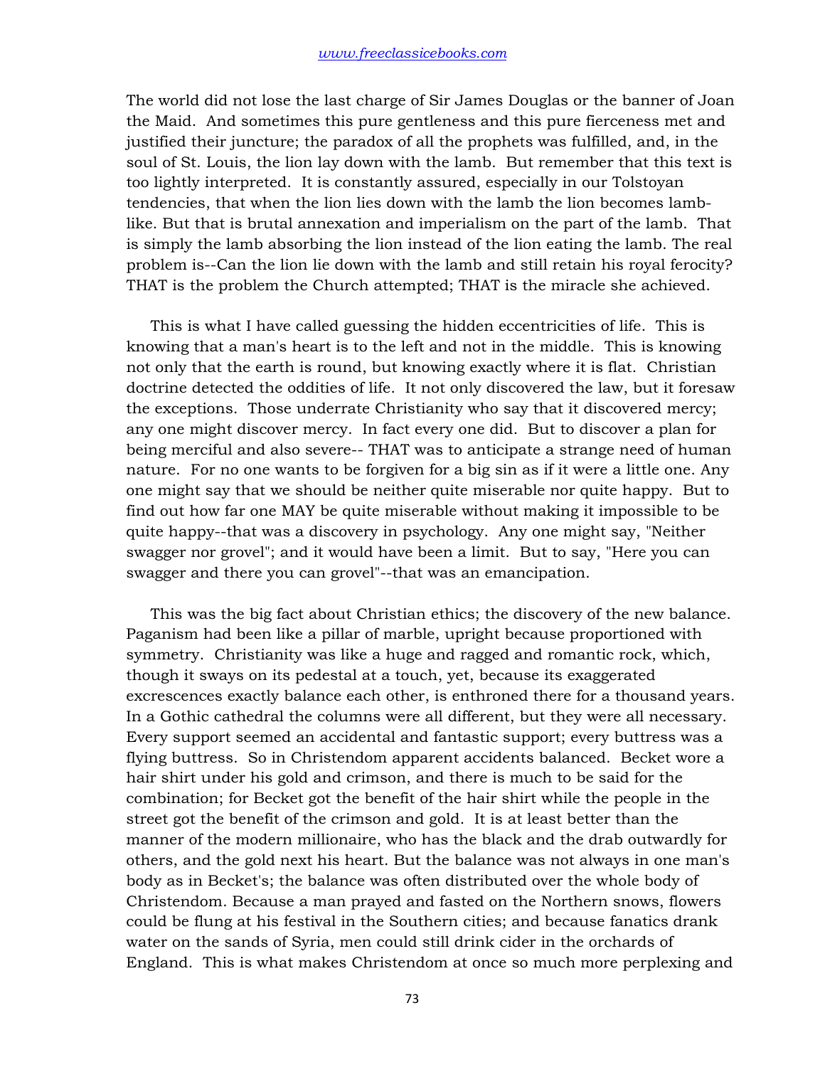The world did not lose the last charge of Sir James Douglas or the banner of Joan the Maid. And sometimes this pure gentleness and this pure fierceness met and justified their juncture; the paradox of all the prophets was fulfilled, and, in the soul of St. Louis, the lion lay down with the lamb. But remember that this text is too lightly interpreted. It is constantly assured, especially in our Tolstoyan tendencies, that when the lion lies down with the lamb the lion becomes lamb-like. But that is brutal annexation and imperialism on the part of the lamb. That is simply the lamb absorbing the lion instead of the lion eating the lamb. The real problem is--Can the lion lie down with the lamb and still retain his royal ferocity? THAT is the problem the Church attempted; THAT is the miracle she achieved.

This is what I have called guessing the hidden eccentricities of life. This is knowing that a man's heart is to the left and not in the middle. This is knowing not only that the earth is round, but knowing exactly where it is flat. Christian doctrine detected the oddities of life. It not only discovered the law, but it foresaw the exceptions. Those underrate Christianity who say that it discovered mercy; any one might discover mercy. In fact every one did. But to discover a plan for being merciful and also severe-- THAT was to anticipate a strange need of human nature. For no one wants to be forgiven for a big sin as if it were a little one. Any one might say that we should be neither quite miserable nor quite happy. But to find out how far one MAY be quite miserable without making it impossible to be quite happy--that was a discovery in psychology. Any one might say, "Neither swagger nor grovel"; and it would have been a limit. But to say, "Here you can swagger and there you can grovel"--that was an emancipation.

This was the big fact about Christian ethics; the discovery of the new balance. Paganism had been like a pillar of marble, upright because proportioned with symmetry. Christianity was like a huge and ragged and romantic rock, which, though it sways on its pedestal at a touch, yet, because its exaggerated excrescences exactly balance each other, is enthroned there for a thousand years. In a Gothic cathedral the columns were all different, but they were all necessary. Every support seemed an accidental and fantastic support; every buttress was a flying buttress. So in Christendom apparent accidents balanced. Becket wore a hair shirt under his gold and crimson, and there is much to be said for the combination; for Becket got the benefit of the hair shirt while the people in the street got the benefit of the crimson and gold. It is at least better than the manner of the modern millionaire, who has the black and the drab outwardly for others, and the gold next his heart. But the balance was not always in one man's body as in Becket's; the balance was often distributed over the whole body of Christendom. Because a man prayed and fasted on the Northern snows, flowers could be flung at his festival in the Southern cities; and because fanatics drank water on the sands of Syria, men could still drink cider in the orchards of England. This is what makes Christendom at once so much more perplexing and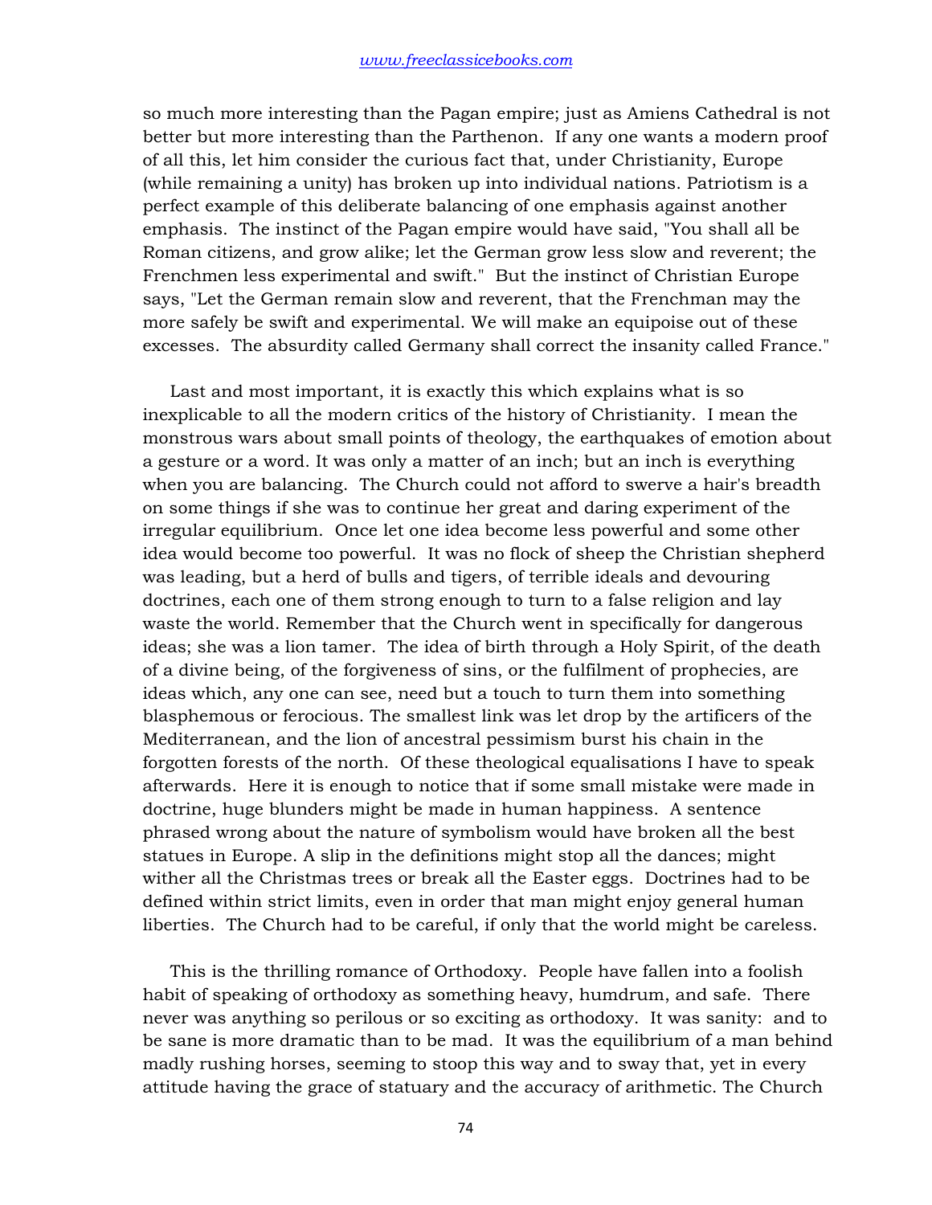so much more interesting than the Pagan empire; just as Amiens Cathedral is not better but more interesting than the Parthenon. If any one wants a modern proof of all this, let him consider the curious fact that, under Christianity, Europe (while remaining a unity) has broken up into individual nations. Patriotism is a perfect example of this deliberate balancing of one emphasis against another emphasis. The instinct of the Pagan empire would have said, "You shall all be Roman citizens, and grow alike; let the German grow less slow and reverent; the Frenchmen less experimental and swift." But the instinct of Christian Europe says, "Let the German remain slow and reverent, that the Frenchman may the more safely be swift and experimental. We will make an equipoise out of these excesses. The absurdity called Germany shall correct the insanity called France."

Last and most important, it is exactly this which explains what is so inexplicable to all the modern critics of the history of Christianity. I mean the monstrous wars about small points of theology, the earthquakes of emotion about a gesture or a word. It was only a matter of an inch; but an inch is everything when you are balancing. The Church could not afford to swerve a hair's breadth on some things if she was to continue her great and daring experiment of the irregular equilibrium. Once let one idea become less powerful and some other idea would become too powerful. It was no flock of sheep the Christian shepherd was leading, but a herd of bulls and tigers, of terrible ideals and devouring doctrines, each one of them strong enough to turn to a false religion and lay waste the world. Remember that the Church went in specifically for dangerous ideas; she was a lion tamer. The idea of birth through a Holy Spirit, of the death of a divine being, of the forgiveness of sins, or the fulfilment of prophecies, are ideas which, any one can see, need but a touch to turn them into something blasphemous or ferocious. The smallest link was let drop by the artificers of the Mediterranean, and the lion of ancestral pessimism burst his chain in the forgotten forests of the north. Of these theological equalisations I have to speak afterwards. Here it is enough to notice that if some small mistake were made in doctrine, huge blunders might be made in human happiness. A sentence phrased wrong about the nature of symbolism would have broken all the best statues in Europe. A slip in the definitions might stop all the dances; might wither all the Christmas trees or break all the Easter eggs. Doctrines had to be defined within strict limits, even in order that man might enjoy general human liberties. The Church had to be careful, if only that the world might be careless.

This is the thrilling romance of Orthodoxy. People have fallen into a foolish habit of speaking of orthodoxy as something heavy, humdrum, and safe. There never was anything so perilous or so exciting as orthodoxy. It was sanity: and to be sane is more dramatic than to be mad. It was the equilibrium of a man behind madly rushing horses, seeming to stoop this way and to sway that, yet in every attitude having the grace of statuary and the accuracy of arithmetic. The Church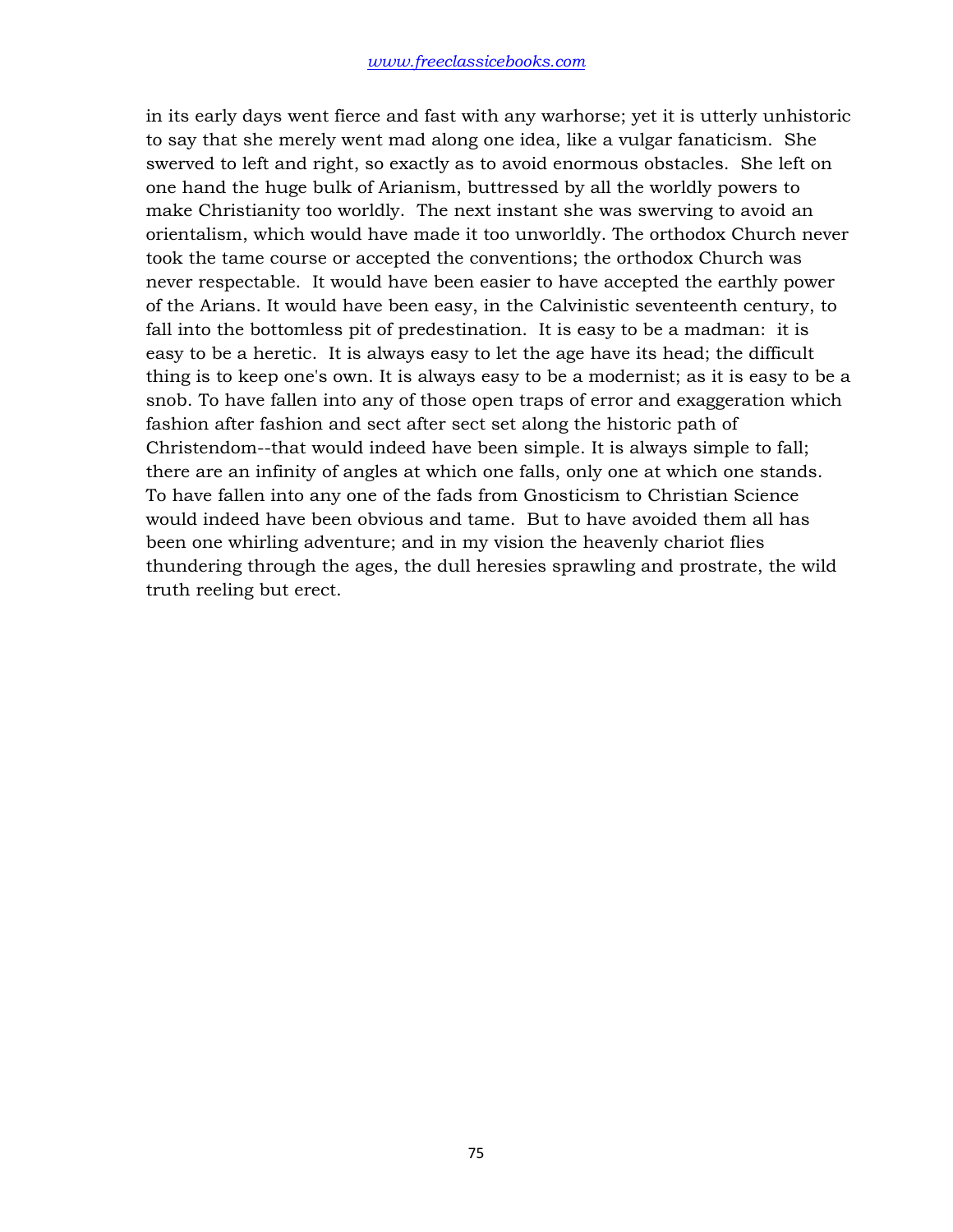in its early days went fierce and fast with any warhorse; yet it is utterly unhistoric to say that she merely went mad along one idea, like a vulgar fanaticism. She swerved to left and right, so exactly as to avoid enormous obstacles. She left on one hand the huge bulk of Arianism, buttressed by all the worldly powers to make Christianity too worldly. The next instant she was swerving to avoid an orientalism, which would have made it too unworldly. The orthodox Church never took the tame course or accepted the conventions; the orthodox Church was never respectable. It would have been easier to have accepted the earthly power of the Arians. It would have been easy, in the Calvinistic seventeenth century, to fall into the bottomless pit of predestination. It is easy to be a madman: it is easy to be a heretic. It is always easy to let the age have its head; the difficult thing is to keep one's own. It is always easy to be a modernist; as it is easy to be a snob. To have fallen into any of those open traps of error and exaggeration which fashion after fashion and sect after sect set along the historic path of Christendom--that would indeed have been simple. It is always simple to fall; there are an infinity of angles at which one falls, only one at which one stands. To have fallen into any one of the fads from Gnosticism to Christian Science would indeed have been obvious and tame. But to have avoided them all has been one whirling adventure; and in my vision the heavenly chariot flies thundering through the ages, the dull heresies sprawling and prostrate, the wild truth reeling but erect.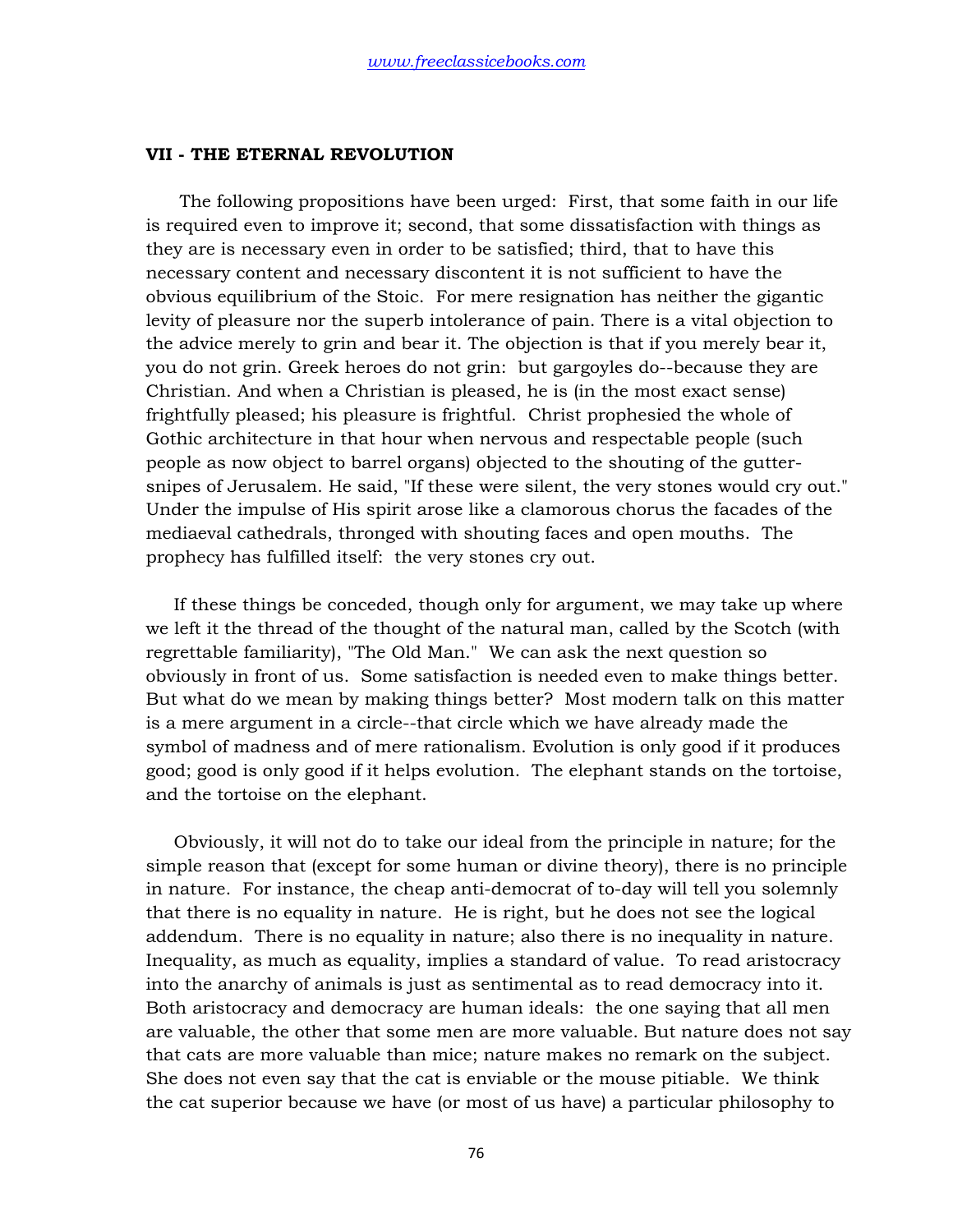## VII - THE ETERNAL REVOLUTION

The following propositions have been urged: First, that some faith in our life is required even to improve it; second, that some dissatisfaction with things as they are is necessary even in order to be satisfied; third, that to have this necessary content and necessary discontent it is not sufficient to have the obvious equilibrium of the Stoic. For mere resignation has neither the gigantic levity of pleasure nor the superb intolerance of pain. There is a vital objection to the advice merely to grin and bear it. The objection is that if you merely bear it, you do not grin. Greek heroes do not grin: but gargoyles do--because they are Christian. And when a Christian is pleased, he is (in the most exact sense) frightfully pleased; his pleasure is frightful. Christ prophesied the whole of Gothic architecture in that hour when nervous and respectable people (such people as now object to barrel organs) objected to the shouting of the gutter-snipes of Jerusalem. He said, "If these were silent, the very stones would cry out." Under the impulse of His spirit arose like a clamorous chorus the facades of the mediaeval cathedrals, thronged with shouting faces and open mouths. The prophecy has fulfilled itself: the very stones cry out.

If these things be conceded, though only for argument, we may take up where we left it the thread of the thought of the natural man, called by the Scotch (with regrettable familiarity), "The Old Man." We can ask the next question so obviously in front of us. Some satisfaction is needed even to make things better. But what do we mean by making things better? Most modern talk on this matter is a mere argument in a circle--that circle which we have already made the symbol of madness and of mere rationalism. Evolution is only good if it produces good; good is only good if it helps evolution. The elephant stands on the tortoise, and the tortoise on the elephant.

Obviously, it will not do to take our ideal from the principle in nature; for the simple reason that (except for some human or divine theory), there is no principle in nature. For instance, the cheap anti-democrat of to-day will tell you solemnly that there is no equality in nature. He is right, but he does not see the logical addendum. There is no equality in nature; also there is no inequality in nature. Inequality, as much as equality, implies a standard of value. To read aristocracy into the anarchy of animals is just as sentimental as to read democracy into it. Both aristocracy and democracy are human ideals: the one saying that all men are valuable, the other that some men are more valuable. But nature does not say that cats are more valuable than mice; nature makes no remark on the subject. She does not even say that the cat is enviable or the mouse pitiable. We think the cat superior because we have (or most of us have) a particular philosophy to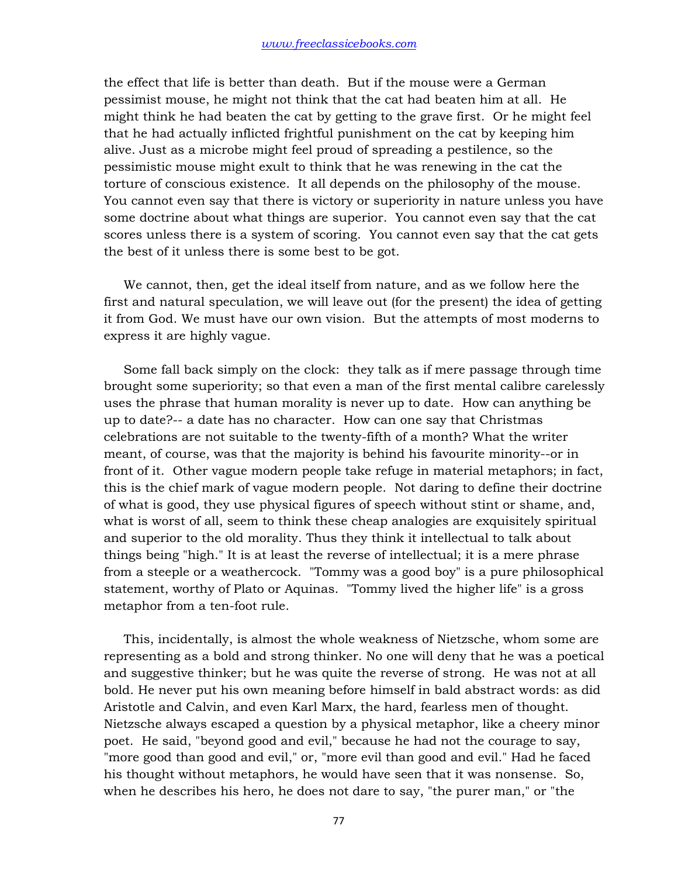the effect that life is better than death. But if the mouse were a German pessimist mouse, he might not think that the cat had beaten him at all. He might think he had beaten the cat by getting to the grave first. Or he might feel that he had actually inflicted frightful punishment on the cat by keeping him alive. Just as a microbe might feel proud of spreading a pestilence, so the pessimistic mouse might exult to think that he was renewing in the cat the torture of conscious existence. It all depends on the philosophy of the mouse. You cannot even say that there is victory or superiority in nature unless you have some doctrine about what things are superior. You cannot even say that the cat scores unless there is a system of scoring. You cannot even say that the cat gets the best of it unless there is some best to be got.

We cannot, then, get the ideal itself from nature, and as we follow here the first and natural speculation, we will leave out (for the present) the idea of getting it from God. We must have our own vision. But the attempts of most moderns to express it are highly vague.

Some fall back simply on the clock: they talk as if mere passage through time brought some superiority; so that even a man of the first mental calibre carelessly uses the phrase that human morality is never up to date. How can anything be up to date?-- a date has no character. How can one say that Christmas celebrations are not suitable to the twenty-fifth of a month? What the writer meant, of course, was that the majority is behind his favourite minority--or in front of it. Other vague modern people take refuge in material metaphors; in fact, this is the chief mark of vague modern people. Not daring to define their doctrine of what is good, they use physical figures of speech without stint or shame, and, what is worst of all, seem to think these cheap analogies are exquisitely spiritual and superior to the old morality. Thus they think it intellectual to talk about things being "high." It is at least the reverse of intellectual; it is a mere phrase from a steeple or a weathercock. "Tommy was a good boy" is a pure philosophical statement, worthy of Plato or Aquinas. "Tommy lived the higher life" is a gross metaphor from a ten-foot rule.

This, incidentally, is almost the whole weakness of Nietzsche, whom some are representing as a bold and strong thinker. No one will deny that he was a poetical and suggestive thinker; but he was quite the reverse of strong. He was not at all bold. He never put his own meaning before himself in bald abstract words: as did Aristotle and Calvin, and even Karl Marx, the hard, fearless men of thought. Nietzsche always escaped a question by a physical metaphor, like a cheery minor poet. He said, "beyond good and evil," because he had not the courage to say, "more good than good and evil," or, "more evil than good and evil." Had he faced his thought without metaphors, he would have seen that it was nonsense. So, when he describes his hero, he does not dare to say, "the purer man," or "the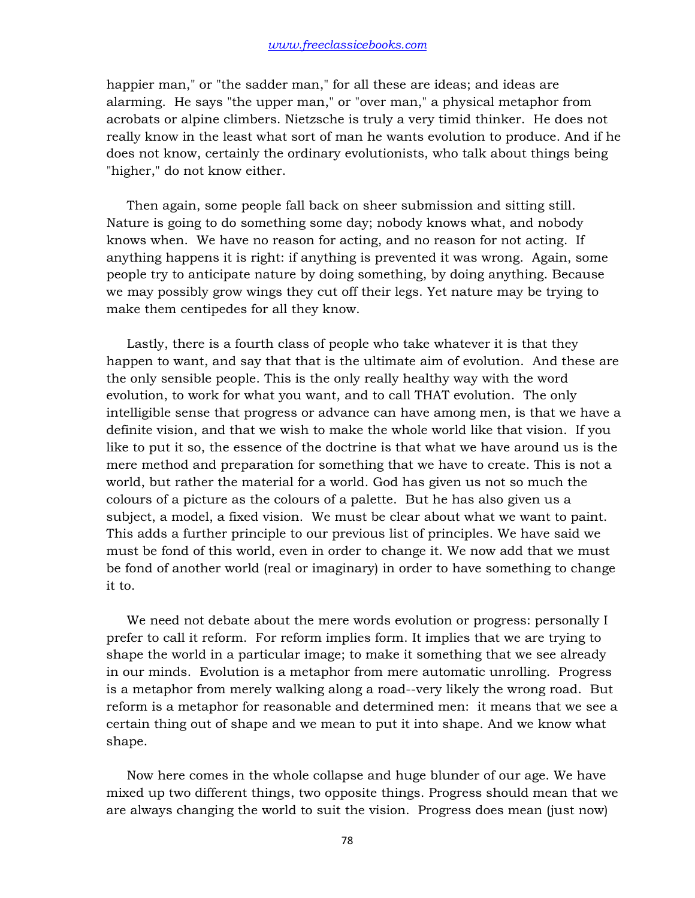happier man," or "the sadder man," for all these are ideas; and ideas are alarming. He says "the upper man," or "over man," a physical metaphor from acrobats or alpine climbers. Nietzsche is truly a very timid thinker. He does not really know in the least what sort of man he wants evolution to produce. And if he does not know, certainly the ordinary evolutionists, who talk about things being "higher," do not know either.

Then again, some people fall back on sheer submission and sitting still. Nature is going to do something some day; nobody knows what, and nobody knows when. We have no reason for acting, and no reason for not acting. If anything happens it is right: if anything is prevented it was wrong. Again, some people try to anticipate nature by doing something, by doing anything. Because we may possibly grow wings they cut off their legs. Yet nature may be trying to make them centipedes for all they know.

Lastly, there is a fourth class of people who take whatever it is that they happen to want, and say that that is the ultimate aim of evolution. And these are the only sensible people. This is the only really healthy way with the word evolution, to work for what you want, and to call THAT evolution. The only intelligible sense that progress or advance can have among men, is that we have a definite vision, and that we wish to make the whole world like that vision. If you like to put it so, the essence of the doctrine is that what we have around us is the mere method and preparation for something that we have to create. This is not a world, but rather the material for a world. God has given us not so much the colours of a picture as the colours of a palette. But he has also given us a subject, a model, a fixed vision. We must be clear about what we want to paint. This adds a further principle to our previous list of principles. We have said we must be fond of this world, even in order to change it. We now add that we must be fond of another world (real or imaginary) in order to have something to change it to.

We need not debate about the mere words evolution or progress: personally I prefer to call it reform. For reform implies form. It implies that we are trying to shape the world in a particular image; to make it something that we see already in our minds. Evolution is a metaphor from mere automatic unrolling. Progress is a metaphor from merely walking along a road--very likely the wrong road. But reform is a metaphor for reasonable and determined men: it means that we see a certain thing out of shape and we mean to put it into shape. And we know what shape.

Now here comes in the whole collapse and huge blunder of our age. We have mixed up two different things, two opposite things. Progress should mean that we are always changing the world to suit the vision. Progress does mean (just now)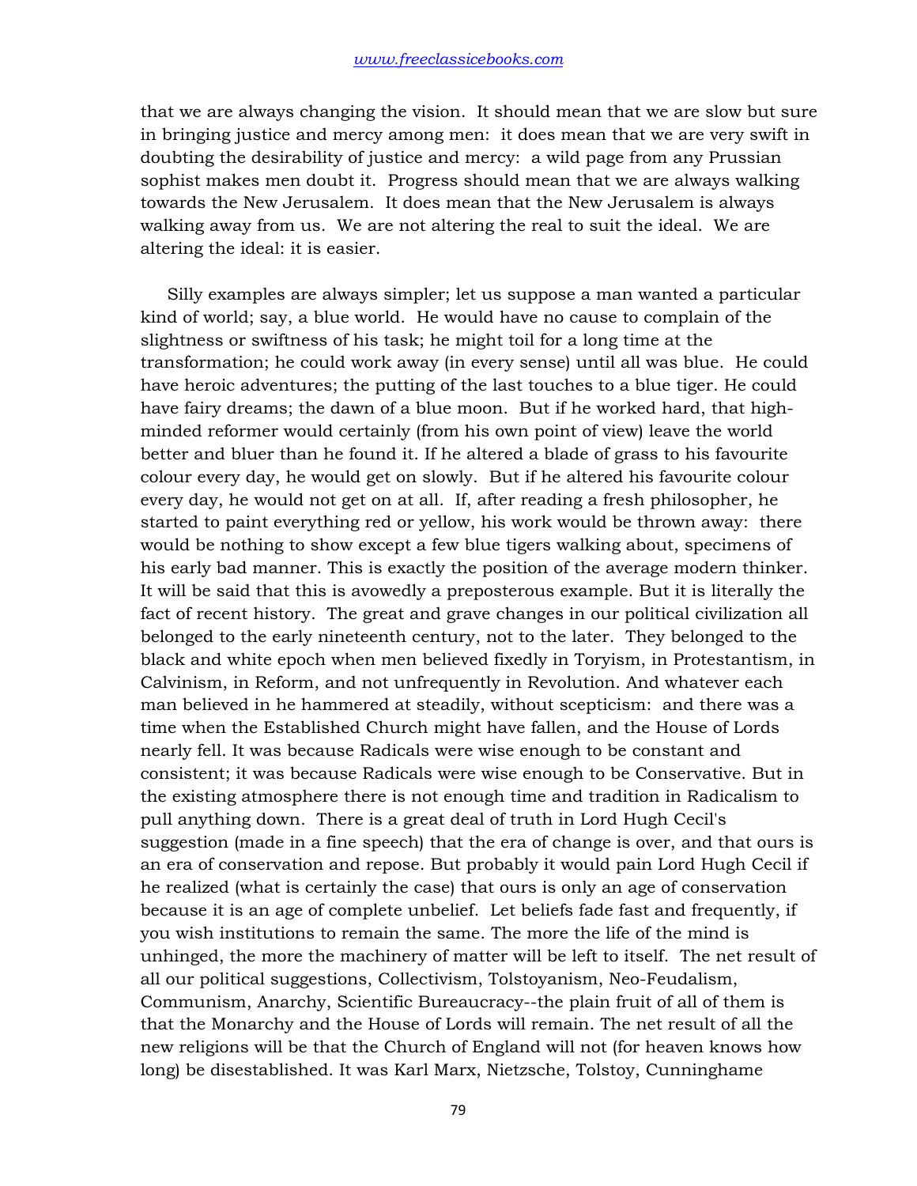that we are always changing the vision. It should mean that we are slow but sure in bringing justice and mercy among men: it does mean that we are very swift in doubting the desirability of justice and mercy: a wild page from any Prussian sophist makes men doubt it. Progress should mean that we are always walking towards the New Jerusalem. It does mean that the New Jerusalem is always walking away from us. We are not altering the real to suit the ideal. We are altering the ideal: it is easier.

Silly examples are always simpler; let us suppose a man wanted a particular kind of world; say, a blue world. He would have no cause to complain of the slightness or swiftness of his task; he might toil for a long time at the transformation; he could work away (in every sense) until all was blue. He could have heroic adventures; the putting of the last touches to a blue tiger. He could have fairy dreams; the dawn of a blue moon. But if he worked hard, that high-minded reformer would certainly (from his own point of view) leave the world better and bluer than he found it. If he altered a blade of grass to his favourite colour every day, he would get on slowly. But if he altered his favourite colour every day, he would not get on at all. If, after reading a fresh philosopher, he started to paint everything red or yellow, his work would be thrown away: there would be nothing to show except a few blue tigers walking about, specimens of his early bad manner. This is exactly the position of the average modern thinker. It will be said that this is avowedly a preposterous example. But it is literally the fact of recent history. The great and grave changes in our political civilization all belonged to the early nineteenth century, not to the later. They belonged to the black and white epoch when men believed fixedly in Toryism, in Protestantism, in Calvinism, in Reform, and not unfrequently in Revolution. And whatever each man believed in he hammered at steadily, without scepticism: and there was a time when the Established Church might have fallen, and the House of Lords nearly fell. It was because Radicals were wise enough to be constant and consistent; it was because Radicals were wise enough to be Conservative. But in the existing atmosphere there is not enough time and tradition in Radicalism to pull anything down. There is a great deal of truth in Lord Hugh Cecil's suggestion (made in a fine speech) that the era of change is over, and that ours is an era of conservation and repose. But probably it would pain Lord Hugh Cecil if he realized (what is certainly the case) that ours is only an age of conservation because it is an age of complete unbelief. Let beliefs fade fast and frequently, if you wish institutions to remain the same. The more the life of the mind is unhinged, the more the machinery of matter will be left to itself. The net result of all our political suggestions, Collectivism, Tolstoyanism, Neo-Feudalism, Communism, Anarchy, Scientific Bureaucracy--the plain fruit of all of them is that the Monarchy and the House of Lords will remain. The net result of all the new religions will be that the Church of England will not (for heaven knows how long) be disestablished. It was Karl Marx, Nietzsche, Tolstoy, Cunninghame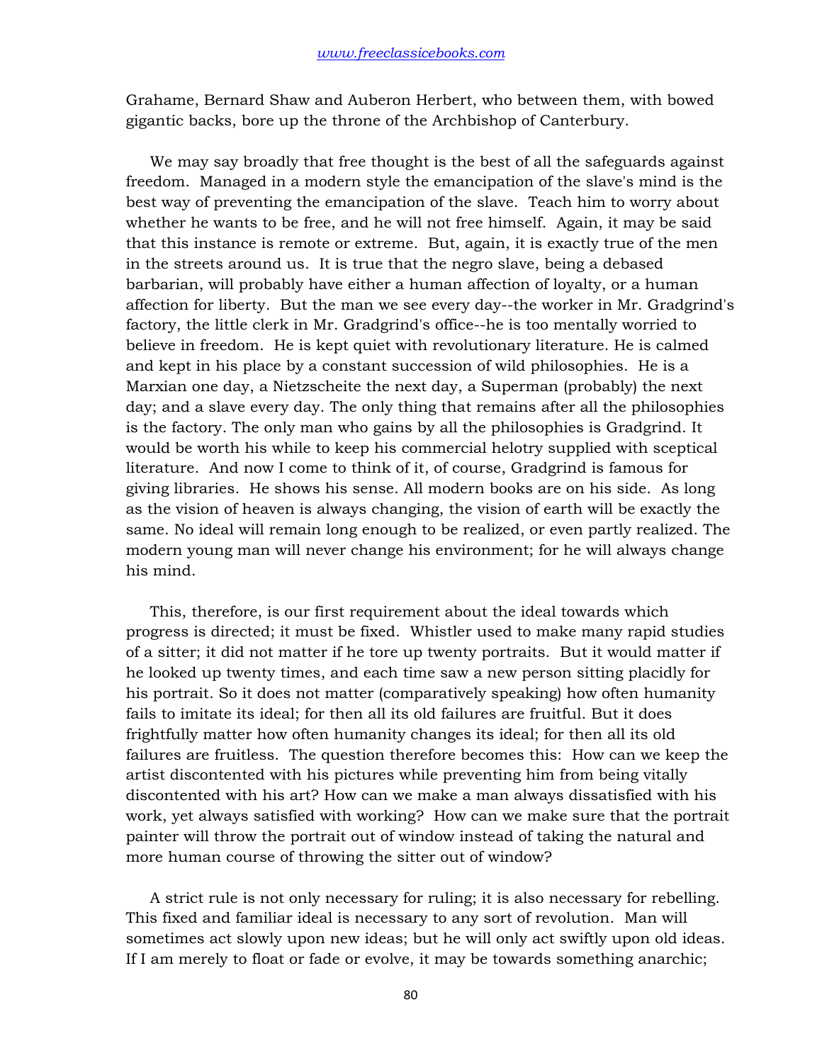Grahame, Bernard Shaw and Auberon Herbert, who between them, with bowed gigantic backs, bore up the throne of the Archbishop of Canterbury.

We may say broadly that free thought is the best of all the safeguards against freedom. Managed in a modern style the emancipation of the slave's mind is the best way of preventing the emancipation of the slave. Teach him to worry about whether he wants to be free, and he will not free himself. Again, it may be said that this instance is remote or extreme. But, again, it is exactly true of the men in the streets around us. It is true that the negro slave, being a debased barbarian, will probably have either a human affection of loyalty, or a human affection for liberty. But the man we see every day--the worker in Mr. Gradgrind's factory, the little clerk in Mr. Gradgrind's office--he is too mentally worried to believe in freedom. He is kept quiet with revolutionary literature. He is calmed and kept in his place by a constant succession of wild philosophies. He is a Marxian one day, a Nietzscheite the next day, a Superman (probably) the next day; and a slave every day. The only thing that remains after all the philosophies is the factory. The only man who gains by all the philosophies is Gradgrind. It would be worth his while to keep his commercial helotry supplied with sceptical literature. And now I come to think of it, of course, Gradgrind is famous for giving libraries. He shows his sense. All modern books are on his side. As long as the vision of heaven is always changing, the vision of earth will be exactly the same. No ideal will remain long enough to be realized, or even partly realized. The modern young man will never change his environment; for he will always change his mind.

This, therefore, is our first requirement about the ideal towards which progress is directed; it must be fixed. Whistler used to make many rapid studies of a sitter; it did not matter if he tore up twenty portraits. But it would matter if he looked up twenty times, and each time saw a new person sitting placidly for his portrait. So it does not matter (comparatively speaking) how often humanity fails to imitate its ideal; for then all its old failures are fruitful. But it does frightfully matter how often humanity changes its ideal; for then all its old failures are fruitless. The question therefore becomes this: How can we keep the artist discontented with his pictures while preventing him from being vitally discontented with his art? How can we make a man always dissatisfied with his work, yet always satisfied with working? How can we make sure that the portrait painter will throw the portrait out of window instead of taking the natural and more human course of throwing the sitter out of window?

A strict rule is not only necessary for ruling; it is also necessary for rebelling. This fixed and familiar ideal is necessary to any sort of revolution. Man will sometimes act slowly upon new ideas; but he will only act swiftly upon old ideas. If I am merely to float or fade or evolve, it may be towards something anarchic;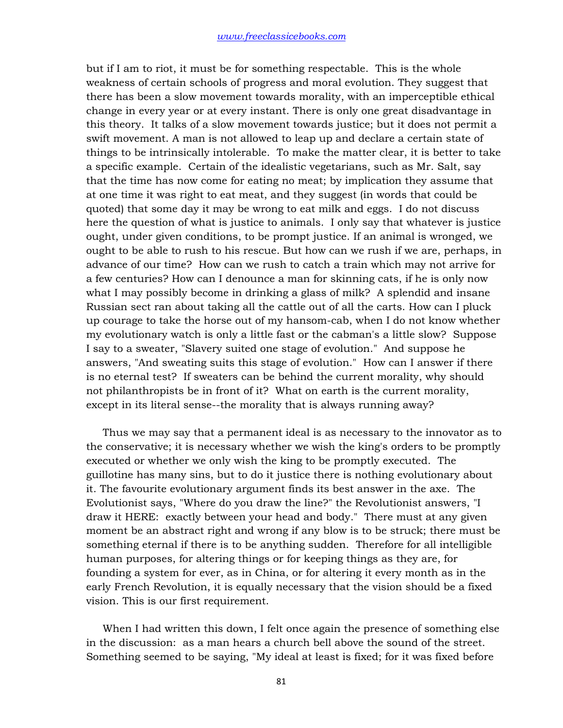but if I am to riot, it must be for something respectable. This is the whole weakness of certain schools of progress and moral evolution. They suggest that there has been a slow movement towards morality, with an imperceptible ethical change in every year or at every instant. There is only one great disadvantage in this theory. It talks of a slow movement towards justice; but it does not permit a swift movement. A man is not allowed to leap up and declare a certain state of things to be intrinsically intolerable. To make the matter clear, it is better to take a specific example. Certain of the idealistic vegetarians, such as Mr. Salt, say that the time has now come for eating no meat; by implication they assume that at one time it was right to eat meat, and they suggest (in words that could be quoted) that some day it may be wrong to eat milk and eggs. I do not discuss here the question of what is justice to animals. I only say that whatever is justice ought, under given conditions, to be prompt justice. If an animal is wronged, we ought to be able to rush to his rescue. But how can we rush if we are, perhaps, in advance of our time? How can we rush to catch a train which may not arrive for a few centuries? How can I denounce a man for skinning cats, if he is only now what I may possibly become in drinking a glass of milk? A splendid and insane Russian sect ran about taking all the cattle out of all the carts. How can I pluck up courage to take the horse out of my hansom-cab, when I do not know whether my evolutionary watch is only a little fast or the cabman's a little slow? Suppose I say to a sweater, "Slavery suited one stage of evolution." And suppose he answers, "And sweating suits this stage of evolution." How can I answer if there is no eternal test? If sweaters can be behind the current morality, why should not philanthropists be in front of it? What on earth is the current morality, except in its literal sense--the morality that is always running away?

Thus we may say that a permanent ideal is as necessary to the innovator as to the conservative; it is necessary whether we wish the king's orders to be promptly executed or whether we only wish the king to be promptly executed. The guillotine has many sins, but to do it justice there is nothing evolutionary about it. The favourite evolutionary argument finds its best answer in the axe. The Evolutionist says, "Where do you draw the line?" the Revolutionist answers, "I draw it HERE: exactly between your head and body." There must at any given moment be an abstract right and wrong if any blow is to be struck; there must be something eternal if there is to be anything sudden. Therefore for all intelligible human purposes, for altering things or for keeping things as they are, for founding a system for ever, as in China, or for altering it every month as in the early French Revolution, it is equally necessary that the vision should be a fixed vision. This is our first requirement.

When I had written this down, I felt once again the presence of something else in the discussion: as a man hears a church bell above the sound of the street. Something seemed to be saying, "My ideal at least is fixed; for it was fixed before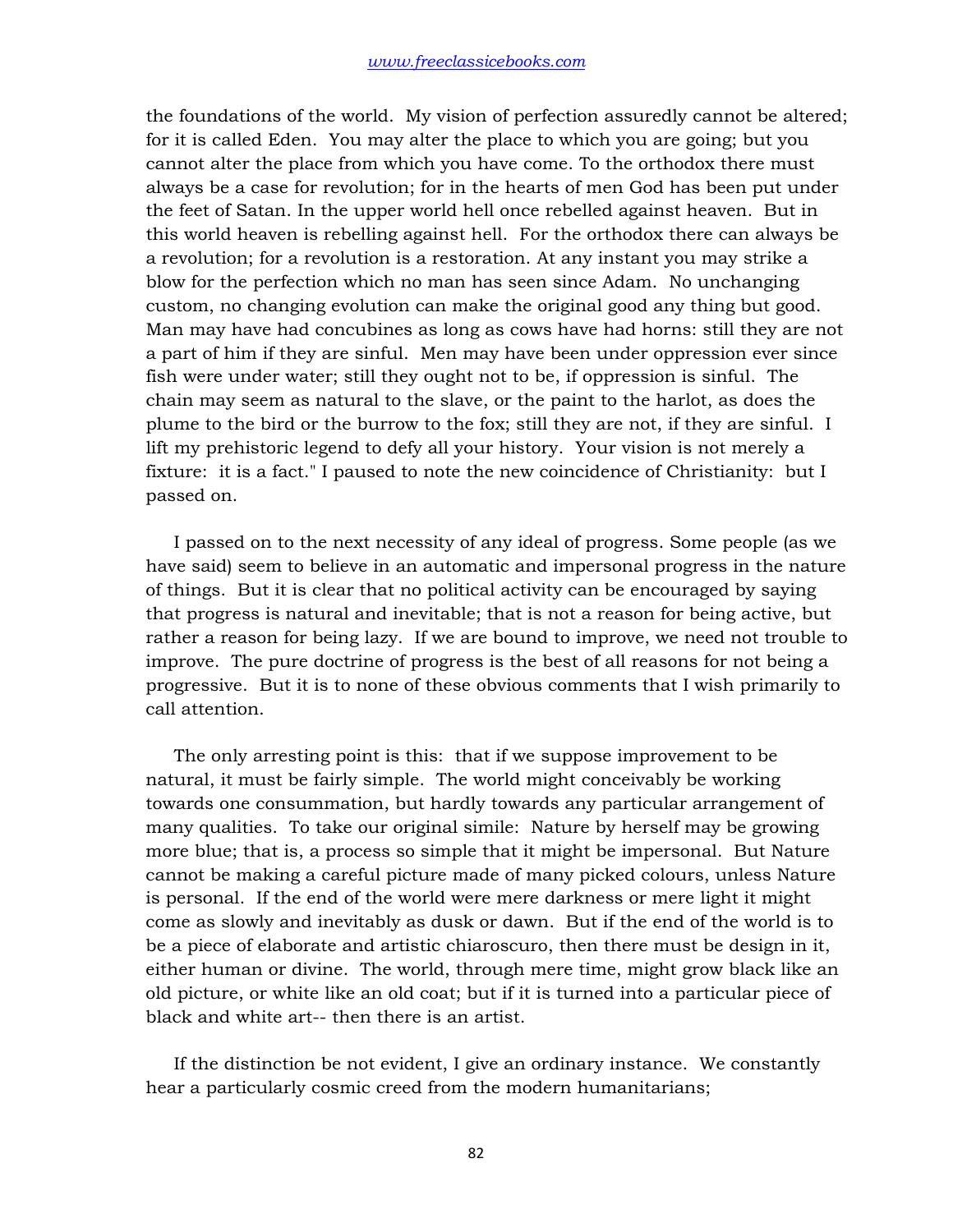the foundations of the world. My vision of perfection assuredly cannot be altered; for it is called Eden. You may alter the place to which you are going; but you cannot alter the place from which you have come. To the orthodox there must always be a case for revolution; for in the hearts of men God has been put under the feet of Satan. In the upper world hell once rebelled against heaven. But in this world heaven is rebelling against hell. For the orthodox there can always be a revolution; for a revolution is a restoration. At any instant you may strike a blow for the perfection which no man has seen since Adam. No unchanging custom, no changing evolution can make the original good any thing but good. Man may have had concubines as long as cows have had horns: still they are not a part of him if they are sinful. Men may have been under oppression ever since fish were under water; still they ought not to be, if oppression is sinful. The chain may seem as natural to the slave, or the paint to the harlot, as does the plume to the bird or the burrow to the fox; still they are not, if they are sinful. I lift my prehistoric legend to defy all your history. Your vision is not merely a fixture: it is a fact." I paused to note the new coincidence of Christianity: but I passed on.

I passed on to the next necessity of any ideal of progress. Some people (as we have said) seem to believe in an automatic and impersonal progress in the nature of things. But it is clear that no political activity can be encouraged by saying that progress is natural and inevitable; that is not a reason for being active, but rather a reason for being lazy. If we are bound to improve, we need not trouble to improve. The pure doctrine of progress is the best of all reasons for not being a progressive. But it is to none of these obvious comments that I wish primarily to call attention.

The only arresting point is this: that if we suppose improvement to be natural, it must be fairly simple. The world might conceivably be working towards one consummation, but hardly towards any particular arrangement of many qualities. To take our original simile: Nature by herself may be growing more blue; that is, a process so simple that it might be impersonal. But Nature cannot be making a careful picture made of many picked colours, unless Nature is personal. If the end of the world were mere darkness or mere light it might come as slowly and inevitably as dusk or dawn. But if the end of the world is to be a piece of elaborate and artistic chiaroscuro, then there must be design in it, either human or divine. The world, through mere time, might grow black like an old picture, or white like an old coat; but if it is turned into a particular piece of black and white art-- then there is an artist.

If the distinction be not evident, I give an ordinary instance. We constantly hear a particularly cosmic creed from the modern humanitarians;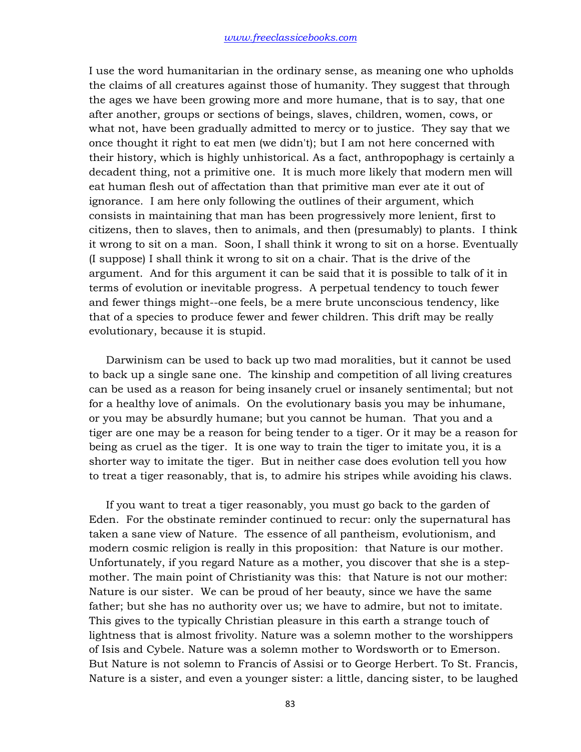I use the word humanitarian in the ordinary sense, as meaning one who upholds the claims of all creatures against those of humanity. They suggest that through the ages we have been growing more and more humane, that is to say, that one after another, groups or sections of beings, slaves, children, women, cows, or what not, have been gradually admitted to mercy or to justice. They say that we once thought it right to eat men (we didn't); but I am not here concerned with their history, which is highly unhistorical. As a fact, anthropophagy is certainly a decadent thing, not a primitive one. It is much more likely that modern men will eat human flesh out of affectation than that primitive man ever ate it out of ignorance. I am here only following the outlines of their argument, which consists in maintaining that man has been progressively more lenient, first to citizens, then to slaves, then to animals, and then (presumably) to plants. I think it wrong to sit on a man. Soon, I shall think it wrong to sit on a horse. Eventually (I suppose) I shall think it wrong to sit on a chair. That is the drive of the argument. And for this argument it can be said that it is possible to talk of it in terms of evolution or inevitable progress. A perpetual tendency to touch fewer and fewer things might--one feels, be a mere brute unconscious tendency, like that of a species to produce fewer and fewer children. This drift may be really evolutionary, because it is stupid.

Darwinism can be used to back up two mad moralities, but it cannot be used to back up a single sane one. The kinship and competition of all living creatures can be used as a reason for being insanely cruel or insanely sentimental; but not for a healthy love of animals. On the evolutionary basis you may be inhumane, or you may be absurdly humane; but you cannot be human. That you and a tiger are one may be a reason for being tender to a tiger. Or it may be a reason for being as cruel as the tiger. It is one way to train the tiger to imitate you, it is a shorter way to imitate the tiger. But in neither case does evolution tell you how to treat a tiger reasonably, that is, to admire his stripes while avoiding his claws.

If you want to treat a tiger reasonably, you must go back to the garden of Eden. For the obstinate reminder continued to recur: only the supernatural has taken a sane view of Nature. The essence of all pantheism, evolutionism, and modern cosmic religion is really in this proposition: that Nature is our mother. Unfortunately, if you regard Nature as a mother, you discover that she is a step-mother. The main point of Christianity was this: that Nature is not our mother: Nature is our sister. We can be proud of her beauty, since we have the same father; but she has no authority over us; we have to admire, but not to imitate. This gives to the typically Christian pleasure in this earth a strange touch of lightness that is almost frivolity. Nature was a solemn mother to the worshippers of Isis and Cybele. Nature was a solemn mother to Wordsworth or to Emerson. But Nature is not solemn to Francis of Assisi or to George Herbert. To St. Francis, Nature is a sister, and even a younger sister: a little, dancing sister, to be laughed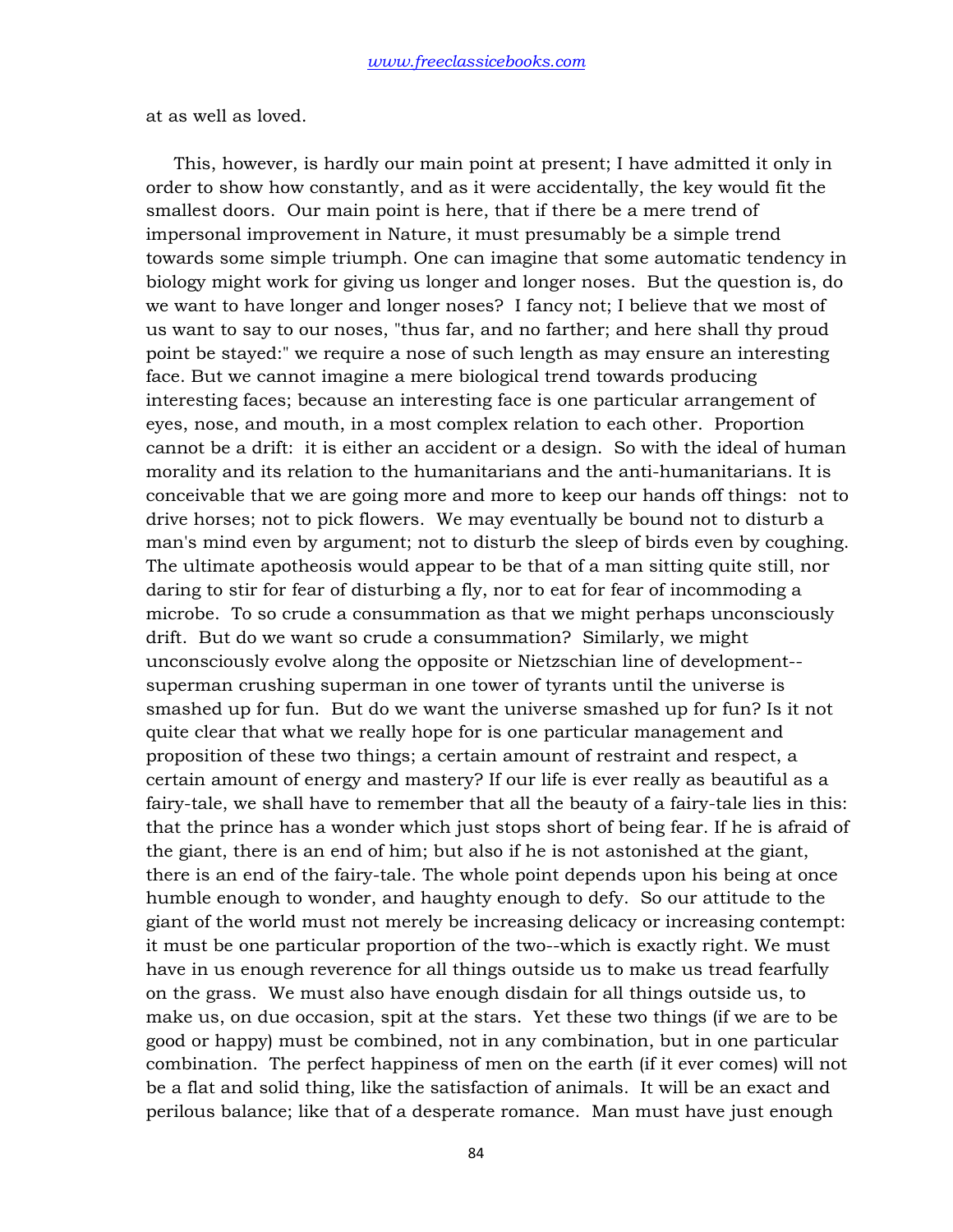at as well as loved.

This, however, is hardly our main point at present; I have admitted it only in order to show how constantly, and as it were accidentally, the key would fit the smallest doors. Our main point is here, that if there be a mere trend of impersonal improvement in Nature, it must presumably be a simple trend towards some simple triumph. One can imagine that some automatic tendency in biology might work for giving us longer and longer noses. But the question is, do we want to have longer and longer noses? I fancy not; I believe that we most of us want to say to our noses, "thus far, and no farther; and here shall thy proud point be stayed:" we require a nose of such length as may ensure an interesting face. But we cannot imagine a mere biological trend towards producing interesting faces; because an interesting face is one particular arrangement of eyes, nose, and mouth, in a most complex relation to each other. Proportion cannot be a drift: it is either an accident or a design. So with the ideal of human morality and its relation to the humanitarians and the anti-humanitarians. It is conceivable that we are going more and more to keep our hands off things: not to drive horses; not to pick flowers. We may eventually be bound not to disturb a man's mind even by argument; not to disturb the sleep of birds even by coughing. The ultimate apotheosis would appear to be that of a man sitting quite still, nor daring to stir for fear of disturbing a fly, nor to eat for fear of incommoding a microbe. To so crude a consummation as that we might perhaps unconsciously drift. But do we want so crude a consummation? Similarly, we might unconsciously evolve along the opposite or Nietzschian line of development--superman crushing superman in one tower of tyrants until the universe is smashed up for fun. But do we want the universe smashed up for fun? Is it not quite clear that what we really hope for is one particular management and proposition of these two things; a certain amount of restraint and respect, a certain amount of energy and mastery? If our life is ever really as beautiful as a fairy-tale, we shall have to remember that all the beauty of a fairy-tale lies in this: that the prince has a wonder which just stops short of being fear. If he is afraid of the giant, there is an end of him; but also if he is not astonished at the giant, there is an end of the fairy-tale. The whole point depends upon his being at once humble enough to wonder, and haughty enough to defy. So our attitude to the giant of the world must not merely be increasing delicacy or increasing contempt: it must be one particular proportion of the two--which is exactly right. We must have in us enough reverence for all things outside us to make us tread fearfully on the grass. We must also have enough disdain for all things outside us, to make us, on due occasion, spit at the stars. Yet these two things (if we are to be good or happy) must be combined, not in any combination, but in one particular combination. The perfect happiness of men on the earth (if it ever comes) will not be a flat and solid thing, like the satisfaction of animals. It will be an exact and perilous balance; like that of a desperate romance. Man must have just enough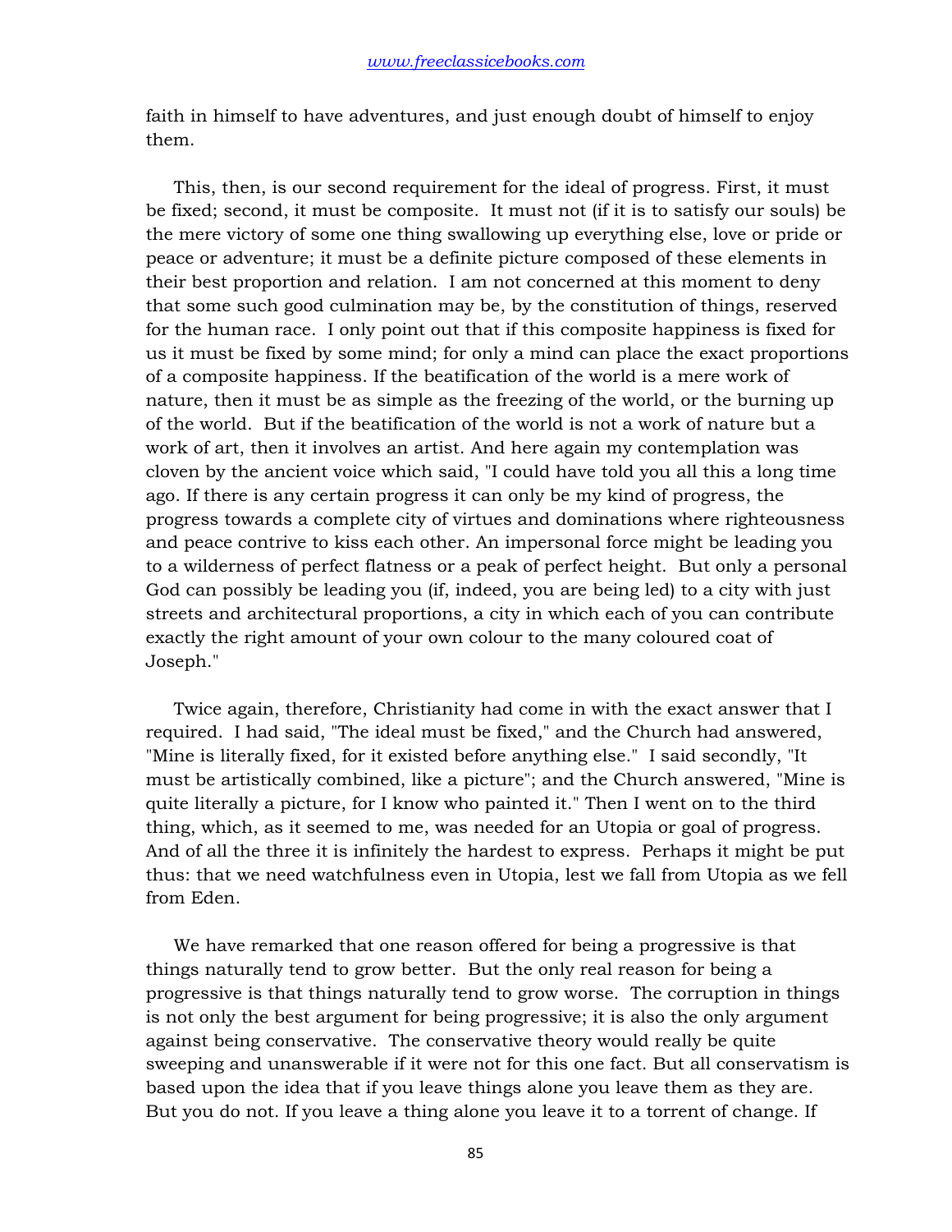faith in himself to have adventures, and just enough doubt of himself to enjoy them.

This, then, is our second requirement for the ideal of progress. First, it must be fixed; second, it must be composite. It must not (if it is to satisfy our souls) be the mere victory of some one thing swallowing up everything else, love or pride or peace or adventure; it must be a definite picture composed of these elements in their best proportion and relation. I am not concerned at this moment to deny that some such good culmination may be, by the constitution of things, reserved for the human race. I only point out that if this composite happiness is fixed for us it must be fixed by some mind; for only a mind can place the exact proportions of a composite happiness. If the beatification of the world is a mere work of nature, then it must be as simple as the freezing of the world, or the burning up of the world. But if the beatification of the world is not a work of nature but a work of art, then it involves an artist. And here again my contemplation was cloven by the ancient voice which said, "I could have told you all this a long time ago. If there is any certain progress it can only be my kind of progress, the progress towards a complete city of virtues and dominations where righteousness and peace contrive to kiss each other. An impersonal force might be leading you to a wilderness of perfect flatness or a peak of perfect height. But only a personal God can possibly be leading you (if, indeed, you are being led) to a city with just streets and architectural proportions, a city in which each of you can contribute exactly the right amount of your own colour to the many coloured coat of Joseph."

Twice again, therefore, Christianity had come in with the exact answer that I required. I had said, "The ideal must be fixed," and the Church had answered, "Mine is literally fixed, for it existed before anything else." I said secondly, "It must be artistically combined, like a picture"; and the Church answered, "Mine is quite literally a picture, for I know who painted it." Then I went on to the third thing, which, as it seemed to me, was needed for an Utopia or goal of progress. And of all the three it is infinitely the hardest to express. Perhaps it might be put thus: that we need watchfulness even in Utopia, lest we fall from Utopia as we fell from Eden.

We have remarked that one reason offered for being a progressive is that things naturally tend to grow better. But the only real reason for being a progressive is that things naturally tend to grow worse. The corruption in things is not only the best argument for being progressive; it is also the only argument against being conservative. The conservative theory would really be quite sweeping and unanswerable if it were not for this one fact. But all conservatism is based upon the idea that if you leave things alone you leave them as they are. But you do not. If you leave a thing alone you leave it to a torrent of change. If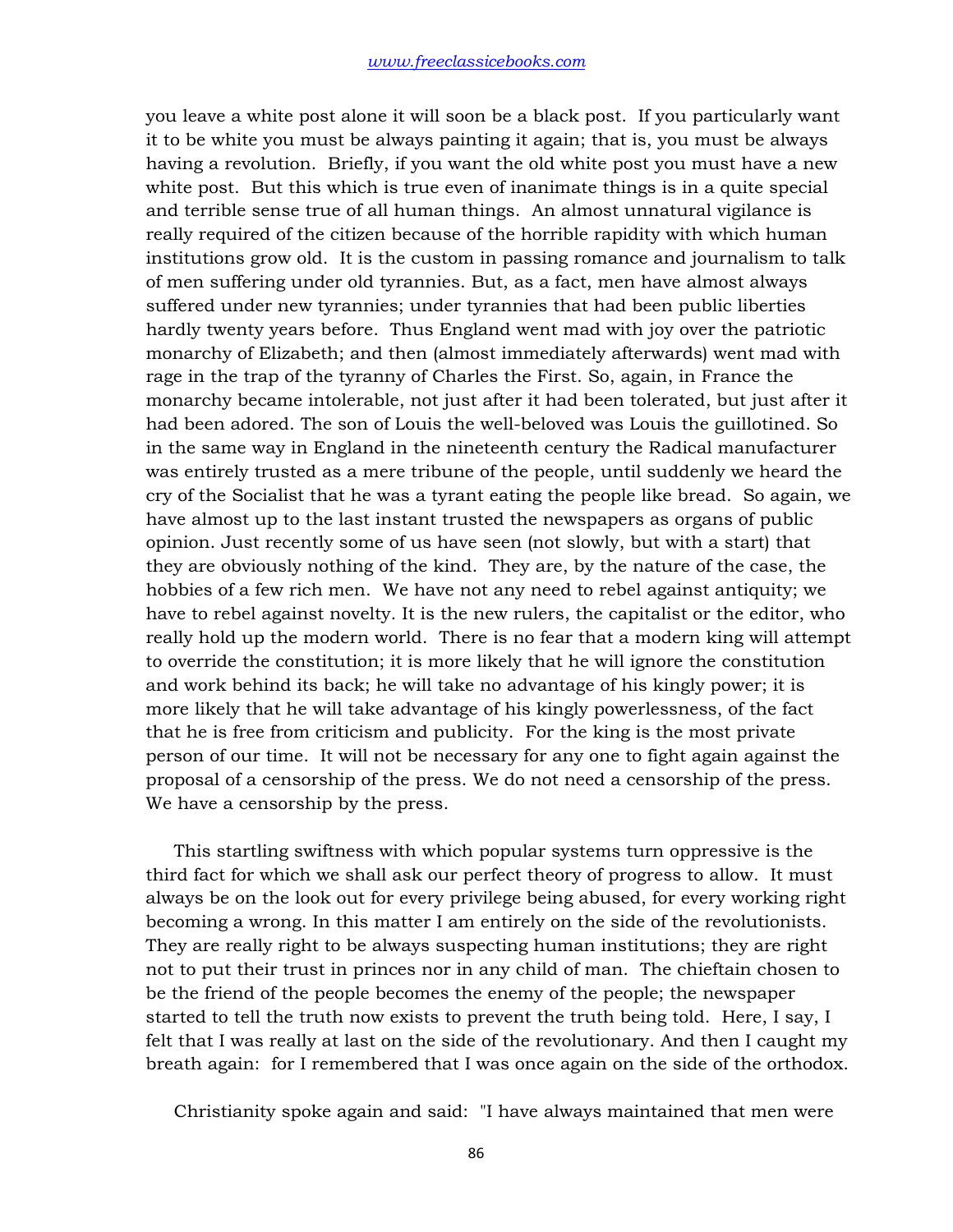you leave a white post alone it will soon be a black post. If you particularly want it to be white you must be always painting it again; that is, you must be always having a revolution. Briefly, if you want the old white post you must have a new white post. But this which is true even of inanimate things is in a quite special and terrible sense true of all human things. An almost unnatural vigilance is really required of the citizen because of the horrible rapidity with which human institutions grow old. It is the custom in passing romance and journalism to talk of men suffering under old tyrannies. But, as a fact, men have almost always suffered under new tyrannies; under tyrannies that had been public liberties hardly twenty years before. Thus England went mad with joy over the patriotic monarchy of Elizabeth; and then (almost immediately afterwards) went mad with rage in the trap of the tyranny of Charles the First. So, again, in France the monarchy became intolerable, not just after it had been tolerated, but just after it had been adored. The son of Louis the well-beloved was Louis the guillotined. So in the same way in England in the nineteenth century the Radical manufacturer was entirely trusted as a mere tribune of the people, until suddenly we heard the cry of the Socialist that he was a tyrant eating the people like bread. So again, we have almost up to the last instant trusted the newspapers as organs of public opinion. Just recently some of us have seen (not slowly, but with a start) that they are obviously nothing of the kind. They are, by the nature of the case, the hobbies of a few rich men. We have not any need to rebel against antiquity; we have to rebel against novelty. It is the new rulers, the capitalist or the editor, who really hold up the modern world. There is no fear that a modern king will attempt to override the constitution; it is more likely that he will ignore the constitution and work behind its back; he will take no advantage of his kingly power; it is more likely that he will take advantage of his kingly powerlessness, of the fact that he is free from criticism and publicity. For the king is the most private person of our time. It will not be necessary for any one to fight again against the proposal of a censorship of the press. We do not need a censorship of the press. We have a censorship by the press.

This startling swiftness with which popular systems turn oppressive is the third fact for which we shall ask our perfect theory of progress to allow. It must always be on the look out for every privilege being abused, for every working right becoming a wrong. In this matter I am entirely on the side of the revolutionists. They are really right to be always suspecting human institutions; they are right not to put their trust in princes nor in any child of man. The chieftain chosen to be the friend of the people becomes the enemy of the people; the newspaper started to tell the truth now exists to prevent the truth being told. Here, I say, I felt that I was really at last on the side of the revolutionary. And then I caught my breath again: for I remembered that I was once again on the side of the orthodox.

Christianity spoke again and said: "I have always maintained that men were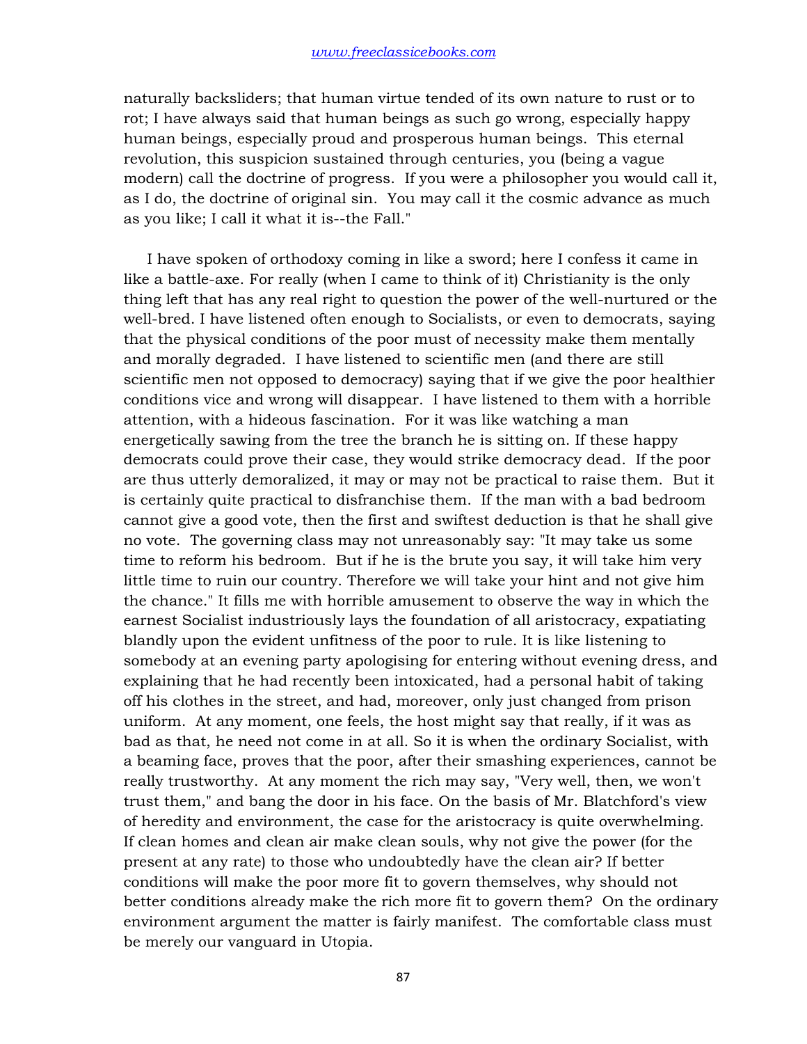naturally backsliders; that human virtue tended of its own nature to rust or to rot; I have always said that human beings as such go wrong, especially happy human beings, especially proud and prosperous human beings. This eternal revolution, this suspicion sustained through centuries, you (being a vague modern) call the doctrine of progress. If you were a philosopher you would call it, as I do, the doctrine of original sin. You may call it the cosmic advance as much as you like; I call it what it is--the Fall."

I have spoken of orthodoxy coming in like a sword; here I confess it came in like a battle-axe. For really (when I came to think of it) Christianity is the only thing left that has any real right to question the power of the well-nurtured or the well-bred. I have listened often enough to Socialists, or even to democrats, saying that the physical conditions of the poor must of necessity make them mentally and morally degraded. I have listened to scientific men (and there are still scientific men not opposed to democracy) saying that if we give the poor healthier conditions vice and wrong will disappear. I have listened to them with a horrible attention, with a hideous fascination. For it was like watching a man energetically sawing from the tree the branch he is sitting on. If these happy democrats could prove their case, they would strike democracy dead. If the poor are thus utterly demoralized, it may or may not be practical to raise them. But it is certainly quite practical to disfranchise them. If the man with a bad bedroom cannot give a good vote, then the first and swiftest deduction is that he shall give no vote. The governing class may not unreasonably say: "It may take us some time to reform his bedroom. But if he is the brute you say, it will take him very little time to ruin our country. Therefore we will take your hint and not give him the chance." It fills me with horrible amusement to observe the way in which the earnest Socialist industriously lays the foundation of all aristocracy, expatiating blandly upon the evident unfitness of the poor to rule. It is like listening to somebody at an evening party apologising for entering without evening dress, and explaining that he had recently been intoxicated, had a personal habit of taking off his clothes in the street, and had, moreover, only just changed from prison uniform. At any moment, one feels, the host might say that really, if it was as bad as that, he need not come in at all. So it is when the ordinary Socialist, with a beaming face, proves that the poor, after their smashing experiences, cannot be really trustworthy. At any moment the rich may say, "Very well, then, we won't trust them," and bang the door in his face. On the basis of Mr. Blatchford's view of heredity and environment, the case for the aristocracy is quite overwhelming. If clean homes and clean air make clean souls, why not give the power (for the present at any rate) to those who undoubtedly have the clean air? If better conditions will make the poor more fit to govern themselves, why should not better conditions already make the rich more fit to govern them? On the ordinary environment argument the matter is fairly manifest. The comfortable class must be merely our vanguard in Utopia.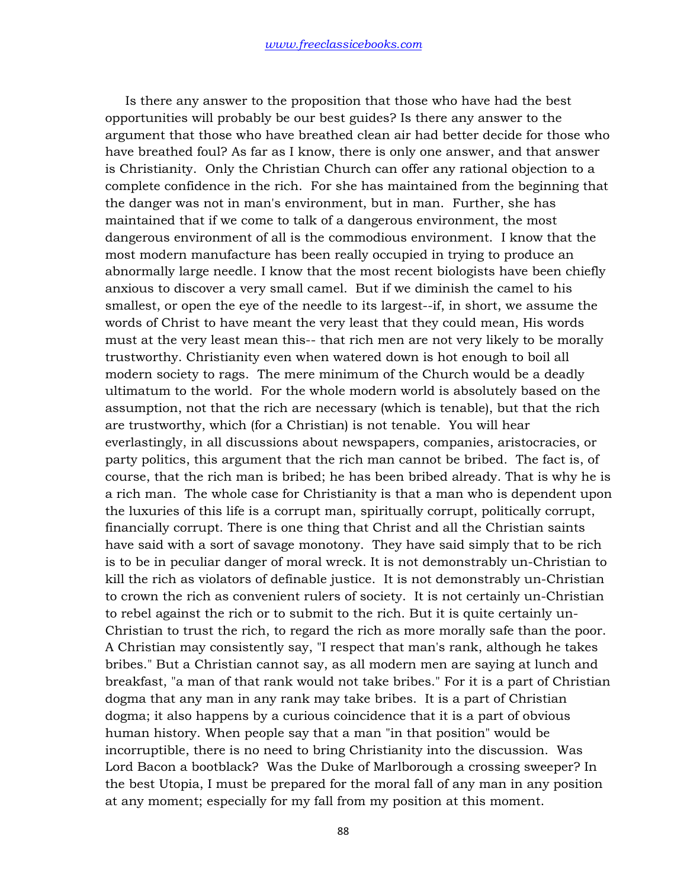Is there any answer to the proposition that those who have had the best opportunities will probably be our best guides? Is there any answer to the argument that those who have breathed clean air had better decide for those who have breathed foul? As far as I know, there is only one answer, and that answer is Christianity. Only the Christian Church can offer any rational objection to a complete confidence in the rich. For she has maintained from the beginning that the danger was not in man's environment, but in man. Further, she has maintained that if we come to talk of a dangerous environment, the most dangerous environment of all is the commodious environment. I know that the most modern manufacture has been really occupied in trying to produce an abnormally large needle. I know that the most recent biologists have been chiefly anxious to discover a very small camel. But if we diminish the camel to his smallest, or open the eye of the needle to its largest--if, in short, we assume the words of Christ to have meant the very least that they could mean, His words must at the very least mean this-- that rich men are not very likely to be morally trustworthy. Christianity even when watered down is hot enough to boil all modern society to rags. The mere minimum of the Church would be a deadly ultimatum to the world. For the whole modern world is absolutely based on the assumption, not that the rich are necessary (which is tenable), but that the rich are trustworthy, which (for a Christian) is not tenable. You will hear everlastingly, in all discussions about newspapers, companies, aristocracies, or party politics, this argument that the rich man cannot be bribed. The fact is, of course, that the rich man is bribed; he has been bribed already. That is why he is a rich man. The whole case for Christianity is that a man who is dependent upon the luxuries of this life is a corrupt man, spiritually corrupt, politically corrupt, financially corrupt. There is one thing that Christ and all the Christian saints have said with a sort of savage monotony. They have said simply that to be rich is to be in peculiar danger of moral wreck. It is not demonstrably un-Christian to kill the rich as violators of definable justice. It is not demonstrably un-Christian to crown the rich as convenient rulers of society. It is not certainly un-Christian to rebel against the rich or to submit to the rich. But it is quite certainly un-Christian to trust the rich, to regard the rich as more morally safe than the poor. A Christian may consistently say, "I respect that man's rank, although he takes bribes." But a Christian cannot say, as all modern men are saying at lunch and breakfast, "a man of that rank would not take bribes." For it is a part of Christian dogma that any man in any rank may take bribes. It is a part of Christian dogma; it also happens by a curious coincidence that it is a part of obvious human history. When people say that a man "in that position" would be incorruptible, there is no need to bring Christianity into the discussion. Was Lord Bacon a bootblack? Was the Duke of Marlborough a crossing sweeper? In the best Utopia, I must be prepared for the moral fall of any man in any position at any moment; especially for my fall from my position at this moment.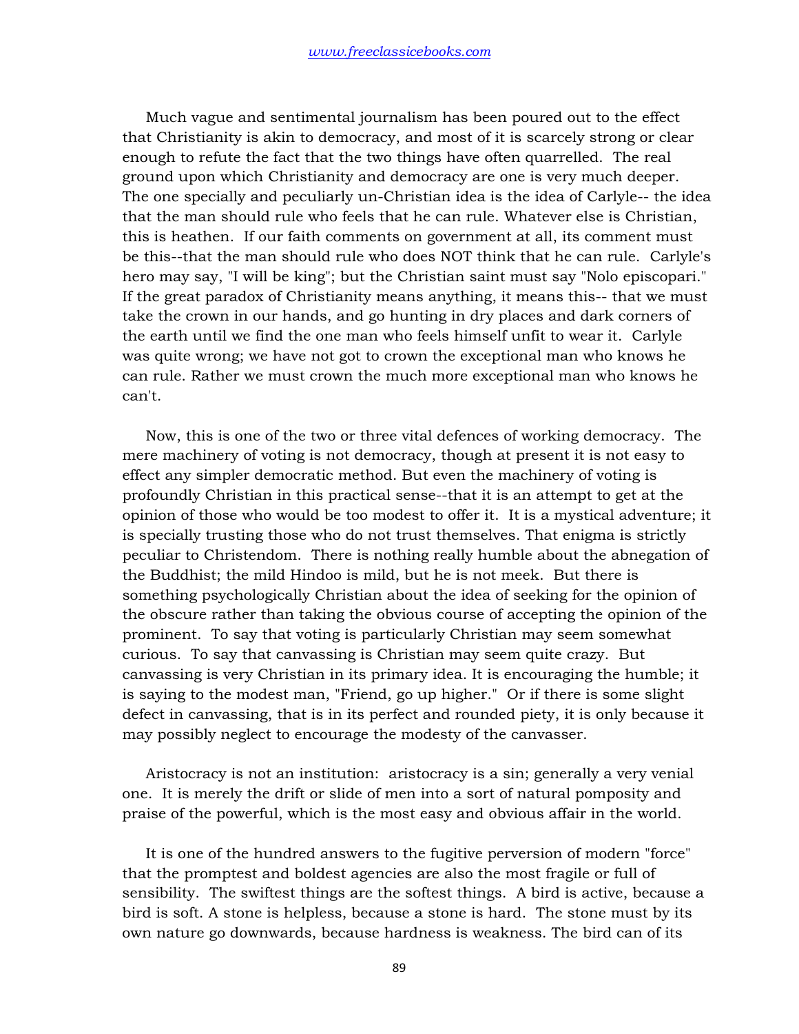Much vague and sentimental journalism has been poured out to the effect that Christianity is akin to democracy, and most of it is scarcely strong or clear enough to refute the fact that the two things have often quarrelled. The real ground upon which Christianity and democracy are one is very much deeper. The one specially and peculiarly un-Christian idea is the idea of Carlyle-- the idea that the man should rule who feels that he can rule. Whatever else is Christian, this is heathen. If our faith comments on government at all, its comment must be this--that the man should rule who does NOT think that he can rule. Carlyle's hero may say, "I will be king"; but the Christian saint must say "Nolo episcopari." If the great paradox of Christianity means anything, it means this-- that we must take the crown in our hands, and go hunting in dry places and dark corners of the earth until we find the one man who feels himself unfit to wear it. Carlyle was quite wrong; we have not got to crown the exceptional man who knows he can rule. Rather we must crown the much more exceptional man who knows he can't.

Now, this is one of the two or three vital defences of working democracy. The mere machinery of voting is not democracy, though at present it is not easy to effect any simpler democratic method. But even the machinery of voting is profoundly Christian in this practical sense--that it is an attempt to get at the opinion of those who would be too modest to offer it. It is a mystical adventure; it is specially trusting those who do not trust themselves. That enigma is strictly peculiar to Christendom. There is nothing really humble about the abnegation of the Buddhist; the mild Hindoo is mild, but he is not meek. But there is something psychologically Christian about the idea of seeking for the opinion of the obscure rather than taking the obvious course of accepting the opinion of the prominent. To say that voting is particularly Christian may seem somewhat curious. To say that canvassing is Christian may seem quite crazy. But canvassing is very Christian in its primary idea. It is encouraging the humble; it is saying to the modest man, "Friend, go up higher." Or if there is some slight defect in canvassing, that is in its perfect and rounded piety, it is only because it may possibly neglect to encourage the modesty of the canvasser.

Aristocracy is not an institution: aristocracy is a sin; generally a very venial one. It is merely the drift or slide of men into a sort of natural pomposity and praise of the powerful, which is the most easy and obvious affair in the world.

It is one of the hundred answers to the fugitive perversion of modern "force" that the promptest and boldest agencies are also the most fragile or full of sensibility. The swiftest things are the softest things. A bird is active, because a bird is soft. A stone is helpless, because a stone is hard. The stone must by its own nature go downwards, because hardness is weakness. The bird can of its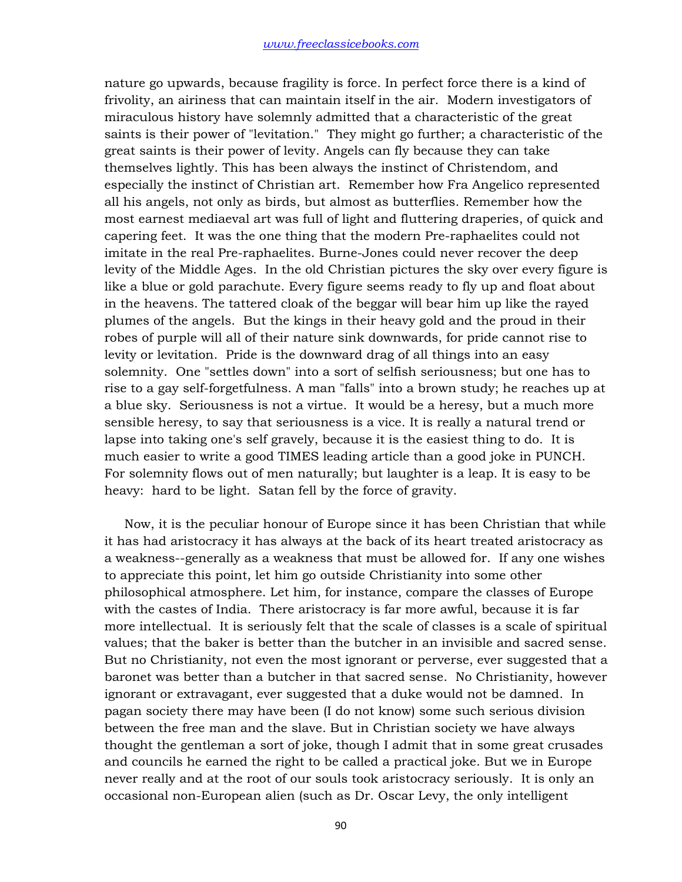nature go upwards, because fragility is force. In perfect force there is a kind of frivolity, an airiness that can maintain itself in the air. Modern investigators of miraculous history have solemnly admitted that a characteristic of the great saints is their power of "levitation." They might go further; a characteristic of the great saints is their power of levity. Angels can fly because they can take themselves lightly. This has been always the instinct of Christendom, and especially the instinct of Christian art. Remember how Fra Angelico represented all his angels, not only as birds, but almost as butterflies. Remember how the most earnest mediaeval art was full of light and fluttering draperies, of quick and capering feet. It was the one thing that the modern Pre-raphaelites could not imitate in the real Pre-raphaelites. Burne-Jones could never recover the deep levity of the Middle Ages. In the old Christian pictures the sky over every figure is like a blue or gold parachute. Every figure seems ready to fly up and float about in the heavens. The tattered cloak of the beggar will bear him up like the rayed plumes of the angels. But the kings in their heavy gold and the proud in their robes of purple will all of their nature sink downwards, for pride cannot rise to levity or levitation. Pride is the downward drag of all things into an easy solemnity. One "settles down" into a sort of selfish seriousness; but one has to rise to a gay self-forgetfulness. A man "falls" into a brown study; he reaches up at a blue sky. Seriousness is not a virtue. It would be a heresy, but a much more sensible heresy, to say that seriousness is a vice. It is really a natural trend or lapse into taking one's self gravely, because it is the easiest thing to do. It is much easier to write a good TIMES leading article than a good joke in PUNCH. For solemnity flows out of men naturally; but laughter is a leap. It is easy to be heavy: hard to be light. Satan fell by the force of gravity.

Now, it is the peculiar honour of Europe since it has been Christian that while it has had aristocracy it has always at the back of its heart treated aristocracy as a weakness--generally as a weakness that must be allowed for. If any one wishes to appreciate this point, let him go outside Christianity into some other philosophical atmosphere. Let him, for instance, compare the classes of Europe with the castes of India. There aristocracy is far more awful, because it is far more intellectual. It is seriously felt that the scale of classes is a scale of spiritual values; that the baker is better than the butcher in an invisible and sacred sense. But no Christianity, not even the most ignorant or perverse, ever suggested that a baronet was better than a butcher in that sacred sense. No Christianity, however ignorant or extravagant, ever suggested that a duke would not be damned. In pagan society there may have been (I do not know) some such serious division between the free man and the slave. But in Christian society we have always thought the gentleman a sort of joke, though I admit that in some great crusades and councils he earned the right to be called a practical joke. But we in Europe never really and at the root of our souls took aristocracy seriously. It is only an occasional non-European alien (such as Dr. Oscar Levy, the only intelligent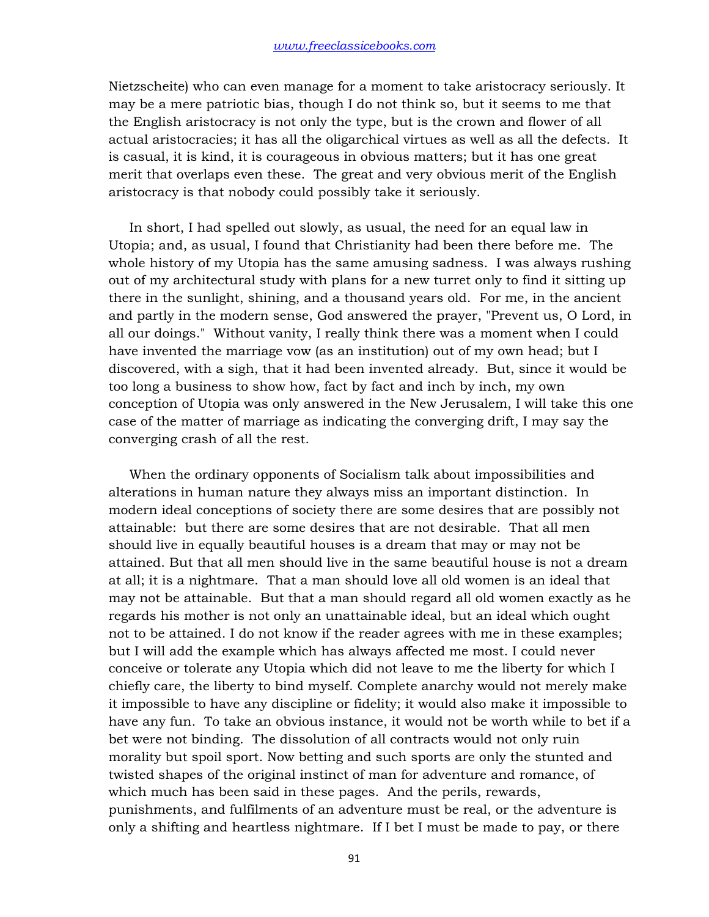Nietzscheite) who can even manage for a moment to take aristocracy seriously. It may be a mere patriotic bias, though I do not think so, but it seems to me that the English aristocracy is not only the type, but is the crown and flower of all actual aristocracies; it has all the oligarchical virtues as well as all the defects. It is casual, it is kind, it is courageous in obvious matters; but it has one great merit that overlaps even these. The great and very obvious merit of the English aristocracy is that nobody could possibly take it seriously.

In short, I had spelled out slowly, as usual, the need for an equal law in Utopia; and, as usual, I found that Christianity had been there before me. The whole history of my Utopia has the same amusing sadness. I was always rushing out of my architectural study with plans for a new turret only to find it sitting up there in the sunlight, shining, and a thousand years old. For me, in the ancient and partly in the modern sense, God answered the prayer, "Prevent us, O Lord, in all our doings." Without vanity, I really think there was a moment when I could have invented the marriage vow (as an institution) out of my own head; but I discovered, with a sigh, that it had been invented already. But, since it would be too long a business to show how, fact by fact and inch by inch, my own conception of Utopia was only answered in the New Jerusalem, I will take this one case of the matter of marriage as indicating the converging drift, I may say the converging crash of all the rest.

When the ordinary opponents of Socialism talk about impossibilities and alterations in human nature they always miss an important distinction. In modern ideal conceptions of society there are some desires that are possibly not attainable: but there are some desires that are not desirable. That all men should live in equally beautiful houses is a dream that may or may not be attained. But that all men should live in the same beautiful house is not a dream at all; it is a nightmare. That a man should love all old women is an ideal that may not be attainable. But that a man should regard all old women exactly as he regards his mother is not only an unattainable ideal, but an ideal which ought not to be attained. I do not know if the reader agrees with me in these examples; but I will add the example which has always affected me most. I could never conceive or tolerate any Utopia which did not leave to me the liberty for which I chiefly care, the liberty to bind myself. Complete anarchy would not merely make it impossible to have any discipline or fidelity; it would also make it impossible to have any fun. To take an obvious instance, it would not be worth while to bet if a bet were not binding. The dissolution of all contracts would not only ruin morality but spoil sport. Now betting and such sports are only the stunted and twisted shapes of the original instinct of man for adventure and romance, of which much has been said in these pages. And the perils, rewards, punishments, and fulfilments of an adventure must be real, or the adventure is only a shifting and heartless nightmare. If I bet I must be made to pay, or there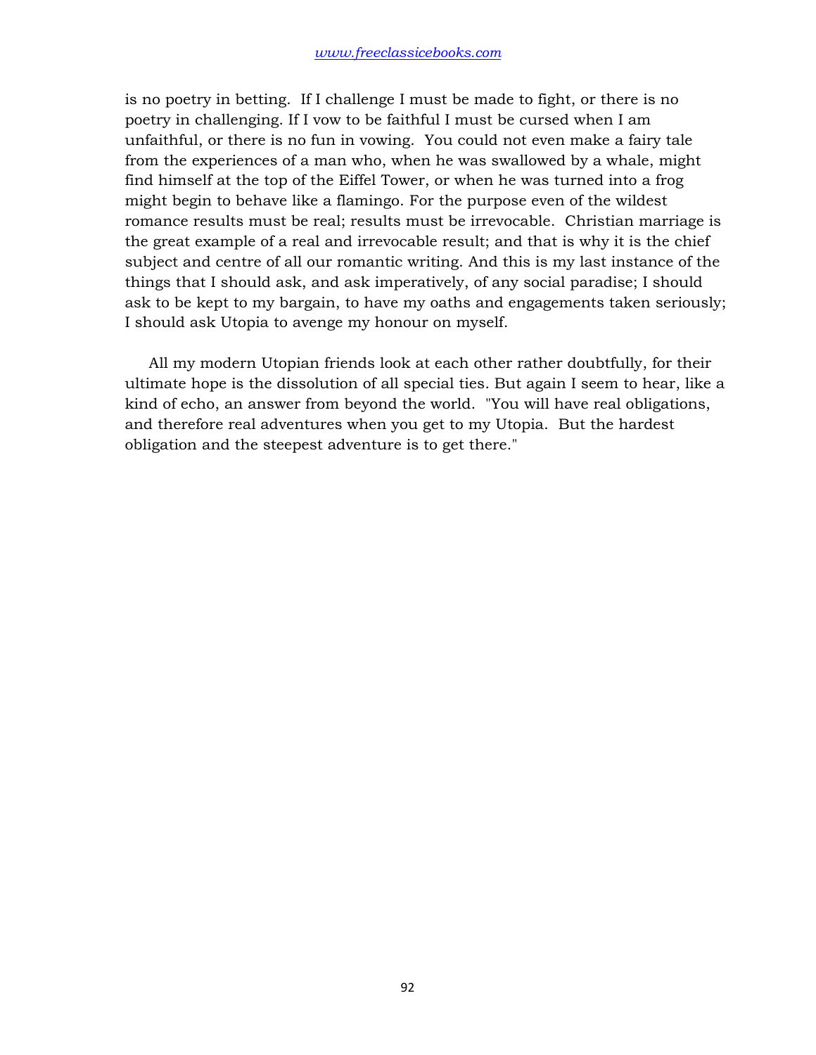is no poetry in betting. If I challenge I must be made to fight, or there is no poetry in challenging. If I vow to be faithful I must be cursed when I am unfaithful, or there is no fun in vowing. You could not even make a fairy tale from the experiences of a man who, when he was swallowed by a whale, might find himself at the top of the Eiffel Tower, or when he was turned into a frog might begin to behave like a flamingo. For the purpose even of the wildest romance results must be real; results must be irrevocable. Christian marriage is the great example of a real and irrevocable result; and that is why it is the chief subject and centre of all our romantic writing. And this is my last instance of the things that I should ask, and ask imperatively, of any social paradise; I should ask to be kept to my bargain, to have my oaths and engagements taken seriously; I should ask Utopia to avenge my honour on myself.

All my modern Utopian friends look at each other rather doubtfully, for their ultimate hope is the dissolution of all special ties. But again I seem to hear, like a kind of echo, an answer from beyond the world. "You will have real obligations, and therefore real adventures when you get to my Utopia. But the hardest obligation and the steepest adventure is to get there."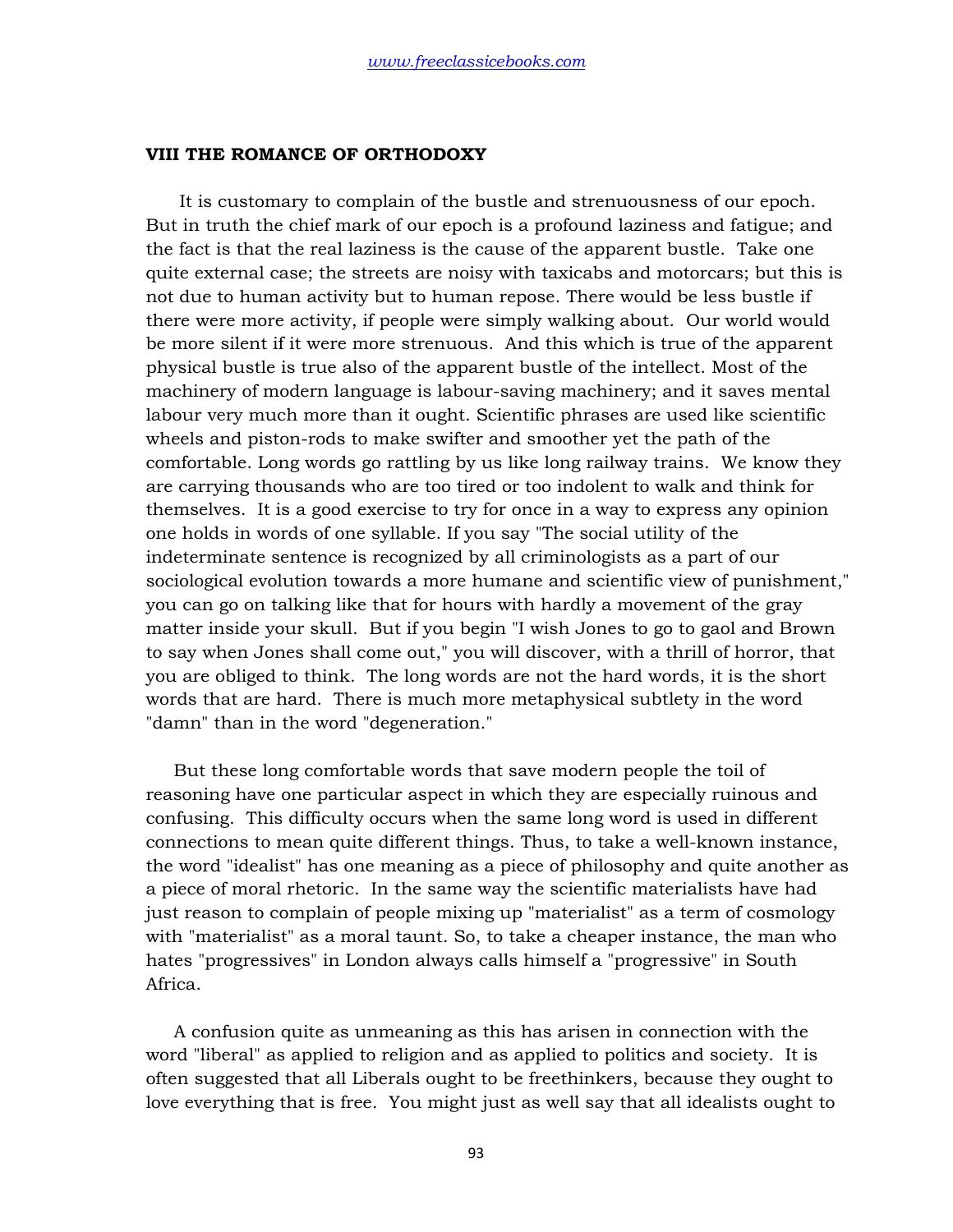## VIII THE ROMANCE OF ORTHODOXY

It is customary to complain of the bustle and strenuousness of our epoch. But in truth the chief mark of our epoch is a profound laziness and fatigue; and the fact is that the real laziness is the cause of the apparent bustle. Take one quite external case; the streets are noisy with taxicabs and motorcars; but this is not due to human activity but to human repose. There would be less bustle if there were more activity, if people were simply walking about. Our world would be more silent if it were more strenuous. And this which is true of the apparent physical bustle is true also of the apparent bustle of the intellect. Most of the machinery of modern language is labour-saving machinery; and it saves mental labour very much more than it ought. Scientific phrases are used like scientific wheels and piston-rods to make swifter and smoother yet the path of the comfortable. Long words go rattling by us like long railway trains. We know they are carrying thousands who are too tired or too indolent to walk and think for themselves. It is a good exercise to try for once in a way to express any opinion one holds in words of one syllable. If you say "The social utility of the indeterminate sentence is recognized by all criminologists as a part of our sociological evolution towards a more humane and scientific view of punishment," you can go on talking like that for hours with hardly a movement of the gray matter inside your skull. But if you begin "I wish Jones to go to gaol and Brown to say when Jones shall come out," you will discover, with a thrill of horror, that you are obliged to think. The long words are not the hard words, it is the short words that are hard. There is much more metaphysical subtlety in the word "damn" than in the word "degeneration."

But these long comfortable words that save modern people the toil of reasoning have one particular aspect in which they are especially ruinous and confusing. This difficulty occurs when the same long word is used in different connections to mean quite different things. Thus, to take a well-known instance, the word "idealist" has one meaning as a piece of philosophy and quite another as a piece of moral rhetoric. In the same way the scientific materialists have had just reason to complain of people mixing up "materialist" as a term of cosmology with "materialist" as a moral taunt. So, to take a cheaper instance, the man who hates "progressives" in London always calls himself a "progressive" in South Africa.

A confusion quite as unmeaning as this has arisen in connection with the word "liberal" as applied to religion and as applied to politics and society. It is often suggested that all Liberals ought to be freethinkers, because they ought to love everything that is free. You might just as well say that all idealists ought to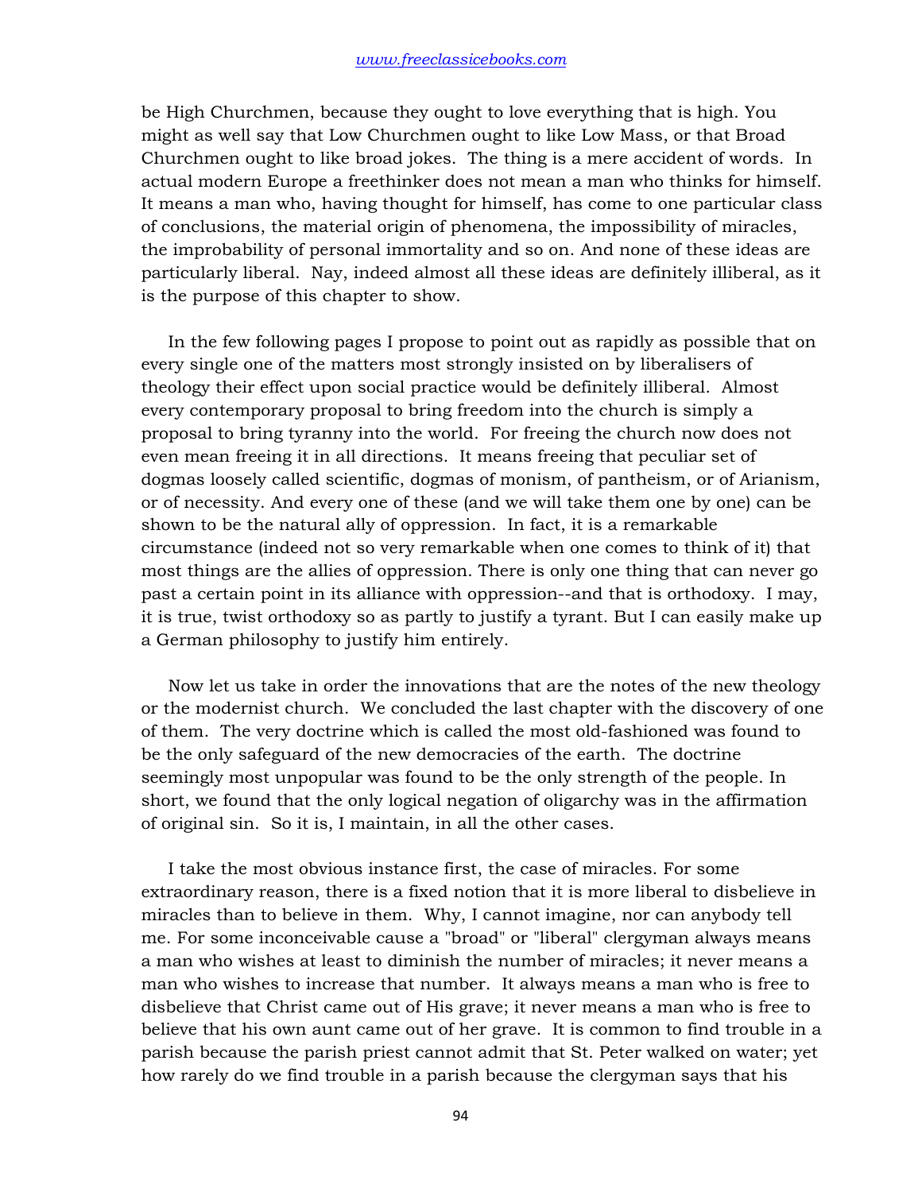be High Churchmen, because they ought to love everything that is high. You might as well say that Low Churchmen ought to like Low Mass, or that Broad Churchmen ought to like broad jokes. The thing is a mere accident of words. In actual modern Europe a freethinker does not mean a man who thinks for himself. It means a man who, having thought for himself, has come to one particular class of conclusions, the material origin of phenomena, the impossibility of miracles, the improbability of personal immortality and so on. And none of these ideas are particularly liberal. Nay, indeed almost all these ideas are definitely illiberal, as it is the purpose of this chapter to show.

In the few following pages I propose to point out as rapidly as possible that on every single one of the matters most strongly insisted on by liberalisers of theology their effect upon social practice would be definitely illiberal. Almost every contemporary proposal to bring freedom into the church is simply a proposal to bring tyranny into the world. For freeing the church now does not even mean freeing it in all directions. It means freeing that peculiar set of dogmas loosely called scientific, dogmas of monism, of pantheism, or of Arianism, or of necessity. And every one of these (and we will take them one by one) can be shown to be the natural ally of oppression. In fact, it is a remarkable circumstance (indeed not so very remarkable when one comes to think of it) that most things are the allies of oppression. There is only one thing that can never go past a certain point in its alliance with oppression--and that is orthodoxy. I may, it is true, twist orthodoxy so as partly to justify a tyrant. But I can easily make up a German philosophy to justify him entirely.

Now let us take in order the innovations that are the notes of the new theology or the modernist church. We concluded the last chapter with the discovery of one of them. The very doctrine which is called the most old-fashioned was found to be the only safeguard of the new democracies of the earth. The doctrine seemingly most unpopular was found to be the only strength of the people. In short, we found that the only logical negation of oligarchy was in the affirmation of original sin. So it is, I maintain, in all the other cases.

I take the most obvious instance first, the case of miracles. For some extraordinary reason, there is a fixed notion that it is more liberal to disbelieve in miracles than to believe in them. Why, I cannot imagine, nor can anybody tell me. For some inconceivable cause a "broad" or "liberal" clergyman always means a man who wishes at least to diminish the number of miracles; it never means a man who wishes to increase that number. It always means a man who is free to disbelieve that Christ came out of His grave; it never means a man who is free to believe that his own aunt came out of her grave. It is common to find trouble in a parish because the parish priest cannot admit that St. Peter walked on water; yet how rarely do we find trouble in a parish because the clergyman says that his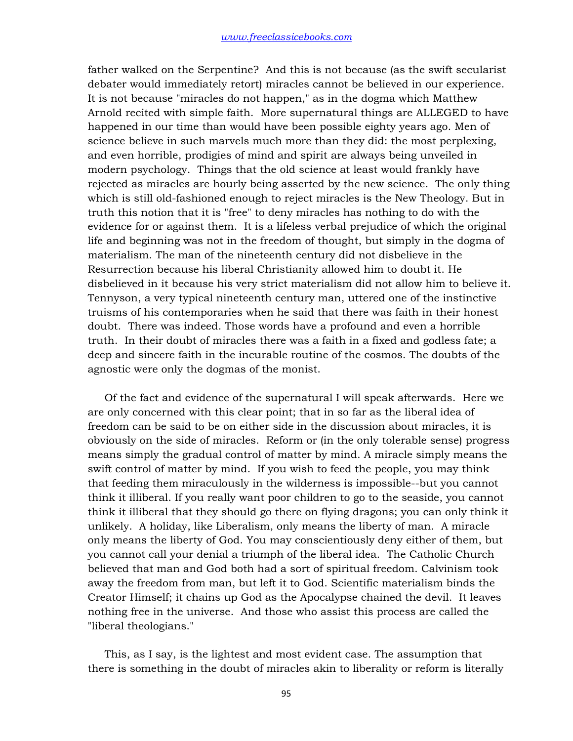father walked on the Serpentine? And this is not because (as the swift secularist debater would immediately retort) miracles cannot be believed in our experience. It is not because "miracles do not happen," as in the dogma which Matthew Arnold recited with simple faith. More supernatural things are ALLEGED to have happened in our time than would have been possible eighty years ago. Men of science believe in such marvels much more than they did: the most perplexing, and even horrible, prodigies of mind and spirit are always being unveiled in modern psychology. Things that the old science at least would frankly have rejected as miracles are hourly being asserted by the new science. The only thing which is still old-fashioned enough to reject miracles is the New Theology. But in truth this notion that it is "free" to deny miracles has nothing to do with the evidence for or against them. It is a lifeless verbal prejudice of which the original life and beginning was not in the freedom of thought, but simply in the dogma of materialism. The man of the nineteenth century did not disbelieve in the Resurrection because his liberal Christianity allowed him to doubt it. He disbelieved in it because his very strict materialism did not allow him to believe it. Tennyson, a very typical nineteenth century man, uttered one of the instinctive truisms of his contemporaries when he said that there was faith in their honest doubt. There was indeed. Those words have a profound and even a horrible truth. In their doubt of miracles there was a faith in a fixed and godless fate; a deep and sincere faith in the incurable routine of the cosmos. The doubts of the agnostic were only the dogmas of the monist.

Of the fact and evidence of the supernatural I will speak afterwards. Here we are only concerned with this clear point; that in so far as the liberal idea of freedom can be said to be on either side in the discussion about miracles, it is obviously on the side of miracles. Reform or (in the only tolerable sense) progress means simply the gradual control of matter by mind. A miracle simply means the swift control of matter by mind. If you wish to feed the people, you may think that feeding them miraculously in the wilderness is impossible--but you cannot think it illiberal. If you really want poor children to go to the seaside, you cannot think it illiberal that they should go there on flying dragons; you can only think it unlikely. A holiday, like Liberalism, only means the liberty of man. A miracle only means the liberty of God. You may conscientiously deny either of them, but you cannot call your denial a triumph of the liberal idea. The Catholic Church believed that man and God both had a sort of spiritual freedom. Calvinism took away the freedom from man, but left it to God. Scientific materialism binds the Creator Himself; it chains up God as the Apocalypse chained the devil. It leaves nothing free in the universe. And those who assist this process are called the "liberal theologians."

This, as I say, is the lightest and most evident case. The assumption that there is something in the doubt of miracles akin to liberality or reform is literally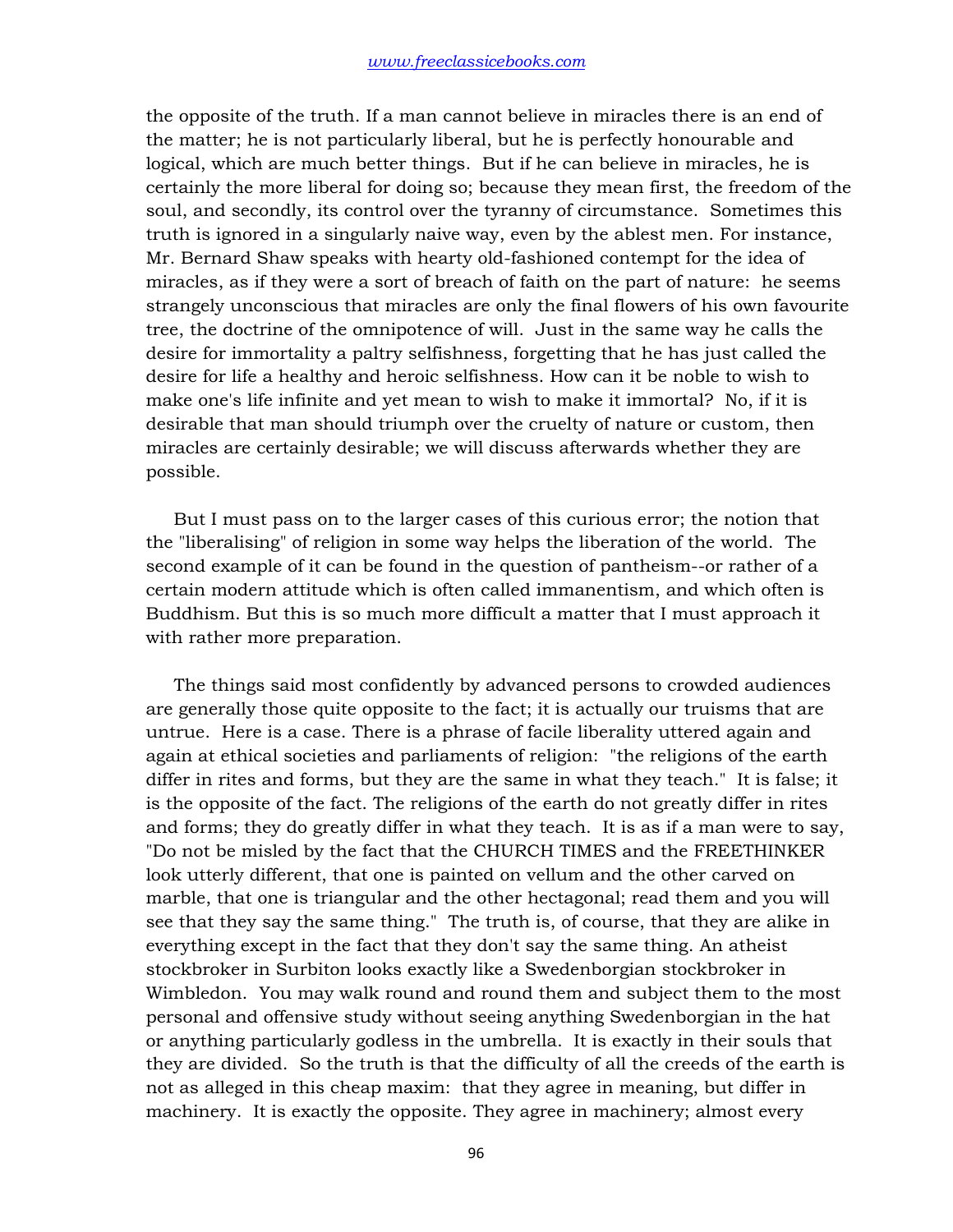the opposite of the truth. If a man cannot believe in miracles there is an end of the matter; he is not particularly liberal, but he is perfectly honourable and logical, which are much better things. But if he can believe in miracles, he is certainly the more liberal for doing so; because they mean first, the freedom of the soul, and secondly, its control over the tyranny of circumstance. Sometimes this truth is ignored in a singularly naive way, even by the ablest men. For instance, Mr. Bernard Shaw speaks with hearty old-fashioned contempt for the idea of miracles, as if they were a sort of breach of faith on the part of nature: he seems strangely unconscious that miracles are only the final flowers of his own favourite tree, the doctrine of the omnipotence of will. Just in the same way he calls the desire for immortality a paltry selfishness, forgetting that he has just called the desire for life a healthy and heroic selfishness. How can it be noble to wish to make one's life infinite and yet mean to wish to make it immortal? No, if it is desirable that man should triumph over the cruelty of nature or custom, then miracles are certainly desirable; we will discuss afterwards whether they are possible.

But I must pass on to the larger cases of this curious error; the notion that the "liberalising" of religion in some way helps the liberation of the world. The second example of it can be found in the question of pantheism--or rather of a certain modern attitude which is often called immanentism, and which often is Buddhism. But this is so much more difficult a matter that I must approach it with rather more preparation.

The things said most confidently by advanced persons to crowded audiences are generally those quite opposite to the fact; it is actually our truisms that are untrue. Here is a case. There is a phrase of facile liberality uttered again and again at ethical societies and parliaments of religion: "the religions of the earth differ in rites and forms, but they are the same in what they teach." It is false; it is the opposite of the fact. The religions of the earth do not greatly differ in rites and forms; they do greatly differ in what they teach. It is as if a man were to say, "Do not be misled by the fact that the CHURCH TIMES and the FREETHINKER look utterly different, that one is painted on vellum and the other carved on marble, that one is triangular and the other hectagonal; read them and you will see that they say the same thing." The truth is, of course, that they are alike in everything except in the fact that they don't say the same thing. An atheist stockbroker in Surbiton looks exactly like a Swedenborgian stockbroker in Wimbledon. You may walk round and round them and subject them to the most personal and offensive study without seeing anything Swedenborgian in the hat or anything particularly godless in the umbrella. It is exactly in their souls that they are divided. So the truth is that the difficulty of all the creeds of the earth is not as alleged in this cheap maxim: that they agree in meaning, but differ in machinery. It is exactly the opposite. They agree in machinery; almost every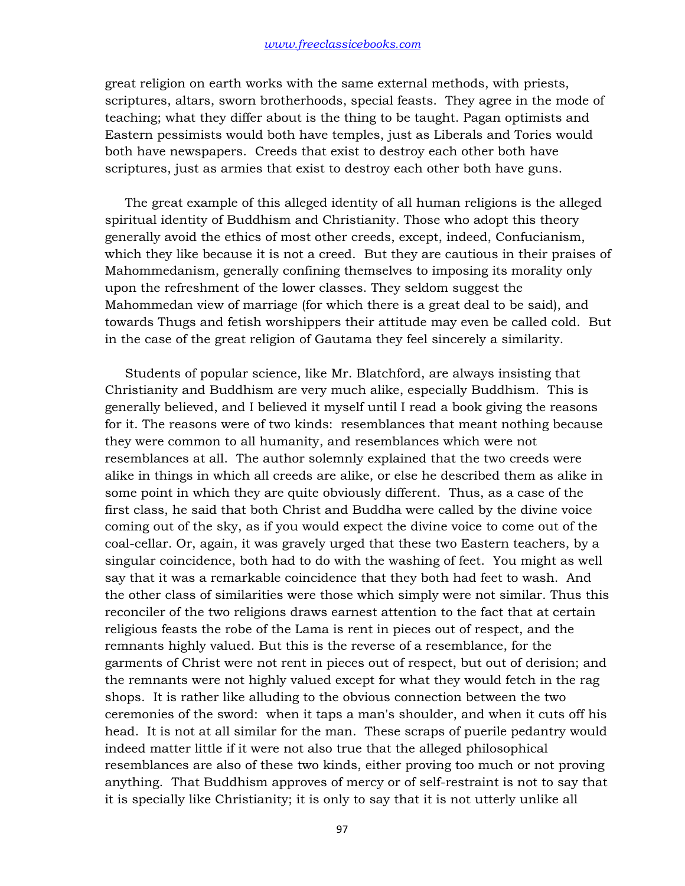great religion on earth works with the same external methods, with priests, scriptures, altars, sworn brotherhoods, special feasts. They agree in the mode of teaching; what they differ about is the thing to be taught. Pagan optimists and Eastern pessimists would both have temples, just as Liberals and Tories would both have newspapers. Creeds that exist to destroy each other both have scriptures, just as armies that exist to destroy each other both have guns.

The great example of this alleged identity of all human religions is the alleged spiritual identity of Buddhism and Christianity. Those who adopt this theory generally avoid the ethics of most other creeds, except, indeed, Confucianism, which they like because it is not a creed. But they are cautious in their praises of Mahommedanism, generally confining themselves to imposing its morality only upon the refreshment of the lower classes. They seldom suggest the Mahommedan view of marriage (for which there is a great deal to be said), and towards Thugs and fetish worshippers their attitude may even be called cold. But in the case of the great religion of Gautama they feel sincerely a similarity.

Students of popular science, like Mr. Blatchford, are always insisting that Christianity and Buddhism are very much alike, especially Buddhism. This is generally believed, and I believed it myself until I read a book giving the reasons for it. The reasons were of two kinds: resemblances that meant nothing because they were common to all humanity, and resemblances which were not resemblances at all. The author solemnly explained that the two creeds were alike in things in which all creeds are alike, or else he described them as alike in some point in which they are quite obviously different. Thus, as a case of the first class, he said that both Christ and Buddha were called by the divine voice coming out of the sky, as if you would expect the divine voice to come out of the coal-cellar. Or, again, it was gravely urged that these two Eastern teachers, by a singular coincidence, both had to do with the washing of feet. You might as well say that it was a remarkable coincidence that they both had feet to wash. And the other class of similarities were those which simply were not similar. Thus this reconciler of the two religions draws earnest attention to the fact that at certain religious feasts the robe of the Lama is rent in pieces out of respect, and the remnants highly valued. But this is the reverse of a resemblance, for the garments of Christ were not rent in pieces out of respect, but out of derision; and the remnants were not highly valued except for what they would fetch in the rag shops. It is rather like alluding to the obvious connection between the two ceremonies of the sword: when it taps a man's shoulder, and when it cuts off his head. It is not at all similar for the man. These scraps of puerile pedantry would indeed matter little if it were not also true that the alleged philosophical resemblances are also of these two kinds, either proving too much or not proving anything. That Buddhism approves of mercy or of self-restraint is not to say that it is specially like Christianity; it is only to say that it is not utterly unlike all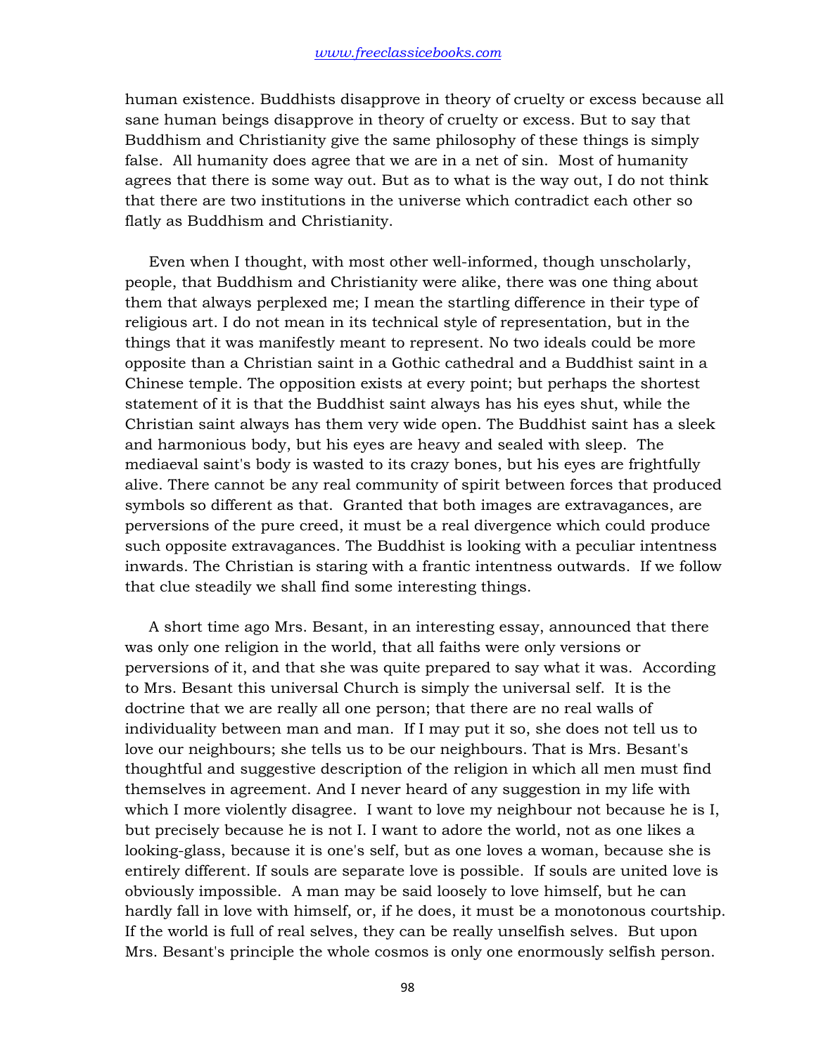human existence. Buddhists disapprove in theory of cruelty or excess because all sane human beings disapprove in theory of cruelty or excess. But to say that Buddhism and Christianity give the same philosophy of these things is simply false. All humanity does agree that we are in a net of sin. Most of humanity agrees that there is some way out. But as to what is the way out, I do not think that there are two institutions in the universe which contradict each other so flatly as Buddhism and Christianity.

Even when I thought, with most other well-informed, though unscholarly, people, that Buddhism and Christianity were alike, there was one thing about them that always perplexed me; I mean the startling difference in their type of religious art. I do not mean in its technical style of representation, but in the things that it was manifestly meant to represent. No two ideals could be more opposite than a Christian saint in a Gothic cathedral and a Buddhist saint in a Chinese temple. The opposition exists at every point; but perhaps the shortest statement of it is that the Buddhist saint always has his eyes shut, while the Christian saint always has them very wide open. The Buddhist saint has a sleek and harmonious body, but his eyes are heavy and sealed with sleep. The mediaeval saint's body is wasted to its crazy bones, but his eyes are frightfully alive. There cannot be any real community of spirit between forces that produced symbols so different as that. Granted that both images are extravagances, are perversions of the pure creed, it must be a real divergence which could produce such opposite extravagances. The Buddhist is looking with a peculiar intentness inwards. The Christian is staring with a frantic intentness outwards. If we follow that clue steadily we shall find some interesting things.

A short time ago Mrs. Besant, in an interesting essay, announced that there was only one religion in the world, that all faiths were only versions or perversions of it, and that she was quite prepared to say what it was. According to Mrs. Besant this universal Church is simply the universal self. It is the doctrine that we are really all one person; that there are no real walls of individuality between man and man. If I may put it so, she does not tell us to love our neighbours; she tells us to be our neighbours. That is Mrs. Besant's thoughtful and suggestive description of the religion in which all men must find themselves in agreement. And I never heard of any suggestion in my life with which I more violently disagree. I want to love my neighbour not because he is I, but precisely because he is not I. I want to adore the world, not as one likes a looking-glass, because it is one's self, but as one loves a woman, because she is entirely different. If souls are separate love is possible. If souls are united love is obviously impossible. A man may be said loosely to love himself, but he can hardly fall in love with himself, or, if he does, it must be a monotonous courtship. If the world is full of real selves, they can be really unselfish selves. But upon Mrs. Besant's principle the whole cosmos is only one enormously selfish person.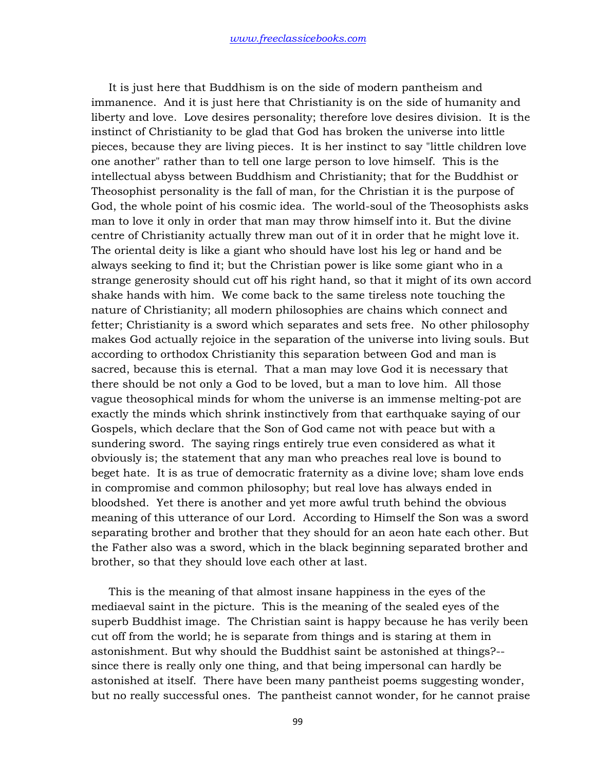It is just here that Buddhism is on the side of modern pantheism and immanence. And it is just here that Christianity is on the side of humanity and liberty and love. Love desires personality; therefore love desires division. It is the instinct of Christianity to be glad that God has broken the universe into little pieces, because they are living pieces. It is her instinct to say "little children love one another" rather than to tell one large person to love himself. This is the intellectual abyss between Buddhism and Christianity; that for the Buddhist or Theosophist personality is the fall of man, for the Christian it is the purpose of God, the whole point of his cosmic idea. The world-soul of the Theosophists asks man to love it only in order that man may throw himself into it. But the divine centre of Christianity actually threw man out of it in order that he might love it. The oriental deity is like a giant who should have lost his leg or hand and be always seeking to find it; but the Christian power is like some giant who in a strange generosity should cut off his right hand, so that it might of its own accord shake hands with him. We come back to the same tireless note touching the nature of Christianity; all modern philosophies are chains which connect and fetter; Christianity is a sword which separates and sets free. No other philosophy makes God actually rejoice in the separation of the universe into living souls. But according to orthodox Christianity this separation between God and man is sacred, because this is eternal. That a man may love God it is necessary that there should be not only a God to be loved, but a man to love him. All those vague theosophical minds for whom the universe is an immense melting-pot are exactly the minds which shrink instinctively from that earthquake saying of our Gospels, which declare that the Son of God came not with peace but with a sundering sword. The saying rings entirely true even considered as what it obviously is; the statement that any man who preaches real love is bound to beget hate. It is as true of democratic fraternity as a divine love; sham love ends in compromise and common philosophy; but real love has always ended in bloodshed. Yet there is another and yet more awful truth behind the obvious meaning of this utterance of our Lord. According to Himself the Son was a sword separating brother and brother that they should for an aeon hate each other. But the Father also was a sword, which in the black beginning separated brother and brother, so that they should love each other at last.

This is the meaning of that almost insane happiness in the eyes of the mediaeval saint in the picture. This is the meaning of the sealed eyes of the superb Buddhist image. The Christian saint is happy because he has verily been cut off from the world; he is separate from things and is staring at them in astonishment. But why should the Buddhist saint be astonished at things?--since there is really only one thing, and that being impersonal can hardly be astonished at itself. There have been many pantheist poems suggesting wonder, but no really successful ones. The pantheist cannot wonder, for he cannot praise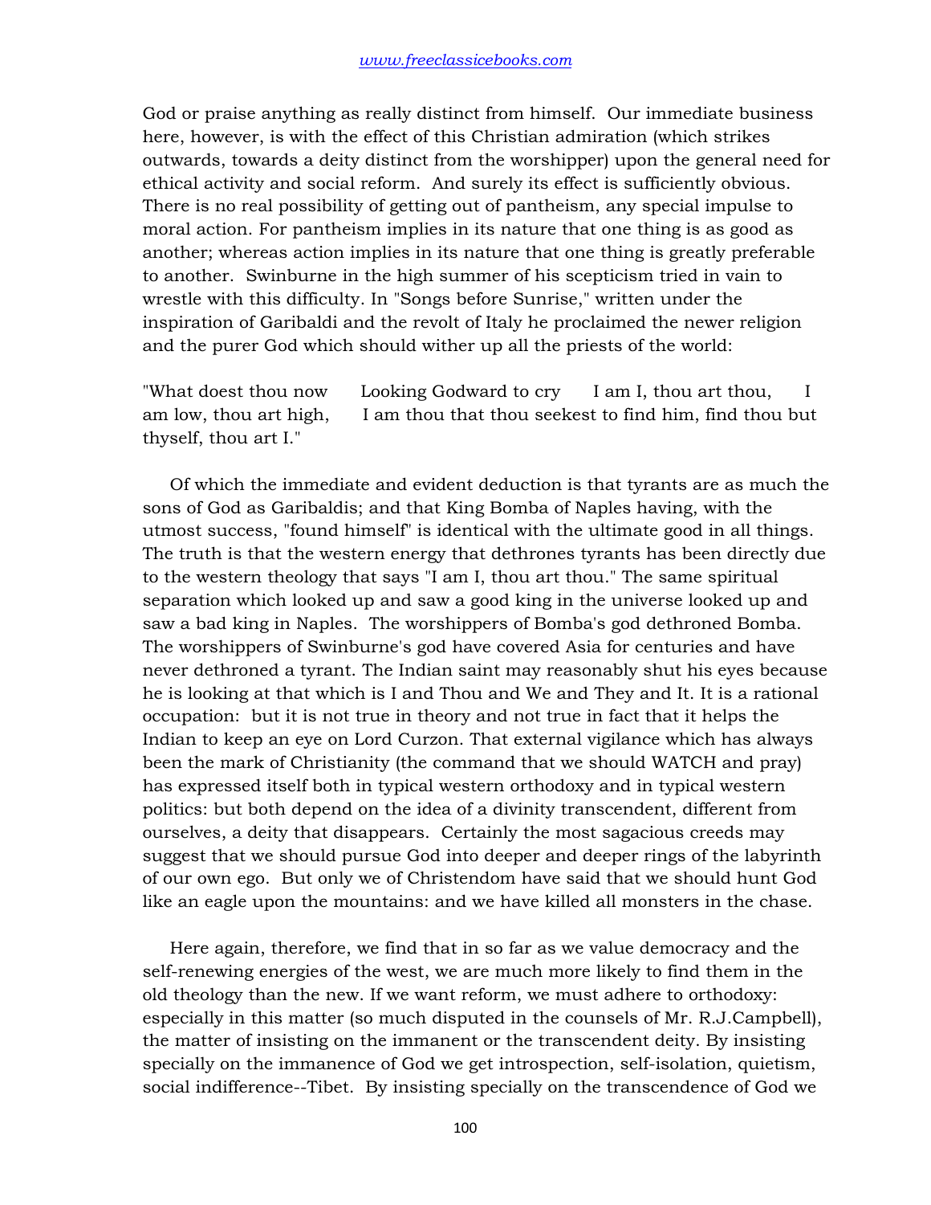God or praise anything as really distinct from himself. Our immediate business here, however, is with the effect of this Christian admiration (which strikes outwards, towards a deity distinct from the worshipper) upon the general need for ethical activity and social reform. And surely its effect is sufficiently obvious. There is no real possibility of getting out of pantheism, any special impulse to moral action. For pantheism implies in its nature that one thing is as good as another; whereas action implies in its nature that one thing is greatly preferable to another. Swinburne in the high summer of his scepticism tried in vain to wrestle with this difficulty. In "Songs before Sunrise," written under the inspiration of Garibaldi and the revolt of Italy he proclaimed the newer religion and the purer God which should wither up all the priests of the world:

"What doest thou now     Looking Godward to cry     I am I, thou art thou,     I am low, thou art high,     I am thou that thou seekest to find him, find thou but thyself, thou art I."

Of which the immediate and evident deduction is that tyrants are as much the sons of God as Garibaldis; and that King Bomba of Naples having, with the utmost success, "found himself" is identical with the ultimate good in all things. The truth is that the western energy that dethrones tyrants has been directly due to the western theology that says "I am I, thou art thou." The same spiritual separation which looked up and saw a good king in the universe looked up and saw a bad king in Naples. The worshippers of Bomba's god dethroned Bomba. The worshippers of Swinburne's god have covered Asia for centuries and have never dethroned a tyrant. The Indian saint may reasonably shut his eyes because he is looking at that which is I and Thou and We and They and It. It is a rational occupation: but it is not true in theory and not true in fact that it helps the Indian to keep an eye on Lord Curzon. That external vigilance which has always been the mark of Christianity (the command that we should WATCH and pray) has expressed itself both in typical western orthodoxy and in typical western politics: but both depend on the idea of a divinity transcendent, different from ourselves, a deity that disappears. Certainly the most sagacious creeds may suggest that we should pursue God into deeper and deeper rings of the labyrinth of our own ego. But only we of Christendom have said that we should hunt God like an eagle upon the mountains: and we have killed all monsters in the chase.

Here again, therefore, we find that in so far as we value democracy and the self-renewing energies of the west, we are much more likely to find them in the old theology than the new. If we want reform, we must adhere to orthodoxy: especially in this matter (so much disputed in the counsels of Mr. R.J.Campbell), the matter of insisting on the immanent or the transcendent deity. By insisting specially on the immanence of God we get introspection, self-isolation, quietism, social indifference--Tibet. By insisting specially on the transcendence of God we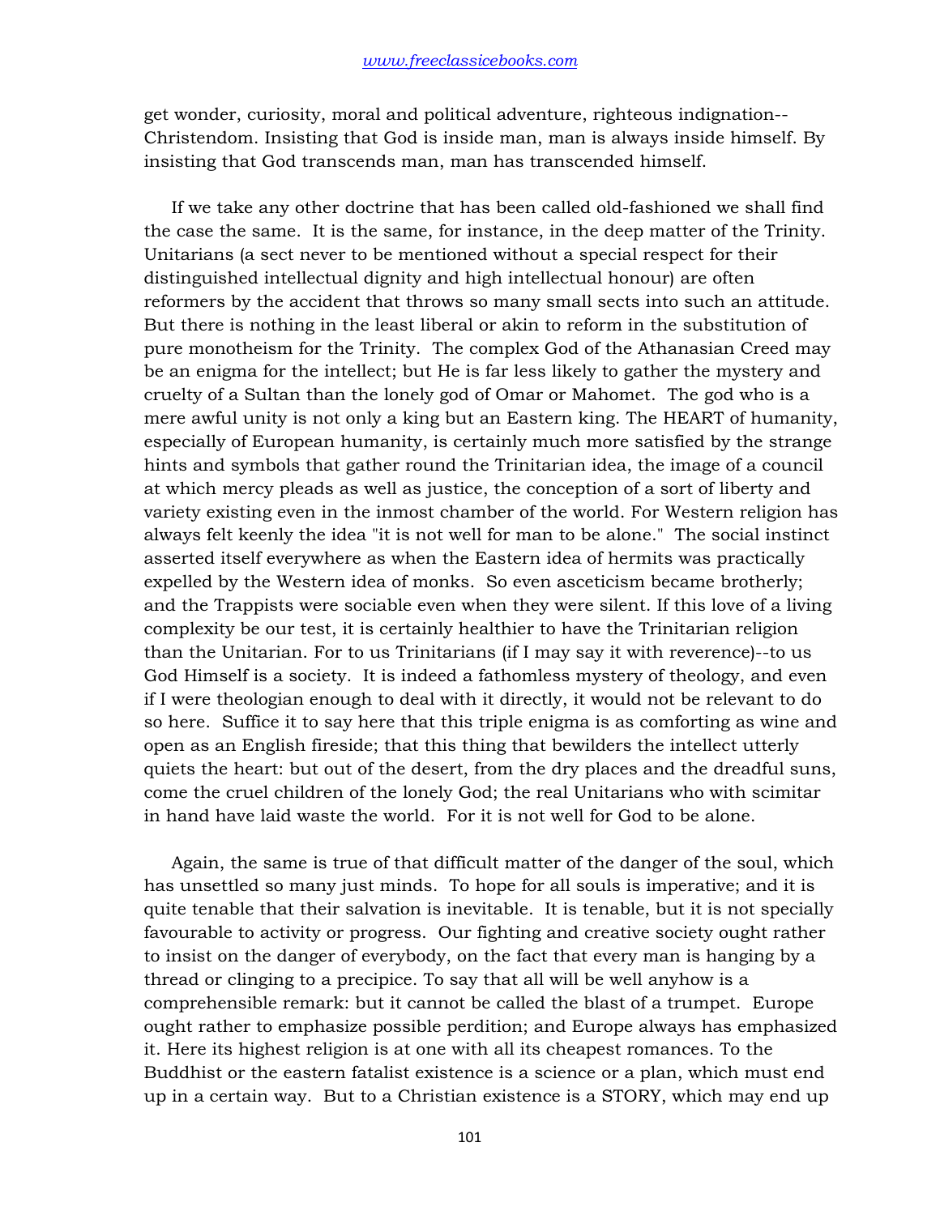get wonder, curiosity, moral and political adventure, righteous indignation--Christendom. Insisting that God is inside man, man is always inside himself. By insisting that God transcends man, man has transcended himself.

If we take any other doctrine that has been called old-fashioned we shall find the case the same. It is the same, for instance, in the deep matter of the Trinity. Unitarians (a sect never to be mentioned without a special respect for their distinguished intellectual dignity and high intellectual honour) are often reformers by the accident that throws so many small sects into such an attitude. But there is nothing in the least liberal or akin to reform in the substitution of pure monotheism for the Trinity. The complex God of the Athanasian Creed may be an enigma for the intellect; but He is far less likely to gather the mystery and cruelty of a Sultan than the lonely god of Omar or Mahomet. The god who is a mere awful unity is not only a king but an Eastern king. The HEART of humanity, especially of European humanity, is certainly much more satisfied by the strange hints and symbols that gather round the Trinitarian idea, the image of a council at which mercy pleads as well as justice, the conception of a sort of liberty and variety existing even in the inmost chamber of the world. For Western religion has always felt keenly the idea "it is not well for man to be alone." The social instinct asserted itself everywhere as when the Eastern idea of hermits was practically expelled by the Western idea of monks. So even asceticism became brotherly; and the Trappists were sociable even when they were silent. If this love of a living complexity be our test, it is certainly healthier to have the Trinitarian religion than the Unitarian. For to us Trinitarians (if I may say it with reverence)--to us God Himself is a society. It is indeed a fathomless mystery of theology, and even if I were theologian enough to deal with it directly, it would not be relevant to do so here. Suffice it to say here that this triple enigma is as comforting as wine and open as an English fireside; that this thing that bewilders the intellect utterly quiets the heart: but out of the desert, from the dry places and the dreadful suns, come the cruel children of the lonely God; the real Unitarians who with scimitar in hand have laid waste the world. For it is not well for God to be alone.

Again, the same is true of that difficult matter of the danger of the soul, which has unsettled so many just minds. To hope for all souls is imperative; and it is quite tenable that their salvation is inevitable. It is tenable, but it is not specially favourable to activity or progress. Our fighting and creative society ought rather to insist on the danger of everybody, on the fact that every man is hanging by a thread or clinging to a precipice. To say that all will be well anyhow is a comprehensible remark: but it cannot be called the blast of a trumpet. Europe ought rather to emphasize possible perdition; and Europe always has emphasized it. Here its highest religion is at one with all its cheapest romances. To the Buddhist or the eastern fatalist existence is a science or a plan, which must end up in a certain way. But to a Christian existence is a STORY, which may end up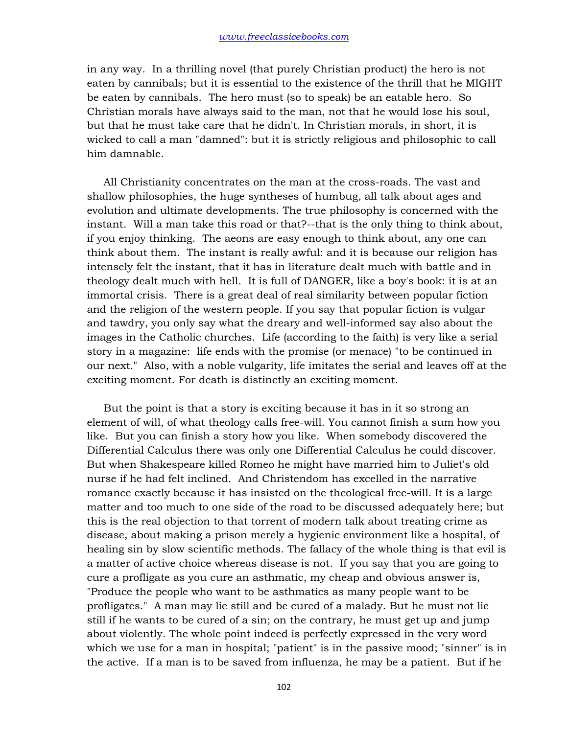in any way. In a thrilling novel (that purely Christian product) the hero is not eaten by cannibals; but it is essential to the existence of the thrill that he MIGHT be eaten by cannibals. The hero must (so to speak) be an eatable hero. So Christian morals have always said to the man, not that he would lose his soul, but that he must take care that he didn't. In Christian morals, in short, it is wicked to call a man "damned": but it is strictly religious and philosophic to call him damnable.

All Christianity concentrates on the man at the cross-roads. The vast and shallow philosophies, the huge syntheses of humbug, all talk about ages and evolution and ultimate developments. The true philosophy is concerned with the instant. Will a man take this road or that?--that is the only thing to think about, if you enjoy thinking. The aeons are easy enough to think about, any one can think about them. The instant is really awful: and it is because our religion has intensely felt the instant, that it has in literature dealt much with battle and in theology dealt much with hell. It is full of DANGER, like a boy's book: it is at an immortal crisis. There is a great deal of real similarity between popular fiction and the religion of the western people. If you say that popular fiction is vulgar and tawdry, you only say what the dreary and well-informed say also about the images in the Catholic churches. Life (according to the faith) is very like a serial story in a magazine: life ends with the promise (or menace) "to be continued in our next." Also, with a noble vulgarity, life imitates the serial and leaves off at the exciting moment. For death is distinctly an exciting moment.

But the point is that a story is exciting because it has in it so strong an element of will, of what theology calls free-will. You cannot finish a sum how you like. But you can finish a story how you like. When somebody discovered the Differential Calculus there was only one Differential Calculus he could discover. But when Shakespeare killed Romeo he might have married him to Juliet's old nurse if he had felt inclined. And Christendom has excelled in the narrative romance exactly because it has insisted on the theological free-will. It is a large matter and too much to one side of the road to be discussed adequately here; but this is the real objection to that torrent of modern talk about treating crime as disease, about making a prison merely a hygienic environment like a hospital, of healing sin by slow scientific methods. The fallacy of the whole thing is that evil is a matter of active choice whereas disease is not. If you say that you are going to cure a profligate as you cure an asthmatic, my cheap and obvious answer is, "Produce the people who want to be asthmatics as many people want to be profligates." A man may lie still and be cured of a malady. But he must not lie still if he wants to be cured of a sin; on the contrary, he must get up and jump about violently. The whole point indeed is perfectly expressed in the very word which we use for a man in hospital; "patient" is in the passive mood; "sinner" is in the active. If a man is to be saved from influenza, he may be a patient. But if he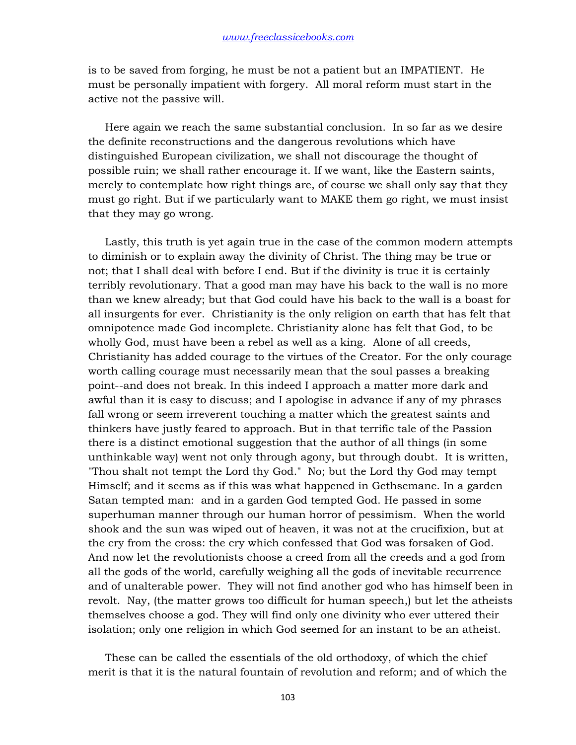is to be saved from forging, he must be not a patient but an IMPATIENT. He must be personally impatient with forgery. All moral reform must start in the active not the passive will.

Here again we reach the same substantial conclusion. In so far as we desire the definite reconstructions and the dangerous revolutions which have distinguished European civilization, we shall not discourage the thought of possible ruin; we shall rather encourage it. If we want, like the Eastern saints, merely to contemplate how right things are, of course we shall only say that they must go right. But if we particularly want to MAKE them go right, we must insist that they may go wrong.

Lastly, this truth is yet again true in the case of the common modern attempts to diminish or to explain away the divinity of Christ. The thing may be true or not; that I shall deal with before I end. But if the divinity is true it is certainly terribly revolutionary. That a good man may have his back to the wall is no more than we knew already; but that God could have his back to the wall is a boast for all insurgents for ever. Christianity is the only religion on earth that has felt that omnipotence made God incomplete. Christianity alone has felt that God, to be wholly God, must have been a rebel as well as a king. Alone of all creeds, Christianity has added courage to the virtues of the Creator. For the only courage worth calling courage must necessarily mean that the soul passes a breaking point--and does not break. In this indeed I approach a matter more dark and awful than it is easy to discuss; and I apologise in advance if any of my phrases fall wrong or seem irreverent touching a matter which the greatest saints and thinkers have justly feared to approach. But in that terrific tale of the Passion there is a distinct emotional suggestion that the author of all things (in some unthinkable way) went not only through agony, but through doubt. It is written, "Thou shalt not tempt the Lord thy God." No; but the Lord thy God may tempt Himself; and it seems as if this was what happened in Gethsemane. In a garden Satan tempted man: and in a garden God tempted God. He passed in some superhuman manner through our human horror of pessimism. When the world shook and the sun was wiped out of heaven, it was not at the crucifixion, but at the cry from the cross: the cry which confessed that God was forsaken of God. And now let the revolutionists choose a creed from all the creeds and a god from all the gods of the world, carefully weighing all the gods of inevitable recurrence and of unalterable power. They will not find another god who has himself been in revolt. Nay, (the matter grows too difficult for human speech,) but let the atheists themselves choose a god. They will find only one divinity who ever uttered their isolation; only one religion in which God seemed for an instant to be an atheist.

These can be called the essentials of the old orthodoxy, of which the chief merit is that it is the natural fountain of revolution and reform; and of which the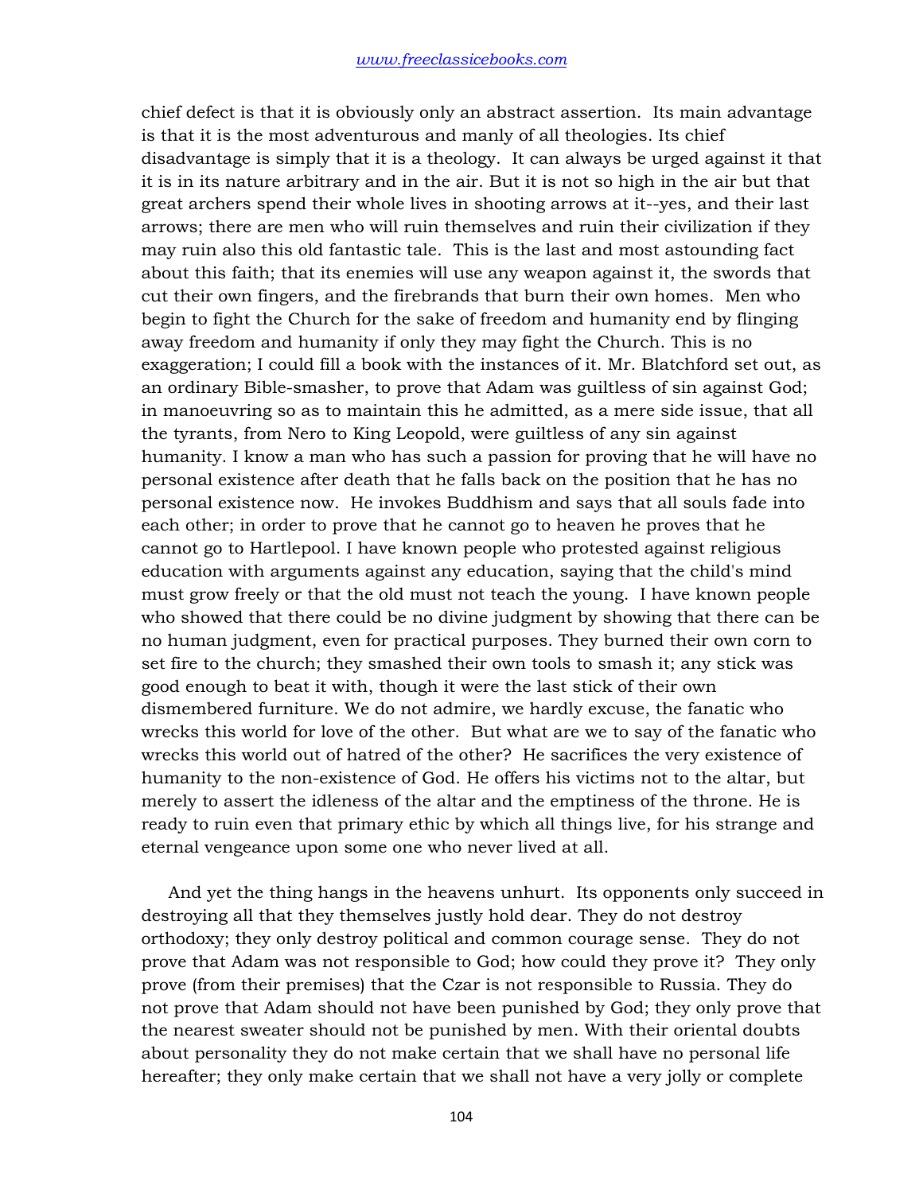chief defect is that it is obviously only an abstract assertion. Its main advantage is that it is the most adventurous and manly of all theologies. Its chief disadvantage is simply that it is a theology. It can always be urged against it that it is in its nature arbitrary and in the air. But it is not so high in the air but that great archers spend their whole lives in shooting arrows at it--yes, and their last arrows; there are men who will ruin themselves and ruin their civilization if they may ruin also this old fantastic tale. This is the last and most astounding fact about this faith; that its enemies will use any weapon against it, the swords that cut their own fingers, and the firebrands that burn their own homes. Men who begin to fight the Church for the sake of freedom and humanity end by flinging away freedom and humanity if only they may fight the Church. This is no exaggeration; I could fill a book with the instances of it. Mr. Blatchford set out, as an ordinary Bible-smasher, to prove that Adam was guiltless of sin against God; in manoeuvring so as to maintain this he admitted, as a mere side issue, that all the tyrants, from Nero to King Leopold, were guiltless of any sin against humanity. I know a man who has such a passion for proving that he will have no personal existence after death that he falls back on the position that he has no personal existence now. He invokes Buddhism and says that all souls fade into each other; in order to prove that he cannot go to heaven he proves that he cannot go to Hartlepool. I have known people who protested against religious education with arguments against any education, saying that the child's mind must grow freely or that the old must not teach the young. I have known people who showed that there could be no divine judgment by showing that there can be no human judgment, even for practical purposes. They burned their own corn to set fire to the church; they smashed their own tools to smash it; any stick was good enough to beat it with, though it were the last stick of their own dismembered furniture. We do not admire, we hardly excuse, the fanatic who wrecks this world for love of the other. But what are we to say of the fanatic who wrecks this world out of hatred of the other? He sacrifices the very existence of humanity to the non-existence of God. He offers his victims not to the altar, but merely to assert the idleness of the altar and the emptiness of the throne. He is ready to ruin even that primary ethic by which all things live, for his strange and eternal vengeance upon some one who never lived at all.

And yet the thing hangs in the heavens unhurt. Its opponents only succeed in destroying all that they themselves justly hold dear. They do not destroy orthodoxy; they only destroy political and common courage sense. They do not prove that Adam was not responsible to God; how could they prove it? They only prove (from their premises) that the Czar is not responsible to Russia. They do not prove that Adam should not have been punished by God; they only prove that the nearest sweater should not be punished by men. With their oriental doubts about personality they do not make certain that we shall have no personal life hereafter; they only make certain that we shall not have a very jolly or complete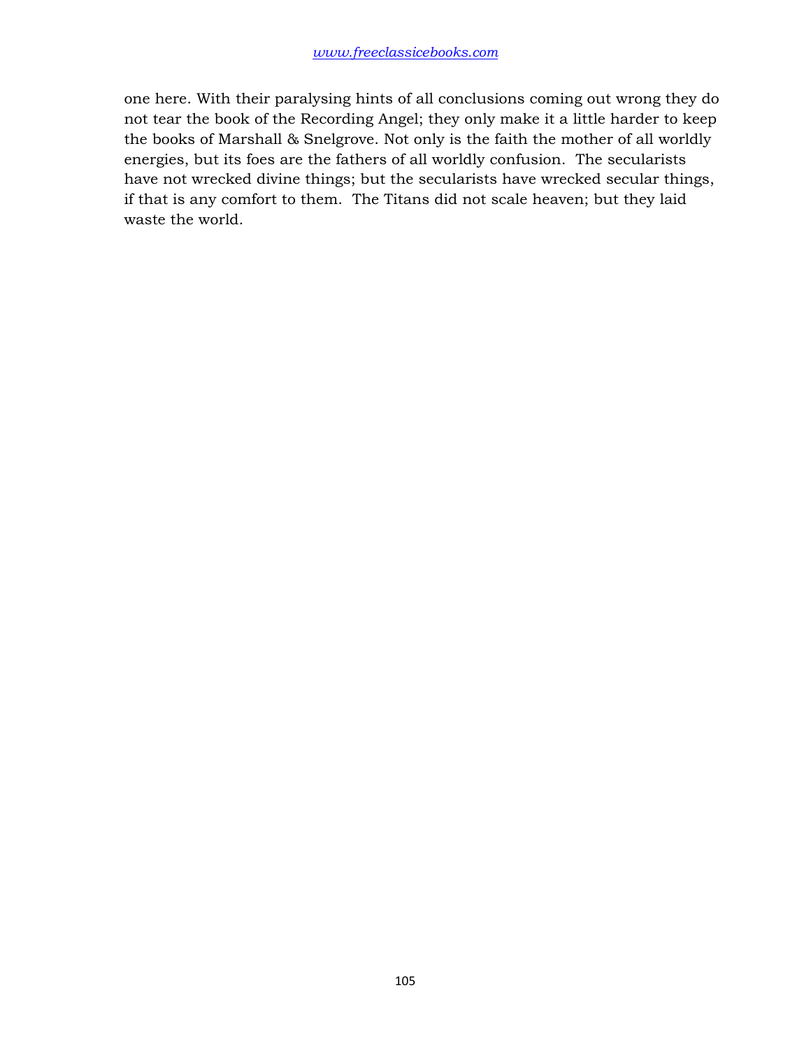one here. With their paralysing hints of all conclusions coming out wrong they do not tear the book of the Recording Angel; they only make it a little harder to keep the books of Marshall & Snelgrove. Not only is the faith the mother of all worldly energies, but its foes are the fathers of all worldly confusion. The secularists have not wrecked divine things; but the secularists have wrecked secular things, if that is any comfort to them. The Titans did not scale heaven; but they laid waste the world.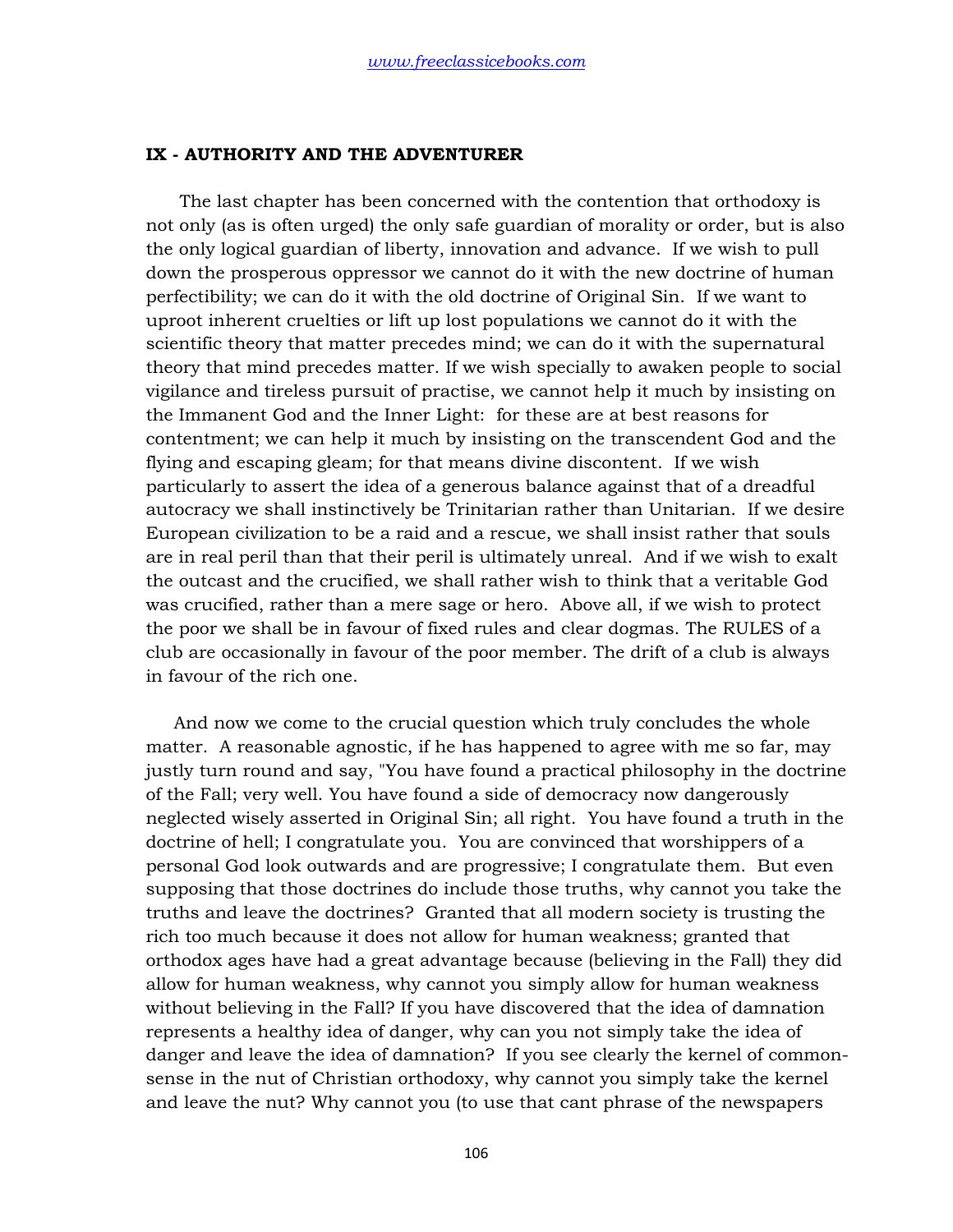### IX - AUTHORITY AND THE ADVENTURER

The last chapter has been concerned with the contention that orthodoxy is not only (as is often urged) the only safe guardian of morality or order, but is also the only logical guardian of liberty, innovation and advance. If we wish to pull down the prosperous oppressor we cannot do it with the new doctrine of human perfectibility; we can do it with the old doctrine of Original Sin. If we want to uproot inherent cruelties or lift up lost populations we cannot do it with the scientific theory that matter precedes mind; we can do it with the supernatural theory that mind precedes matter. If we wish specially to awaken people to social vigilance and tireless pursuit of practise, we cannot help it much by insisting on the Immanent God and the Inner Light: for these are at best reasons for contentment; we can help it much by insisting on the transcendent God and the flying and escaping gleam; for that means divine discontent. If we wish particularly to assert the idea of a generous balance against that of a dreadful autocracy we shall instinctively be Trinitarian rather than Unitarian. If we desire European civilization to be a raid and a rescue, we shall insist rather that souls are in real peril than that their peril is ultimately unreal. And if we wish to exalt the outcast and the crucified, we shall rather wish to think that a veritable God was crucified, rather than a mere sage or hero. Above all, if we wish to protect the poor we shall be in favour of fixed rules and clear dogmas. The RULES of a club are occasionally in favour of the poor member. The drift of a club is always in favour of the rich one.

And now we come to the crucial question which truly concludes the whole matter. A reasonable agnostic, if he has happened to agree with me so far, may justly turn round and say, "You have found a practical philosophy in the doctrine of the Fall; very well. You have found a side of democracy now dangerously neglected wisely asserted in Original Sin; all right. You have found a truth in the doctrine of hell; I congratulate you. You are convinced that worshippers of a personal God look outwards and are progressive; I congratulate them. But even supposing that those doctrines do include those truths, why cannot you take the truths and leave the doctrines? Granted that all modern society is trusting the rich too much because it does not allow for human weakness; granted that orthodox ages have had a great advantage because (believing in the Fall) they did allow for human weakness, why cannot you simply allow for human weakness without believing in the Fall? If you have discovered that the idea of damnation represents a healthy idea of danger, why can you not simply take the idea of danger and leave the idea of damnation? If you see clearly the kernel of common-sense in the nut of Christian orthodoxy, why cannot you simply take the kernel and leave the nut? Why cannot you (to use that cant phrase of the newspapers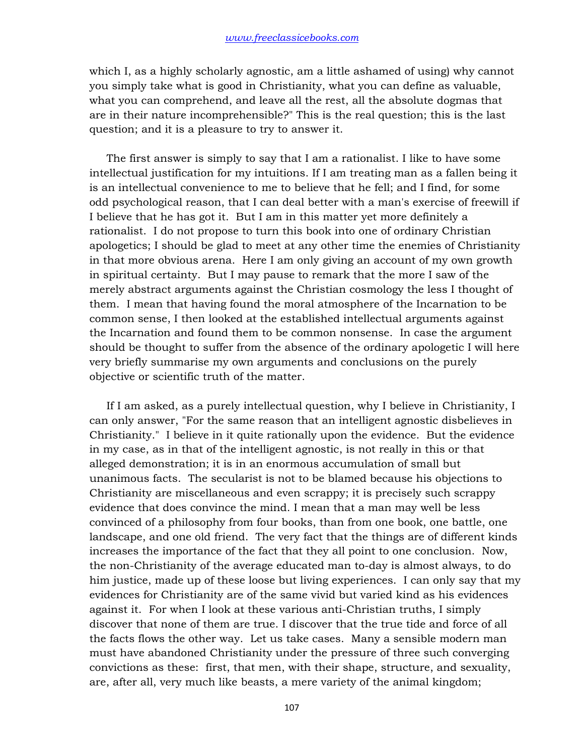which I, as a highly scholarly agnostic, am a little ashamed of using) why cannot you simply take what is good in Christianity, what you can define as valuable, what you can comprehend, and leave all the rest, all the absolute dogmas that are in their nature incomprehensible?" This is the real question; this is the last question; and it is a pleasure to try to answer it.

The first answer is simply to say that I am a rationalist. I like to have some intellectual justification for my intuitions. If I am treating man as a fallen being it is an intellectual convenience to me to believe that he fell; and I find, for some odd psychological reason, that I can deal better with a man's exercise of freewill if I believe that he has got it. But I am in this matter yet more definitely a rationalist. I do not propose to turn this book into one of ordinary Christian apologetics; I should be glad to meet at any other time the enemies of Christianity in that more obvious arena. Here I am only giving an account of my own growth in spiritual certainty. But I may pause to remark that the more I saw of the merely abstract arguments against the Christian cosmology the less I thought of them. I mean that having found the moral atmosphere of the Incarnation to be common sense, I then looked at the established intellectual arguments against the Incarnation and found them to be common nonsense. In case the argument should be thought to suffer from the absence of the ordinary apologetic I will here very briefly summarise my own arguments and conclusions on the purely objective or scientific truth of the matter.

If I am asked, as a purely intellectual question, why I believe in Christianity, I can only answer, "For the same reason that an intelligent agnostic disbelieves in Christianity." I believe in it quite rationally upon the evidence. But the evidence in my case, as in that of the intelligent agnostic, is not really in this or that alleged demonstration; it is in an enormous accumulation of small but unanimous facts. The secularist is not to be blamed because his objections to Christianity are miscellaneous and even scrappy; it is precisely such scrappy evidence that does convince the mind. I mean that a man may well be less convinced of a philosophy from four books, than from one book, one battle, one landscape, and one old friend. The very fact that the things are of different kinds increases the importance of the fact that they all point to one conclusion. Now, the non-Christianity of the average educated man to-day is almost always, to do him justice, made up of these loose but living experiences. I can only say that my evidences for Christianity are of the same vivid but varied kind as his evidences against it. For when I look at these various anti-Christian truths, I simply discover that none of them are true. I discover that the true tide and force of all the facts flows the other way. Let us take cases. Many a sensible modern man must have abandoned Christianity under the pressure of three such converging convictions as these: first, that men, with their shape, structure, and sexuality, are, after all, very much like beasts, a mere variety of the animal kingdom;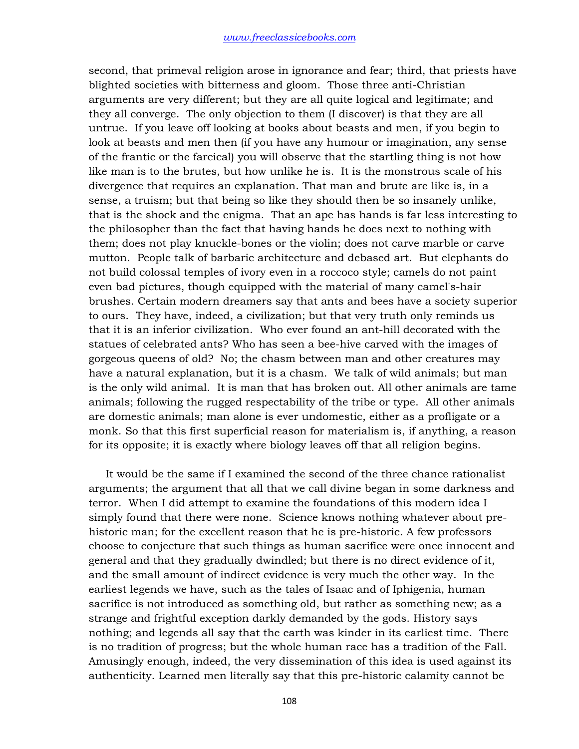second, that primeval religion arose in ignorance and fear; third, that priests have blighted societies with bitterness and gloom. Those three anti-Christian arguments are very different; but they are all quite logical and legitimate; and they all converge. The only objection to them (I discover) is that they are all untrue. If you leave off looking at books about beasts and men, if you begin to look at beasts and men then (if you have any humour or imagination, any sense of the frantic or the farcical) you will observe that the startling thing is not how like man is to the brutes, but how unlike he is. It is the monstrous scale of his divergence that requires an explanation. That man and brute are like is, in a sense, a truism; but that being so like they should then be so insanely unlike, that is the shock and the enigma. That an ape has hands is far less interesting to the philosopher than the fact that having hands he does next to nothing with them; does not play knuckle-bones or the violin; does not carve marble or carve mutton. People talk of barbaric architecture and debased art. But elephants do not build colossal temples of ivory even in a roccoco style; camels do not paint even bad pictures, though equipped with the material of many camel's-hair brushes. Certain modern dreamers say that ants and bees have a society superior to ours. They have, indeed, a civilization; but that very truth only reminds us that it is an inferior civilization. Who ever found an ant-hill decorated with the statues of celebrated ants? Who has seen a bee-hive carved with the images of gorgeous queens of old? No; the chasm between man and other creatures may have a natural explanation, but it is a chasm. We talk of wild animals; but man is the only wild animal. It is man that has broken out. All other animals are tame animals; following the rugged respectability of the tribe or type. All other animals are domestic animals; man alone is ever undomestic, either as a profligate or a monk. So that this first superficial reason for materialism is, if anything, a reason for its opposite; it is exactly where biology leaves off that all religion begins.

It would be the same if I examined the second of the three chance rationalist arguments; the argument that all that we call divine began in some darkness and terror. When I did attempt to examine the foundations of this modern idea I simply found that there were none. Science knows nothing whatever about pre-historic man; for the excellent reason that he is pre-historic. A few professors choose to conjecture that such things as human sacrifice were once innocent and general and that they gradually dwindled; but there is no direct evidence of it, and the small amount of indirect evidence is very much the other way. In the earliest legends we have, such as the tales of Isaac and of Iphigenia, human sacrifice is not introduced as something old, but rather as something new; as a strange and frightful exception darkly demanded by the gods. History says nothing; and legends all say that the earth was kinder in its earliest time. There is no tradition of progress; but the whole human race has a tradition of the Fall. Amusingly enough, indeed, the very dissemination of this idea is used against its authenticity. Learned men literally say that this pre-historic calamity cannot be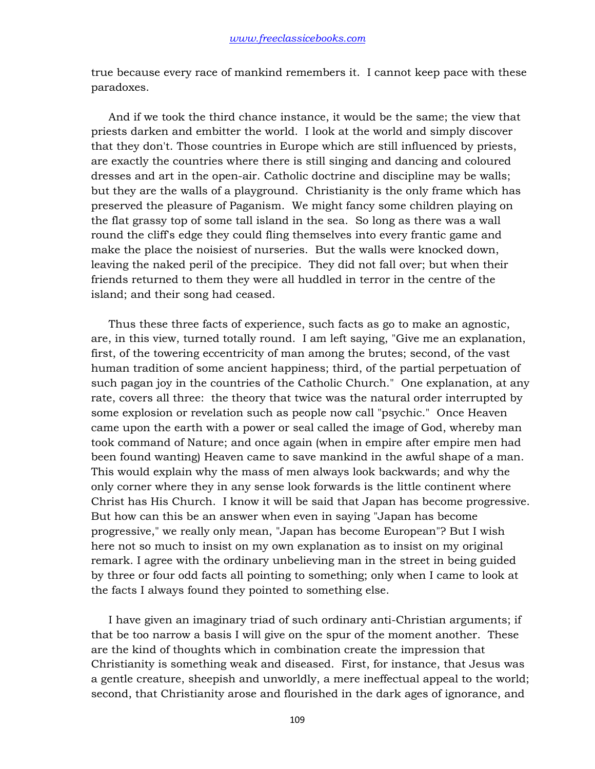true because every race of mankind remembers it. I cannot keep pace with these paradoxes.

And if we took the third chance instance, it would be the same; the view that priests darken and embitter the world. I look at the world and simply discover that they don't. Those countries in Europe which are still influenced by priests, are exactly the countries where there is still singing and dancing and coloured dresses and art in the open-air. Catholic doctrine and discipline may be walls; but they are the walls of a playground. Christianity is the only frame which has preserved the pleasure of Paganism. We might fancy some children playing on the flat grassy top of some tall island in the sea. So long as there was a wall round the cliff's edge they could fling themselves into every frantic game and make the place the noisiest of nurseries. But the walls were knocked down, leaving the naked peril of the precipice. They did not fall over; but when their friends returned to them they were all huddled in terror in the centre of the island; and their song had ceased.

Thus these three facts of experience, such facts as go to make an agnostic, are, in this view, turned totally round. I am left saying, "Give me an explanation, first, of the towering eccentricity of man among the brutes; second, of the vast human tradition of some ancient happiness; third, of the partial perpetuation of such pagan joy in the countries of the Catholic Church." One explanation, at any rate, covers all three: the theory that twice was the natural order interrupted by some explosion or revelation such as people now call "psychic." Once Heaven came upon the earth with a power or seal called the image of God, whereby man took command of Nature; and once again (when in empire after empire men had been found wanting) Heaven came to save mankind in the awful shape of a man. This would explain why the mass of men always look backwards; and why the only corner where they in any sense look forwards is the little continent where Christ has His Church. I know it will be said that Japan has become progressive. But how can this be an answer when even in saying "Japan has become progressive," we really only mean, "Japan has become European"? But I wish here not so much to insist on my own explanation as to insist on my original remark. I agree with the ordinary unbelieving man in the street in being guided by three or four odd facts all pointing to something; only when I came to look at the facts I always found they pointed to something else.

I have given an imaginary triad of such ordinary anti-Christian arguments; if that be too narrow a basis I will give on the spur of the moment another. These are the kind of thoughts which in combination create the impression that Christianity is something weak and diseased. First, for instance, that Jesus was a gentle creature, sheepish and unworldly, a mere ineffectual appeal to the world; second, that Christianity arose and flourished in the dark ages of ignorance, and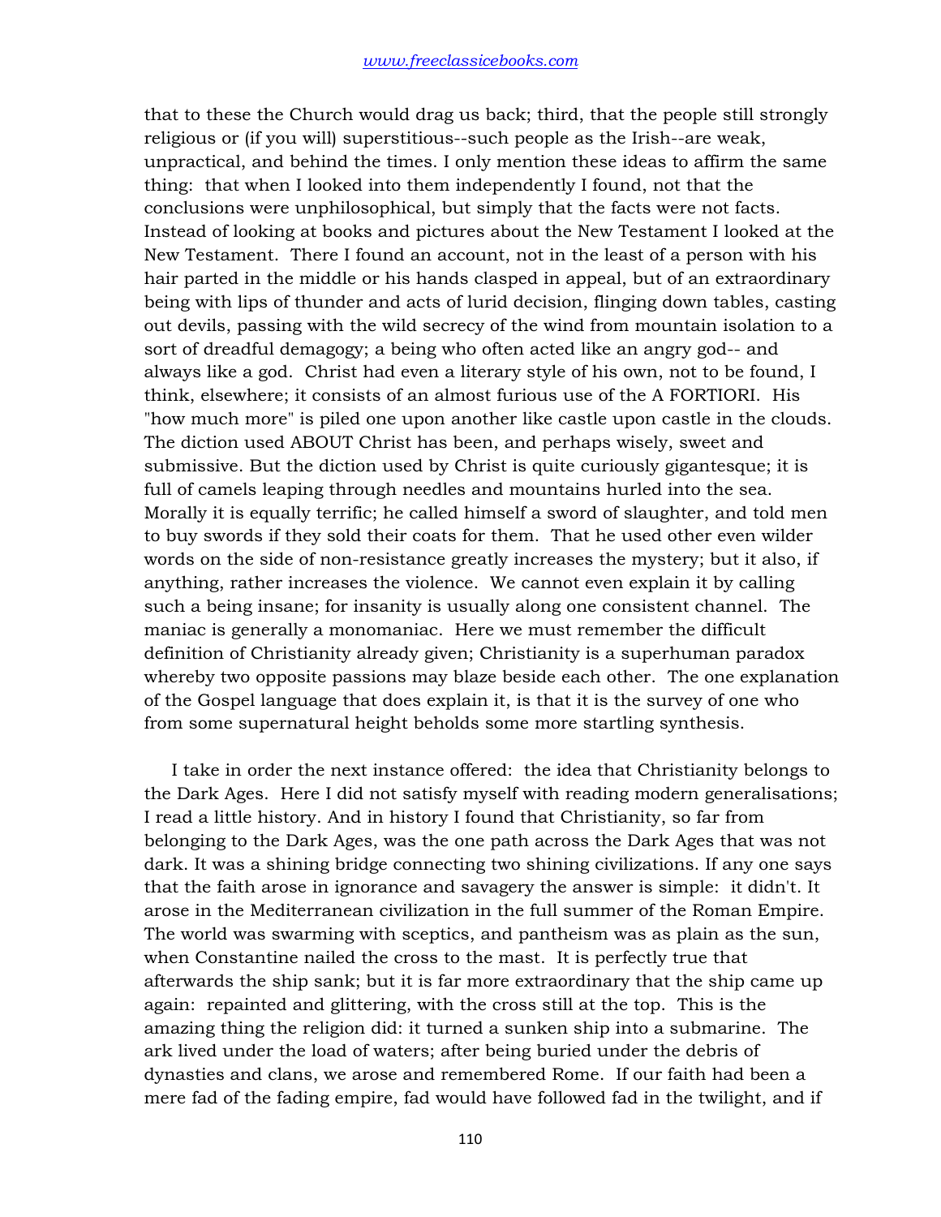that to these the Church would drag us back; third, that the people still strongly religious or (if you will) superstitious--such people as the Irish--are weak, unpractical, and behind the times. I only mention these ideas to affirm the same thing: that when I looked into them independently I found, not that the conclusions were unphilosophical, but simply that the facts were not facts. Instead of looking at books and pictures about the New Testament I looked at the New Testament. There I found an account, not in the least of a person with his hair parted in the middle or his hands clasped in appeal, but of an extraordinary being with lips of thunder and acts of lurid decision, flinging down tables, casting out devils, passing with the wild secrecy of the wind from mountain isolation to a sort of dreadful demagogy; a being who often acted like an angry god-- and always like a god. Christ had even a literary style of his own, not to be found, I think, elsewhere; it consists of an almost furious use of the A FORTIORI. His "how much more" is piled one upon another like castle upon castle in the clouds. The diction used ABOUT Christ has been, and perhaps wisely, sweet and submissive. But the diction used by Christ is quite curiously gigantesque; it is full of camels leaping through needles and mountains hurled into the sea. Morally it is equally terrific; he called himself a sword of slaughter, and told men to buy swords if they sold their coats for them. That he used other even wilder words on the side of non-resistance greatly increases the mystery; but it also, if anything, rather increases the violence. We cannot even explain it by calling such a being insane; for insanity is usually along one consistent channel. The maniac is generally a monomaniac. Here we must remember the difficult definition of Christianity already given; Christianity is a superhuman paradox whereby two opposite passions may blaze beside each other. The one explanation of the Gospel language that does explain it, is that it is the survey of one who from some supernatural height beholds some more startling synthesis.

I take in order the next instance offered: the idea that Christianity belongs to the Dark Ages. Here I did not satisfy myself with reading modern generalisations; I read a little history. And in history I found that Christianity, so far from belonging to the Dark Ages, was the one path across the Dark Ages that was not dark. It was a shining bridge connecting two shining civilizations. If any one says that the faith arose in ignorance and savagery the answer is simple: it didn't. It arose in the Mediterranean civilization in the full summer of the Roman Empire. The world was swarming with sceptics, and pantheism was as plain as the sun, when Constantine nailed the cross to the mast. It is perfectly true that afterwards the ship sank; but it is far more extraordinary that the ship came up again: repainted and glittering, with the cross still at the top. This is the amazing thing the religion did: it turned a sunken ship into a submarine. The ark lived under the load of waters; after being buried under the debris of dynasties and clans, we arose and remembered Rome. If our faith had been a mere fad of the fading empire, fad would have followed fad in the twilight, and if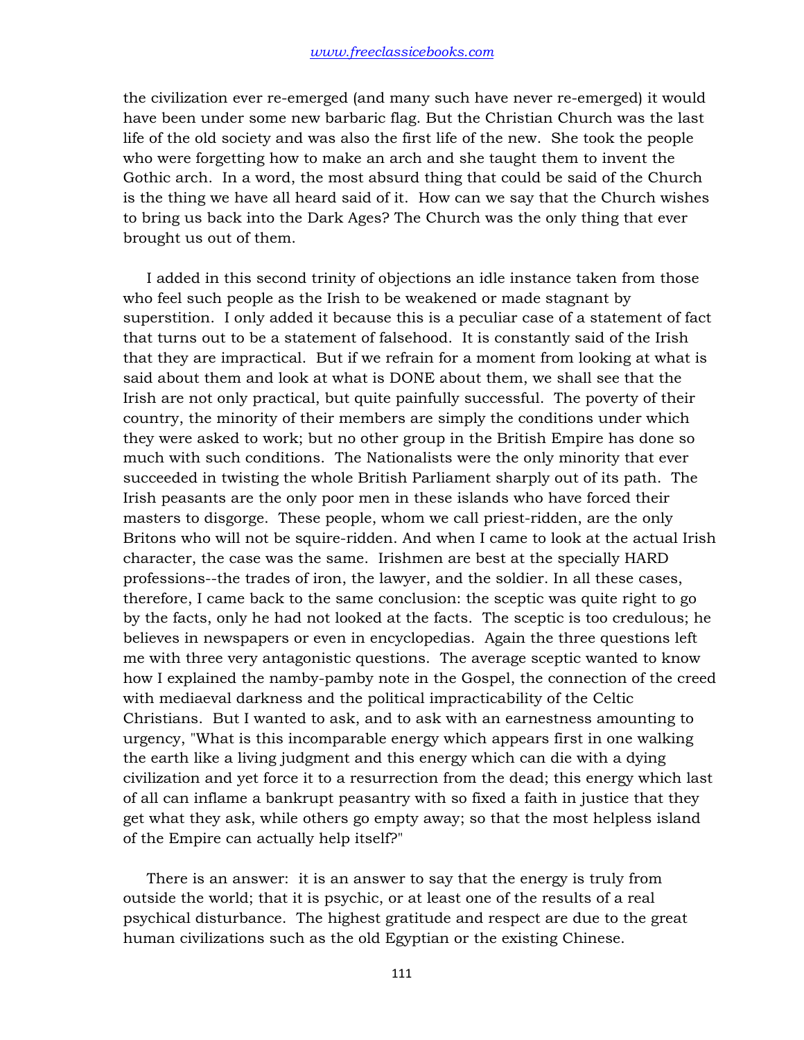the civilization ever re-emerged (and many such have never re-emerged) it would have been under some new barbaric flag. But the Christian Church was the last life of the old society and was also the first life of the new. She took the people who were forgetting how to make an arch and she taught them to invent the Gothic arch. In a word, the most absurd thing that could be said of the Church is the thing we have all heard said of it. How can we say that the Church wishes to bring us back into the Dark Ages? The Church was the only thing that ever brought us out of them.

I added in this second trinity of objections an idle instance taken from those who feel such people as the Irish to be weakened or made stagnant by superstition. I only added it because this is a peculiar case of a statement of fact that turns out to be a statement of falsehood. It is constantly said of the Irish that they are impractical. But if we refrain for a moment from looking at what is said about them and look at what is DONE about them, we shall see that the Irish are not only practical, but quite painfully successful. The poverty of their country, the minority of their members are simply the conditions under which they were asked to work; but no other group in the British Empire has done so much with such conditions. The Nationalists were the only minority that ever succeeded in twisting the whole British Parliament sharply out of its path. The Irish peasants are the only poor men in these islands who have forced their masters to disgorge. These people, whom we call priest-ridden, are the only Britons who will not be squire-ridden. And when I came to look at the actual Irish character, the case was the same. Irishmen are best at the specially HARD professions--the trades of iron, the lawyer, and the soldier. In all these cases, therefore, I came back to the same conclusion: the sceptic was quite right to go by the facts, only he had not looked at the facts. The sceptic is too credulous; he believes in newspapers or even in encyclopedias. Again the three questions left me with three very antagonistic questions. The average sceptic wanted to know how I explained the namby-pamby note in the Gospel, the connection of the creed with mediaeval darkness and the political impracticability of the Celtic Christians. But I wanted to ask, and to ask with an earnestness amounting to urgency, "What is this incomparable energy which appears first in one walking the earth like a living judgment and this energy which can die with a dying civilization and yet force it to a resurrection from the dead; this energy which last of all can inflame a bankrupt peasantry with so fixed a faith in justice that they get what they ask, while others go empty away; so that the most helpless island of the Empire can actually help itself?"

There is an answer: it is an answer to say that the energy is truly from outside the world; that it is psychic, or at least one of the results of a real psychical disturbance. The highest gratitude and respect are due to the great human civilizations such as the old Egyptian or the existing Chinese.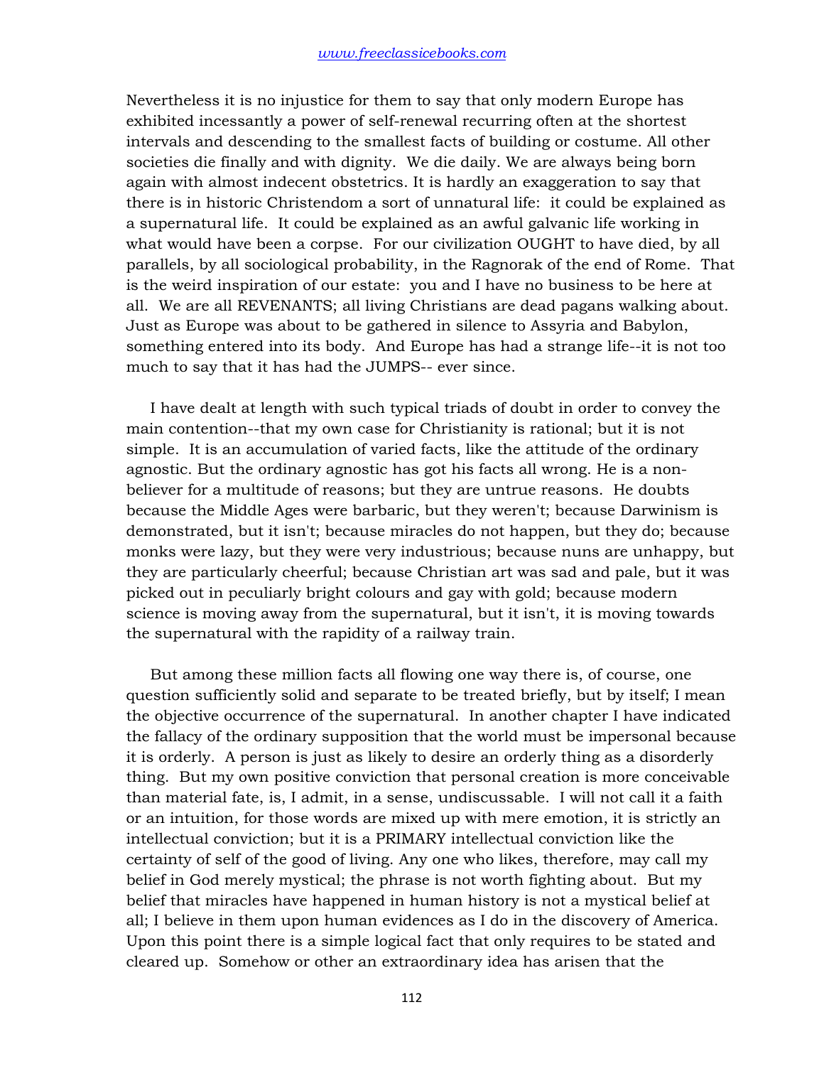Nevertheless it is no injustice for them to say that only modern Europe has exhibited incessantly a power of self-renewal recurring often at the shortest intervals and descending to the smallest facts of building or costume. All other societies die finally and with dignity. We die daily. We are always being born again with almost indecent obstetrics. It is hardly an exaggeration to say that there is in historic Christendom a sort of unnatural life: it could be explained as a supernatural life. It could be explained as an awful galvanic life working in what would have been a corpse. For our civilization OUGHT to have died, by all parallels, by all sociological probability, in the Ragnorak of the end of Rome. That is the weird inspiration of our estate: you and I have no business to be here at all. We are all REVENANTS; all living Christians are dead pagans walking about. Just as Europe was about to be gathered in silence to Assyria and Babylon, something entered into its body. And Europe has had a strange life--it is not too much to say that it has had the JUMPS-- ever since.

I have dealt at length with such typical triads of doubt in order to convey the main contention--that my own case for Christianity is rational; but it is not simple. It is an accumulation of varied facts, like the attitude of the ordinary agnostic. But the ordinary agnostic has got his facts all wrong. He is a non-believer for a multitude of reasons; but they are untrue reasons. He doubts because the Middle Ages were barbaric, but they weren't; because Darwinism is demonstrated, but it isn't; because miracles do not happen, but they do; because monks were lazy, but they were very industrious; because nuns are unhappy, but they are particularly cheerful; because Christian art was sad and pale, but it was picked out in peculiarly bright colours and gay with gold; because modern science is moving away from the supernatural, but it isn't, it is moving towards the supernatural with the rapidity of a railway train.

But among these million facts all flowing one way there is, of course, one question sufficiently solid and separate to be treated briefly, but by itself; I mean the objective occurrence of the supernatural. In another chapter I have indicated the fallacy of the ordinary supposition that the world must be impersonal because it is orderly. A person is just as likely to desire an orderly thing as a disorderly thing. But my own positive conviction that personal creation is more conceivable than material fate, is, I admit, in a sense, undiscussable. I will not call it a faith or an intuition, for those words are mixed up with mere emotion, it is strictly an intellectual conviction; but it is a PRIMARY intellectual conviction like the certainty of self of the good of living. Any one who likes, therefore, may call my belief in God merely mystical; the phrase is not worth fighting about. But my belief that miracles have happened in human history is not a mystical belief at all; I believe in them upon human evidences as I do in the discovery of America. Upon this point there is a simple logical fact that only requires to be stated and cleared up. Somehow or other an extraordinary idea has arisen that the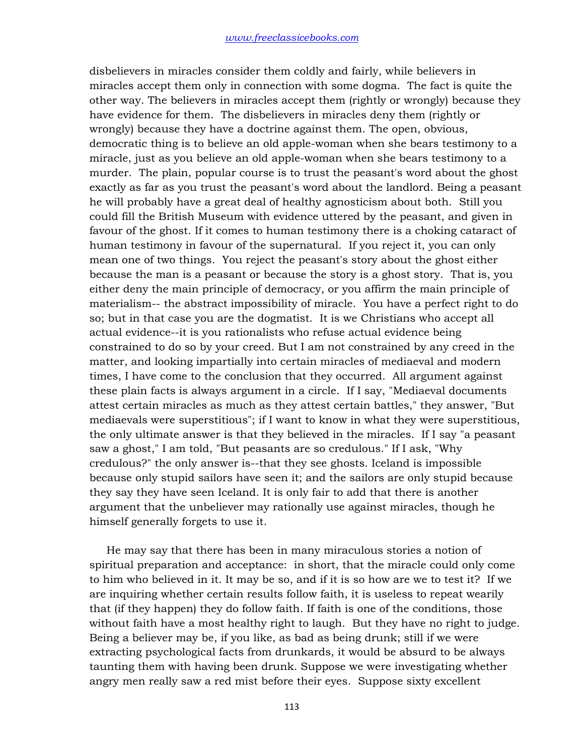disbelievers in miracles consider them coldly and fairly, while believers in miracles accept them only in connection with some dogma. The fact is quite the other way. The believers in miracles accept them (rightly or wrongly) because they have evidence for them. The disbelievers in miracles deny them (rightly or wrongly) because they have a doctrine against them. The open, obvious, democratic thing is to believe an old apple-woman when she bears testimony to a miracle, just as you believe an old apple-woman when she bears testimony to a murder. The plain, popular course is to trust the peasant's word about the ghost exactly as far as you trust the peasant's word about the landlord. Being a peasant he will probably have a great deal of healthy agnosticism about both. Still you could fill the British Museum with evidence uttered by the peasant, and given in favour of the ghost. If it comes to human testimony there is a choking cataract of human testimony in favour of the supernatural. If you reject it, you can only mean one of two things. You reject the peasant's story about the ghost either because the man is a peasant or because the story is a ghost story. That is, you either deny the main principle of democracy, or you affirm the main principle of materialism-- the abstract impossibility of miracle. You have a perfect right to do so; but in that case you are the dogmatist. It is we Christians who accept all actual evidence--it is you rationalists who refuse actual evidence being constrained to do so by your creed. But I am not constrained by any creed in the matter, and looking impartially into certain miracles of mediaeval and modern times, I have come to the conclusion that they occurred. All argument against these plain facts is always argument in a circle. If I say, "Mediaeval documents attest certain miracles as much as they attest certain battles," they answer, "But mediaevals were superstitious"; if I want to know in what they were superstitious, the only ultimate answer is that they believed in the miracles. If I say "a peasant saw a ghost," I am told, "But peasants are so credulous." If I ask, "Why credulous?" the only answer is--that they see ghosts. Iceland is impossible because only stupid sailors have seen it; and the sailors are only stupid because they say they have seen Iceland. It is only fair to add that there is another argument that the unbeliever may rationally use against miracles, though he himself generally forgets to use it.

He may say that there has been in many miraculous stories a notion of spiritual preparation and acceptance: in short, that the miracle could only come to him who believed in it. It may be so, and if it is so how are we to test it? If we are inquiring whether certain results follow faith, it is useless to repeat wearily that (if they happen) they do follow faith. If faith is one of the conditions, those without faith have a most healthy right to laugh. But they have no right to judge. Being a believer may be, if you like, as bad as being drunk; still if we were extracting psychological facts from drunkards, it would be absurd to be always taunting them with having been drunk. Suppose we were investigating whether angry men really saw a red mist before their eyes. Suppose sixty excellent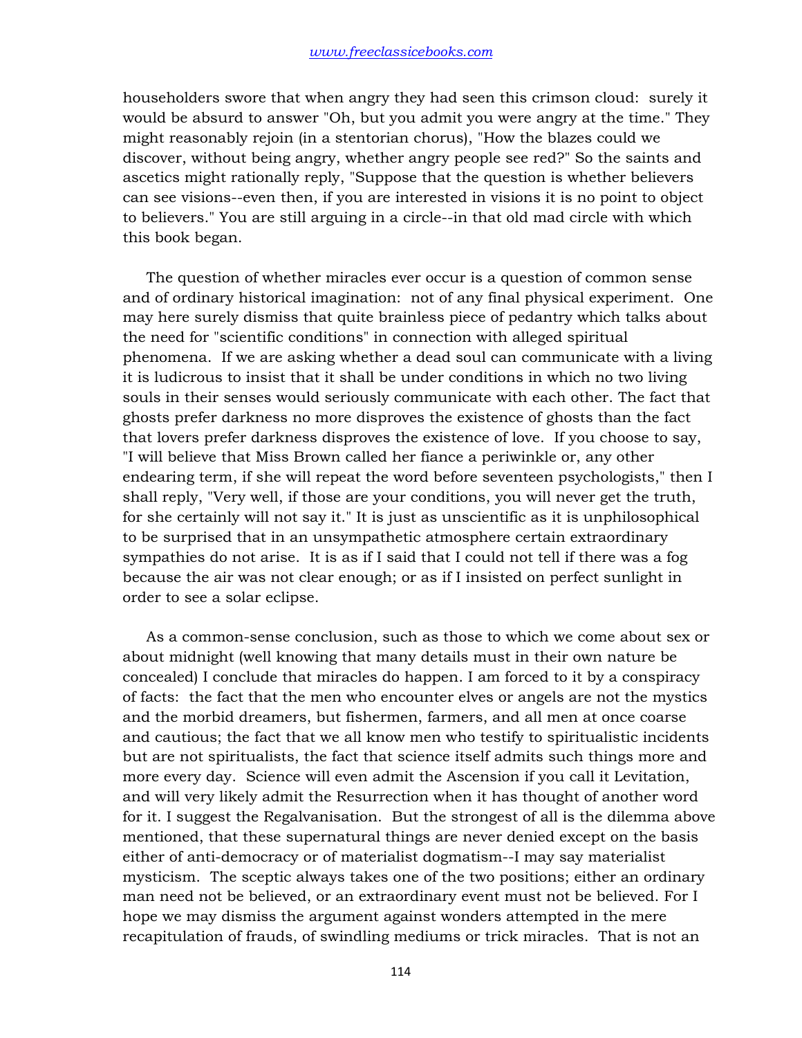householders swore that when angry they had seen this crimson cloud: surely it would be absurd to answer "Oh, but you admit you were angry at the time." They might reasonably rejoin (in a stentorian chorus), "How the blazes could we discover, without being angry, whether angry people see red?" So the saints and ascetics might rationally reply, "Suppose that the question is whether believers can see visions--even then, if you are interested in visions it is no point to object to believers." You are still arguing in a circle--in that old mad circle with which this book began.

The question of whether miracles ever occur is a question of common sense and of ordinary historical imagination: not of any final physical experiment. One may here surely dismiss that quite brainless piece of pedantry which talks about the need for "scientific conditions" in connection with alleged spiritual phenomena. If we are asking whether a dead soul can communicate with a living it is ludicrous to insist that it shall be under conditions in which no two living souls in their senses would seriously communicate with each other. The fact that ghosts prefer darkness no more disproves the existence of ghosts than the fact that lovers prefer darkness disproves the existence of love. If you choose to say, "I will believe that Miss Brown called her fiance a periwinkle or, any other endearing term, if she will repeat the word before seventeen psychologists," then I shall reply, "Very well, if those are your conditions, you will never get the truth, for she certainly will not say it." It is just as unscientific as it is unphilosophical to be surprised that in an unsympathetic atmosphere certain extraordinary sympathies do not arise. It is as if I said that I could not tell if there was a fog because the air was not clear enough; or as if I insisted on perfect sunlight in order to see a solar eclipse.

As a common-sense conclusion, such as those to which we come about sex or about midnight (well knowing that many details must in their own nature be concealed) I conclude that miracles do happen. I am forced to it by a conspiracy of facts: the fact that the men who encounter elves or angels are not the mystics and the morbid dreamers, but fishermen, farmers, and all men at once coarse and cautious; the fact that we all know men who testify to spiritualistic incidents but are not spiritualists, the fact that science itself admits such things more and more every day. Science will even admit the Ascension if you call it Levitation, and will very likely admit the Resurrection when it has thought of another word for it. I suggest the Regalvanisation. But the strongest of all is the dilemma above mentioned, that these supernatural things are never denied except on the basis either of anti-democracy or of materialist dogmatism--I may say materialist mysticism. The sceptic always takes one of the two positions; either an ordinary man need not be believed, or an extraordinary event must not be believed. For I hope we may dismiss the argument against wonders attempted in the mere recapitulation of frauds, of swindling mediums or trick miracles. That is not an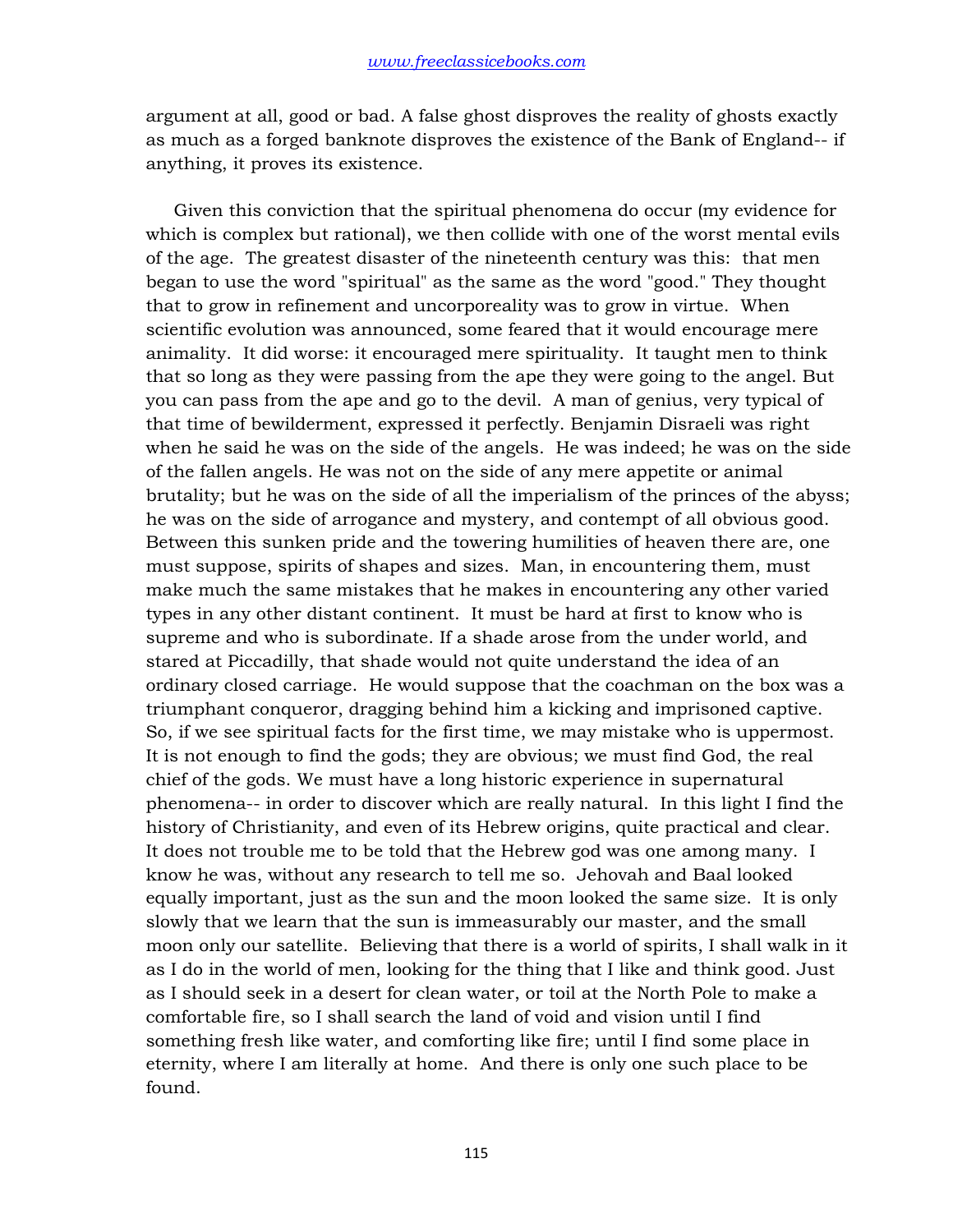argument at all, good or bad. A false ghost disproves the reality of ghosts exactly as much as a forged banknote disproves the existence of the Bank of England-- if anything, it proves its existence.

Given this conviction that the spiritual phenomena do occur (my evidence for which is complex but rational), we then collide with one of the worst mental evils of the age. The greatest disaster of the nineteenth century was this: that men began to use the word "spiritual" as the same as the word "good." They thought that to grow in refinement and uncorporeality was to grow in virtue. When scientific evolution was announced, some feared that it would encourage mere animality. It did worse: it encouraged mere spirituality. It taught men to think that so long as they were passing from the ape they were going to the angel. But you can pass from the ape and go to the devil. A man of genius, very typical of that time of bewilderment, expressed it perfectly. Benjamin Disraeli was right when he said he was on the side of the angels. He was indeed; he was on the side of the fallen angels. He was not on the side of any mere appetite or animal brutality; but he was on the side of all the imperialism of the princes of the abyss; he was on the side of arrogance and mystery, and contempt of all obvious good. Between this sunken pride and the towering humilities of heaven there are, one must suppose, spirits of shapes and sizes. Man, in encountering them, must make much the same mistakes that he makes in encountering any other varied types in any other distant continent. It must be hard at first to know who is supreme and who is subordinate. If a shade arose from the under world, and stared at Piccadilly, that shade would not quite understand the idea of an ordinary closed carriage. He would suppose that the coachman on the box was a triumphant conqueror, dragging behind him a kicking and imprisoned captive. So, if we see spiritual facts for the first time, we may mistake who is uppermost. It is not enough to find the gods; they are obvious; we must find God, the real chief of the gods. We must have a long historic experience in supernatural phenomena-- in order to discover which are really natural. In this light I find the history of Christianity, and even of its Hebrew origins, quite practical and clear. It does not trouble me to be told that the Hebrew god was one among many. I know he was, without any research to tell me so. Jehovah and Baal looked equally important, just as the sun and the moon looked the same size. It is only slowly that we learn that the sun is immeasurably our master, and the small moon only our satellite. Believing that there is a world of spirits, I shall walk in it as I do in the world of men, looking for the thing that I like and think good. Just as I should seek in a desert for clean water, or toil at the North Pole to make a comfortable fire, so I shall search the land of void and vision until I find something fresh like water, and comforting like fire; until I find some place in eternity, where I am literally at home. And there is only one such place to be found.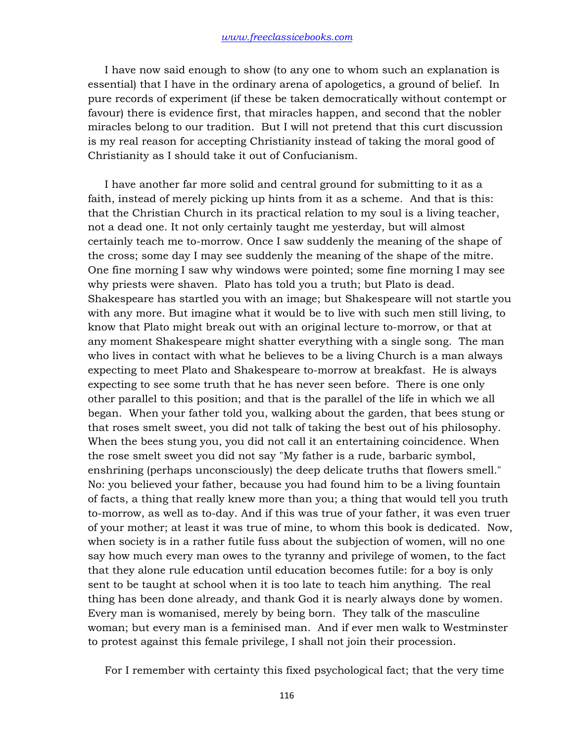I have now said enough to show (to any one to whom such an explanation is essential) that I have in the ordinary arena of apologetics, a ground of belief. In pure records of experiment (if these be taken democratically without contempt or favour) there is evidence first, that miracles happen, and second that the nobler miracles belong to our tradition. But I will not pretend that this curt discussion is my real reason for accepting Christianity instead of taking the moral good of Christianity as I should take it out of Confucianism.

I have another far more solid and central ground for submitting to it as a faith, instead of merely picking up hints from it as a scheme. And that is this: that the Christian Church in its practical relation to my soul is a living teacher, not a dead one. It not only certainly taught me yesterday, but will almost certainly teach me to-morrow. Once I saw suddenly the meaning of the shape of the cross; some day I may see suddenly the meaning of the shape of the mitre. One fine morning I saw why windows were pointed; some fine morning I may see why priests were shaven. Plato has told you a truth; but Plato is dead. Shakespeare has startled you with an image; but Shakespeare will not startle you with any more. But imagine what it would be to live with such men still living, to know that Plato might break out with an original lecture to-morrow, or that at any moment Shakespeare might shatter everything with a single song. The man who lives in contact with what he believes to be a living Church is a man always expecting to meet Plato and Shakespeare to-morrow at breakfast. He is always expecting to see some truth that he has never seen before. There is one only other parallel to this position; and that is the parallel of the life in which we all began. When your father told you, walking about the garden, that bees stung or that roses smelt sweet, you did not talk of taking the best out of his philosophy. When the bees stung you, you did not call it an entertaining coincidence. When the rose smelt sweet you did not say "My father is a rude, barbaric symbol, enshrining (perhaps unconsciously) the deep delicate truths that flowers smell." No: you believed your father, because you had found him to be a living fountain of facts, a thing that really knew more than you; a thing that would tell you truth to-morrow, as well as to-day. And if this was true of your father, it was even truer of your mother; at least it was true of mine, to whom this book is dedicated. Now, when society is in a rather futile fuss about the subjection of women, will no one say how much every man owes to the tyranny and privilege of women, to the fact that they alone rule education until education becomes futile: for a boy is only sent to be taught at school when it is too late to teach him anything. The real thing has been done already, and thank God it is nearly always done by women. Every man is womanised, merely by being born. They talk of the masculine woman; but every man is a feminised man. And if ever men walk to Westminster to protest against this female privilege, I shall not join their procession.

For I remember with certainty this fixed psychological fact; that the very time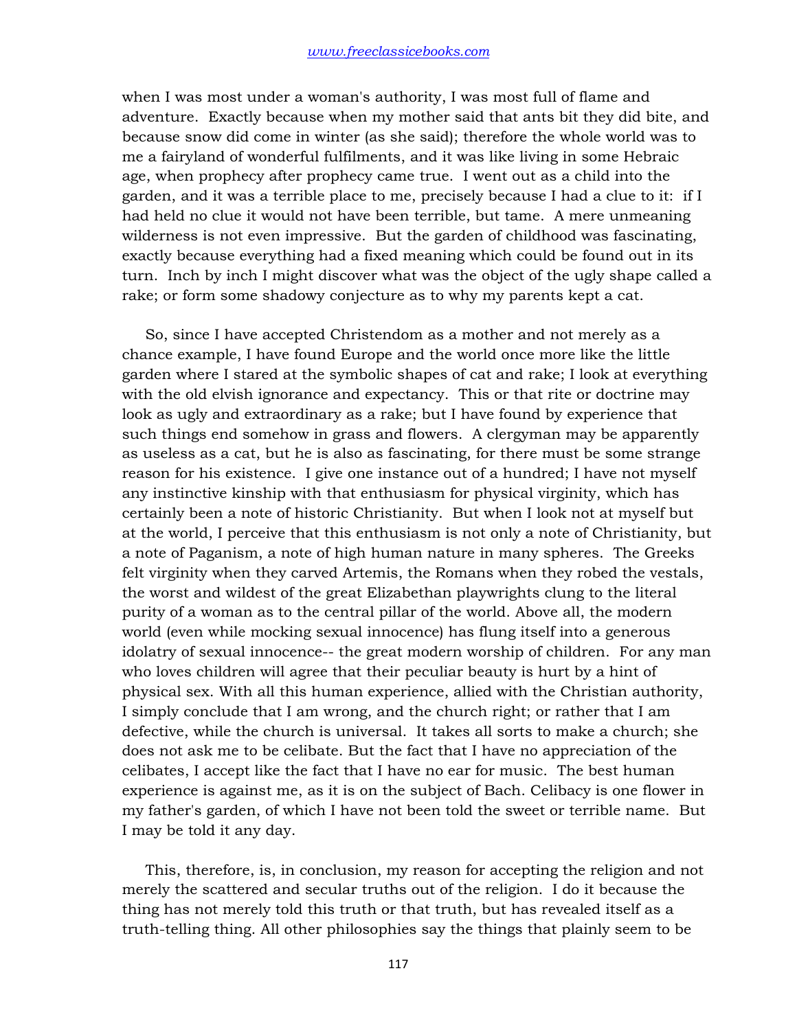when I was most under a woman's authority, I was most full of flame and adventure. Exactly because when my mother said that ants bit they did bite, and because snow did come in winter (as she said); therefore the whole world was to me a fairyland of wonderful fulfilments, and it was like living in some Hebraic age, when prophecy after prophecy came true. I went out as a child into the garden, and it was a terrible place to me, precisely because I had a clue to it: if I had held no clue it would not have been terrible, but tame. A mere unmeaning wilderness is not even impressive. But the garden of childhood was fascinating, exactly because everything had a fixed meaning which could be found out in its turn. Inch by inch I might discover what was the object of the ugly shape called a rake; or form some shadowy conjecture as to why my parents kept a cat.

So, since I have accepted Christendom as a mother and not merely as a chance example, I have found Europe and the world once more like the little garden where I stared at the symbolic shapes of cat and rake; I look at everything with the old elvish ignorance and expectancy. This or that rite or doctrine may look as ugly and extraordinary as a rake; but I have found by experience that such things end somehow in grass and flowers. A clergyman may be apparently as useless as a cat, but he is also as fascinating, for there must be some strange reason for his existence. I give one instance out of a hundred; I have not myself any instinctive kinship with that enthusiasm for physical virginity, which has certainly been a note of historic Christianity. But when I look not at myself but at the world, I perceive that this enthusiasm is not only a note of Christianity, but a note of Paganism, a note of high human nature in many spheres. The Greeks felt virginity when they carved Artemis, the Romans when they robed the vestals, the worst and wildest of the great Elizabethan playwrights clung to the literal purity of a woman as to the central pillar of the world. Above all, the modern world (even while mocking sexual innocence) has flung itself into a generous idolatry of sexual innocence-- the great modern worship of children. For any man who loves children will agree that their peculiar beauty is hurt by a hint of physical sex. With all this human experience, allied with the Christian authority, I simply conclude that I am wrong, and the church right; or rather that I am defective, while the church is universal. It takes all sorts to make a church; she does not ask me to be celibate. But the fact that I have no appreciation of the celibates, I accept like the fact that I have no ear for music. The best human experience is against me, as it is on the subject of Bach. Celibacy is one flower in my father's garden, of which I have not been told the sweet or terrible name. But I may be told it any day.

This, therefore, is, in conclusion, my reason for accepting the religion and not merely the scattered and secular truths out of the religion. I do it because the thing has not merely told this truth or that truth, but has revealed itself as a truth-telling thing. All other philosophies say the things that plainly seem to be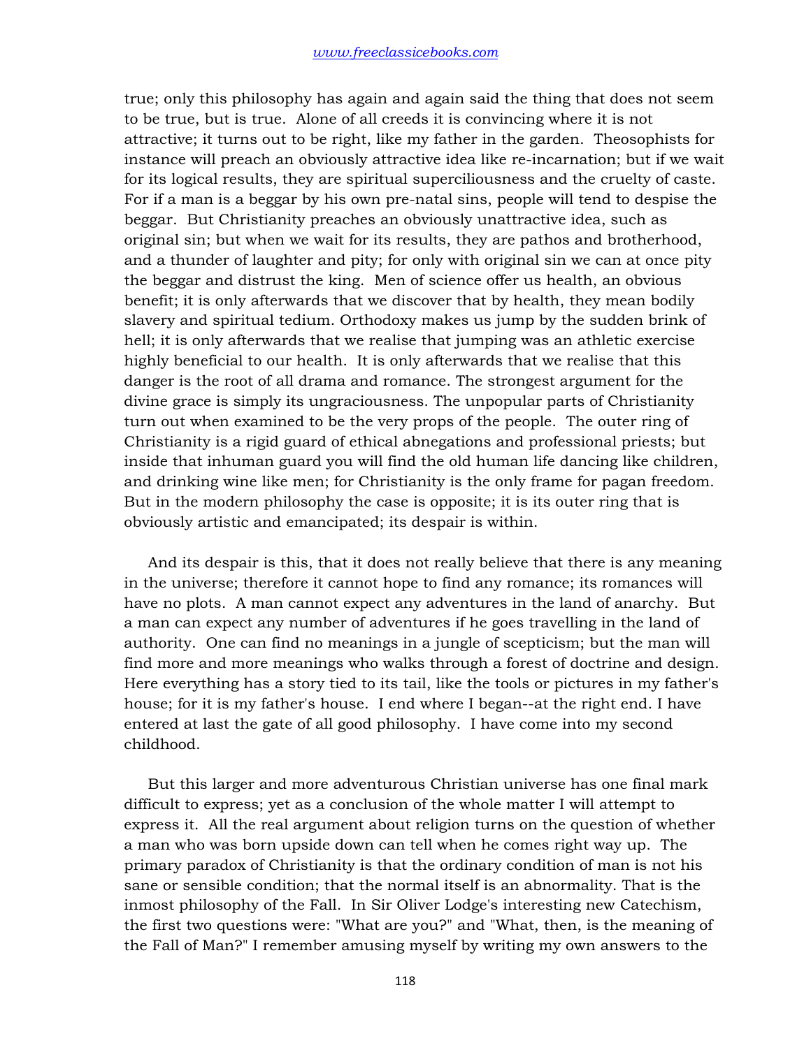true; only this philosophy has again and again said the thing that does not seem to be true, but is true. Alone of all creeds it is convincing where it is not attractive; it turns out to be right, like my father in the garden. Theosophists for instance will preach an obviously attractive idea like re-incarnation; but if we wait for its logical results, they are spiritual superciliousness and the cruelty of caste. For if a man is a beggar by his own pre-natal sins, people will tend to despise the beggar. But Christianity preaches an obviously unattractive idea, such as original sin; but when we wait for its results, they are pathos and brotherhood, and a thunder of laughter and pity; for only with original sin we can at once pity the beggar and distrust the king. Men of science offer us health, an obvious benefit; it is only afterwards that we discover that by health, they mean bodily slavery and spiritual tedium. Orthodoxy makes us jump by the sudden brink of hell; it is only afterwards that we realise that jumping was an athletic exercise highly beneficial to our health. It is only afterwards that we realise that this danger is the root of all drama and romance. The strongest argument for the divine grace is simply its ungraciousness. The unpopular parts of Christianity turn out when examined to be the very props of the people. The outer ring of Christianity is a rigid guard of ethical abnegations and professional priests; but inside that inhuman guard you will find the old human life dancing like children, and drinking wine like men; for Christianity is the only frame for pagan freedom. But in the modern philosophy the case is opposite; it is its outer ring that is obviously artistic and emancipated; its despair is within.

And its despair is this, that it does not really believe that there is any meaning in the universe; therefore it cannot hope to find any romance; its romances will have no plots. A man cannot expect any adventures in the land of anarchy. But a man can expect any number of adventures if he goes travelling in the land of authority. One can find no meanings in a jungle of scepticism; but the man will find more and more meanings who walks through a forest of doctrine and design. Here everything has a story tied to its tail, like the tools or pictures in my father's house; for it is my father's house. I end where I began--at the right end. I have entered at last the gate of all good philosophy. I have come into my second childhood.

But this larger and more adventurous Christian universe has one final mark difficult to express; yet as a conclusion of the whole matter I will attempt to express it. All the real argument about religion turns on the question of whether a man who was born upside down can tell when he comes right way up. The primary paradox of Christianity is that the ordinary condition of man is not his sane or sensible condition; that the normal itself is an abnormality. That is the inmost philosophy of the Fall. In Sir Oliver Lodge's interesting new Catechism, the first two questions were: "What are you?" and "What, then, is the meaning of the Fall of Man?" I remember amusing myself by writing my own answers to the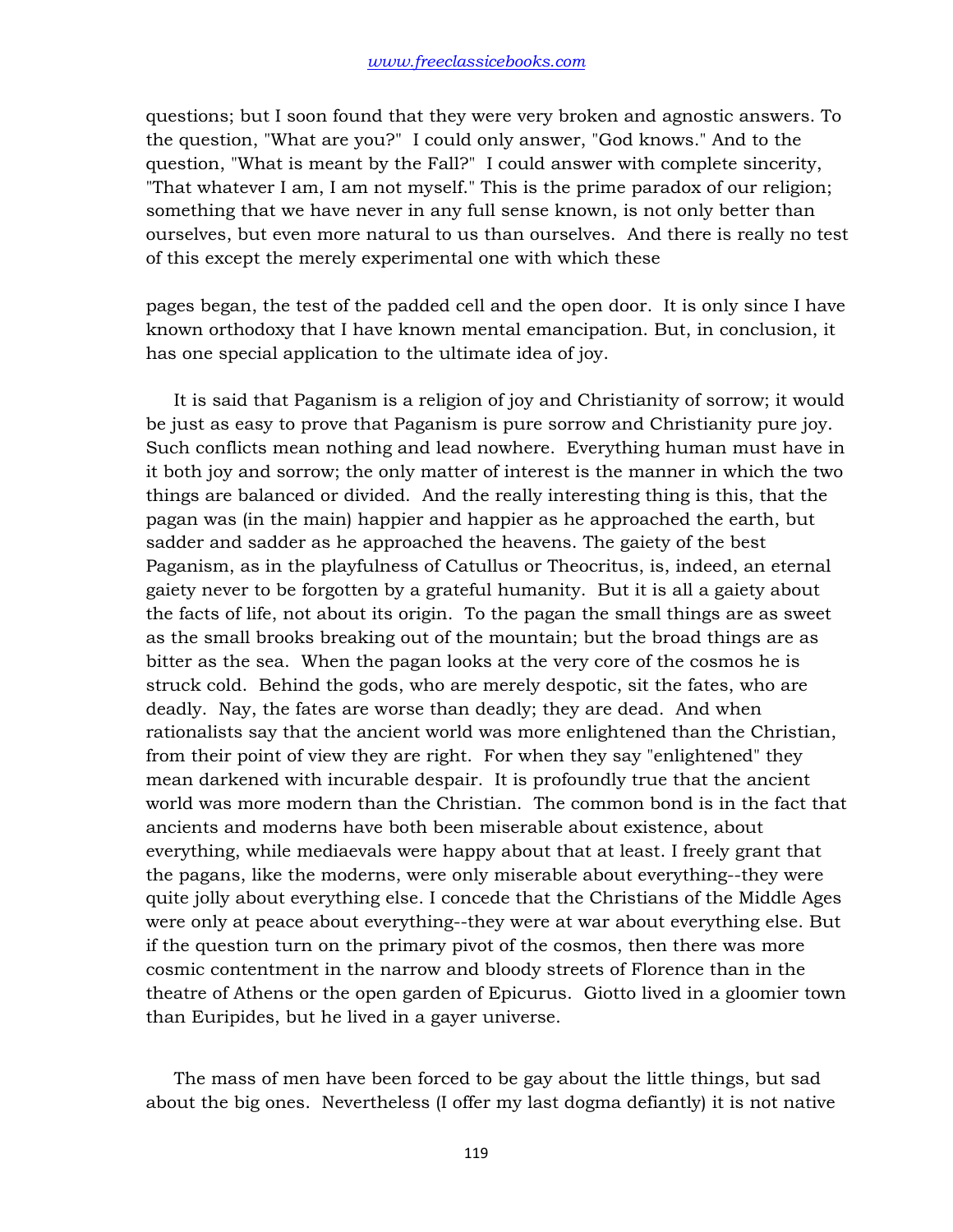questions; but I soon found that they were very broken and agnostic answers. To the question, "What are you?" I could only answer, "God knows." And to the question, "What is meant by the Fall?" I could answer with complete sincerity, "That whatever I am, I am not myself." This is the prime paradox of our religion; something that we have never in any full sense known, is not only better than ourselves, but even more natural to us than ourselves. And there is really no test of this except the merely experimental one with which these pages began, the test of the padded cell and the open door. It is only since I have known orthodoxy that I have known mental emancipation. But, in conclusion, it has one special application to the ultimate idea of joy.

It is said that Paganism is a religion of joy and Christianity of sorrow; it would be just as easy to prove that Paganism is pure sorrow and Christianity pure joy. Such conflicts mean nothing and lead nowhere. Everything human must have in it both joy and sorrow; the only matter of interest is the manner in which the two things are balanced or divided. And the really interesting thing is this, that the pagan was (in the main) happier and happier as he approached the earth, but sadder and sadder as he approached the heavens. The gaiety of the best Paganism, as in the playfulness of Catullus or Theocritus, is, indeed, an eternal gaiety never to be forgotten by a grateful humanity. But it is all a gaiety about the facts of life, not about its origin. To the pagan the small things are as sweet as the small brooks breaking out of the mountain; but the broad things are as bitter as the sea. When the pagan looks at the very core of the cosmos he is struck cold. Behind the gods, who are merely despotic, sit the fates, who are deadly. Nay, the fates are worse than deadly; they are dead. And when rationalists say that the ancient world was more enlightened than the Christian, from their point of view they are right. For when they say "enlightened" they mean darkened with incurable despair. It is profoundly true that the ancient world was more modern than the Christian. The common bond is in the fact that ancients and moderns have both been miserable about existence, about everything, while mediaevals were happy about that at least. I freely grant that the pagans, like the moderns, were only miserable about everything--they were quite jolly about everything else. I concede that the Christians of the Middle Ages were only at peace about everything--they were at war about everything else. But if the question turn on the primary pivot of the cosmos, then there was more cosmic contentment in the narrow and bloody streets of Florence than in the theatre of Athens or the open garden of Epicurus. Giotto lived in a gloomier town than Euripides, but he lived in a gayer universe.

The mass of men have been forced to be gay about the little things, but sad about the big ones. Nevertheless (I offer my last dogma defiantly) it is not native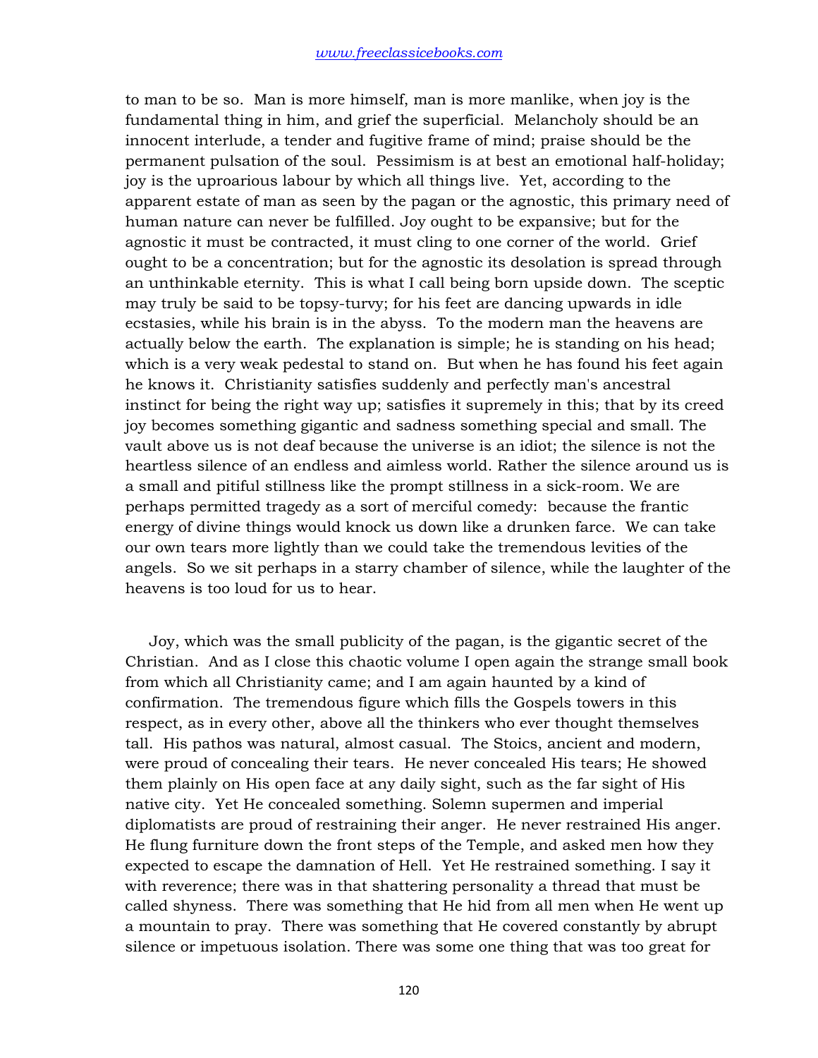to man to be so. Man is more himself, man is more manlike, when joy is the fundamental thing in him, and grief the superficial. Melancholy should be an innocent interlude, a tender and fugitive frame of mind; praise should be the permanent pulsation of the soul. Pessimism is at best an emotional half-holiday; joy is the uproarious labour by which all things live. Yet, according to the apparent estate of man as seen by the pagan or the agnostic, this primary need of human nature can never be fulfilled. Joy ought to be expansive; but for the agnostic it must be contracted, it must cling to one corner of the world. Grief ought to be a concentration; but for the agnostic its desolation is spread through an unthinkable eternity. This is what I call being born upside down. The sceptic may truly be said to be topsy-turvy; for his feet are dancing upwards in idle ecstasies, while his brain is in the abyss. To the modern man the heavens are actually below the earth. The explanation is simple; he is standing on his head; which is a very weak pedestal to stand on. But when he has found his feet again he knows it. Christianity satisfies suddenly and perfectly man's ancestral instinct for being the right way up; satisfies it supremely in this; that by its creed joy becomes something gigantic and sadness something special and small. The vault above us is not deaf because the universe is an idiot; the silence is not the heartless silence of an endless and aimless world. Rather the silence around us is a small and pitiful stillness like the prompt stillness in a sick-room. We are perhaps permitted tragedy as a sort of merciful comedy: because the frantic energy of divine things would knock us down like a drunken farce. We can take our own tears more lightly than we could take the tremendous levities of the angels. So we sit perhaps in a starry chamber of silence, while the laughter of the heavens is too loud for us to hear.

Joy, which was the small publicity of the pagan, is the gigantic secret of the Christian. And as I close this chaotic volume I open again the strange small book from which all Christianity came; and I am again haunted by a kind of confirmation. The tremendous figure which fills the Gospels towers in this respect, as in every other, above all the thinkers who ever thought themselves tall. His pathos was natural, almost casual. The Stoics, ancient and modern, were proud of concealing their tears. He never concealed His tears; He showed them plainly on His open face at any daily sight, such as the far sight of His native city. Yet He concealed something. Solemn supermen and imperial diplomatists are proud of restraining their anger. He never restrained His anger. He flung furniture down the front steps of the Temple, and asked men how they expected to escape the damnation of Hell. Yet He restrained something. I say it with reverence; there was in that shattering personality a thread that must be called shyness. There was something that He hid from all men when He went up a mountain to pray. There was something that He covered constantly by abrupt silence or impetuous isolation. There was some one thing that was too great for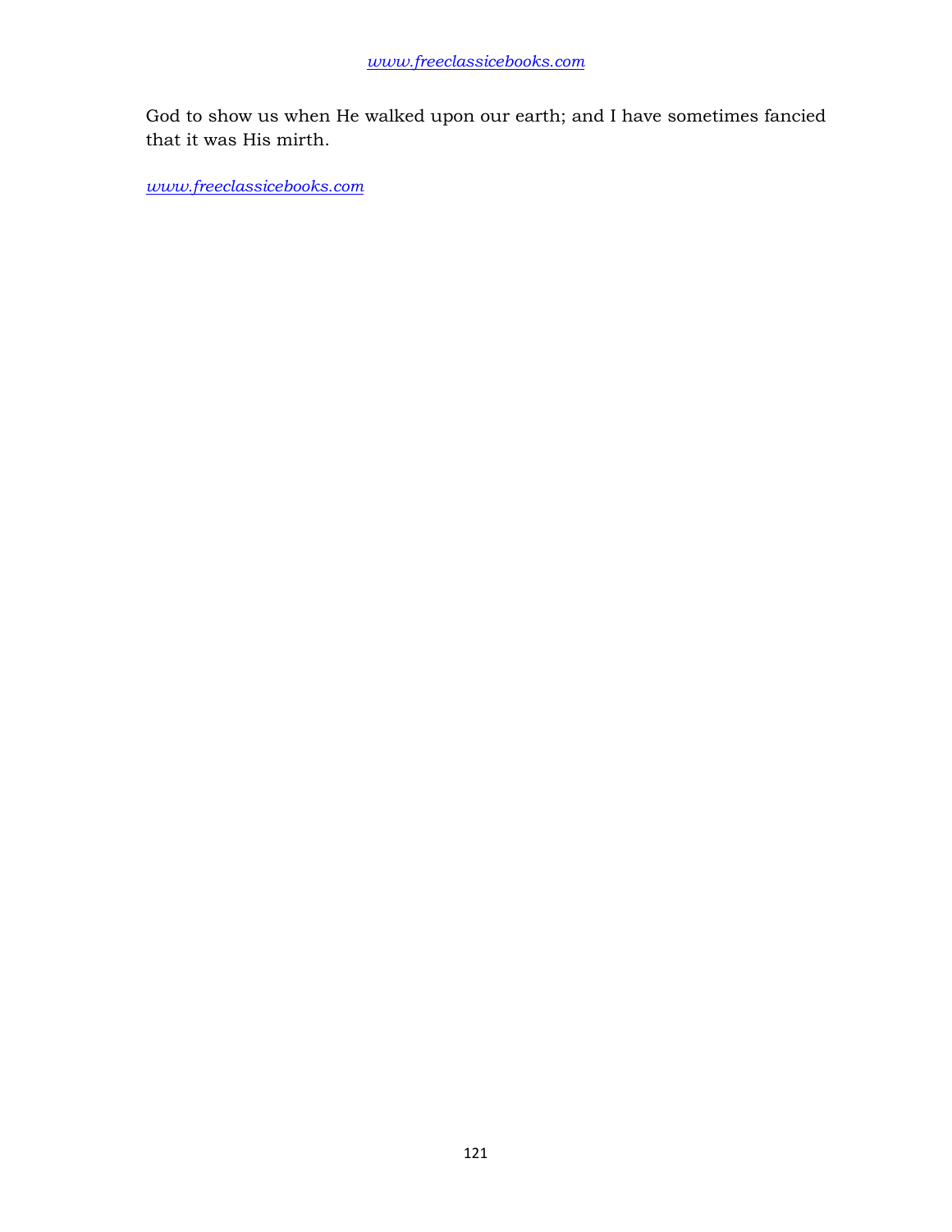God to show us when He walked upon our earth; and I have sometimes fancied that it was His mirth.